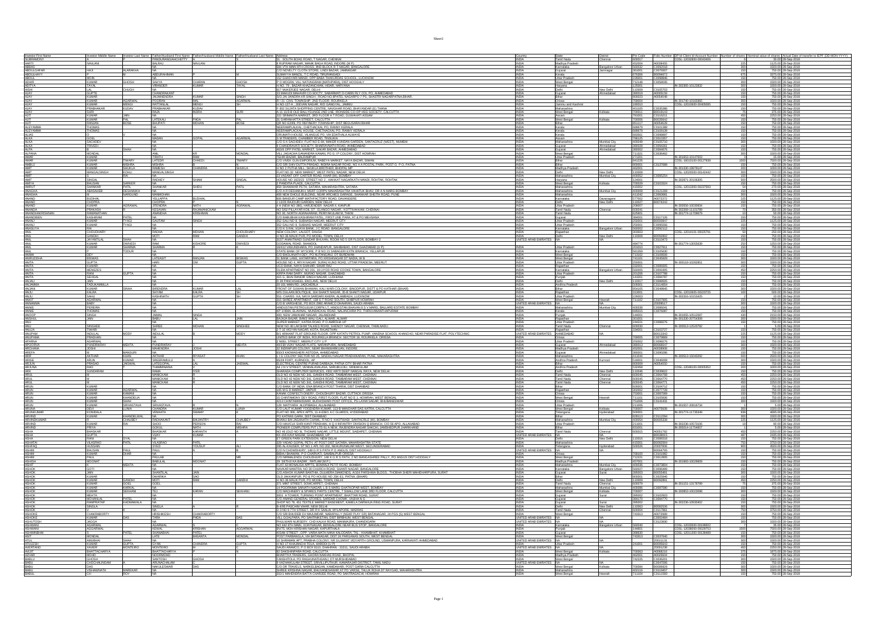| Investor First Name | Investor Middle Name | Investor Last Name | Father/Husband First Name | Father/Husband Middle Name | Father/Husband Last Name | Address | Country | State | District | Pin Code | Folio Number | DP Id-Client Id-Account Number | Number of shares | Nominal value of shares | Actual Date of transfer to IEPF (DD-MON-YYYY) |
|---|---|---|---|---|---|---|---|---|---|---|---|---|---|---|---|
| SUBRAMONY | A | | PANDURANGANCHETTY | A | | 31, SOUTH BOAG ROAD, T NAGAR, CHENNAI | INDIA | Tamil Nadu | Chennai | 600017 | | CDSL-12032800-00043406 | 6 | 30.00 | 20-Sep-2018 |
| AARTI | NAVLANI | | BALRAJ | NAVLANI | | 9 RUPRAM NAGAR, MANIK BAGH ROAD, INDORE (M P) | INDIA | Madhya Pradesh | | 452004 | A0008455 | | 225 | 1125.00 | 20-Sep-2018 |
| ABBAS | | | NA | | | 586 VTH MAIN 8TH CROSS, IIND BLOCK R T NAGAR, BANGALORE | INDIA | Karnataka | Bangalore Urban | 560032 | C0092918 | | 300 | 1500.00 | 20-Sep-2018 |
| ABDULGAFAR | HAJI | ALARAKHA | NA | | | C/O NOVELTY CLOTH STORE, LINDI BAZAR, JAMNAGAR | INDIA | Gujarat | Jamnagar | 361001 | C0076097 | | 150 | 750.00 | 20-Sep-2018 |
| ABDULHAYY | P | | ABDURAHIMAN | | | SUMAYYA MANZIL, T C ROAD, TIRURANGADI | INDIA | Kerala | | 676306 | B0094972 | | 675 | 3375.00 | 20-Sep-2018 |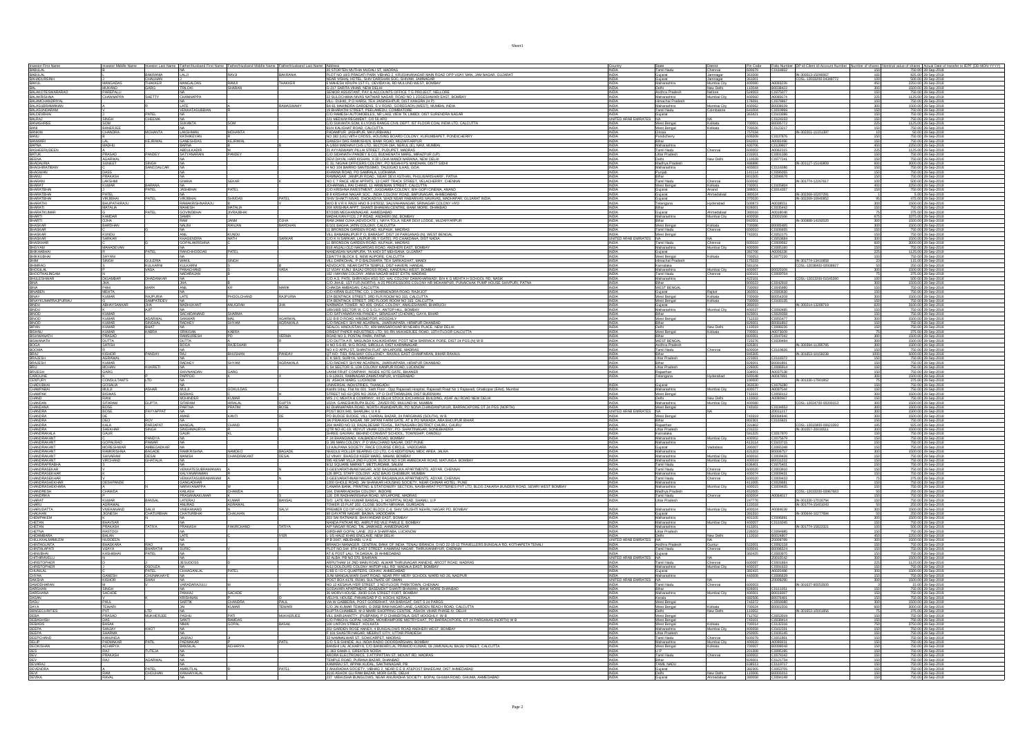| Investor First Name | Investor Middle Name | Investor Last Name | Father/Husband First Name | Father/Husband Middle Name | Father/Husband Last Name | Address | Country | State | District | Pin Code | Folio Number | DP Id-Client Id-Account Number | Number of shares | Nominal value of shares | Actual Date of transfer to IEPF (DD-MON-YYYY) |
|---|---|---|---|---|---|---|---|---|---|---|---|---|---|---|---|
| BABULAL | | | NA | | | 20 STORTEN MUTHIA MUDALI ST, MADRAS | INDIA | Tamil Nadu | Chennai | 600079 | C0118802 | | 150 | 750.00 | 30-Sep-2018 |
| BABULAL | | BAKRANIA | LALJI | RAVJI | BAKRANIA | PLOT NO 163 PRAGATI PARK VIBHAG 2, KRUSHNANAGAR MAIN ROAD OPP VIJAY MAN, JAM NAGAR, GUJARAT | INDIA | Gujarat | Jamnagar | 361008 | | IN-300513-15090907 | 165 | 825.00 | 30-Sep-2018 |
| BAHADURSINH | | CHAUHAN | NA | | | NEAR VISHAL HOTEL, SHIV DARSHAN SOC, SHIVAM, JAMNAGAR | INDIA | Gujarat | Jamnagar | 361001 | | CDSL-12033200-04368772 | 100 | 500.00 | 30-Sep-2018 |
| BAKUL | MANGALDAS | THAKKER | MANGALDAS | RAVJI | THAKKER | 8 MAHESH KRUPA 1ST FL, DEVIDAYAL RD MULUND WEST, BOMBAY | INDIA | Maharashtra | Mumbai City | 400080 | A0093226 | | 450 | 2250.00 | 30-Sep-2018 |
| BAL | MUKAND | GARG | TRILOKI | | SHARAN | G-217 SARITA VIHAR NEW DELHI | INDIA | Delhi | New Delhi | 110044 | B0036422 | | 300 | 1500.00 | 30-Sep-2018 |
| BALAKOTESWARARAO | PAREPALLI | | NA | | | SENIOR ACCOUNT, PAY & ACCOUNTS OFFICE T G PROJECT, NELLORE | INDIA | Andhra Pradesh | Nellore | 524002 | C0075027 | | 150 | 750.00 | 30-Sep-2018 |
| BALAKRISHNA | CHANNAPPA | SHETTY | CHANNAPPA | | | 10 SUGUNA NIVAS NATHANI NAGAR ROAD NO 1 JOGESHWARI EAST, BOMBAY | INDIA | Maharashtra | Mumbai City | 400060 | A0090674 | | 225 | 1125.00 | 30-Sep-2018 |
| BALAMCHANDRIYAL | | | NA | | | VILL-SURHU, PO HARSI, TEH JAISINGHPUR, DIST KANGRA (H P) | INDIA | Himachal Pradesh | | 176091 | C0078667 | | 150 | 750.00 | 30-Sep-2018 |
| BALASUBRAMANIAN | A | R | LATE | | RAMASWAMY | B4-61 MAHINDRA GARDENS, S V ROAD, GOREGAON (WEST), MUMBAI, INDIA | INDIA | Maharashtra | Mumbai City | 400062 | B0008039 | | 100 | 500.00 | 30-Sep-2018 |
| BALASUNDARAM | | | VENKATASUBBIAN | | | 33 BHARATHI STREET, PEELAMEDU, COIMBATORE | INDIA | Tamil Nadu | Coimbatore | 641004 | C0019969 | | 150 | 750.00 | 30-Sep-2018 |
| BALDEVBHAI | J | PATEL | NA | | | C/O RAMESH AUTOMOBILES, NR LAKE VIEW TK LIMBDI, DIST SURENDRA NAGAR | INDIA | Gujarat | | 363421 | C0025896 | | 150 | 750.00 | 30-Sep-2018 |
| BALRAJ | SINGH | CHEEMA | NA | | | 221 MEDIUM REGIMENT, C/O 56 APO | UNITED ARAB EMIRATES | NA | NA | | C0134233 | | 150 | 750.00 | 30-Sep-2018 |
| BANASHREE | SOM | | SUKANTA | | SOM | C/O SUKANTA SOM, 6 LYONS RANGE CIVIL DEPT, IST FLOOR COAL INDIA LTD, CALCUTTA | INDIA | West Bengal | Kolkata | 700001 | B0096772 | | 225 | 1125.00 | 30-Sep-2018 |
| BANI | BANERJEE | | NA | | | 61/N KALIGHAT ROAD, CALCUTTA | INDIA | West Bengal | Kolkata | 700026 | C0123217 | | 150 | 750.00 | 30-Sep-2018 |
| BANKIM | CHANDRA | MOHANTA | LAKSHMAN | | MOHANTA | PADAMPUR, JASHIPUR, MAYURBHANJ | INDIA | Orissa | | 757034 | | IN-302201-11151397 | 10 | 50.00 | 30-Sep-2018 |
| BANU | | | KATHIKEYAN | | | NO 382 (UG) VIITH CROSS, HOUSING BOARD COLONY, KURUMBAPET, PONDICHERRY | INDIA | Pondicherry | | 605009 | C0037676 | | 150 | 750.00 | 30-Sep-2018 |
| BANWARI | LAL | KEJRIWAL | GANESHDAS | | KEJRIWAL | GANESH DAS RAMESHLAL BANK ROAD, MUZAFFARPUR | INDIA | Bihar | | 842001 | A0054496 | | 150 | 750.00 | 30-Sep-2018 |
| BAPNA | MADHU | | BAPNA | | | A-1/304 MADHAVKUNJ LTD, SECTOR 18A, NERUL (E), NAVI, MUMBAI | INDIA | Maharashtra | | 400706 | C0139607 | | 450 | 2250.00 | 30-Sep-2018 |
| BASHEERUDEEN | K | | ABDULKADIR | | | 21 AYYASAWAMI PILLAI STREET, PUDUPET, MADRAS | INDIA | Tamil Nadu | Chennai | 600002 | A0062315 | | 225 | 1125.00 | 30-Sep-2018 |
| BATUK | PRASAD | PANDEY | SATYANARAIN | | PANDEY | C/O SIDHNATH PANDEY & CO, BUDHENATH MARG, MIRZAPUR (UP) | INDIA | Uttar Pradesh | | 231001 | C0061236 | | 150 | 750.00 | 30-Sep-2018 |
| BEENA | AGARWAL | | NA | | | DEVI DAYAL HARI KISHAN, X-30 LOHA MANDI NARAINA, NEW DELHI | INDIA | Delhi | New Delhi | 110028 | C0077241 | | 150 | 750.00 | 30-Sep-2018 |
| BHADAURIA | SURJEET | SINGH | NA | | | C 31, NIGAHI OFFICERS COLONY, PO NIGAHI PS WAIDHAN, DISTT SIDHI | INDIA | Madhya Pradesh | | 486886 | | IN-301127-15140809 | 600 | 3000.00 | 30-Sep-2018 |
| BHAGHIRATBHAI | | SANCOALCAR | NA | | | H NO 104 BAIRRO SANTISSIMO, TALEIGAO ILHAS, GOA | INDIA | Maharashtra | | 403002 | C0116046 | | 150 | 750.00 | 30-Sep-2018 |
| BHAGWAN | DASS | | NA | | | KHANNA ROAD, PO SAMRALA, LUDHIANA | INDIA | Punjab | | 141114 | C0096355 | | 150 | 750.00 | 30-Sep-2018 |
| BHANU | PRAKASH | | NA | | | RAMNAGAR, JANIPUR ROAD, NEAR DEVI ASTHAN, PHULWARISHARIF, PATNA | INDIA | Bihar | | 801505 | C0096879 | | 150 | 750.00 | 30-Sep-2018 |
| BHARANI | LAKSHMI | | GHANA | | SEKAR | NO C 7 RACE VIEW APPATS, 13 CART TRACK STREET, VELACHERRY, CHENNAI | INDIA | Tamil Nadu | Chennai | 600042 | | IN-301774-12267817 | 100 | 500.00 | 30-Sep-2018 |
| BHARAT | KUMAR | BARANA | NA | | | JOHARMALL RAI CHAND, 11 ARMENIAN STREET, CALCUTTA | INDIA | West Bengal | Kolkata | 700001 | C0035804 | | 450 | 2250.00 | 30-Sep-2018 |
| BHARATBHAI | J | PATEL | JASHBHAI | | PATEL | C/O KRISHNA INVESTMENT, JUGGAWADA COLONY, B/H GOPI CINEMA, ANAND | INDIA | Gujarat | Anand | 388001 | C0014397 | | 150 | 750.00 | 30-Sep-2018 |
| BHARATBHAI | PATEL | | NA | | | B 8 KRISHNA NAGAR SOC., INDIA COLONY ROAD, BAPUNAGAR, AHMEDABAD | INDIA | Gujarat | Ahmedabad | 380024 | | IN-302269-10207291 | 1 | 5.00 | 30-Sep-2018 |
| BHARATBHAI | VIRUBHAI | PATEL | VIRUBHAI | SHIVDAS | PATEL | SHIV SHAKTI NIVAS, DHANDHUKA WADI NEAR NADIAPAR NAVAPARA, MADHAPAR, GUJARAT INDIA | INDIA | Gujarat | | 370020 | | IN-302269-10946802 | 75 | 375.00 | 30-Sep-2018 |
| BHARATHI | BHUPATHIRAJU | | RAMAKRISHNARAJU | | | W/O B V R K RAJU H NO 8-3-978/32, SALIVAHANAGAR, SRINAGAR COLONY HYD | INDIA | Telangana | Hyderabad | 500073 | A0038551 | | 300 | 1500.00 | 30-Sep-2018 |
| BHARATI | BATALIA | | DINESH | | BATALIA | 308 KRISHNA APPT, SHANTI BHAWAN CENTRE, BANK MORE, DHANBAD | INDIA | Bihar | | 826001 | C0035442 | | 150 | 750.00 | 30-Sep-2018 |
| BHARATI | G | PATEL | GOVINDBHAI | | JIVRAJBHAI | 870/2/65 MEGHANINAGAR, AHMEDABAD | INDIA | Gujarat | Ahmedabad | 380016 | A0018048 | | 75 | 375.00 | 30-Sep-2018 |
| BHARATI | KAMDAR | | SAMIR | | | MADHUVAN F/131 J P ROAD, ANDHERI (W), BOMBAY | INDIA | Maharashtra | Mumbai City | 400058 | Z0001566 | | 675 | 3375.00 | 30-Sep-2018 |
| BHARTI | OJHA | | RAM | JANM | OJHA | RAM JANM OJHA (ADVOCATE), NAYA TOLA, NEAR DEVI LODGE, MUZAFFARPUR | INDIA | Bihar | | 842001 | | IN-300888-14193020 | 300 | 1500.00 | 30-Sep-2018 |
| BHASKAR | BARDHAN | | NALINI | RANJAN | BARDHAN | 6/101 BAGHA JATIN COLONY, CALCUTTA | INDIA | West Bengal | Kolkata | 700086 | B0005485 | | 300 | 1500.00 | 30-Sep-2018 |
| BHASKAR | C | G | NA | | | 11 BRONSON GARDEN ROAD, KILPAUK, MADRAS | INDIA | Tamil Nadu | Chennai | 600010 | C0009685 | | 150 | 750.00 | 30-Sep-2018 |
| BHASKAR | KUNDU | | ANIL | | KUNDU | VILL BANAMALIPUR P O, BARASAT, DIST 24 PARGANAS (N), WEST BENGAL | INDIA | West Bengal | | 743201 | C0052175 | | 150 | 750.00 | 30-Sep-2018 |
| BHASKAR | SARKAR | | RAMENDRA | NATH | SARKAR | C/O N N SARKAR, LALPUR (RLY GATE), PO CHAKDAHA, DIST NADIA | UNITED ARAB EMIRATES | NA | | | C0013684 | | 300 | 1500.00 | 30-Sep-2018 |
| BHASKARAN | C | G | GOPALAKRISHNA | | | 11 BRONSON GARDEN ROAD, KILPAUK, MADRAS | INDIA | Tamil Nadu | Chennai | 600010 | C0009562 | | 600 | 3000.00 | 30-Sep-2018 |
| BHAT VIJAY | MAHADEVAN | | NA | | | 816 ANJALI OLD NAGARDAS ROAD, ANDHERI EAST, BOMBAY | INDIA | Maharashtra | Mumbai City | 400069 | C0035180 | | 150 | 750.00 | 30-Sep-2018 |
| BHAVANABEN | | PATEL | RANCHHODDAS | | PATEL | NANDANVAN NAVAPURA, TA KADI DT MEHSANA, GUJARAT | INDIA | Gujarat | | 382705 | A0006136 | | 225 | 1125.00 | 30-Sep-2018 |
| BHIKHUBHAI | SHYANI | | NA | | | 16/A/7/H BLOCK E NEW ALIPORE, CALCUTTA | INDIA | West Bengal | Kolkata | 700053 | C0077220 | | 150 | 750.00 | 30-Sep-2018 |
| BHIM | SINGH | GULERIA | WAKIL | | SINGH | VILL DARKOHAL, P O BALIYAARA, TEH SARKAGHAT, MANDI | INDIA | Himachal Pradesh | | 175024 | | IN-301774-13410808 | 23 | 115.00 | 30-Sep-2018 |
| BHIMRAO | S | KULKARNI | KULKARNI | | | ADVOCATE, NEAR DATTA TEMPLE, DIST-HAVERI, HANGAL | INDIA | Karnataka | | 581104 | | CDSL-12038400-00938927 | 50 | 250.00 | 30-Sep-2018 |
| BHOGILAL | P | VASA | PARACHAND | | VASA | 42 VIJAY KUNJ BAJAJ CROSS ROAD, KANDIVALI WEST, BOMBAY | INDIA | Maharashtra | Mumbai City | 400067 | B0025026 | | 300 | 1500.00 | 30-Sep-2018 |
| BHOOTHALINGAM | | | NADARAJAN | | | 30/2 IYAYAM COLONY, ANNA NAGAR WEST EXTN, MADRAS | INDIA | Tamil Nadu | Chennai | 600101 | C0009794 | | 75 | 375.00 | 30-Sep-2018 |
| BHULESHWAR | DIGAMBAR | DHADANKAR | NA | | | C/O A.S. PATIL SHRIYASH HSG SOC HAL COLONY DAHIKHARWADI, 6/H K G MEHTA H SCHOOL RD, NASIK | INDIA | Maharashtra | | 422101 | | CDSL-12013200-01545390 | 100 | 500.00 | 30-Sep-2018 |
| BINA | JHA | | JHA | | | C/O JHA B., 1ST FLR (NORTH), A-25 PROFESSORS COLONY NR MOHANPUR, PUNAICHAK PUMP HOUSE SHIVPURI, PATNA | INDIA | Bihar | | 800023 | C0042918 | | 300 | 1500.00 | 30-Sep-2018 |
| BINA | PANI | MARIK | ANIL | KR | MARIK | CHAKDA AMBAGAN, CALCUTTA | INDIA | WEST BENGAL | | 700002 | C0045990 | | 150 | 750.00 | 30-Sep-2018 |
| BINABEN | MEHTA | | NA | | | C/O KIRAN ELECTRIC CO, 1 DHARMENDRA ROAD, RAJKOT | INDIA | Gujarat | Rajkot | 360001 | C0063630 | | 150 | 750.00 | 30-Sep-2018 |
| BINAY | KUMAR | RAJPURIA | LATE | PHOOLCHAND | RAJPURIA | 37A BENTINCK STREET 3RD FLR ROOM NO 315, CALCUTTA | INDIA | West Bengal | Kolkata | 700069 | B0054308 | | 300 | 1500.00 | 30-Sep-2018 |
| BINAYKUMARRAJPURIAU | | SAMPATDEVI | NA | | | 37A BENTINCK STREET, 3RD FLOOR ROOM NO 315, CALCUTTA | INDIA | West Bengal | Kolkata | 700069 | C0030135 | | 150 | 750.00 | 30-Sep-2018 |
| BINDU | ABHAYSANKAR | JHA | MADHUKANT | ANUGRAH | JHA | NARMADA TOWER, NO 405, ONGC COLONY, ANKLESHWAR, BHARUCH | INDIA | Gujarat | | 393010 | | IN-300214-13208719 | 620 | 3100.00 | 30-Sep-2018 |
| BINOD | | AJIT | NA | | | 14B/1908 SECTOR III, C.G.S.C.Y. ANTOP HILL, BOMBAY | INDIA | Maharashtra | Mumbai City | 400037 | C0092481 | | 150 | 750.00 | 30-Sep-2018 |
| BINOD | KUMAR | | SACHIDANAND | | SHARMA | C/O SATYANARAYAN PANDEY, SIRMIGHAT (CHOWK), GAYA, BIHAR | INDIA | Bihar | | 823001 | C0105594 | | 150 | 750.00 | 30-Sep-2018 |
| BINOD | KUMAR | AGARWAL | SANWAR | MAL | AGARWAL | 122 B B D ROAD, HINDMOTOR, HOOGHLY | INDIA | West Bengal | | 712233 | C0055477 | | 300 | 1500.00 | 30-Sep-2018 |
| BINOD | KUMAR | SINGHAL | RADHEY | SHYAM | AGRAWALA | C/O RADHEY SHYAM AGARWAL, JHARHARPARA, HIRAPUR DHANBAD | INDIA | Bihar | | 826001 | B0081892 | | 150 | 750.00 | 30-Sep-2018 |
| BIPAN | KUMAR | BHAT | NA | | | GEACO, HINDUSTAN LTD, 409 MANSAROVAR 90 NEHRU PLACE, NEW DELHI | INDIA | Delhi | New Delhi | 110019 | C0088226 | | 150 | 750.00 | 30-Sep-2018 |
| BISHNU | KUMAR | KABRA | SRIKISAN | | KABRA | ORIENT PAPER INDUSTRIES LTD, 9/1 RN MUKHERJEE ROAD, 13TH FLOOR CALCUTTA | INDIA | West Bengal | Kolkata | 700001 | A0073609 | | 75 | 375.00 | 30-Sep-2018 |
| BISHWANATH | PRASAD | | RAMSURESH | PD | VERMA | ROAD NO 3, POSTAL PARK, PATNA | INDIA | Bihar | | 800001 | C0047042 | | 300 | 1500.00 | 30-Sep-2018 |
| BISWANATH | DUTTA | | DUTTA | | | C/O DUTTA A R, MASUNDA KALIKASHRAM, POST NEW BARRACK PORE, DIST 24 PGS (N) W B | INDIA | WEST BENGAL | | 723276 | C0039494 | | 300 | 1500.00 | 30-Sep-2018 |
| BOGA | SATISH | | BOGA | | RAJESHAM | H NO 5-6-76, MG ROAD, SIRCILLA, DIST KARIMNAGAR | INDIA | Andhra Pradesh | | 505301 | | IN-300394-11396795 | 300 | 1500.00 | 30-Sep-2018 |
| BOOMA | R | | NA | | | NO 4 D APPU ST, SHANTHI FLAT, MYLAPORE, MADRAS | INDIA | Tamil Nadu | Chennai | 600004 | C0119626 | | 150 | 750.00 | 30-Sep-2018 |
| BRAJ | KISHOR | PANDAY | RAJ | BHUSHAN | PANDAY | AT-NO. 79/1 RAILWAY COLONEY, RAXAUL EAST CHAMPARAN, BIHAR RAXAUL | INDIA | Bihar | | 845305 | | IN-301810-10158238 | 1000 | 5000.00 | 30-Sep-2018 |
| BRAJESH | AGARWAL | | NA | | | C K 8/21, SURYA K, VARANASI | INDIA | Uttar Pradesh | | 221001 | C0110272 | | 150 | 750.00 | 30-Sep-2018 |
| BRAJESH | KUMAR | | RADHEY | SHYAM | AGRAWALA | C/O RADHEY SHYAM AGARWAL, JHARHARPARA, HIRAPUR DHANBAD | INDIA | Bihar | | 826001 | B0081891 | | 150 | 750.00 | 30-Sep-2018 |
| BRIJ | MOHAN | KURREEL | NA | | | E 84 SECTOR G, LDA COLONY KANPUR ROAD, LUCKNOW | INDIA | Uttar Pradesh | | 226001 | C0096854 | | 150 | 750.00 | 30-Sep-2018 |
| BRIJESH | GARG | | SHIVNANDAN | | GARG | LAXMI FRUIT COMPANY, INSIDE KOTE GATE, BIKANER | INDIA | Rajasthan | | 334001 | A0027538 | | 150 | 750.00 | 30-Sep-2018 |
| CAROLINE | K | | PAPPOO | | | 1-9-128/21, RAMNAGAR ZAMISTANPUR, HYDERABAD | INDIA | Telangana | Hyderabad | 500048 | A0047881 | | 300 | 1500.00 | 30-Sep-2018 |
| CENTURY | CONSULTANTS | LTD | NA | | | 31, ASHOK MARG, LUCKNOW | INDIA | | | 226001 | | IN-301330-17901652 | 75 | 375.00 | 30-Sep-2018 |
| CHANDUBHAI | GOSALIA | | NA | | | UNIVERSAL INDUSTRIES, THANGADH | INDIA | Gujarat | | 363530 | C0076280 | | 150 | 750.00 | 30-Sep-2018 |
| CHAMPABAI | MULJI | ASHAR | MULJI | | GOKULDAS | Kanthi Uday Flat No 601, Sixth Floor, Opp Rajawadi Hospital, Rajawadi Road No 1 Rajawadi, Ghatkopar (East), Mumbai | INDIA | Maharashtra | Mumbai City | 400077 | A0067544 | | 150 | 750.00 | 30-Sep-2018 |
| CHAMPAK | BISWAS | | BISWAS | | | STREET NO 02 QRS NO 2604A, P O CHITTARANJAN, DIST BURDWAN | INDIA | West Bengal | | 713331 | C0059512 | | 300 | 1500.00 | 30-Sep-2018 |
| CHAND | RANI | | MOHINDER | | KUMAR | M/S J C MEHTA & COMPANY, 40 DELHI STOCK EXCHANGE BUILDING, ASAF ALI ROAD NEW DELHI | INDIA | Delhi | New Delhi | 110002 | A0080967 | | 150 | 750.00 | 30-Sep-2018 |
| CHANDA | SITARAM | GUPTA | SITARAM | HIRALAL | GUPTA | 502/A GANESHKRUPA BLDG, ZAVER RD, MULUND-W, MUMBAI | INDIA | Maharashtra | Mumbai City | 400080 | | CDSL-12024700-00200153 | 300 | 1500.00 | 30-Sep-2018 |
| CHANDANA | BOSE | | PARTHA | PRATIM | BOSE | 92 DHANAPARA ROAD, NORTH ANANDAPURI, PO NONA CHANDANPUKUR, BARRACKPORE DT 24 PGS (NORTH) | INDIA | West Bengal | | 743102 | C0034853 | | 300 | 1500.00 | 30-Sep-2018 |
| CHANDRA | BOSE | PAYYAPPAT | NA | | | POST BOX 800, SHARJAH, U A E | UNITED ARAB EMIRATES | NA | NA | | Z0001217 | | 300 | 1500.00 | 30-Sep-2018 |
| CHANDRA | DE | | AMAR | KANTI | DE | PO BUDGE BUDGE, VILL CHARIAL BAZAR, 24 PARGANAS (SOUTH), W B | INDIA | West Bengal | | 743319 | B0084946 | | 300 | 1500.00 | 30-Sep-2018 |
| CHANDRA | DEO | ROY | NA | | | JAI PRAKASH NAGAR, DIGWADIH FARM GATE, AT & PO NAWADA, KRA BHOJPUR BIHAR | INDIA | Bihar | | 802301 | C0105691 | | 150 | 750.00 | 30-Sep-2018 |
| CHANDRA | KALA | PARJAPAT | MANGAL | | CHAND | 204, WARD NO 13, RAJALDESAR TEHSIL, RATANGARH DISTRICT CHURU, CHURU | INDIA | Rajasthan | | 331802 | | CDSL-12015800-00621393 | 185 | 925.00 | 30-Sep-2018 |
| CHANDRA | SHEKHAR | SINGH | SINGHMAURYA | | R | QTR NO 4C-10, VIDYUT VIHAR COLONY, PO SHAKTINAGAR, SONEBHADRA | INDIA | Uttar Pradesh | | 231222 | | IN-301557-20010511 | 300 | 1500.00 | 30-Sep-2018 |
| CHANDRAKALA | GAUR | | GAUR | | KL | SHREE GAURAV, BEHIND CONVENT SCHOOL, TOWNSHIP, DANDELI | INDIA | Karnataka | | 581325 | C0017870 | | 150 | 750.00 | 30-Sep-2018 |
| CHANDRAKANT | C | PANDYA | NA | | | F 24 BHANGWADI, KALBADEVI ROAD, BOMBAY | INDIA | Maharashtra | Mumbai City | 400002 | C0075679 | | 150 | 750.00 | 30-Sep-2018 |
| CHANDRAKANT | GOPALRAO | PAWAR | NA | | | C 3/6 MAIN COLONY, P O WALCHAND NAGAR, DIST PUNE | INDIA | Maharashtra | | 413114 | C0015735 | | 150 | 750.00 | 30-Sep-2018 |
| CHANDRAKANT | MORESHWAR | AMBEGAOKAR | NA | | | 13 KALPANA SOCIETY, RACE COURSE CIRCLE, VADODARA | INDIA | Gujarat | Vadodara | 390007 | C0092248 | | 150 | 750.00 | 30-Sep-2018 |
| CHANDRAKANT | RAMKRISHNA | BAGADE | RAMKRISHNA | | NAMDEO | NEEDLE ROLLER BEARING CO LTD, C-6 ADDITIONAL MIDC AREA, JALNA | INDIA | Maharashtra | | 431203 | B0006757 | | 300 | 1500.00 | 30-Sep-2018 |
| CHANDRAKANT | SHIVARAM | DESAI | MANISH | CHANDRAKANT | DESAI | 12 VINAY, BHAGOJI KEER MARG, MAHIM, BOMBAY | INDIA | Maharashtra | Mumbai City | 400016 | C0009426 | | 150 | 750.00 | 30-Sep-2018 |
| CHANDRAKANT | VIRCHAND | GHATALIA | NA | | | 3/35 KESAR VILLA 2ND FLOOR, BLOCK NO 9 DR AMBEDKAR ROAD, MATUNGA, BOMBAY | INDIA | Maharashtra | Mumbai City | 400019 | B0021232 | | 150 | 750.00 | 30-Sep-2018 |
| CHANDRAPRABHA | S | | NA | | | 9/12 SUGNAN MARKET, METTURDAM, SALEM | INDIA | Tamil Nadu | | 636401 | C0075461 | | 150 | 750.00 | 30-Sep-2018 |
| CHANDRASEKAR | V | | VENKATESUBRAMANIAN | A | | 3 GEETHANJALI APARTMENTS, ADYAR, CHENNAI | INDIA | Tamil Nadu | Chennai | 600020 | C0003660 | | 150 | 750.00 | 30-Sep-2018 |
| CHANDRASEKAR | V | | KALYANARAMAN | | | C/6 BPCL STAFF COLONY, AZIZ BAUG, CHEMBUR, MUMBAI | INDIA | Maharashtra | Mumbai City | 400074 | C0004431 | | 150 | 750.00 | 30-Sep-2018 |
| CHANDRASEKHAR | V | | VENKATASUBRAMANIAN | A | | 3-GEEVARATHNAM NAGAR, A/10 RAJAMALIKA APARTMENTS, ADYAR, CHENNAI | INDIA | Tamil Nadu | Chennai | 600020 | C0009433 | | 75 | 375.00 | 30-Sep-2018 |
| CHANDRASHEKHAR | DESHPANDE | | GANGADHAR | | | 1200 GHOLE ROAD, JAI SHANKAR HOUSING SOCIETY, NEAR CHHAIR HOTEL, PUNE | INDIA | Maharashtra | | 411005 | C0028881 | | 150 | 750.00 | 30-Sep-2018 |
| CHANDRASHEKHARA | A | N | NARAYANAPPA | | | CANARA BANK, PRINTING & STATIONERY SECTION, NAVBHARAT POTTERIES PVT LTD, BLDG ZAKARIA BUNDER ROAD, SEWRI WEST BOMBAY | INDIA | Maharashtra | Mumbai City | 400015 | C0009405 | | 150 | 750.00 | 30-Sep-2018 |
| CHANDRESH | CHAWDA | | KAILASH | | CHAWDA | 156, DWARKADHISH COLONY, INDORE | INDIA | Madhya Pradesh | | 452005 | | CDSL-12033200-00967883 | 50 | 250.00 | 30-Sep-2018 |
| CHANDRIKA | P | | PRASANNAKUMAR | | | 128, DR RADHAKRISHNA ROAD, MYLAPORE, MADRAS | INDIA | Tamil Nadu | Chennai | 600004 | A0064017 | | 150 | 750.00 | 30-Sep-2018 |
| CHARAT | KUMAR | BANSAL | LATERAJ | KUMAR | BANSAL | S/O, LATE RAJ KUMAR BANSAL, 1- HOSPITAL ROAD, SHAMLI, U P | INDIA | Uttar Pradesh | | 247776 | | IN-301330-17016794 | 150 | 750.00 | 30-Sep-2018 |
| CHARU | AGRAWAL | | ANURAG | | AGRAWAL | TOWER 15 FLAT 202, CLOSE SOUTH NIRVANA, GURGAON | INDIA | | | 122018 | | IN-301774-15403040 | 50 | 250.00 | 30-Sep-2018 |
| CHARUDATTA | VIVEKANAND | SALVI | VIVEKANAND | | SALVI | PREMIER CO OP HSG SOC BLOCK C-6, SHIV SRUSHTI NEHRU NAGAR PO, BOMBAY | INDIA | Maharashtra | Mumbai City | 400024 | A0084639 | | 300 | 1500.00 | 30-Sep-2018 |
| CHAUHAN | JIGNESH | CHATURBHAI | CHATURBHAI | | CHAUHAN | 80 GAYATRI NAGAR, BADWA, VADODARA | INDIA | Gujarat | | 391310 | | IN-300644-10277694 | 50 | 250.00 | 30-Sep-2018 |
| CHEERAPPAN | R | | NA | | | 355 SAI RATNAM 83, BHAVNAGAR EAST, BOMBAY | INDIA | Maharashtra | | 400106 | C0096491 | | 300 | 1500.00 | 30-Sep-2018 |
| CHETAN | BHAVSAR | | NA | | | NANDA PETHE RD, AAROY RD VILLE PARLE E, BOMBAY | INDIA | Maharashtra | Mumbai City | 400057 | C0110045 | | 150 | 750.00 | 30-Sep-2018 |
| CHETAN | PRAKASH | TATIYA | PRAKASH | FAKIRCHAND | TATIYA | NP NAGAR ROAD, TAL JAMKHED, AHMEDNAGAR | INDIA | Maharashtra | | 413201 | | IN-301774-15822321 | 100 | 500.00 | 30-Sep-2018 |
| CHETNA | RASTOGI | | NA | | | GIRDHAR GOPAL LANE, 252 A SHARFABA, LUCKNOW | INDIA | Uttar Pradesh | | 226003 | C0096585 | | 150 | 750.00 | 30-Sep-2018 |
| CHIDAMBARA | BALAN | | LATE | | IYER | L-1/5 HAUZ KHAS ENCLAVE, NEW DELHI | INDIA | Delhi | New Delhi | 110016 | B0024807 | | 450 | 2250.00 | 30-Sep-2018 |
| CHELLIKALMAMUZAI | MUDDEEN | | NA | | | P B 2047, ABUSHABI, U A E | UNITED ARAB EMIRATES | NA | | | Z0009789 | | 300 | 1500.00 | 30-Sep-2018 |
| CHINTAGUNTA | BHASKARA | RAO | NA | | | BRANCH MANAGER, CENTRAL BANK OF INDIA, TENALI BRANCH, D NO 22-15-12 TRAVELLERS BUNGALA RD, KOTHAPETA TENALI | INDIA | Andhra Pradesh | Guntur | 522201 | C0092118 | | 150 | 750.00 | 30-Sep-2018 |
| CHINTHAMPATI | VIJAYA | BHARATHI | SURC | | | PLOT NO 544 4TH EAST STREET, KAMARAJ NAGAR, THIRUVANMIYUR, CHENNAI | INDIA | Tamil Nadu | Chennai | 600041 | B0096524 | | 150 | 750.00 | 30-Sep-2018 |
| CHINUBHAI | KASHIBHAI | PATEL | NA | | | AT & POST LALI, TA DASKAI, DI AHMEDABAD | INDIA | Gujarat | | 382425 | C0092875 | | 150 | 750.00 | 30-Sep-2018 |
| CHITHRAVELU | N | | NA | | | 32 ALBA, PB NO 570, BAHRAIN | UNITED ARAB EMIRATES | NA | | | Z0016542 | | 300 | 1500.00 | 30-Sep-2018 |
| CHRISTOPHER | D | | JESUDOSS | | | ARPUTHAM 14 2ND MAIN ROAD, ALWAR THIRUNAGAR ANNEXE, ARCOT ROAD, MADRAS | INDIA | Tamil Nadu | Chennai | 600087 | C0001664 | | 225 | 1125.00 | 30-Sep-2018 |
| CHRISTOPHER | DSOUZA | | NA | | | A/12 COLOURS COLONY ANTOP HILL RD, WADALA EAST, BOMBAY | INDIA | Maharashtra | Mumbai City | 400037 | C0080132 | | 150 | 750.00 | 30-Sep-2018 |
| CHUNILAL | C | PATEL | CHHAGANLAL | | PATEL | C/69 G I D C QUARTERS, ODHAV, AHMEDABAD | INDIA | Gujarat | | 382415 | A0020485 | | 150 | 750.00 | 30-Sep-2018 |
| CYRIAC | GANESH | KRISHNAKHATE | NA | | | JUNI MANGALWARI SAW ROAD, NEAR PATI NERY SCHOOL WARD NO 26, NAGPUR | INDIA | Maharashtra | | 440008 | C0096824 | | 150 | 750.00 | 30-Sep-2018 |
| DAKSHA | KISHOR | SHAH | NA | | | POST BOX 4176, RUWI, SULTANATE OF OMAN | UNITED ARAB EMIRATES | NA | | | Z0009290 | | 300 | 1500.00 | 30-Sep-2018 |
| DAMODHARAN | N | | VARADARAJULU | | N | NO 12 KESAVA IYER STREET, 3 ND FLOOR, PARKTOWN, CHENNAI | INDIA | Tamil Nadu | Chennai | 600003 | | IN-301637-40033930 | 3 | 15.00 | 30-Sep-2018 |
| DARSHAN | SINGH | | NA | | | GODAVARI APARTMENT, BASEMENT SHANTI BHAWAN, BANK MORE DHANBAD | INDIA | Bihar | | 826001 | C0111051 | | 150 | 750.00 | 30-Sep-2018 |
| DARSHANA | SACHDE | | PANKAJ | | SACHDE | 36 MORVI HOUSE, 28/30 GOA STREET FORT, BOMBAY | INDIA | Maharashtra | Mumbai City | 400001 | B0019397 | | 150 | 750.00 | 30-Sep-2018 |
| DASAN | | | KRISHNAN | | | VELIYIL HOUSE, PANANGAD P O, KOCHI, KERALA | INDIA | Kerala | | 682506 | C0076481 | | 150 | 750.00 | 30-Sep-2018 |
| DASU | PAUL | | SARTIK | CHANDRA | PAUL | VIA W GABBERIA, POST GOBERHAT, VIA BARASAT, DIST 5 24 PARGS | INDIA | West Bengal | | 743272 | C0058580 | | 150 | 750.00 | 30-Sep-2018 |
| DAYA | TEWARI | | JAI | KUMAR | TEWARI | C/O JAI KUMAR TEWARI, G-29/B RAM NAGAR LANE, GARDEN REACH ROAD, CALCUTTA | INDIA | West Bengal | Kolkata | 700024 | B0081555 | | 600 | 3000.00 | 30-Sep-2018 |
| DBINSECURITIES | PVT | LTD | NA | | | GUPTA CHAMBER, M-3 NIMRI SHOPPING CENTRE, ASHOK VIHAR PHASE-IV, DELHI | INDIA | Delhi | New Delhi | 110052 | | IN-301653-10001856 | 75 | 375.00 | 30-Sep-2018 |
| DEBA | PRASAD | MUKHERJEE | RASHU | PATI | MUKHERJEE | VILL BARJHATTY (PURPARA) P O CHANDITALA, DIST HOOGHLY, W B | INDIA | West Bengal | | 712702 | C0053919 | | 150 | 750.00 | 30-Sep-2018 |
| DEBASHISH | DAS | | SANTI | | RAMDAS | C/O PANCHU GOPAL HAZRA, MONIRAMPORE, BARRACKPORE, DT 24 PARGANAS (NORTH) W B | INDIA | West Bengal | | 743101 | C0038414 | | 150 | 750.00 | 30-Sep-2018 |
| DEBASIS | BASAK | | MADAN | GOPAL | BASAK | 100 CHITPUR STREET, KOLKATA | INDIA | West Bengal | Kolkata | 700014 | C0032336 | | 150 | 750.00 | 30-Sep-2018 |
| DEBJANI | SANJAY | KHOT | NA | | | 9/4 GARDEN HOUSE ANNEX, 4 BUNGALOWS ROAD ANDHERI WEST, BOMBAY | INDIA | Maharashtra | Mumbai City | 400058 | C0085164 | | 150 | 750.00 | 30-Sep-2018 |
| DEEP | SINGH | | NA | | | F 101 SHANTINAGAR, NEW CLOTH MARKET, AHMEDABAD | INDIA | Gujarat | | 380025 | C0092045 | | 150 | 750.00 | 30-Sep-2018 |
| DEEPAVANDI | KANUNGA | | JASRAJ | | | 61 NARMALVHAR ST, SOWCARPET, MADRAS | INDIA | Tamil Nadu | Chennai | 600079 | C0001881 | | 150 | 750.00 | 30-Sep-2018 |
| DELIP | PADMAKAR | PATIL | PADMAKAR | | PATIL | C/O S B SHINDE, ALL INDIA RADIO DOORDARSHAN, BOMBAY | INDIA | Maharashtra | Mumbai City | 400025 | A0056031 | | 150 | 750.00 | 30-Sep-2018 |
| DEOKISHAN | ACHARYA | | BANSILAL | | ACHARYA | BANSHI LAL ACHARYA, C/O BANWARI LAL PRAMOD KUMAR, 92 DAMUNALAL BAJAJ STREET, CALCUTTA | INDIA | West Bengal | Kolkata | 700007 | B0099048 | | 300 | 1500.00 | 30-Sep-2018 |
| DES | RAJ | TUTEJA | NA | | | C-383 GAMA-1, GREATER NOIDA | INDIA | U.P | | 201308 | C0095185 | | 150 | 750.00 | 30-Sep-2018 |
| DEV | PRAKASH | | NA | | | AROHA ELECTRONICS, 8 ATTIPATTAN ST, MOUNT RD, MADRAS | INDIA | Tamil Nadu | Chennai | 600002 | C0076942 | | 150 | 750.00 | 30-Sep-2018 |
| DEV | RAJ | AGARWAL | NA | | | TEMPLE ROAD, PURANA BAZAR, DHANBAD | INDIA | Bihar | | 826001 | C0121734 | | 150 | 750.00 | 30-Sep-2018 |
| DEVARAJ | | | NA | | | KAMARAJ ST, APPAK KUDAL, SATHYAMAGAR | INDIA | TAMIL NADU | | 638813 | C0119717 | | 150 | 750.00 | 30-Sep-2018 |
| DEVENDRA | A | PATEL | AMRUTLAL | | PATEL | 2 ANURADHA SOCIETY, VIBHAG 2, NEAR G E B AT&POST BAHEGAM, DIST AHMEDABAD | INDIA | Gujarat | | 382305 | C0052705 | | 150 | 750.00 | 30-Sep-2018 |
| DEVI | RAM | CHOUHAN | KANHAIYALAL | | | 31/16 ASHOK GU RAM BAZAR, MORI GATE, DELHI | INDIA | Delhi | New Delhi | 110006 | B0003016 | | 150 | 750.00 | 30-Sep-2018 |
| DEVIKA | RAVAL | | CHIDHAN | | | 237, VIBHUSHA BUNGLOWS, NEAR ANURADHA SOCIETY, BOPAL GHUMA ROAD, GHUMA, AHMEDABAD | INDIA | Gujarat | | 380058 | C0083240 | | 150 | 750.00 | 30-Sep-2018 |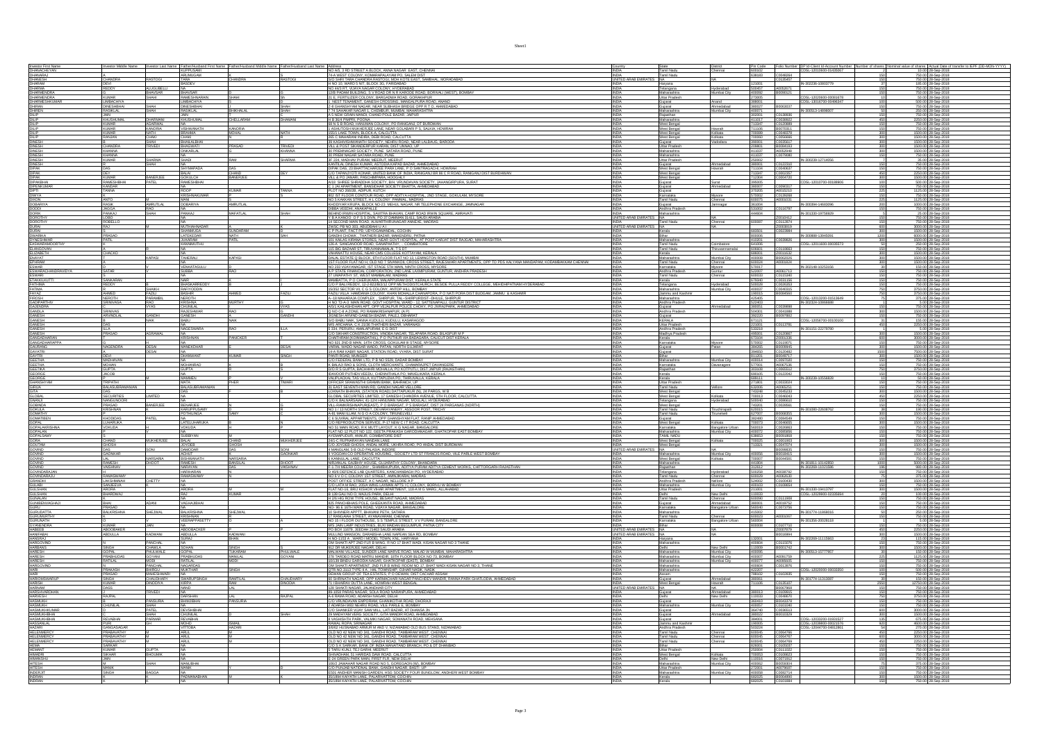| Investor First Name | Investor Middle Name | Investor Last Name | Father/Husband First Name | Father/Husband Middle Name | Father/Husband Last Name | Address | Country | State | District | Pin Code | Folio Number | DP Id-Client Id-Account Number | Number of shares | Nominal value of shares | Actual Date of transfer to IEPF (DD-MON-YYYY) |
|---|---|---|---|---|---|---|---|---|---|---|---|---|---|---|---|
| DHANACHEYAN | | | KUPPUSAMI | | | NO 4/S, 3 RD STREET A BLOCK, ANNA NAGAR EAST, CHENNAI | INDIA | Tamil Nadu | Chennai | 600102 | | CDSL-12010600-01435667 | 2 | 10.00 | 30-Sep-2018 |
| DHANAPAL | | | ARUMUGAM | | | 74-A WEST COLONY, KOMARAPALAYAM PO, SALEM DIST | INDIA | Tamil Nadu | | 638183 | C0046094 | | 150 | 750.00 | 30-Sep-2018 |
| DHANESH | CHANDRA | RASTOGI | TARA | CHANDRA | RASTOGI | S/O SHRI TARA CHANDRA RASTOGI, MOH KOTE EAST, SAMBHAL, MORADABAD | UNITED ARAB EMIRATES | NA | NA | | C0135457 | | 150 | 750.00 | 30-Sep-2018 |
| DHARAM | | | BASDEV | | | H NO 10, WARD 5 NIT, BLOCK 3G, FARIDABAD | INDIA | Haryana | | 121001 | | IN-300239-10603779 | 37 | 185.00 | 30-Sep-2018 |
| DHARMA | REDDY | AUGUGBELLI | NA | | | NO 4/S RT, VIJAYA NAGAR COLONY, HYDERABAD | INDIA | Telangana | Hyderabad | 500457 | A0053671 | | 150 | 750.00 | 30-Sep-2018 |
| DHARMENDRA | | BHAVSAR | BHAVSAR | | | 12/B PADAM BUILDING, S V ROAD DR N R KANODE ROAD, BORIVALI (WEST), BOMBAY | INDIA | Maharashtra | Mumbai City | 400092 | B0006121 | | 150 | 750.00 | 30-Sep-2018 |
| DHARMENDRA | KUMAR | SHAHI | RAMESH NARAIN | SHAHI | | H-1 FERTILIZER COLONY, BARGADWA ROAD, GORAKHPUR | INDIA | Uttar Pradesh | | 273005 | | CDSL-12020600-00301679 | 10 | 50.00 | 30-Sep-2018 |
| DHARMESHKUMAR | | | AMBACHIYA | | | 1 WEST TENAMENT, GANESH CROSSING, MANGALPURA ROAD, ANAND | INDIA | Gujarat | Anand | 388001 | | CDSL-12016700-00446347 | 100 | 500.00 | 30-Sep-2018 |
| DHIRAJ | DINESHBHAI | SHAH | DINESHBHAI | | SHAH | 2-B GHANSHYAM NAGAR, NEAR SUBHASH BRIDGE OPP R T O, AHMEDABAD | INDIA | Gujarat | Ahmedabad | 380027 | B0002037 | | 150 | 750.00 | 30-Sep-2018 |
| DHIREN | RASIKLAL | SHAH | RASIKLAL | BHIKHALAL | SHAH | 7-74 SAHAKAR NAGAR 1, CHEMBUR, MUMBAI, MAHARASHTRA | INDIA | Maharashtra | Mumbai City | 400071 | | IN-300513-14698007 | 50 | 250.00 | 30-Sep-2018 |
| DILIP | JAIN | | NA | | | A 5 NEW GRAIN MANDI, CHAND POLE BAZAR, JAIPUR | INDIA | Rajasthan | | 302001 | C0136806 | | 150 | 750.00 | 30-Sep-2018 |
| DILIP | KHUSHUMAL | DHARMANI | KHUSHUMAL | CHELLARAM | DHAMANI | H B 3/4 PIMPRI, POONA | INDIA | Maharashtra | | 411017 | C0036622 | | 450 | 2250.00 | 30-Sep-2018 |
| DILIP | KUMAR | AGARWAL | NA | | | 68 N S B ROAD, HANUMAN COLONY, PO RANIGANJ, DT BURDWAN | INDIA | West Bengal | | 713347 | C0105089 | | 150 | 750.00 | 30-Sep-2018 |
| DILIP | KUMAR | KANDRA | VISHWANATH | KANDRA | | 1 ASHUTOSH MUKHERJEE LANE, NEAR GOLABARI P S, SALKIA, HOWRAH | INDIA | West Bengal | Howrah | 711106 | B0070311 | | 150 | 750.00 | 30-Sep-2018 |
| DILIP | KUMAR | NATH | BRAHMA | NATH | NATH | 155/1 LAKE TOWN, BLOCK A, CALCUTTA | INDIA | West Bengal | Kolkata | 700089 | C0046078 | | 300 | 1500.00 | 30-Sep-2018 |
| DILIP | RANJAN | CHAKI | CHAKI | | | 265 C MAHARANI INDIRA, DEBI ROAD, CALCUTTA | INDIA | West Bengal | Kolkata | 700060 | C0056666 | | 300 | 1500.00 | 30-Sep-2018 |
| DINESH | B | SHAH | BHAILALBHAI | | | 39 KASHYAPSHIVSHAKTI SOCIETY, NEHRU ROAD, NEAR LALBAUG, BARODA | INDIA | Gujarat | Vadodara | 390001 | C0035417 | | 300 | 1500.00 | 30-Sep-2018 |
| DINESH | CHANDRA | TRIVEDI | BHAGWATI | PRASAD | TRIVEDI | VILL & POST SIKANDERPUR KARAN, DIST UNNAO, UP | INDIA | Uttar Pradesh | | 209801 | B0084243 | | 300 | 1500.00 | 30-Sep-2018 |
| DINESH | KHANNA | | CHUNILAL | | KHANNA | 30 PRISHNAGAR SOCIETY, PUNE, SATARA ROAD, PUNE | INDIA | Maharashtra | | 411037 | A0052048 | | 300 | 1500.00 | 30-Sep-2018 |
| DINESH | KHANNA | | NA | | | 30 PREM NAGAR SATARA ROAD, PUNE | INDIA | Maharashtra | | 411037 | C0070680 | | 150 | 750.00 | 30-Sep-2018 |
| DINESH | KUMAR | SHARMA | SHADI | RAM | SHARMA | 3F-224, MADHAV PURAM, MEERUT, MEERUT | INDIA | Uttar Pradesh | | 250002 | | IN-300239-12714056 | 7 | 35.00 | 30-Sep-2018 |
| DINESH | S | SHAH | NA | | | KANTILAL DINESH KUMAR, KOTHDA KAPAD BAZAR, AHMEDABAD | INDIA | Gujarat | Ahmedabad | 380001 | C0122310 | | 150 | 750.00 | 30-Sep-2018 |
| DIPAK | DAS | | SHYMAPADA | DAS | | DIPAK DAS, 23 BHATTACHARJEE PARA LANE, P O SANTRAGACHI, HOWRAH | INDIA | West Bengal | Howrah | 711104 | C0040637 | | 150 | 750.00 | 30-Sep-2018 |
| DIPAK | DEY | | DALAI | CHAND | DEY | C/O TAPAN JYOTI KONAR, UNITED BANK OF INDIA, RANIGANJ BR 66 C R ROAD, RANIGANJ DIST BURDWAN | INDIA | West Bengal | | 713347 | C0002057 | | 450 | 2250.00 | 30-Sep-2018 |
| DIPAK | KUMAR | BANERJEE | GOKULCH | BANERJEE | | VILL & PO JANAI, PASCHIMPARA, HOOGHLY | INDIA | West Bengal | | 712304 | C0004720 | | 300 | 1500.00 | 30-Sep-2018 |
| DIPAKBHAI | RAMESHBHAI | PATEL | RAMESHBHAI | | | A/10 SHREE SHRADDHA SOCIETY, B/H. VRUNDAVAN SOCIETY, JAHANGIRPURA, SURAT | INDIA | Gujarat | Surat | 395005 | | CDSL-12010700-00188606 | 100 | 500.00 | 30-Sep-2018 |
| DIPENKUMAR | KANDAR | | NA | | | C 1 JAI APARTMENT, BANSIDHAR SOCIETY BHATTA, AHMEDABAD | INDIA | Gujarat | Ahmedabad | 380007 | C0090157 | | 150 | 750.00 | 30-Sep-2018 |
| DIPTI | TANNA | | ROOP | KUMAR | TANNA | PLOT NO 209/2B, ADIPUR, KUTCH | INDIA | Gujarat | | 370205 | A0013210 | | 225 | 1125.00 | 30-Sep-2018 |
| DIWYA | | | KRISHNAKUMAR | | | 9/2 IST FLOOR CONTOUR ROAD, OPP ADITYA HOSPITAL, 2ND STAGE, GOKULAM, MYSORE | INDIA | Karnataka | Mysore | 570002 | C0136098 | | 150 | 750.00 | 30-Sep-2018 |
| DIXON | ANTO | | MANI | | | NO 5 TAAKASE STREET, K L COLONY, PAMMAL, MADRAS | INDIA | Tamil Nadu | Chennai | 600075 | A0055331 | | 225 | 1125.00 | 30-Sep-2018 |
| DOBARIYA | RASIK | AMRUTLAL | DOBARIYA | AMRUTLAL | | KHODIYAR KRUPA, BLOCK NO-23, MEHUL NAGAR, NR TELEPHONE EXCHANGE, JAMNAGAR | INDIA | Gujarat | Jamnagar | 361008 | | IN-300394-14693096 | 200 | 1000.00 | 30-Sep-2018 |
| DORAI | JAGGA | RAO | NA | | | PHIDA VEEDHI, ANAKAPALLE | INDIA | Andhra Pradesh | | 531001 | C0116787 | | 150 | 750.00 | 30-Sep-2018 |
| DORIK | PANKAJ | SHAH | PANKAJ | NAFATLAL | SHAH | BEHIND IRWIN HOSPITAL, SAVITRA BHAWAN, CAMP ROAD IRWIN SQUARE, AMRAVATI | INDIA | Maharashtra | | 444606 | | IN-301330-19758829 | 5 | 25.00 | 30-Sep-2018 |
| DOROTHY | LOBO | | NA | | | Y B A KANOO, P O BOX 5, DIVN PO 27 DAMMAN 31411, SAUDI ARABIA | UNITED ARAB EMIRATES | NA | NA | | Z0023412 | | 150 | 750.00 | 30-Sep-2018 |
| DOROTHY | ROBELLO | | NA | | | 14 SECOND MAIN ROAD, ALWARTHIRUNAGAR ANNEXE, MADRAS | INDIA | Tamil Nadu | Chennai | 600087 | C0012874 | | 150 | 750.00 | 30-Sep-2018 |
| DURAI | RAJ | M | MUTHAIAHNADAR | | | PWSC PB NO 303, ABUDBAHI U A I | UNITED ARAB EMIRATES | NA | NA | | Z0003819 | | 600 | 3000.00 | 30-Sep-2018 |
| DURAI | | | SHANMUGA | SUNDARAM | | C P PLANT, FACT PD, UDYOGAMANDAL, COCHIN | INDIA | Kerala | | 683501 | C0022988 | | 300 | 1500.00 | 30-Sep-2018 |
| DWARIKA | PRASAD | | LATEKEDAR | NATH | SAH | GANDHI CHOWK, THATHERI BAZAR, MAHENDRU, PATNA | INDIA | Bihar | | 800006 | | IN-300888-13945091 | 1200 | 6000.00 | 30-Sep-2018 |
| DYNESHWAR | S | | S KAKRAM | PATIL | | 101 KAILAS KIRANA STORES, NEAR GOVT HOSPITAL, AT POST KARJAT DIST RAJGAD, MAHARASHTRA | INDIA | Maharashtra | | 410201 | C0036826 | | 300 | 1500.00 | 30-Sep-2018 |
| EASWARAMOORTHY | | | KANNIMUTHU | | | 126-A, SANGANOOR ROAD, GANAPATHY, ., COIMBATORE | INDIA | Tamil Nadu | Coimbatore | 641006 | | CDSL-12011600-00035573 | 50 | 250.00 | 30-Sep-2018 |
| ELANGOVAN | | R | NA | | | 11/1 BIG BAZAAR ST, TIRUVANNAMALAI, T S DT | INDIA | Tamil Nadu | Thiruvannamalai | 606601 | C0110683 | | 150 | 750.00 | 30-Sep-2018 |
| ELIZABETH | CHACKO | | NA | | | VAKAKATTU HOUSE, NEAR CMS COLLEGE, KOTTAYAM, KERALA | INDIA | Kerala | | 686001 | Z0010522 | | 300 | 1500.00 | 30-Sep-2018 |
| EMAYAT | | KAPASI | TAHERALI | KAPASI | | QALAL EXTN KAPASI, QUTBI HOUSE FLAT NO 13, LEMINGTON ROAD (SOUTH), MUMBAI | INDIA | Maharashtra | Mumbai City | 400004 | A0062426 | | 300 | 1500.00 | 30-Sep-2018 |
| ESTHER | T | | NA | | | C/O DR P C MATHAI, OLD NO 7 SPANDIVIL CROSS STREET, RAJESWARI APARTMENTS, OPP TO PDS KALYANA MANDAPAM, KODAMBAKKAM CHENNAI | INDIA | Tamil Nadu | Chennai | 600024 | A0003004 | | 300 | 1500.00 | 30-Sep-2018 |
| ESWAR | D | | VENKATASULU | | | NO 233 VIJAYANAGAR, IST STAGE 5TH MAIN, NINTH CROSS, MYSORE | INDIA | Karnataka | Mysore | 570017 | | IN-300148-10251056 | 30 | 150.00 | 30-Sep-2018 |
| ESWARACHANDRAVIDYA | SATAR | | SUBBA | RAO | | A P STATE FINANCIAL CORPORATION, 2ND LANE LAXMIPURAM, GUNTUR, ANDHRA PRADESH | INDIA | Andhra Pradesh | Guntur | 522007 | A0061713 | | 150 | 750.00 | 30-Sep-2018 |
| ESWARI | S | | NA | | | 37 UMAPATHY ST, WEST MAMBALAM, MADRAS | INDIA | Tamil Nadu | Chennai | 600033 | C0111340 | | 150 | 750.00 | 30-Sep-2018 |
| ETAKKALUTTI | SANKARAN | | NAIR | | | MAMBATTA, P O CHERUKARA, MALAPPURAM DIST, KERALA STATE | INDIA | Kerala | | 679340 | C0031166 | | 150 | 750.00 | 30-Sep-2018 |
| FATHIMA | REDDY | | BHASKARREDDY | | | C/O P BALI REDDY, 12-2-823/B/2/12 OPP METHODISTCHURCH, BESIDE PULLA REDDY COLLEGE, MEHDHIPATNAM HYDERABAD | INDIA | Telangana | Hyderabad | 500028 | C0020353 | | 150 | 750.00 | 30-Sep-2018 |
| FATMA | R | SHAIKH | RAFIYUDDIN | | | 12/3/12 SECTOR VII, C G S COLONY, ANTOP HILL, BOMBAY | INDIA | Maharashtra | Mumbai City | 400037 | C0043025 | | 750 | 3750.00 | 30-Sep-2018 |
| FAYAZ | AHMED | FAZILI | BASHIR | AHMED | FAZILI | FAZILI VILLA, HAMDANIA COLONY, KHAN MOHALLA CHANAPORA, P O NATI PORA DIST BUDGAM, JAMMU & KASHMIR | INDIA | Jammu and Kashmir | | 190015 | B0084560 | | 750 | 3750.00 | 30-Sep-2018 |
| FIROSH | NEROTH | PARAMBIL | NEROTH | | | A-10 MAHARAJA COMPLEX , SHIRPUR, TAL-SHIRPUR DIST -DHULE, SHIRPUR | INDIA | Maharashtra | | 425405 | | CDSL-12013200-01513649 | 75 | 375.00 | 30-Sep-2018 |
| GADIPARTHIV | SRINIVASA | RAO | KRISHNA | MURTHY | | H NO 72-A-3 MAIN ROAD, GOVT HOSPITAL WARD - 12, SATTENAPALLI, GUNTUR DISTRICT | INDIA | Andhra Pradesh | | 522403 | | IN-302324-10066688 | 1 | 5.00 | 30-Sep-2018 |
| GAJENDRA | D | VYAS | CHUNILAL | | VYAS | A5/1 KAILASHDHAM APT, OPP VEJALPUR POLICE CHOKY, PO JIVRAJPARK, AHMEDABAD | INDIA | Gujarat | Ahmedabad | 380051 | C0036698 | | 150 | 750.00 | 30-Sep-2018 |
| GANDLA | SRINIVAS | | RAJESHWAR | RAO | | Q NO C-8 A ZONE, PO RAMAKRISHNAPUR (A.P) | INDIA | Andhra Pradesh | | 504301 | C0041889 | | 300 | 1500.00 | 30-Sep-2018 |
| GANESH | ARVINDLAL | GANDHI | GANESH | | GANDHI | SURESH ARVIND GANESH BAZAR, PALAJ, GUJARAT | INDIA | Gujarat | | 384205 | B0097862 | | 150 | 750.00 | 30-Sep-2018 |
| GANESH | K | NAIK | BABU | NAIK | | S/O BABU NAIK, SANNA KUDULU, KUDULU, KASARAGOD | INDIA | KERALA | | 671121 | | CDSL-12056700-00105100 | 31 | 155.00 | 30-Sep-2018 |
| GANESH | DAS | | NA | | | M/S ARCHANA, C 6 2108 THATHERI BAZAR, VARANASI | INDIA | Uttar Pradesh | | 221001 | C0112781 | | 450 | 2250.00 | 30-Sep-2018 |
| GANESH | ILLA | | NAGESWARA | RAO | ILLA | 1 104, PERURU, AMALAPURAM, E G DIST | INDIA | Andhra Pradesh | | 533210 | | IN-301151-22278790 | 1 | 5.00 | 30-Sep-2018 |
| GANESH | PRASAD | AGRAWAL | NA | | | C/O SHIVAM CONSTRUCTION, VINOBA NAGAR, TELAPARA ROAD, BILASPUR M P | INDIA | Madhya Pradesh | | 495001 | C0120867 | | 300 | 1500.00 | 30-Sep-2018 |
| GANGADHARAN | | | KRISHNAN | PANICKER | | CHAITHRAM (KONNADATHIL), P O PUTHUR VIA BADAGARA, CALICUT DIST KERALA | INDIA | Kerala | | 673504 | Z0001336 | | 300 | 1500.00 | 30-Sep-2018 |
| GANGADHARAPPA | G | | H | | | NO 621 2ND B MAIN, 14TH CROSS, GOKULAM III STAGE, MYSORE | INDIA | Karnataka | Mysore | 570002 | C0119071 | | 150 | 750.00 | 30-Sep-2018 |
| GAURANG | NAGENDRA | DESAI | MANEKDHAR | | DESAI | VANAL WADO NAGAR WADO, PATAN, NORTH GUJARAT | INDIA | Gujarat | Patan | 384265 | B0009945 | | 300 | 1500.00 | 30-Sep-2018 |
| GAYATRI | A | DESAI | NA | | | 14-A RAM KABIR NAGAR, STATION ROAD, VYARA, DIST SURAT | INDIA | Gujarat | | 394650 | C0120482 | | 1500 | 7500.00 | 30-Sep-2018 |
| GAYATRI | DEVI | | GHANWANT | KUMAR | SINGH | PAKTI ROAD, MUNGER | INDIA | Bihar | | 811201 | B0048717 | | 300 | 1500.00 | 30-Sep-2018 |
| GEETA | MADHAVAN | | NA | | | C/O FEDERAL BANK LTD, P B NO 5328, DADAR, BOMBAY | INDIA | Maharashtra | Mumbai City | 400014 | C0097026 | | 150 | 750.00 | 30-Sep-2018 |
| GEETHA | MOHAN | | MOHANRAO | | | K BALAJI RAO & SONS, CLOTH MERCHANTS, CHAMARAJPET DAVANGERE | INDIA | Karnataka | Davanagere | 577001 | A0067526 | | 150 | 750.00 | 30-Sep-2018 |
| GEETHA | GUPTA | | GUPTA | | | C/O R S GUPTA, BACHHRIE MOHALLA, PO KOTPUTLI, DIST JAIPUR (RAJASTHAN) | INDIA | Rajasthan | | 303108 | C0065612 | | 750 | 3750.00 | 30-Sep-2018 |
| GEORGE | JACOB | | NA | | | IDAVOOR PUTHEN VEEDU, CHENNITHALA PO, MAVELIKARA, KERALA | INDIA | Kerala | | 690105 | C0122042 | | 150 | 750.00 | 30-Sep-2018 |
| GEORGE | P | M | MAMMEN | | | MALIPLACKAL TAS VILLA, KUTTAPUZHA PO, THIRUVALLA, KERALA | INDIA | Kerala | | 689111 | | IN-300239-10556828 | 10 | 50.00 | 30-Sep-2018 |
| GHANSHYAM | TRIPATHI | | MATA | PHER | TIWARI | OFFICER SHRAWASTHI GRAMIN BANK, BAHRAICH, UP | INDIA | Uttar Pradesh | | 271801 | C0033024 | | 150 | 750.00 | 30-Sep-2018 |
| GIRIJA | BALASUBRAMANIAN | | BALASUBRAMANIAN | | | 31 EAST SEVENTH MAIN RD, GANDHI NAGAR VELLORE | INDIA | Tamil Nadu | Vellore | 632006 | A0065251 | | 150 | 750.00 | 30-Sep-2018 |
| GITA | DAS | | DAS | | | LOKNATH BHAVAN, (STATION ROAD) DATTAPUKUR (N), 24 PARGS, W B | INDIA | West Bengal | | 743248 | C0040233 | | 300 | 1500.00 | 30-Sep-2018 |
| GLOBAL | SECURITIES | LIMITED | NA | | | GLOBAL SECURITIES LIMITED, 17 GANESH CHANDRA AVENUE, 5TH FLOOR, CALCUTTA | INDIA | West Bengal | Kolkata | 700013 | C0046083 | | 450 | 2250.00 | 30-Sep-2018 |
| GNANJI | NANGUNOORI | | NA | | | C/O K BALNARSAIAH, 41-12/4 HANUMAN NAGAR, MOULALI, HYDERABAD | INDIA | Telangana | Hyderabad | 500040 | C0036610 | | 150 | 750.00 | 30-Sep-2018 |
| GOBINDA | PRASAD | BANERJEE | BENARJEE | | | VILL-RAMKRISHNAPUR(EAST), P O BARASAT, P S BARASAT, DIST 24 PARGANAS (NORTH) | INDIA | West Bengal | | 743201 | C0026581 | | 150 | 750.00 | 30-Sep-2018 |
| GOKULA | KRISHNAN | | KARUPPUSAMY | | | NO 1 / 13 NORTH STREET, DEVARAYANERY, ASSOOR POST, TRICHY | INDIA | Tamil Nadu | Tiruchirapalli | 620015 | | IN-301080-22008762 | 38 | 190.00 | 30-Sep-2018 |
| GOMATHY | P | | POTHILINGA | SAMY | | H-91 MANTHILAMI, M G G COLONY, TIRUNELVELI | INDIA | Tamil Nadu | Tirunelveli | 627007 | B0068065 | | 300 | 1500.00 | 30-Sep-2018 |
| GOMATIBEN | KHODIDAS | PATEL | NA | | | E 6 SUVIRAL APPARTMENTS, OPP GHANSHYAM FLAT, RANIP AHMEDABAD | INDIA | Gujarat | | 382480 | C0094549 | | 150 | 750.00 | 30-Sep-2018 |
| GOPAL | LUHARUKA | | LATELUHARUKA | | | NO REPRODUCTION SERVICE, P-37 NEW C I T ROAD, CALCUTTA | INDIA | West Bengal | Kolkata | 700073 | C0046655 | | 300 | 1500.00 | 30-Sep-2018 |
| GOPALAKRISHNA | VOKUDA | H | VOKUDA | | | NO 51 MAIN ROAD, R K MUTT LAYOUT, K G NAGAR, BANGALORE | INDIA | Karnataka | Bangalore Urban | 560019 | C0036863 | | 150 | 750.00 | 30-Sep-2018 |
| GOPALAN | | | P | | | FLAT NO 12 PLOT NO 122, GEETA PRAKASH GARODIANAGAR, GHATKOPAR EAST BOMBAY | INDIA | Maharashtra | Mumbai City | 400077 | C0085656 | | 150 | 750.00 | 30-Sep-2018 |
| GOPALSAMY | | | SUBBIYAN | | | AYYAMPUDUR, ANNUR, COIMBATORE DIST | INDIA | TAMIL NADU | | 641653 | B0003868 | | 150 | 750.00 | 30-Sep-2018 |
| GORA | CHAND | MUKHERJEE | BALAI | CHAND | MUKHERJEE | 34/1-C RUPNARAYAN NANDAN LANE | INDIA | West Bengal | Kolkata | 700025 | C0001603 | | 300 | 1500.00 | 30-Sep-2018 |
| GOUTAM | GHOSH | | JOYDEB | GHOSH | | C/O JOYDEB GHOSH, ANDAL MORE, UKHRA ROAD, PO ANDAL DIST BURDWAN | INDIA | West Bengal | | 713321 | C0047074 | | 300 | 1500.00 | 30-Sep-2018 |
| GOVIND | DAS | SONI | DAMODAR | DAS | SONI | 4 MANGLAM, 5-B OLD PALASIA, INDORE | UNITED ARAB EMIRATES | NA | NA | | B0096835 | | 150 | 750.00 | 30-Sep-2018 |
| GOVIND | GADNKAR | | ACHUT | R | GADNKAR | 8 YOGDAN CO OPERATIVE HOUSING , SOCIETY LTD ST FRANCIS ROAD, VILE PARLE WEST BOMBAY | INDIA | Maharashtra | Mumbai City | 400056 | B0018415 | | 300 | 1500.00 | 30-Sep-2018 |
| GOVIND | LAL | NARSARIA | BISHWANATH | NARSARIA | | 6 KANKULAL LANE, CALCUTTA | INDIA | West Bengal | Kolkata | 700007 | B0044591 | | 150 | 750.00 | 30-Sep-2018 |
| GOVIND | RAMESH | DHOOT | RAMESH | BANSILAL | DHOOT | NAGANLAL SADBHIT HOUSE, GUJARATHI COLONY, BHANDARA | INDIA | Maharashtra | | 441904 | | IN-301811-10142850 | 1000 | 5000.00 | 30-Sep-2018 |
| GOVIND | VAISHNAV | | NARAYAN | DAS | VAISHNAV | F 1/73 MEENU COLONY , SHAMBHUPURA, ADITYA PURAM ADITYA CEMENT WORKS, CHITTORGARH RAJASTHAN | INDIA | Rajasthan | | | | IN-302269-11021586 | 190 | 950.00 | 30-Sep-2018 |
| GOVINDARAJAN | V | | HARIHARAN | | | D 4/13 DEFENCE LAB QUARTERS, KANCHANBAGH PO, HYDERABAD | INDIA | Telangana | Hyderabad | 500058 | A0008792 | | 150 | 750.00 | 30-Sep-2018 |
| GOVINDARAJU | RAMASWAMY | | RAMASWAMY | | | NO E V O C COLONY 1ST STREET, AMINJIKARAI, MADRAS | INDIA | Tamil Nadu | Chennai | 600029 | A0062630 | | 75 | 375.00 | 30-Sep-2018 |
| GRANDHI | LAKSHMAIAH | CHETTY | NA | | | POST OFFICE STREET, A C NAGAR, NELLORE A P | INDIA | Andhra Pradesh | Nellore | 524002 | C0103430 | | 300 | 1500.00 | 30-Sep-2018 |
| GULAB | SANJEEVA | | NA | | | C/O LATA M RAO, 2/B/A WING LAXMAN APTS I C COLONY, BORIVLI W BOMBAY | INDIA | Maharashtra | Mumbai City | 400103 | C0100884 | | 150 | 750.00 | 30-Sep-2018 |
| GULSHAN | ARORA | | ARORA | | | FLAT NO 16, BRIJ KISHOR VIHAR APARTMENT, 118-A M G MARG, ALLAHABAD | INDIA | Uttar Pradesh | | 211001 | | IN-301330-18413797 | 300 | 1500.00 | 30-Sep-2018 |
| GULSHAN | BHARDWAJ | | RAJ | KUMAR | | B 139 GALI NO 6, MAJLIS PARK, DELHI | INDIA | Delhi | New Delhi | 110033 | | CDSL-12028900-00335894 | 20 | 100.00 | 30-Sep-2018 |
| GUNALAN | K | | NA | | | H 2/6 HIG ROW TYPE HOUSE, BESANT NAGAR, MADRAS | INDIA | Tamil Nadu | Chennai | 600090 | C0111868 | | 150 | 750.00 | 30-Sep-2018 |
| GUNBIDHABHAI | BHAI | ADANI | VADHABHAI | | | 825 PANCHBHAIS POLE, GHEEKANTA ROAD, AHMEDABAD | INDIA | Gujarat | Ahmedabad | 380001 | A0019752 | | 150 | 750.00 | 30-Sep-2018 |
| GURU | PRASAD | | NA | | | NO 86 E 16TH MAIN ROAD, VIJAYA NAGAR, BANGALORE | INDIA | Karnataka | Bangalore Urban | 560040 | C0072796 | | 150 | 750.00 | 30-Sep-2018 |
| GURUDATTA | BALKRISHNA | SHEJWAL | BALKRISHNA | | SHEJWAL | 33 SHANTI APPTT, BHAVANI PETH, SATARA | INDIA | Maharashtra | | 415002 | | IN-301774-11069016 | 50 | 250.00 | 30-Sep-2018 |
| GURUMURTHY | | | KRISHNAN | | | 37 RANGAIAH STREET, AYANAVARAM, CHENNAI | INDIA | Tamil Nadu | Chennai | 600023 | A0001067 | | 150 | 750.00 | 30-Sep-2018 |
| GURUSWAMY | | | YEERAPPASETTY | | | NO 16 FLOOR GUTHOUSE, S S TEMPLE STREET, V V PURAM, BANGALORE | INDIA | Karnataka | Bangalore Urban | 560004 | | IN-301356-20018518 | 1 | 5.00 | 30-Sep-2018 |
| GYANENDRA | KUMAR | JAIN | NA | | | M/S JAIN LAMP INDUSTRIES, BURI MANDAI MUZAFFARPUR, PATNA CITY | INDIA | Bihar | | 800008 | C0077710 | | 150 | 750.00 | 30-Sep-2018 |
| HABBIB | ABDOBAKER | | ABDOBACKER | | | PO BOX 15075, JEDDAH 21444 SAUDI ARABIA | UNITED ARAB EMIRATES | NA | NA | | Z0007679 | | 450 | 2250.00 | 30-Sep-2018 |
| HAMSABAI | ABDULLA | | KADWANI | | | MULJAD MANSION, DARABSHA LANE NAPEAN SEA RD, BOMBAY | UNITED ARAB EMIRATES | NA | NA | | B0016994 | | 300 | 1500.00 | 30-Sep-2018 |
| HANSRAJ | | | SURAJ | BHAN | | H NO-1193 A, WARD-I MODEL TOWN, KNL, HARYANA | INDIA | Haryana | | 132001 | | IN-302365-11116863 | 23 | 115.00 | 30-Sep-2018 |
| HARGOVIND | N | PANCHAL | MANUBHAI | | | OM SHAKTI APT 2ND FLR B WING, R NO 17 BHAT WADI KISAN NAGAR NO 3 THANE | INDIA | Maharashtra | | 400604 | C0115076 | | 150 | 750.00 | 30-Sep-2018 |
| HARBANS | SINGH | CHAWLA | SOHAN | SINGH | | 912 DR MUKERJEE NAGAR, DELHI | INDIA | Delhi | New Delhi | 110009 | B0001742 | | 300 | 1500.00 | 30-Sep-2018 |
| HARESH | GOPAL | PHULWALE | GOPAL | TUKARAM | PHULWALE | MALWANI VILLAGE, SUNDER LANE MARVE ROAD, MALAD W MUMBAI, MAHARASHTRA | INDIA | Maharashtra | Mumbai City | 400095 | | IN-300513-15777957 | 30 | 150.00 | 30-Sep-2018 |
| HARESH | PRABHUDAS | GOYANI | PRABHUDAS | MANILAL | GOYANI | 276 TARDEO ROAD MATRU MANDIR, 18TH FLOOR BLOCK NO 73, BOMBAY | INDIA | Maharashtra | Mumbai City | 400007 | A0091759 | | 225 | 1125.00 | 30-Sep-2018 |
| HARESH | BATLAL | MODI | BATILAL | MODI | | 101/28 BINDU GARODIA NAGAR, GHATKOPAR (EAST), BOMBAY | INDIA | Maharashtra | Mumbai City | 400077 | A0069505 | | 150 | 750.00 | 30-Sep-2018 |
| HARGOVIND | N | PANCHAL | NAGARDAS | | | OM SHAKTI APARTMENT, 2ND FLR B WING ROOM NO 17, BHAT WADI KISAN NAGAR NO 3, THANE | INDIA | Maharashtra | | 400604 | C0113976 | | 150 | 750.00 | 30-Sep-2018 |
| HARI | PRAKASH | BHIRUD | MUKTHAR | SINGH | | QTR NO 3113 TYPE II A, HAL TOWNSHIP, OJHAR NASIK, NASIK | INDIA | Maharashtra | | 422207 | | CDSL-12020000-00033350 | 100 | 500.00 | 30-Sep-2018 |
| HARI | PRASAD | MAHESHWARI | NA | | | DEWAN GROUP OF TEA ESTATES, P O DEWAN, DIST CACHAR ASSAM | INDIA | Assam | | 788012 | C0103635 | | 150 | 750.00 | 30-Sep-2018 |
| HARIOMSWARUP | SINGH | CHAUDHARY | SWARUPSINGH | RAMTILAL | CHAUDHARY | 10 SHASHIKUNJ BUNGALOWS, OPP KARNAVATI NAGAR PANCHAYAT, ANHARIA, RANNA PARK GHATLODIA, AHMEDABAD | INDIA | Gujarat | Ahmedabad | 380061 | | IN-301774-11211887 | 30 | 150.00 | 30-Sep-2018 |
| HARISH | KUMAR | DINODIYA | KRIPA | RAM | DINODIA | 31 ISHARAH BUNGLEY, HOWRAH WEST BENGAL | INDIA | West Bengal | Howrah | 711101 | C0135697 | | 3000 | 15000.00 | 30-Sep-2018 |
| HARNAM | DASS | | NAND | LAL | | 128 SHAKTI NAGAR, JALANDHAR CITY | INDIA | Punjab | | 144001 | B0067968 | | 150 | 750.00 | 30-Sep-2018 |
| HARSHVARDHAN | | TRIVEDI | NA | | | 49-1050 PRANJI NAGAR, SOLA ROAD NARANPURA, AHMEDABAD | INDIA | Gujarat | Ahmedabad | 380013 | C0100955 | | 150 | 750.00 | 30-Sep-2018 |
| HARSIKH | RAJPAL | | DARSHAN | LAL | RAJPAL | A-6 RAMA ROAD, ADARSH NAGAR, DELHI | INDIA | Delhi | New Delhi | 110033 | C0048870 | | 150 | 750.00 | 30-Sep-2018 |
| HASMUKH | | PANSURIA | MANUBHAI | PANSURIA | | C/O VRUNDAVAN EMPORIUM, GHANKOTHA ROAD, DHORAJI | INDIA | Gujarat | | 360410 | C0048378 | | 150 | 750.00 | 30-Sep-2018 |
| HASMUKH | CHUNILAL | SHAH | NA | | | 2 ADARSH IBRD NEHRU ROAD, VILE PARLE E, BOMBAY | INDIA | Maharashtra | Mumbai City | 400057 | C0101040 | | 150 | 750.00 | 30-Sep-2018 |
| HASMUKHKUMAR | | PATEL | DEVSHIBHAI | | | C/O SHANKER VIJAY SAW MILL, LATI BAZAR, AT DHANSA JN | INDIA | Gujarat | | 384740 | C0036012 | | 300 | 1500.00 | 30-Sep-2018 |
| HASMUKHBHAI | S | | PARMAR | | | 29 MADHYAM VERG SOCIETY, GITA MANDIR ROAD, AHMEDABAD | INDIA | Gujarat | Ahmedabad | 380022 | B0010329 | | 150 | 750.00 | 30-Sep-2018 |
| HASMUKHLAL | SEVABHAI | PARMAR | SEVABHAI | | | 8 VASHISHTH PARK, VALMIK NAGAR, SOMANATH ROAD, MEHSANA | INDIA | Gujarat | | 384001 | | CDSL-12032200-00031527 | 135 | 675.00 | 30-Sep-2018 |
| HASSANLAL | PURI | | MOHD | SMAIL | | RAWAL ROPA, SRINAGAR | INDIA | Jammu and Kashmir | | 190005 | | CDSL-12038900-00021576 | 150 | 750.00 | 30-Sep-2018 |
| HAZRA | GANGASAGAR | | VITTOBA | HAZARE | | SWAD HUSNABAD BHAGPUR NI AND V, NIZAMABAD OLD BUS STATION, NIZAMABAD | INDIA | Telangana | | 503001 | | CDSL-12044700-04812861 | 54 | 270.00 | 30-Sep-2018 |
| HELLEMERCY | PRABAVATHY | M | ARUL | M | | OLD NO 42 NEW NO 341, GANDHI ROAD, TAMBARAM WEST, CHENNAI | INDIA | Tamil Nadu | Chennai | 600045 | C0064786 | | 150 | 750.00 | 30-Sep-2018 |
| HELLEMERCY | PRABAVATHY | M | ARUL | M | | OLD NO 42 NEW NO 341, GANDHI ROAD, TAMBARAM WEST, CHENNAI | INDIA | Tamil Nadu | Chennai | 600045 | C0064787 | | 150 | 750.00 | 30-Sep-2018 |
| HELLEMERCY | PRABAVATHY | M | ARUL | M | | OLD NO 42 NEW NO 341, GANDHI ROAD, TAMBARAM WEST, CHENNAI | INDIA | Tamil Nadu | Chennai | 600045 | C0064789 | | 150 | 750.00 | 30-Sep-2018 |
| HEMA | SARKAR | | NA | | | C/O S K SARKAR, BANK OF INDIA MANATANGO BRANCH, PO & DT DHANBAD | INDIA | Jharkhand | | 826001 | C0105507 | | 150 | 750.00 | 30-Sep-2018 |
| HEMANT | KUMAR | GUPTA | NA | | | 4 TARU KUNJ, TEJ GARHI, MEERUT | INDIA | Uttar Pradesh | | 250004 | C0111102 | | 150 | 750.00 | 30-Sep-2018 |
| HIMADRI | SIKHAR | BHOWMIK | NA | | | SHIVADHAM, 51 HARIDAS DAW ROAD, CALCUTTA | INDIA | West Bengal | Kolkata | 700053 | C0109623 | | 150 | 750.00 | 30-Sep-2018 |
| HIMANSHU | JAIN | | NA | | | D-24 GREEN PARK MAIN, FIRST FLR, NEW DELHI | INDIA | Delhi | New Delhi | 110016 | C0071062 | | 150 | 750.00 | 30-Sep-2018 |
| HITESH | M | SHAH | MANUBHAI | | | 106/2 JAWAHAR NAGAR ROAD NO 5, GOREGAON (W), BOMBAY | INDIA | Maharashtra | Mumbai City | 400062 | B0058304 | | 75 | 375.00 | 30-Sep-2018 |
| HITESH | BANIK | | BANIK | | | C/O PUNJAB NATIONAL BANK, GANDHI NAGAR, BASTI, UP | INDIA | Uttar Pradesh | | 272001 | A0079687 | | 150 | 750.00 | 30-Sep-2018 |
| INDERJIT | SINGH | BAGGA | PATAMSINGH | | | E501 AKHBER MANSHI GARDEN, HSG SOCIETY FOUR BUNGLOW, ANDHERI WEST BOMBAY | INDIA | Maharashtra | Mumbai City | 400058 | C0082714 | | 150 | 750.00 | 30-Sep-2018 |
| INDIRA | | | NA | | | 35/1394 KAYATH LANE, PALARIVATTOM, COCHIN | INDIA | Kerala | | 682025 | B0064880 | | 150 | 750.00 | 30-Sep-2018 |
| INDIRAN | K | | NA | | | 35/1394 KAYATH LANE, PALARIVATTOM, COCHIN | INDIA | Kerala | | 682025 | Z0013434 | | 150 | 750.00 | 30-Sep-2018 |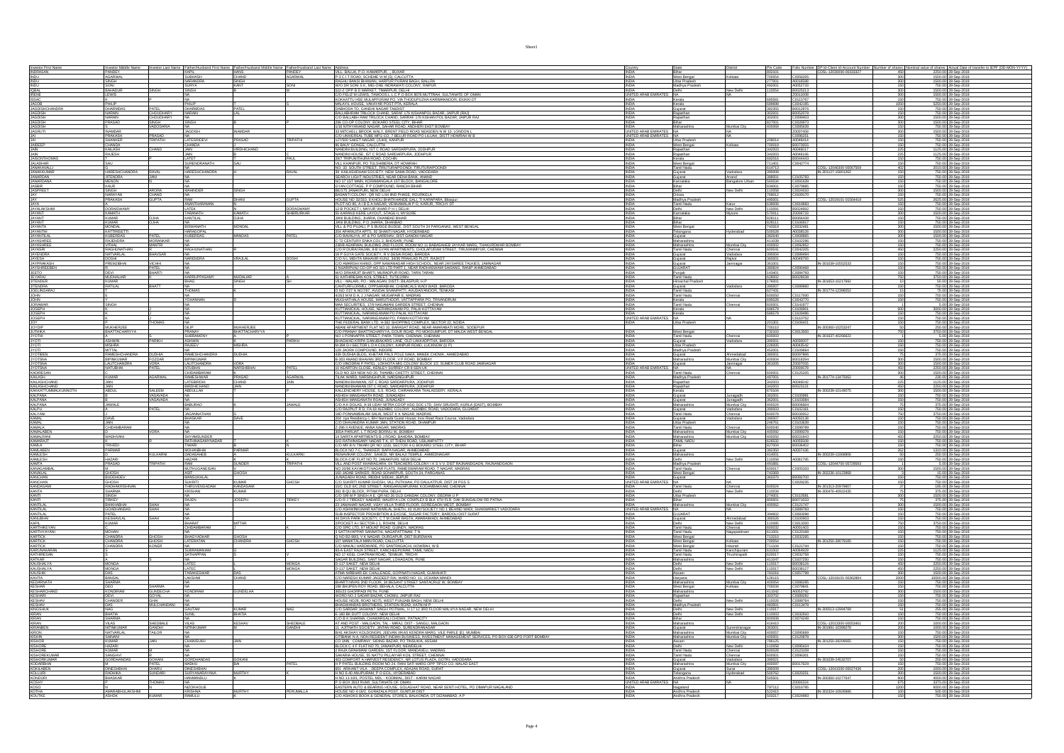| Investor First Name | Investor Middle Name | Investor Last Name | Father/Husband First Name | Father/Husband Middle Name | Father/Husband Last Name | Address | Country | State | District | Pin Code | Folio Number | DP Id-Client Id-Account Number | Number of shares | Nominal value of shares | Actual Date of transfer to IEPF (DD-MON-YYYY) |
|---|---|---|---|---|---|---|---|---|---|---|---|---|---|---|---|
| INDRASAN | | PANDEY | KAPIL | | PANDEY | VILL- BAJUA, P.O.-KAMARPUR, , BUXAR | INDIA | Bihar | | 802101 | | CDSL-12038000-00333327 | 450 | 2250.00 | 30-Sep-2018 |
| INDU | | AGARWAL | SUBHASH | CHAND | AGARWAL | P-3 C I T ROAD, SCHEME VI M (S), CALCUTTA | INDIA | West Bengal | Kolkata | 700054 | C0056285 | | 300 | 1500.00 | 30-Sep-2018 |
| INDU | | SINGH | NARANDRA | SINGH | | RAGHU BANSI BHAWAN, HARPUR PURANI BAGH, BALLIA | INDIA | Uttar Pradesh | | 277001 | A0016588 | | 300 | 1500.00 | 30-Sep-2018 |
| INDU | | SONI | SURYA | KANT | SONI | W/O DR SONI S K, MIG-D90, INDRAWATI COLONY, RAIPUR | INDIA | Madhya Pradesh | | 492001 | A0012733 | | 150 | 750.00 | 30-Sep-2018 |
| IQBAL | | BAHADUR | SINGH | | | S/22-2 OPP B D MARKET, TIMARPUR, DELHI | INDIA | Delhi | New Delhi | 110054 | B0025213 | | 300 | 1500.00 | 30-Sep-2018 |
| IRENE | | LEWIS | NA | | | C/O PAUL E NUNES, TAMOOOL L L C P O BOX 8676 MUTTRAH, SULTANATE OF OMAN | UNITED ARAB EMIRATES | NA | NA | | Z0016008 | | 300 | 1500.00 | 30-Sep-2018 |
| ISSAC | | K | | | | KOIKATTU HSE, KALAPPURAM PO, VIA THODUPUZHA KARIMANNOOR, IDUKKI DT | INDIA | Kerala | | 685581 | C0015787 | | 150 | 750.00 | 30-Sep-2018 |
| JACOB | | PHILIP | PHILIP | | | MALAYIL HOUSE, CHERIYAR POST PO, KERALA | INDIA | Kerala | | 689608 | C0043295 | | 1050 | 5250.00 | 30-Sep-2018 |
| JAGDISHCHANDRA | | CHARMDAS | PATEL | CHARMDAS | | DABHODA TO. GANDHI NAGAR TALUSIT | INDIA | Gujarat | | 382355 | B0012876 | | 150 | 750.00 | 30-Sep-2018 |
| JAGDISH | | NARAIN | CHOUDHARY | NARAIN | LAL | BALLABHRAM TRILOCK CHAND, SARAF 176 KISHANPOL BAZAR, JAIPUR RAJ | INDIA | Rajasthan | | 302001 | B0052579 | | 150 | 750.00 | 30-Sep-2018 |
| JAGDISH | | NARAIN | CHOUDHARY | NA | | C/O BALLABH RAM TRILOCK CHAND, SARRAF 176 KISHAN POL BAZAR, JAIPUR RAJ | INDIA | Rajasthan | | 302001 | C0094403 | | 300 | 1500.00 | 30-Sep-2018 |
| JAGDISH | | PRASAD | SINGH | SINGH | | 206 CO-OP COLONY, BOKARO STEEL CITY, BIHAR | INDIA | Bihar | | 827001 | C0028873 | | 300 | 1500.00 | 30-Sep-2018 |
| JAGDISH | | S | YADGIDARA | NA | | 1/16 NITHYANAND NAGAR, SAHAR ROAD, ANDHERI EAST BOMBAY | INDIA | Maharashtra | Mumbai City | 400069 | C0085639 | | 150 | 750.00 | 30-Sep-2018 |
| JAGRUTI | | INAMDAR | | JAGDISH | INAMDAR | 33 MITCHELL BROOK WALY, KRENT FIELD ROAD NEASDEN N W 10, LONDON L | UNITED ARAB EMIRATES | NA | | | Z0007458 | | 300 | 1500.00 | 30-Sep-2018 |
| JAI | | PRAKASH | PRASAD | NA | | C/O UNIVERSAL TUBE MFG CO, 7 BELUR ROAD PO LILUAH, DISTT HOWRAH W B | UNITED ARAB EMIRATES | NA | NA | | C0096291 | | 150 | 750.00 | 30-Sep-2018 |
| JAI | | SHANKER | TRIPATHI | LATESHRIDEV | PRASAD | TRIPATHI | 127/500 SAKET NAGAR, CUHE, KANPUR | INDIA | Uttar Pradesh | | 208014 | A0048414 | | 150 | 750.00 | 30-Sep-2018 |
| JAIDEEP | | CHANDA | | CHANDA | | 90 BALLY GONGE, CALCUTTA | INDIA | West Bengal | Kolkata | 700019 | B0073055 | | 150 | 750.00 | 30-Sep-2018 |
| JAIN | | KAILASH | CHAND | JAIN | VIRDHICHAND | NANDINI BUILDING, IST C ROAD SARDARPURA, JODHPUR | INDIA | Rajasthan | | 342003 | A0046011 | | 225 | 1125.00 | 30-Sep-2018 |
| JAIN | | RAJESH | | JAIN | | NANDINI HOUSE, IST C ROAD SARDARPURA, JODHPUR | INDIA | Rajasthan | | 342003 | A0046106 | | 225 | 1125.00 | 30-Sep-2018 |
| JAISONTHOMAS | | C | | LATET | PAUL | 59/7 TRIPUNITHURA ROAD, COCHIN | INDIA | Kerala | | 682018 | A0046443 | | 150 | 750.00 | 30-Sep-2018 |
| JALADHAR | | SAU | | SURENDRANATH | SAU | VILL KHANPUR, PO TULSHIBERIA, DT HOWRAH | INDIA | West Bengal | | 711401 | C0042774 | | 150 | 750.00 | 30-Sep-2018 |
| JANAKAVALLI | | S | | NA | | NO. 33, SOUTH STREET, TIRUTURAIPOONDI, TIRUTHURAIPOONDI | INDIA | Tamil Nadu | | 614713 | | CDSL-12066200-00067669 | 402 | 2010.00 | 30-Sep-2018 |
| JANAKKUMAR | | HARESHCHANDRA | RAVAL | HARESHCHANDRA | RAVAL | 39, KAILASHDHAM SOCIETY, NEW SAMA ROAD, VADODARA | INDIA | Gujarat | Vadodara | 390008 | | IN-301127-15801262 | 150 | 750.00 | 30-Sep-2018 |
| JANARDAN | | JITENDRA | JANI | NA | | SEARCH LIGHT INDUSTRIES, NEAR DENA BANK, ANAND | INDIA | Gujarat | Anand | 388001 | C0035793 | | 150 | 750.00 | 30-Sep-2018 |
| JANARDANA | | MENON | N | NA | | NO 17 1ST MAIN, KORAMANGALA 1ST BLOCK, BANGALORE | INDIA | Karnataka | Bangalore Urban | 560034 | C0041639 | | 150 | 750.00 | 30-Sep-2018 |
| JASBIR | | KAUR | | NA | | GYAN COTTAGE, P P COMPOUND, RANCHI BIHAR | INDIA | Bihar | | 834001 | C0079685 | | 150 | 750.00 | 30-Sep-2018 |
| JASPREET | | SINGH | ARORA | MAHINDER | SINGH | BE/175 JANAKPURI, NEW DELHI | INDIA | Delhi | New Delhi | 110058 | C0024610 | | 300 | 1500.00 | 30-Sep-2018 |
| JAY | | NARAYAN | DAS | NA | | BASANTI COLONY, QR NO L/44 IIND PHASE, ROURKELA | INDIA | Orissa | | 769012 | C0035170 | | 150 | 750.00 | 30-Sep-2018 |
| JAY | | PRAKASH | GUPTA | RAM | BHAN GUPTA | HOUSE NO 12/310, B KHOLI BHATKHANDE GALI, TI KARAPARA, Bilaspur | INDIA | Madhya Pradesh | | 495001 | | CDSL-12019101-01564419 | 525 | 2625.00 | 30-Sep-2018 |
| JAYA | | A | | ANANTHARAMAN | | PLOT NO 85, A I B K NAGAR, VENKAMALAI P O, KARUR, TRICHY DT | INDIA | Tamil Nadu | Karur | 639006 | C0104683 | | 150 | 750.00 | 30-Sep-2018 |
| JAYALAKSHMI | | DORAISWAMY | | LATEK | DORAISWAMY | 52-B POCKET I, MAYUR VIHAR P H I, DELHI | INDIA | Delhi | New Delhi | 110091 | B0024692 | | 150 | 750.00 | 30-Sep-2018 |
| JAYANT | | KAMATH | | TARANATH | KAMATH SHBROBKAR | 15 RAMAN NIVASA LAYOUT, JAYALAKSHMIPURAM, MYSORE | INDIA | Karnataka | Mysore | 570012 | A0005732 | | 300 | 1500.00 | 30-Sep-2018 |
| JAYANT | | KUMAR | OJHA | KANTILAL | OJHA | JANI BUILDING, JHARIA, DHANBAD BIHAR | INDIA | Bihar | | 828111 | B0066438 | | 150 | 750.00 | 30-Sep-2018 |
| JAYANT | | KUMAR | OJHA | NA | | JANI BUILDING, P O JHARIA, DHANBAD | INDIA | Bihar | | 828111 | C0035667 | | 150 | 750.00 | 30-Sep-2018 |
| JAYANTA | | MONDAL | | BISWANATH | MONDAL | VILL & PO PUJALI P S BUDGE BUDGE, DIST SOUTH 24 PARGANAS, WEST BENGAL | INDIA | West Bengal | | 743319 | C0032481 | | 300 | 1500.00 | 30-Sep-2018 |
| JAYANTHI | | KATTIRISETTI | | HARAGOPAL | | 204 APARAJITA APTS, 93 SHANTI NAGAR, HYDERABAD | INDIA | Telangana | Hyderabad | 500028 | A0036528 | | 300 | 1500.00 | 30-Sep-2018 |
| JAYANTILAL | | KUBERDAS | PATEL | KUBERDAS | MANDAS PATEL | C/O BAVALIYA, AT & PO SARDHAV, DIST GANDHI NAGAR | INDIA | Gujarat | | 382648 | C0093885 | | 300 | 1500.00 | 30-Sep-2018 |
| JAYASHREE | | RAJENDRA | MORANKAR | NA | | C-72 CENTURY ENKA COL 2, BHOSARI, PUNE | INDIA | Maharashtra | | 411039 | C0102296 | | 150 | 750.00 | 30-Sep-2018 |
| JAYASHREE | | VITHAL | MANTRI | NA | | 138/B AGARWAL BUILDING 2ND FLOOR, ROOM NO 11 BABASAHEB JAYKAR MARG, THAKURDWAR BOMBAY | INDIA | Maharashtra | Mumbai City | 400002 | C0092952 | | 150 | 750.00 | 30-Sep-2018 |
| JAYASRI | | RAGHUNATHAN | R | RAGHUNATHAN | | C/O R DURAIRAJAN, 8-B GYAN APARTMENTS, CHOLAPURAM STREET, TIRUVANMIYUR, CHENNAI | INDIA | Tamil Nadu | Chennai | 600041 | C0042205 | | 450 | 2250.00 | 30-Sep-2018 |
| JAYENDRA | | NATVARLAL | BHAVSAR | NA | | 19 P GUTA GATE SOCIETY, R V DESAI ROAD, BARODA | INDIA | Gujarat | Vadodara | 390004 | C0084944 | | 150 | 750.00 | 30-Sep-2018 |
| JAYESH | | DOSHI | | NARENDRA | VRAJLAL DOSHI | C/O H L MEHTA MAHAVIR NIVAS, 20/30 PRAHLAD PLOT, RAJKOT | INDIA | Gujarat | Rajkot | 360001 | A0049763 | | 150 | 750.00 | 30-Sep-2018 |
| JAYPRAKASH | | PREMJIBHAI | VICHHI | NA | | D-2 AGRAWAL NAGAR, OPP NAGNAGAR HIGH SCHOOL, NEAR JAYSHREE TALKIES, JAMNAGAR | INDIA | Gujarat | Jamnagar | 361001 | | IN-301039-10552533 | 150 | 750.00 | 30-Sep-2018 |
| JAYSHREEBEN | | R | PATEL | NA | | 7 NUNEPULI CO-OP HO SO LTD PART 1, NEAR RADHASWAMI SASANG, RANIP AHMEDABAD | INDIA | GUJARAT | | 380005 | C0090488 | | 150 | 750.00 | 30-Sep-2018 |
| JEETO | | DEVI | BHARTI | NA | | W/O DINHARJIT BHARTI, MURADPUR ROAD, TARN TARAN | INDIA | Punjab | | 143401 | C0084793 | | 150 | 750.00 | 30-Sep-2018 |
| JEYARAJ | | MUDHALIAR | | KARRUPPASAMY | MUDALIAR | 61 KATHIRESAN KOIL STREET, TUTICORIN | INDIA | Tamil Nadu | | 628002 | B0028838 | | 750 | 3750.00 | 30-Sep-2018 |
| JITENDER | | KUMAR | | BHAG | SINGH SH | VILL - MALARI, PO - MALAGWAR, DISTT- BILASPUR, H.P. | INDIA | Himachal Pradesh | | 176047 | | IN-301653-10217692 | 10 | 50.00 | 30-Sep-2018 |
| JITENDRA | | RATILAL | BHATT | NA | | CAHTURFLORMILL, OPPTARABHAI, CHEMICALS WADI WADI, BARODA | INDIA | Gujarat | Vadodara | 390007 | C0089860 | | 150 | 750.00 | 30-Sep-2018 |
| JOELINGARAJ | | J | | THOMAS | | D NO 7/27 N NO7/67, AVUDAI SWAMIPATTI, AVUDAIYANOOR, TENKASI | INDIA | Tamil Nadu | | 627431 | | IN-300778-12398052 | 15 | 75.00 | 30-Sep-2018 |
| JOHN | | A | | NA | | 4/953 M M D A, 2 J NAGAR, MUGAPAIR E, MADRAS | INDIA | Tamil Nadu | Chennai | 600050 | C0017800 | | 150 | 750.00 | 30-Sep-2018 |
| JOHN | | T | | YOHANNAN | | MUGHATHALA HOUSE, MARUTHOOR, VATTAPPARA PO, TRIVANDRUM | INDIA | Kerala | | 695028 | C0043770 | | 150 | 750.00 | 30-Sep-2018 |
| JORAWAR | | SINGH | | NA | | MAA SECURITIES, 17/8 NAGAMANI GARDEN STREET, CHENNAI | INDIA | Tamil Nadu | Chennai | 600001 | C0141877 | | 1 | 5.00 | 30-Sep-2018 |
| JOSEPH | | E | | NA | | KUTTIANICKAL HOUSE, NEHRUNAGAR PO, PALAI KOTTAYAM | INDIA | Kerala | | 686579 | C0030601 | | 600 | 3000.00 | 30-Sep-2018 |
| JOSEPH | | E | | NA | | KUTTIANICKAL, NARANGANAM PO, PALAI KOTTAYAM | INDIA | Kerala | | 686579 | C0030486 | | 150 | 750.00 | 30-Sep-2018 |
| JOSEPH | | K | O | NA | | KUTTIANICKAL, NARANGANAM PO, PAWAI KOTTAYAM | UNITED ARAB EMIRATES | NA | NA | | C0110752 | | 150 | 750.00 | 30-Sep-2018 |
| JOY | | | THOMAS | NA | | THE FEDERAL BANK LTD, H-363 SHOPPING COMPLEX, SECTOR 20, NOIDA | INDIA | Uttar Pradesh | | 201301 | C0006431 | | 150 | 750.00 | 30-Sep-2018 |
| JOYDIP | | MUKHERJEE | | DILIP | MUKHERJEE | ABANI APARTMENT FLAT NO 10, BARASAT ROAD, NEAR AMARABATI MORE, SODEPUR | INDIA | | | 700110 | | IN-300360-10253247 | 50 | 250.00 | 30-Sep-2018 |
| JUTHIKA | | BHATTACHARYYA | | PRANAY | BHATTACHARYYA | C/O PRANAY BHATTACHARYYA, GOUR ROAD, PO MOKDUMPUR, DT MALDA WEST BENGAL | INDIA | West Bengal | | 732103 | C0013500 | | 750 | 3750.00 | 30-Sep-2018 |
| JYOTHI | | A | | SUBRAMONY | | NO 1 PONNAPPA STREET, PARK TOWN, CHENNAI, CHENNAI | INDIA | Tamil Nadu | Chennai | 600003 | | IN-301637-40266822 | 1 | 5.00 | 30-Sep-2018 |
| JYOTI | | ASHWIN | PARIKH | ASHWIN | PARIKH | BHAGWAD KRIPA GANDABAKERS LANE, OLD LAKKADPITHA, BARODA | INDIA | Gujarat | Vadodara | 390001 | A0030007 | | 150 | 750.00 | 30-Sep-2018 |
| JYOTI | | MISHRA | | RAJEEV | MISHRA | M-394 O I SECTOR L D A COLONY, KANPUR ROAD, LUCKNOW (U P) | INDIA | Uttar Pradesh | | 226005 | A0043542 | | 150 | 750.00 | 30-Sep-2018 |
| JYOTI | | MITTAL | | NA | | 129 JAORA COMPOUND, INDORE | INDIA | Madhya Pradesh | | 452001 | C0039664 | | 150 | 750.00 | 30-Sep-2018 |
| JYOTIBEN | | RAMESHCHANDRA | DUDHIA | RAMESHCHANDRA | DUDHIA | 489 DUDHIA BLDG, KHETAR PALS POLE NAKA, MANEK CHOWK, AHMEDABAD | INDIA | Gujarat | Ahmedabad | 380001 | B0007886 | | 75 | 375.00 | 30-Sep-2018 |
| JYOTSNA | | BIPINKUMAR | FOZDAR | BIPINKUMAR | | B-303 ANAND BHAVAN 3RD FLOOR, V P ROAD, BOMBAY | INDIA | Maharashtra | Mumbai City | 400004 | B0018294 | | 300 | 1500.00 | 30-Sep-2018 |
| JYOTSNA | | LALITCHANDRA | VORA | LALITCHANDRA | VORA | C/O VINODRAI P PATEL, LOKHOTA MILL COLONY BLOCK 10, SUMER CLUB ROAD JAMNAGAR | INDIA | Gujarat | Jamnagar | 361005 | Z0007595 | | 300 | 1500.00 | 30-Sep-2018 |
| JYOTSNA | | NATUBHAI | PATEL | NTUBHAI | NARSHIBHAI PATEL | 97 MEWTON CLOSE, KENLEY SURREY CR 8 5JN UK | UNITED ARAB EMIRATES | NA | | | Z0030078 | | 450 | 2250.00 | 30-Sep-2018 |
| KADIRESAN | | C | | CHIDAMBARAM | | OLD NO 33/4 NEW NO 20, THAMBU CHETTY STREET, CHENNAI | INDIA | Tamil Nadu | Chennai | 600001 | C0135265 | | 300 | 1500.00 | 30-Sep-2018 |
| KAILASH | | KUMAR | AGARWAL | RAMESHWAR | PRASAD AGARWAL | TILAK WARD, NARSINGHPUR, NARSINGHPUR | INDIA | Madhya Pradesh | | 487001 | | IN-301774-13475682 | 46 | 230.00 | 30-Sep-2018 |
| KAILASHCHAND | | JAIN | | LATEBIRDHI | CHAND JAIN | NANDINI BHAWAN, IST C ROAD SARDARPURA, JODHPUR | INDIA | Rajasthan | | 342003 | A0046032 | | 225 | 1125.00 | 30-Sep-2018 |
| KAILASHCHAND | | JAIN | | BIRDHICHAND | JAIN | NANDINI BHAWAN IST C ROAD, SARDARPURA, JODHPUR | INDIA | Rajasthan | | 342003 | B0023101 | | 450 | 2250.00 | 30-Sep-2018 |
| KAKKATTUMMALKUNNOTH | | ABDUL | SALEEM | ABDULLAH | | KALLENCHERY HOUSE, S.S. ROAD, CHIRAKKARA THALASSERY, KERALA | INDIA | Kerala | | 670104 | | IN-300239-10146675 | 300 | 1500.00 | 30-Sep-2018 |
| KALPANA | | A | VASAVADA | NA | | ASHISH MANGANATH ROAD, JUNAGADH | INDIA | Gujarat | Junagadh | 362001 | C0030991 | | 150 | 750.00 | 30-Sep-2018 |
| KALPANA | | A | VASAVADA | NA | | ASHISH MANGANATH ROAD, JUNAGADH | INDIA | Gujarat | Junagadh | 362001 | C0030884 | | 150 | 750.00 | 30-Sep-2018 |
| KALPANA | | JAWALE | | BABURAO | JAWALE | C/O A R DOLAS, A-19 UDAY MITRA COOP HSG SOC LTD, SHIV SRUSHTI, KURLA (EAST), BOMBAY | INDIA | Maharashtra | Mumbai City | 400024 | B0006684 | | 75 | 375.00 | 30-Sep-2018 |
| KALPU | | A | PATEL | NA | | C/O RAJPUT R D, FA-10 ALEMBIC COLONY, ALEMBIC ROAD, VADODARA, GUJARAT | INDIA | Gujarat | Vadodara | 390003 | C0102161 | | 150 | 750.00 | 30-Sep-2018 |
| KALYANI | | J | | JAGANNATHAN | | 18D PONNAMBALAM SALAI, WEST K K NAGAR, MADRAS | INDIA | Tamil Nadu | Chennai | 600078 | B0030052 | | 750 | 3750.00 | 30-Sep-2018 |
| KAMAL | | DAVE | | BHASKAR | DAVE | 204, Iyss Residency-I, B/H Narmada Guest House, Inox Road Race Course, Vadodara | INDIA | Gujarat | Vadodara | 390007 | A0055138 | | 150 | 750.00 | 30-Sep-2018 |
| KAMAL | | JAIN | | NA | | C/O MAHAVEERA HARDWARE, 365 STATION ROAD, DHAMPUR | INDIA | Uttar Pradesh | | 246761 | C0103639 | | 150 | 750.00 | 30-Sep-2018 |
| KAMALA | | CHIDAMBARAM | | NA | | 3-286 II AVENUE, ANNA NAGAR, MADRAS | INDIA | Tamil Nadu | Chennai | 600040 | C0090789 | | 150 | 750.00 | 30-Sep-2018 |
| KAMALABEN | | C | VORA | NA | | 3/24 PAROJAL L T ROAD BORIVLI W, BOMBAY | INDIA | Maharashtra | Mumbai City | 400092 | C0095579 | | 150 | 750.00 | 30-Sep-2018 |
| KAMALRANI | | WADHWANI | | SHYAMSUNDER | | 14 SARITA APARTMENTS B J ROAD, BANDRA, BOMBAY | INDIA | Maharashtra | Mumbai City | 400050 | B0031843 | | 450 | 2250.00 | 30-Sep-2018 |
| KAMARAJ | | R | | RATHINASAMYNADAR | | S/O RATHINASAMY NADAR T R, 97 THENI ROAD, USILAMPATTY | INDIA | TAMIL NADU | | 625532 | A0053508 | | 150 | 750.00 | 30-Sep-2018 |
| KAMLA | | TRIVEDI | | TIWARI | | C/O MR B N TIWARI QR NO 3233, SECTOR 4-G BOKARO STEEL CITY, BIHAR | INDIA | Bihar | | 827004 | B0036402 | | 150 | 750.00 | 30-Sep-2018 |
| KAMLABEN | | PARMAR | | MOHANBHAI | PARMAR | BLOCK NO 7-C, THAKKER BAPA NAGAR, AHMEDABAD | INDIA | Gujarat | | 382350 | A0007436 | | 262 | 1310.00 | 30-Sep-2018 |
| KAMLESH | | D | KULKARNI | DADASAHEB | KULKARNI | RENUKHKAR COLONY, SAVEDI, NR BALAJI TEMPLE, AHMEDNAGAR | INDIA | Maharashtra | | 414003 | | IN-300239-11068806 | 50 | 250.00 | 30-Sep-2018 |
| KAMLESH | | HAZARI | | HAZARI | | BLOCK-C4F FLAT NO 70, JANAKPURI, NEW DELHI | INDIA | Delhi | New Delhi | 110058 | A0081795 | | 150 | 750.00 | 30-Sep-2018 |
| KAMTA | | PRASAD | TRIPATHI | RAM | SUNDER TRIPATHI | VILL AND POST KHAIRAGARH, 04 TEACHERS COLONY I K S V V, DIST RAJNANDGAON, RAJNANDGAON | INDIA | Madhya Pradesh | | 491881 | | CDSL-12044700-05726933 | 1 | 5.00 | 30-Sep-2018 |
| KANAGAMBAL | | M | | MUTHUGANESAN | | NO 28/66 KAVAKOTHNAGAR FLATS, RAMESWARAM ROAD, T NAGAR, MADRAS | INDIA | Tamil Nadu | Chennai | 600017 | C0005333 | | 300 | 1500.00 | 30-Sep-2018 |
| KANAILAL | | GHOSH | | ASIT | GHOSH | 16/1 JADAB SARKAR, ROAD SONARPUR, SOUTH 24, PARGANAS | INDIA | West Bengal | | 743369 | | IN-302236-10123868 | 3 | 15.00 | 30-Sep-2018 |
| KANCHAN | | BUDHADEV | | MANSUKHLAL | | JUNAGADH ROAD, NEAR SIDDHI, JETPUR | INDIA | Gujarat | | 360370 | B0092700 | | 150 | 750.00 | 30-Sep-2018 |
| KANCHAN | | GHOSH | | SUKRITI | KUMAR GHOSH | C/O SUKRITI KUMAR GHOSH, VILL DIYAIAH, PO DAULATPUR, DIST 24 PGS S | UNITED ARAB EMIRATES | NA | NA | | C0028025 | | 150 | 750.00 | 30-Sep-2018 |
| KANDASAMI | | SUNDARESHAN | | THIRUNANGADAM | KANDASAMI | OLD: OLD 6C 2ND STREET, KANGARAJAPURAM, KODAMBAKKAM, CHENNAI | INDIA | Tamil Nadu | Chennai | 600024 | | IN-301313-20979807 | 23 | 115.00 | 30-Sep-2018 |
| KANTA | | SHARMA | | KRISHAN | KUMAR | 201 B QU BLOCK, PITAM PURA, DELHI | INDIA | Delhi | New Delhi | 110034 | | IN-300476-40922435 | 75 | 375.00 | 30-Sep-2018 |
| KANTI | | SINGH | | NA | | C/O SRI M P SINGH A E, QR NO 26 OLD GANDAK COLONY, DEORIA U P | INDIA | Uttar Pradesh | | 274001 | C0110581 | | 300 | 1500.00 | 30-Sep-2018 |
| KANTI | | TIRKEY | | RAJEN | JOSEPH TIRKEY | C/O R J TIRKEY NABARD, MAURYA LOK COMPLEX B BLK 4TH FLR, DAK BUNGALOW RD PATNA | INDIA | Bihar | | 800001 | B0071633 | | 75 | 375.00 | 30-Sep-2018 |
| KANTILAL | | BHAVABHAI | SHAH | NA | | 23 JAWAHAR NAGAR, VIJAY VILLA THIRD FLOOR, GOREGAON WEST, BOMBAY | INDIA | Maharashtra | Mumbai City | 400062 | C0121747 | | 300 | 1500.00 | 30-Sep-2018 |
| KANTILAL | | GOADHANDAS | SHAH | NA | | C/O ASHWINKUMAR NATWARLAL SHETH, 43 VIJAY SOCIETY NO 1 BEHIND WADI, SHAKMARKET VADODARA | UNITED ARAB EMIRATES | NA | NA | | C0089783 | | 150 | 750.00 | 30-Sep-2018 |
| KANTILAL | | PATEL | | NA | | SUB-INSPECTOR PROHIBITION & EXCISE, SUGAR FACTORY, BARDOLI DIST SURAT | INDIA | GUJARAT | | 394602 | C0093898 | | 150 | 750.00 | 30-Sep-2018 |
| KANUBHAI | | KESHAVLAL | SHAH | NA | | 44 DAYA PARK SOCIETY, C T M CHAR RASTA, AMARAIWADI, AHMEDABAD | INDIA | Gujarat | Ahmedabad | 380026 | C0100993 | | 150 | 750.00 | 30-Sep-2018 |
| KAPIL | | KUMAR | | BHARAT | MITTAR | D/POCKET 4/ SECTOR-11, ROHINI, DELHI | INDIA | Delhi | New Delhi | 110085 | C0013200 | | 750 | 3750.00 | 30-Sep-2018 |
| KARTHIKEYAN | | C | | CHIDAMBARAM | | C/O SPIC LTD, 97 MOUNT ROAD, GUINDY, MADRAS | INDIA | Tamil Nadu | Chennai | 600032 | A0001403 | | 150 | 750.00 | 30-Sep-2018 |
| KARTHIYAYINI | | MOHAN | | NA | | 1 SATTANATHAN SANNATHI, NAGAPATTINAM, T N | INDIA | Tamil Nadu | Nagapattinam | 611001 | C0120188 | | 150 | 750.00 | 30-Sep-2018 |
| KARTICK | | CHANDRA | GHOSH | BHAGYADHAR | GHOSH | Q NO B2/48/1 V K NAGAR, DURGAPUR, DIST BURDWAN | INDIA | West Bengal | | 713210 | C0032285 | | 150 | 750.00 | 30-Sep-2018 |
| KARTICK | | CHANDRA | GHOSH | LATERATAN | CHANDRA GHOSH | 107 MANIKTALA MAIN ROAD, CALCUTTA | INDIA | West Bengal | Kolkata | 700054 | | IN-301250-28076595 | 150 | 750.00 | 30-Sep-2018 |
| KARTICK | | CHANDRA | KONER | NA | | C/O MAKALI HARDWARE, PO SANTRAGACHI, HOWRAH, W B | INDIA | West Bengal | | 711104 | C0121744 | | 150 | 750.00 | 30-Sep-2018 |
| KARUNAKARAN | | S | | SUBRAMANIAM | | 83-A EAST RAJA STREET, KANCHEEPURAM, TAMIL NADU | INDIA | Tamil Nadu | Kanchipuram | 631502 | A0064829 | | 225 | 1125.00 | 30-Sep-2018 |
| KATHIRESAN | | S | | SATHAPPAN | | NO 17 KEEL CHATRAM ROAD, TENNUR, TRICHY | INDIA | Tamil Nadu | Tiruchirapalli | 620017 | C0032759 | | 150 | 750.00 | 30-Sep-2018 |
| KATKAR | | A | | NA | | SAGAR BUILDING, SANT NAGAR, LOHAGAON, PUNE | INDIA | Maharashtra | | 411047 | C0097250 | | 150 | 750.00 | 30-Sep-2018 |
| KAUSHALYA | | MONGA | | LATEC | MONGA | D-117 SAKET, NEW DELHI | INDIA | Delhi | New Delhi | 110017 | B0038026 | | 450 | 2250.00 | 30-Sep-2018 |
| KAUSHALYA | | MONGA | | LATEC | MONGA | D-117 SAKET, NEW DELHI | INDIA | Delhi | New Delhi | 110017 | B0038027 | | 450 | 2250.00 | 30-Sep-2018 |
| KAUSHIK | | DAS | | PARAMESWAR | DAS | ATMA NIRBHAR EX CHALLENGE, GOPINATH NAGAR, GUWAHATI | INDIA | Assam | | 781016 | C0051789 | | 300 | 1500.00 | 30-Sep-2018 |
| KAVITA | | BANSAL | | LAKSHMI | CHAND | C/O NARESH KUMAR JAGDEEP RAI, WARD NO. 11, UCHANA MANDI | INDIA | Haryana | | 126115 | | CDSL-12019101-00362884 | 2000 | 10000.00 | 30-Sep-2018 |
| KEDARNATH | | SHARMA | | NA | | BHARTI NIVAS 2ND FLOOR, 38 BESANT STREET SANTACRUZ W, BOMBAY | INDIA | Maharashtra | Mumbai City | 400054 | C0095205 | | 150 | 750.00 | 30-Sep-2018 |
| KESHARI | | DEVI | SHARMA | NA | | 19B BHUPENDRA BOSE AVENUE, CALCUTTA | INDIA | West Bengal | Kolkata | 700004 | C0079841 | | 150 | 750.00 | 30-Sep-2018 |
| KESHARICHAND | | SUNDRAM | KHANDECHA | SUNDRAM | KUNDELHA | 902/222 BHOSPADA PETH, PUNE | INDIA | Maharashtra | | 411002 | A0053762 | | 150 | 750.00 | 30-Sep-2018 |
| KESHAV | | DEVI | SATYAL | NA | | WORD NO 3 SADAR BAZAR, CHOMU, JAIPUR RAJ | INDIA | Rajasthan | | 303702 | C0080092 | | 150 | 750.00 | 30-Sep-2018 |
| KESHAV | | CHANDER | SHAI | NA | | HOUSE NO28, ROAD NO75, WEST PUNJABI BAGH, NEW DELHI | INDIA | Delhi | New Delhi | 110026 | C0080764 | | 150 | 750.00 | 30-Sep-2018 |
| KESHAV | | DAS | MULCHANDANI | NA | | BHAGWANDAS BROTHERS, STATION ROAD, KATNI M P | INDIA | Madhya Pradesh | | 483501 | C0113678 | | 150 | 750.00 | 30-Sep-2018 |
| KINGSHUK | | NAG | | GAUTAM | KUMAR NAG | C/O SARDAR JASWANT SINGH POTWAL, H 17 12 3RD FLOOR MALVIYA NAGAR, NEW DELHI | INDIA | Delhi | New Delhi | 110017 | | IN-300513-12994798 | 51 | 255.00 | 30-Sep-2018 |
| KIRAN | | BHATIA | | SUNIL | BHATIA | E-160 BK DUTT COLONY, NEW DELHI | INDIA | Delhi | New Delhi | 110003 | C0032600 | | 150 | 750.00 | 30-Sep-2018 |
| KIRAN | | SHARMA | | NA | | C/O B K SHARMA, CHAWARGALI CHOWK, PATNACITY | INDIA | Bihar | | 800008 | C0074249 | | 150 | 750.00 | 30-Sep-2018 |
| KIRAN | | VILAS | SHEDBALE | VILAS | KESHAV SHEDBALE | AT AND POST - MALGAON, TAL - MIRAJ, DIST - SANGLI, MALGAON | INDIA | Maharashtra | | 416410 | | CDSL-12033200-00053461 | 200 | 1000.00 | 30-Sep-2018 |
| KIRANBEN | | NITINKUMAR | GANDHI | NITINKUMAR | M GANDHI | 11 AJITNATH SOCIETY, JINTAN ROAD, SURENDRANAGAR | INDIA | Gujarat | Surendranagar | 363001 | | IN-301991-10396076 | 150 | 750.00 | 30-Sep-2018 |
| KIRON | | NATVARLAL | TAILOR | NA | | B/41 AKSHAY KOLDONGRI, JEEVAN VIKAS KENDRA MARG, VILE PARLE (E), MUMBAI | INDIA | Maharashtra | Mumbai City | 400057 | C0095466 | | 150 | 750.00 | 30-Sep-2018 |
| KISHIN | | NARWANI | | NA | | CITIBANK N A, NON RESIDENT INDIAN BUSINESS, INVESTMENT MANAGEMENT SERVICES, PO BOX 626 GPO FORT BOMBAY | INDIA | Maharashtra | Mumbai City | 400001 | C0120879 | | 150 | 750.00 | 30-Sep-2018 |
| KISHOR | | KUMAR | JAIN | CHAINSUKH | JAIN | C/O JAIN AGENCY, MOHINI BAZAR, PO TINSUKIA, ASSAM | INDIA | Assam | | 786125 | | IN-301250-28208665 | 150 | 750.00 | 30-Sep-2018 |
| KISHORE | | HALANI | | NA | | BLOCK B-1 FLAT NO 71, JANAKPURI, NEW DELHI | INDIA | Delhi | New Delhi | 110058 | C0095426 | | 150 | 750.00 | 30-Sep-2018 |
| KISHORE | | KUMAR | | NA | | 1 RAJA GRAMANI GARDEN, 1ST FLOOR, MANDAVELI, MADRAS | INDIA | Tamil Nadu | Chennai | 600028 | C0123169 | | 150 | 750.00 | 30-Sep-2018 |
| KISHORKUMAR | | SANGHVI | | NA | | SAKARIA HOUSE, 35 NATTU PILLAIYAR KOIL STREET, CHENNAI | INDIA | Tamil Nadu | Chennai | 600001 | C0098301 | | 150 | 750.00 | 30-Sep-2018 |
| KISHORKUMAR | | GORDHANDAS | GOKANI | GORDHANDAS | GOKANI | 403 COMFORT A HARVEST RESIDENCY, NR LOTUS PLAZA, GOTRI, VADODARA | INDIA | Gujarat | Vadodara | 390021 | | IN-300239-14522707 | 50 | 250.00 | 30-Sep-2018 |
| KODANBHAI | | M | PATEL | MADHU | BAI | H P PATEL BUILDING ROOM NO 24, RANI SATI MARG OPP TIPCO CO, MALAD EAST | INDIA | Maharashtra | Mumbai City | 400097 | B0017629 | | 150 | 750.00 | 30-Sep-2018 |
| KOKILABEN | | DINESHBHAI | BHARU | DINESHBHAI | | 801 ARIHANT VILA, DEEPA COMPLEX, ADAJAN ROAD, SURAT | INDIA | Gujarat | Surat | 395009 | | CDSL-12041500-00027436 | 200 | 1000.00 | 30-Sep-2018 |
| KOLLURI | | RADHIKA | SUNDARI | SURYANARAYANA | MURTHY | H NO 6-48 ABUPURAM, P O ECIL, HYDERABAD | INDIA | Telangana | Hyderabad | 500762 | C0030251 | | 150 | 750.00 | 30-Sep-2018 |
| KONDURI | | BHASKAR | | HANMANDLU | | H NO 11-1/91, POSTEL MDL - KODIMIAL, DIST - KARIM NAGAR | INDIA | Andhra Pradesh | | 505501 | | IN-300360-10277647 | 50 | 250.00 | 30-Sep-2018 |
| KOSHY | | T | THOMAS | NA | | P O BOX 3910 RUWI, SULTANATE OF OMAN | INDIA | Tamil Nadu | | | C0082344 | | 675 | 3375.00 | 30-Sep-2018 |
| KOSO | | N | | NZOHOLIE | | EASTERN AUTO & BEARING HOUSE, GOLAGHAT ROAD, NEAR SENTI HOTEL, PO DIMAPUR NAGALAND | INDIA | Nagaland | | 797112 | C0010795 | | 300 | 1500.00 | 30-Sep-2018 |
| KOTHA | | AMARABHULAKSHMI | | KRISHNA | MURTHY PERUMALLA | HOUSE NO 4-16/10, GURAZALA POST, GUNTUR DIST | INDIA | Andhra Pradesh | | 522415 | | IN-302324-10928896 | 150 | 750.00 | 30-Sep-2018 |
| KOUTIKE | | ASHOK | KUMAR | RAMULU | | C/O ASHOKA BOOK & GENERAL STORES, BALKONDA, DT NIZAMABAD, A P | INDIA | Andhra Pradesh | | 503217 | C0028863 | | 150 | 750.00 | 30-Sep-2018 |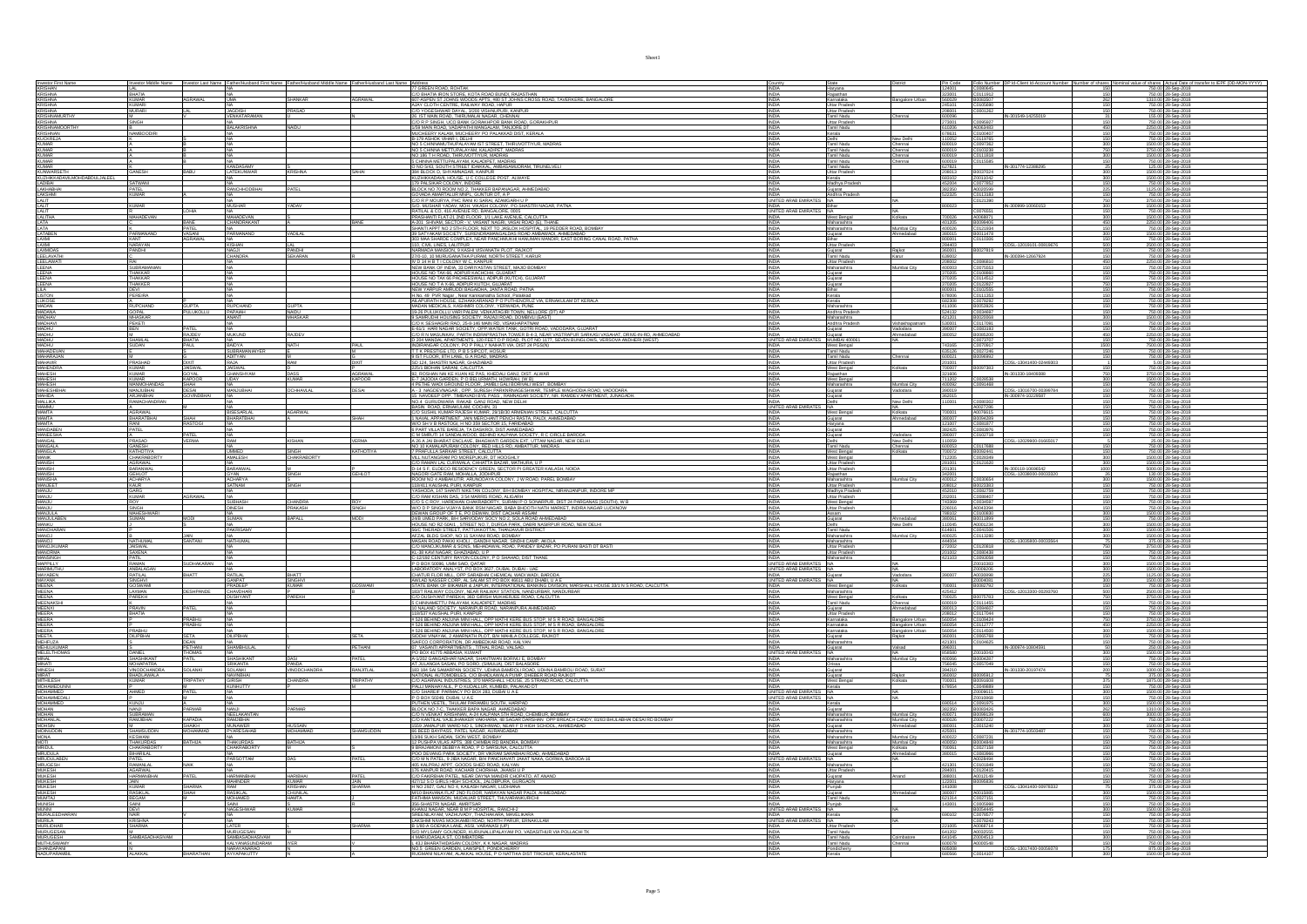| Investor First Name | Investor Middle Name | Investor Last Name | Father/Husband First Name | Father/Husband Middle Name | Father/Husband Last Name | Address | Country | State | District | Pin Code | Folio Number | DP Id-Client Id-Account Number | Number of shares | Nominal value of shares | Actual Date of transfer to IEPF (DD-MON-YYYY) |
|---|---|---|---|---|---|---|---|---|---|---|---|---|---|---|---|
| KRISHAN | LAL | | NA | | | 77 GREEN ROAD, ROHTAK | INDIA | Haryana | | 124001 | C0000645 | | 150 | 750.00 | 20-Sep-2018 |
| KRISHNA | BHATIA | | NA | | | C/O BHATIA IRON STORE, KOTA ROAD BUNDI, RAJASTHAN | INDIA | Rajasthan | | 323001 | C0011662 | | 150 | 750.00 | 20-Sep-2018 |
| KRISHNA | KUMAR | AGRAWAL | UMA | SHANKAR | AGRAWAL | 807-ASPEN ST JOHNS WOODS APTS, #80 ST JOHNS CROSS ROAD, TAVERKERE, BANGALORE | INDIA | Karnataka | Bangalore Urban | 560029 | B0093507 | | 262 | 1310.00 | 20-Sep-2018 |
| KRISHNA | KUMARI | | NA | | | AJAY CLOTH CENTRE, RAILWAY ROAD, HAPUR | INDIA | Uttar Pradesh | | 245101 | C0025890 | | 150 | 750.00 | 20-Sep-2018 |
| KRISHNA | MURARI | LAL | JAGDISH | PRASAD | | C/O YOGESHWAR DAYAL, 3/208 VISHNUPURI, KANPUR | INDIA | Uttar Pradesh | | 208002 | C0001262 | | 150 | 750.00 | 20-Sep-2018 |
| KRISHNAMURTHY | M | | VENKATARAMAN | | | 30, 1ST MAIN ROAD, THIRUMALAI NAGAR, CHENNAI | INDIA | Tamil Nadu | Chennai | 600096 | | IN-301549-14236519 | 31 | 155.00 | 20-Sep-2018 |
| KRISHNA | SINGH | | NA | | | C/O P P SINGH, H.D BANK GORAKHPUR BANK ROAD, GORAKHPUR | INDIA | Uttar Pradesh | | 273001 | C0009527 | | 150 | 750.00 | 20-Sep-2018 |
| KRISHNAMOORTHY | N | | BALAKRISHNA | | NAIDU | 1/59 MAIN ROAD, VADAPATHIMANGALAM, TANJORE DT | INDIA | Tamil Nadu | | 610209 | A0003493 | | 450 | 2250.00 | 20-Sep-2018 |
| KRISHNAN | VANBOODIRI | | NA | | | MUCHEERY KALAM, MUCHEERY PO PALAKKAD DIST, KERALA | INDIA | Kerala | | 678631 | C0000407 | | 150 | 750.00 | 20-Sep-2018 |
| KUCKREJA | | S | NA | | | B-179 ASHOK VIHAR I, DELHI | INDIA | Delhi | New Delhi | 110052 | C0010765 | | 150 | 750.00 | 20-Sep-2018 |
| KUMAR | A | B | NA | | | NO 5 CHINNAMUTHUPALAYAM IST STREET, THIRUVOTTIYUR, MADRAS | INDIA | Tamil Nadu | Chennai | 600019 | C0097362 | | 300 | 1500.00 | 20-Sep-2018 |
| KUMAR | A | B | NA | | | NO 5 CHINNA METTUPALAYAM, KALADIPET, MADRAS | INDIA | Tamil Nadu | Chennai | 600019 | C0103238 | | 750 | 3750.00 | 20-Sep-2018 |
| KUMAR | A | B | NA | | | NO 186 T H ROAD, THIRUVOTTIYUR, MADRAS | INDIA | Tamil Nadu | Chennai | 600019 | C0111659 | | 300 | 1500.00 | 20-Sep-2018 |
| KUMAR | A | B | NA | | | 5 CHINNA METTUPALAYAM, KALADIPET, MADRAS | INDIA | Tamil Nadu | Chennai | 600019 | C0115585 | | 150 | 750.00 | 20-Sep-2018 |
| KUMAR | V | | KANDASAMY | | | D NO 5/43, SOUTH STREET ERAIYAL, AMBASAMUDRAM, TIRUNELVELI | INDIA | Tamil Nadu | | 627401 | | IN-301774-12388295 | 25 | 125.00 | 20-Sep-2018 |
| KUNWARSETH | GANESH | BABU | LATEKUNWAR | KRISHNA | SAHAI | 394 BLOCK O, SHYAMNAGAR, KANPUR | INDIA | Uttar Pradesh | | 208013 | B0037024 | | 300 | 1500.00 | 20-Sep-2018 |
| KUZHIKKADAVILMOHDABDULJALEEL | | | NA | | | KUZHIKKADAVIL HOUSE, U C COLLEGE POST, ALWAYE | INDIA | Kerala | | 683102 | B0013042 | | 300 | 1500.00 | 20-Sep-2018 |
| LACHMI | SATWANI | | NA | | | 179 PALSIKAR COLONY, INDORE | INDIA | Madhya Pradesh | | 452004 | C0077802 | | 150 | 750.00 | 20-Sep-2018 |
| LAKHABHAI | PATEL | | RANCHHODBHAI | | PATEL | THAKKER BAPANAGAR, AHMEDABAD | INDIA | Gujarat | | 382350 | A0003599 | | 225 | 1125.00 | 20-Sep-2018 |
| LAKSHMI | KUMARI | A | NA | | | C/O A AMARTALUR MNPL, GUNTUR DT, A P | INDIA | Andhra Pradesh | | 522325 | C0113183 | | 150 | 750.00 | 20-Sep-2018 |
| LALIT | | | NA | | | C/O R P MOURYA, PHC RANI KI SARAI, AZAMGARH U P | UNITED ARAB EMIRATES | NA | NA | | C0121390 | | 750 | 3750.00 | 20-Sep-2018 |
| LALIT | KUMAR | | MUSHAR | | YADAV | S/O. MUSHAR YADAV, MOH. VIKASH COLONY, PO SHASTRI NAGAR, PATNA | INDIA | Bihar | | 800023 | | IN-300999-10060253 | 300 | 1500.00 | 20-Sep-2018 |
| LALIT | | LOHIA | NA | | | RATILAL & CO, 410 AVENUE RD, BANGALORE, 0005 | UNITED ARAB EMIRATES | NA | NA | | C0076591 | | 150 | 750.00 | 20-Sep-2018 |
| LALITHA | MAHADEVAN | | MAHADEVAN | | | PRASHANTI FLAT-21 2ND FLOOR, 1/1 LAKE AVENUE, CALCUTTA | INDIA | West Bengal | Kolkata | 700026 | A0008871 | | 300 | 1500.00 | 20-Sep-2018 |
| LATA | C | BANE | CHANDRAKANT | | BANE | A-201, SHIVAM, SECTOR - V, VASANT NAGRI, VASAI ROAD (E), THANE | INDIA | Maharashtra | | 401205 | B0096406 | | 450 | 2250.00 | 20-Sep-2018 |
| LATA | | PATEL | NA | | | SHANTI APPT NO 2 5TH FLOOR, NEXT TO JASLOK HOSPITAL, 16 PEDDER ROAD, BOMBAY | INDIA | Maharashtra | Mumbai City | 400026 | C0121934 | | 150 | 750.00 | 20-Sep-2018 |
| LATABEN | PARMANAND | VASANI | PARMANAND | VADILAL | | 39 SATYAKAM SOCIETY, SURENDRAMANGALDAS ROAD AMBAWADI, AHMEDABAD | INDIA | Gujarat | Ahmedabad | 380015 | B0011478 | | 300 | 1500.00 | 20-Sep-2018 |
| LAXMI | KANT | AGRAWAL | NA | | | 302 MAA SHARDE COMPLEX, NEAR PANCHMUKHI HANUMAN MANDIR, EAST BORING CANAL ROAD, PATNA | INDIA | Bihar | | 800001 | C0101996 | | 150 | 750.00 | 20-Sep-2018 |
| LAXMI | NARAYAN | | KISHAN | LAL | | 310, CIVIL LINES, LALITPUR | INDIA | Uttar Pradesh | | 284403 | | CDSL-12019101-00810676 | 500 | 2500.00 | 20-Sep-2018 |
| LAXMIDAS | PANDHI | | NAGJI | PANDHI | | NARMADA SHRADDH, 9 KISHA VISVANATH PLOT, RAJKOT | INDIA | Gujarat | Rajkot | 360001 | B0027819 | | 150 | 750.00 | 20-Sep-2018 |
| LEELAVATHI | S | | CHANDRA | SEKARAN | | 37/D-10, 18 MURUGAPPANA PURAM, NORTH STREET, KARUR | INDIA | Tamil Nadu | Karur | 639002 | | IN-300394-13667924 | 150 | 750.00 | 20-Sep-2018 |
| LEELAWATI | DEI | | NA | | | M.B. LM M B T COLONY W C, KANPUR | INDIA | Uttar Pradesh | | 208002 | C0006610 | | 150 | 750.00 | 20-Sep-2018 |
| LEENA | SUBRAMANIAN | | NA | | | NEW BANK OF INDIA, 23 DARIYASTAN STREET, MAJID BOMBAY | INDIA | Maharashtra | Mumbai City | 400003 | C0075553 | | 150 | 750.00 | 20-Sep-2018 |
| LEENA | THAKKAR | | NA | | | HOUSE NO. TAK-66, ADIPUR KACHCHH, GUJARAT | INDIA | Gujarat | | 370205 | C0106860 | | 150 | 750.00 | 20-Sep-2018 |
| LEENA | THAKKAR | | NA | | | HOUSE NO TAK 66 PACHEESWALI, ADIPUR (KUTCH), GUJARAT | INDIA | Gujarat | | 370205 | C0114512 | | 150 | 750.00 | 20-Sep-2018 |
| LEENA | THAKKER | | NA | | | HOUSE NO T A X-66, ADIPUR KUTCH, GUJARAT | INDIA | Gujarat | | 370205 | C0123827 | | 750 | 3750.00 | 20-Sep-2018 |
| LILA | DEVI | | NA | | | NEW TARPUR AMRUDDI BAGADHA, JANTA ROAD, PATNA | INDIA | Bihar | | 800001 | C0015505 | | 150 | 750.00 | 20-Sep-2018 |
| LISTON | PEREIRA | | NA | | | H.No. 49 PVR Nagar, Near Kanikamatha School, Palakkad | INDIA | Kerala | | 678006 | C0111353 | | 150 | 750.00 | 20-Sep-2018 |
| LUKOSE | K | | NA | | | ALAPURATH HOUSE, EZHAKKARANAD P O PUTHENCRUZ VIA, ERNAKULAM DT KERALA | INDIA | Kerala | | 682308 | C0076292 | | 150 | 750.00 | 20-Sep-2018 |
| MADAN | RUPCHAND | GUPTA | RUPCHAND | GUPTA | | MADAN MEDICALS, KASHMIRI COLONY, YERWADA, PUNE | INDIA | Maharashtra | | 411006 | B0053826 | | 150 | 750.00 | 20-Sep-2018 |
| MADHAN | GOPAL | PULLIKOLLU | PURNAIH | NAIDU | | 18-28 PULLIKOLLU VARI PALEM, VENKATAGIRI TOWN, NELLORE (DT) AP | INDIA | Andhra Pradesh | | 524132 | C0034697 | | 150 | 750.00 | 20-Sep-2018 |
| MADHAV | BHASKAR | | ANANT | BHASKAR | | 9 SAMRUDHI HOUSING SOCIETY, RAGHUVIR NAGAR, DOMBIVLI (EAST) | INDIA | Maharashtra | | 421201 | B0013455 | | 300 | 1500.00 | 20-Sep-2018 |
| MADHAVI | PRASTI | | NA | | | C/O K SESHAGIRI RAO, 25-8-166 MAIN RD, VISAKHAPATNAM | INDIA | Andhra Pradesh | Vishakhapatnam | 530001 | C0107591 | | 150 | 750.00 | 20-Sep-2018 |
| MADHU | DEVI | PATEL | NA | | | E-55/3, HARI NAGAR SOCIETY, OPP WATER TANK, GOTRI ROAD, VADODARA, GUJARAT | INDIA | Gujarat | Vadodara | 390021 | C0001393 | | 150 | 750.00 | 20-Sep-2018 |
| MADHU | | RAJDEV | MUKUND | RAJDEV | | C/O R N MASURKAR, PARTH INDRAPRASTHA TOWER B-4-3, NEAR VASTRAPUR SARKASI VASAHAT, DRIVE-IN RD, AHMEDABAD | INDIA | Gujarat | Ahmedabad | 380052 | B0005200 | | 450 | 2250.00 | 20-Sep-2018 |
| MADHU | SHAMLAL | BHATIA | NA | | | B 104 MANDAL APARTMENTS, 120 FEET D P ROAD, PLOT NO 117, SEVEN BUNGLOWS, VERSOVA ANDHERI (WEST) | UNITED ARAB EMIRATES | MUMBAI 400061 | NA | | C0072707 | | 150 | 750.00 | 20-Sep-2018 |
| MADHU | SUDAN | PAUL | BAIDYA | NATH | PAUL | INDRANAGAR COLONY, PO P PALLY NAIHATI VIA, DIST 24 PGS(N) | INDIA | West Bengal | | 743165 | C0070847 | | 1500 | 7500.00 | 20-Sep-2018 |
| MAHADEVAN | T | | SUBRAMANYER | | | T K PRESTIGE LTD, P B S SIPCOT, HOSUR | INDIA | Tamil Nadu | | 635126 | C0027246 | | 150 | 750.00 | 20-Sep-2018 |
| MAHARAJAN | M | | ADITYAN | | M | 8 1ST FLOOR, 8TH LANE, G A ROAD, MADRAS | INDIA | Tamil Nadu | Chennai | 600021 | B0096892 | | 150 | 750.00 | 20-Sep-2018 |
| MAHAVIR | PRASHAD | DIXIT | RAJA | RAM | DIXIT | SD-124, SHASTRI NAGAR, GHAZIABAD | INDIA | Uttar Pradesh | | 201002 | | CDSL-13041400-03468003 | 1 | 5.00 | 20-Sep-2018 |
| MAHENDRA | KUMAR | JAISWAL | JAISWAL | D | | 225/1 BIDHAN SARANI, CALCUTTA | INDIA | West Bengal | Kolkata | 700007 | B0097383 | | 150 | 750.00 | 20-Sep-2018 |
| MAHESH | KUMAR | GOYAL | GHANSHYAM | DASS | AGRAWAL | 92, ROSHAN NAI KE KUAN KE PAS, KHEDALI GANJ, DIST. ALWAR | INDIA | Rajasthan | | 321606 | | IN-301330-18400098 | 750 | 3750.00 | 20-Sep-2018 |
| MAHESH | KUMAR | KAPOOR | UDAY | KUMAR | KAPOOR | E-7 JADODIA GARDEN, P O BELURMATH, HOWRAH, (W B) | INDIA | West Bengal | | 711202 | C0026539 | | 300 | 1500.00 | 20-Sep-2018 |
| MAHESH | NARAYANDAS | SHAH | NA | | | 4 PALTAB, WADI GROUND FLOOR, JAMBLI GALI BORIVALI WEST, BOMBAY | INDIA | Maharashtra | Mumbai City | 400092 | C0091468 | | 150 | 750.00 | 20-Sep-2018 |
| MAHESHBHAI | NARANBHAI | DESAI | MANJUBHAI | CHHAVAL | DESAI | A - 3, HARIDEVNAGAR, OPP. SURESH PARKH RAGESHWAR, TEMPLE WAGHODIA ROAD, VADODARA | INDIA | Gujarat | Vadodara | 390019 | | CDSL-12016700-00386794 | 150 | 750.00 | 20-Sep-2018 |
| MAHIER | ARUNBHAI | GOVINDBHAI | NA | | | 10, NAVDEEP APPT, TIMBEKHED/PE PASS, RAMNAGAR SOCIETY, NR. PANDEY APARTMENT, JUNAGADH | INDIA | Gujarat | | 362015 | | IN-300974-11195887 | 150 | 750.00 | 20-Sep-2018 |
| MALLIKA | RAMACHANDRAN | | NA | | | NO.4, GURUDWARA RAKAB GANJ ROAD, NEW DELHI | INDIA | Delhi | New Delhi | 110001 | C0080322 | | 150 | 750.00 | 20-Sep-2018 |
| MAMMU | K | | NA | | | BASIN ROAD, ERNAKULAM, COCHIN, 31 | UNITED ARAB EMIRATES | NA | NA | | A0027396 | | 150 | 750.00 | 20-Sep-2018 |
| MAMTA | AGRAWAL | | BISESARLAL | AGARWAL | | C/O SUSHIL KUMAR RAJESH KUMAR, 24/1B/30 ARMENIAN STREET, CALCUTTA | INDIA | West Bengal | Kolkata | 700001 | A0078615 | | 150 | 750.00 | 20-Sep-2018 |
| MAMTA | BHARATBHAI | SHAH | BHARATBHAI | | SHAH | 1 NAVAL APPARTMENT, JAIN MERCHANT PENCH RASTA, PALDI, AHMEDABAD | INDIA | Gujarat | Ahmedabad | 380007 | B0094209 | | 150 | 750.00 | 20-Sep-2018 |
| MAMTA | RANI | RASTOGI | NA | | | W/O SH V B RASTOGI, H NO 339 SECTOR 15, FARIDABAD | INDIA | Haryana | | 121007 | C0080877 | | 150 | 750.00 | 20-Sep-2018 |
| MANDABEN | PATEL | | NA | | | 6 PART VILLATE BAREJA, TA DASKROI, DIST AHMEDABAD | INDIA | Gujarat | | 382425 | C0093876 | | 150 | 750.00 | 20-Sep-2018 |
| MANEESHA | N | PATEL | NA | | | C M SMRUTI 14 SANDALWOOD, BEHIND KALPANA SOCIETY, R C CIRCLE BARODA | INDIA | Gujarat | Vadodara | 390007 | C0032718 | | 150 | 750.00 | 20-Sep-2018 |
| MANGAL | PRASAD | VERMA | RAM | KISHAN | VERMA | A-26 A JAI BHARAT ENCLAVE, BHAGWATI GARDEN EXT, UTTAM NAGAR, NEW DELHI | INDIA | Delhi | New Delhi | 110059 | | CDSL-12029900-05665017 | 5 | 25.00 | 20-Sep-2018 |
| MANGALAM | GANESH | | NA | | | NO 10 KAMALAPURAM COLONY, 3RD HILLS RD, AMBATTUR, MADRAS | INDIA | Tamil Nadu | Chennai | 600053 | C0117688 | | 150 | 750.00 | 20-Sep-2018 |
| MANGILA | KATHOTIYA | | UMMED | SINGH | KATHOTIYA | 7 PANCULLA SARKAR STREET, CALCUTTA | INDIA | West Bengal | Kolkata | 700007 | B0092441 | | 150 | 750.00 | 20-Sep-2018 |
| MANIK | CHAKRABORTY | | AMALESH | | CHAKRABORTY | VILL RATANGAGAR PO MOHESHPUR, DT HOOGHLY | INDIA | West Bengal | | 712205 | C0035089 | | 300 | 1500.00 | 20-Sep-2018 |
| MANISH | AGRAWAL | | NA | | | C/O RAMAN LAL CURIWALA, CHHATTA BAZAR, MATHURA, U P | INDIA | Uttar Pradesh | | 281001 | C0121620 | | 300 | 1500.00 | 20-Sep-2018 |
| MANISH | BARANWAL | | BARANWAL | | | B-14 S.F. ELDECO RESIDENCY GREEN, SECTOR PI GREATER KAILASH, NOIDA | INDIA | Uttar Pradesh | | 201301 | | IN-300118-10066542 | 1000 | 5000.00 | 20-Sep-2018 |
| MANISH | GEHLOT | | GYAN | SINGH | GEHLOT | NAGORI GATE RAM, MOHALLA, JODHPUR | INDIA | Rajasthan | | 342001 | | CDSL-12038200-00033320 | 20 | 100.00 | 20-Sep-2018 |
| MANISHA | ACHARYA | | ACHARYA | | | ROOM NO 4 AMBAKUTIR, ARUNODAYA COLONY, J W ROAD, PAREL BOMBAY | INDIA | Maharashtra | Mumbai City | 400012 | C0030654 | | 300 | 1500.00 | 20-Sep-2018 |
| MANJEET | KAUR | | SATNAM | SINGH | | 118/411 KAUSHAL PURI, KANPUR | INDIA | Uttar Pradesh | | 208012 | B0023383 | | 150 | 750.00 | 20-Sep-2018 |
| MANJU | GARG | | NA | | | YASHODA, 147 SHANTI NIKETAN COLONY, B/H BOMBAY HOSPITAL, NIRANJANPUR, INDORE MP | INDIA | Madhya Pradesh | | 452010 | C0092759 | | 150 | 750.00 | 20-Sep-2018 |
| MANJU | KUMAR | AGRAWAL | NA | | | C/O RAM KISHAN DAS, 3 54 MARRIS ROAD, ALIGARH | INDIA | Uttar Pradesh | | 202001 | C0089467 | | 150 | 750.00 | 20-Sep-2018 |
| MANJU | ROY | | SUBHASH | CHANDRA | ROY | C/O S C ROY, HARIDHAN CHAKRABORTY, SURANI P O SONARPUR, DIST 24 PARGANAS (SOUTH), W B | INDIA | West Bengal | | 743369 | C0034597 | | 150 | 750.00 | 20-Sep-2018 |
| MANJU | SINGH | | DINESH | PRAKASH | SINGH | W/O D P SINGH VIJAYA BANK RSM NAGAR, BABA BHOOTH NATH MARKET, INDIRA NAGAR LUCKNOW | INDIA | Uttar Pradesh | | 226016 | A0043394 | | 150 | 750.00 | 20-Sep-2018 |
| MANJULA | MAHESHWARI | | NA | | | DEWAN GROUP OF T E, PO DEWAN, DIST CACHAR ASSAM | INDIA | Assam | | 788502 | C0000830 | | 300 | 1500.00 | 20-Sep-2018 |
| MANJULABEN | SUMAN | MODI | SUMAN | BAPALL | MODI | D/45 URBO PARK, B/H SARVODAY SOCY NO 2, SOLA ROAD AHMEDABAD | INDIA | Gujarat | Ahmedabad | 380061 | B0011894 | | 150 | 750.00 | 20-Sep-2018 |
| MANOJ | J | | S | | | HOUSE NO 62 GALI, STREET NO 7, DURGA PARK, DABRI NASIRPUR ROAD, NEW DELHI | INDIA | Delhi | New Delhi | 110045 | A0005234 | | 300 | 1500.00 | 20-Sep-2018 |
| MANOHARAN | R | | PERIYSAMY | | | 50/E THERADI STREET, PATTUKKOTTAI, THANJAVUR DISTRICT | INDIA | Tamil Nadu | | 614601 | C0091026 | | 300 | 1500.00 | 20-Sep-2018 |
| MANOJ | | JAIN | NA | | | AFZAL BLDG SHOP, NO 11 SAYANI ROAD, BOMBAY | INDIA | Maharashtra | Mumbai City | 400025 | C0113280 | | 300 | 1500.00 | 20-Sep-2018 |
| MANOJ | NATHUMAL | SANTANI | NATHUMAL | | | VASANI ROAD PAKKI KHOLI, GANDHI NAGAR, SINDHI CAMP, AKOLA | INDIA | Maharashtra | | 444004 | | CDSL-13036900-00032664 | 75 | 375.00 | 20-Sep-2018 |
| MANOJKUMAR | JAISWAL | | NA | | | C/O MANOJKUMAR & SONS, MEHADAWAL ROAD, PANDEY BAZAR, PO PURANI BASTI DT BASTI | INDIA | Uttar Pradesh | | 272002 | C0120808 | | 750 | 3750.00 | 20-Sep-2018 |
| MANORMA | SAXENA | | NA | | | KL-38 KAVI NAGAR, GHAZIABAD, U P | INDIA | Uttar Pradesh | | 201002 | C0080438 | | 150 | 750.00 | 20-Sep-2018 |
| MANSINGH | PATIL | | NA | | | C-12/102 CENTURY RAYON COLONY, P O SHAHAD, DIST THANE | INDIA | Maharashtra | | 421103 | C0092658 | | 150 | 750.00 | 20-Sep-2018 |
| MAPPILLY | RAMAN | SUDHAKARAN | NA | | | P O BOX 50096, UMM SAID, QATAR | UNITED ARAB EMIRATES | NA | NA | | Z0010383 | | 300 | 1500.00 | 20-Sep-2018 |
| MARIMUTHU | AMBALAGAN | | NA | | | LABORATORY ANALYST, PO BOX 3027, DUBAI, DUBAI - UAE | UNITED ARAB EMIRATES | NA | NA | | Z0009206 | | 300 | 1500.00 | 20-Sep-2018 |
| MAYABEN | RATILAL | BHATT | RATILAL | BHATT | | CHATUR FLOOR MILL, OPP SARABHAI CHEMICAL WADI WADI, BARODA | INDIA | Gujarat | Vadodara | 390007 | A0033998 | | 225 | 1125.00 | 20-Sep-2018 |
| MAYANK | SINGHVI | | GANPAT | SINGHVI | | AWLAD NASSER CORP, AL SALAM ST PO BOX 46611 ABU DHABI, U A E | UNITED ARAB EMIRATES | NA | NA | | Z0004091 | | 300 | 1500.00 | 20-Sep-2018 |
| MEENA | GOSWAMI | | PRADEEP | KUMAR | GOSWAMI | STATE BANK OF BIKANER & JAIPUR, INTERNATIONAL BANKING DIVISION, MARSHALL HOUSE 33/1 N S ROAD, CALCUTTA | INDIA | West Bengal | Kolkata | 700001 | B0092742 | | 150 | 750.00 | 20-Sep-2018 |
| MEENA | KANNAN | DESHPANDE | NA | | | 1837 RAILWAY COLONY, NEAR RAILWAY STATION, NANDURBAR, NANDURBAR | INDIA | Maharashtra | | 425412 | | CDSL-12013200-00200760 | 500 | 2500.00 | 20-Sep-2018 |
| MEENA | PAREKH | | DUSHYANT | | PAREKH | C/O DUSHYANT PAREKH, 383 GIRISH MUKHERJEE ROAD, CALCUTTA | INDIA | West Bengal | Kolkata | 700025 | B0075763 | | 750 | 3750.00 | 20-Sep-2018 |
| MEENAKSHI | R | | NA | | | 5 CHINNAMETTU PALAYAM, KALADIPET, MADRAS | INDIA | Tamil Nadu | Chennai | 600019 | C0111465 | | 150 | 750.00 | 20-Sep-2018 |
| MEENTI | PRAVIN | PATEL | NA | | | 33 NALAND SOCIETY, NARANPUR ROAD, NARANPURA AHMEDABAD | INDIA | Gujarat | Ahmedabad | 380013 | C0094807 | | 150 | 750.00 | 20-Sep-2018 |
| MEERA | BHATIA | | NA | | | 118/327 KAUSHAL PURI, KANPUR | INDIA | Uttar Pradesh | | 208012 | C0117044 | | 150 | 750.00 | 20-Sep-2018 |
| MEERA | P | PRABHU | NA | | | # 526 BEHIND ANJUNA MINI HALL, OPP MATHI KERE BUS STOP, M S R ROAD, BANGALORE | INDIA | Karnataka | Bangalore Urban | 560054 | C0109424 | | 750 | 3750.00 | 20-Sep-2018 |
| MEERA | P | PRABHU | NA | | | # 526 BEHIND ANJUNA MINI HALL, OPP MATHI KERE BUS STOP, M S R ROAD, BANGALORE | INDIA | Karnataka | Bangalore Urban | 560054 | C0112777 | | 450 | 2250.00 | 20-Sep-2018 |
| MEERA | PRABHU | | NA | | | # 526 BEHIND ANJUNA MINI HALL, OPP MATHI KERE BUS STOP, M S R ROAD, BANGALORE | INDIA | Karnataka | Bangalore Urban | 560054 | C0114500 | | 300 | 1500.00 | 20-Sep-2018 |
| MEETA | DILIPBHAI | SETA | DILIPBHAI | | SETA | SIDDHI VINAYAK, 2 AMARNATH PLOT, B/H MAHILA COLLEGE, RAJKOT | INDIA | Gujarat | Rajkot | 360001 | C0092788 | | 150 | 750.00 | 20-Sep-2018 |
| MEHFUZA | R | DEAN | NA | | | SAIFCO CORPORATION, 6B AMBEDKAR ROAD, KALYAN | INDIA | Maharashtra | | 421301 | C0034625 | | 150 | 750.00 | 20-Sep-2018 |
| MEHULKUMAR | S | PETHANI | SHAMBHULAL | | PETHANI | 37, VASANTI APPARTMENTS, ITHAL ROAD, VALSAD | INDIA | Gujarat | Valsad | 396001 | | IN-300974-10004691 | 50 | 250.00 | 20-Sep-2018 |
| MELDA | DANIEL | THOMAS | NA | | | PO BOX 41775 ABBASIA, KUWAIT | UNITED ARAB EMIRATES | NA | NA | | Z0010343 | | 300 | 1500.00 | 20-Sep-2018 |
| MINAL | SHASHIKANT | PATEL | SHASHIKANT | DASI | PATEL | A-5/10 GANGADHAR NAGAR, SHANTIVAN BORIVLI E, BOMBAY | INDIA | Maharashtra | Mumbai City | 400066 | B0004307 | | 150 | 750.00 | 20-Sep-2018 |
| MINATI | MOHAPATRA | | SRIKANTA | PANDA | | AT JAGANNATH SADAN, PO SORO, BAZAR DIST BALASORE | INDIA | Orissa | | 756045 | C0057049 | | 150 | 750.00 | 20-Sep-2018 |
| MINESH | VINODCHANDRA | SOLANKI | SOLANKI | VINODCHANDRA | RANJITLAL | 303 SAI SAI SAMARPAN SOCIETY, UDHNA BAMROLI ROAD, UDHNA BAMROLI ROAD, SURAT | INDIA | Gujarat | | 394210 | | IN-301330-20197474 | 200 | 1000.00 | 20-Sep-2018 |
| MIRAT | BHADLAWALA | | NAVINBHAI | | | NATIONAL AUTOMOBILES, C/O BHADLAWALA PUMP, DHEBER ROAD RAJKOT | INDIA | Gujarat | Rajkot | 360002 | B0095812 | | 75 | 375.00 | 20-Sep-2018 |
| MITHILESH | KUMAR | TRIPATHY | GIRISH | CHANDRA | TRIPATHY | C/O AGARWAL INDUSTRIES, 370 MARSHALL HOUSE, 25 STRAND ROAD, CALCUTTA | INDIA | West Bengal | Kolkata | 700001 | B0093608 | | 375 | 1875.00 | 20-Sep-2018 |
| MOHAMEDUNNI | P | | KUNHUTTY | | P | PALLI MANHAYILL, P O KUDALLUR, KUMBIDI, PALAKKAD DT | INDIA | Kerala | | 679554 | C0094689 | | 150 | 750.00 | 20-Sep-2018 |
| MOHAMMAD | AHMED | PATEL | NA | | | C/O SHARIEF PHARMACY PO BOX 293, DUBAI U A E | UNITED ARAB EMIRATES | NA | NA | | Z0009615 | | 300 | 1500.00 | 20-Sep-2018 |
| MOHAMMEDALI | P | | NA | | | P O BOX 50249, DUBAI, U A E | UNITED ARAB EMIRATES | NA | NA | | Z0010868 | | 150 | 750.00 | 20-Sep-2018 |
| MOHAN | KUNJU | A | NA | | | PUTHEN VEETIL, THULAM PARAMBU SOUTH, HARIPAD | INDIA | Kerala | | 690514 | C0091975 | | 300 | 1500.00 | 20-Sep-2018 |
| MOHAN | NANJI | PARMAR | NANJI | PARMAR | | BLOCK NO 7-C, THAKKER BAPA NAGAR, AHMEDABAD | INDIA | Gujarat | | 382350 | B0008426 | | 150 | 750.00 | 20-Sep-2018 |
| MOHAN | SUBRAMANIAN | | NEELAKANTAN | | | C/O N VENKAT KRISHNAN, A-24 KALPANA 5TH ROAD, CHEMBUR, BOMBAY | INDIA | Maharashtra | Mumbai City | 400071 | B0006139 | | 300 | 1500.00 | 20-Sep-2018 |
| MOHANI | RANUBHAI | KAPADIA | RANUBHAI | | | C/O KANTILAL VALBUDHAKER YAKHARIA, 48 SAGAR DARSHAN, OPP BREACH CANDY, 81/83 BHULABHAI DESAI RD BOMBAY | INDIA | Maharashtra | Mumbai City | 400026 | Z0007222 | | 150 | 750.00 | 20-Sep-2018 |
| MOHSIN | HUSAIN | SHAIKH | MUSTAFA | HUSSAIN | | 3/292 JAMALPUR WARD NO 5, HINDUSTAN NUR, NEAR E S HIGH SCHOOL, AHMEDABAD | INDIA | Gujarat | Ahmedabad | 380001 | C0015240 | | 150 | 750.00 | 20-Sep-2018 |
| MOINUDDIN | SHAMSUDDIN | MOHAMMAD | PYARESAHAB | MOHAMMAD | SHAMSUDDIN | 30 BEED BAYPASS, PATEL NAGAR, AURANGABAD | INDIA | Maharashtra | | 431001 | | IN-301774-10503487 | 50 | 250.00 | 20-Sep-2018 |
| MONA | KESWANI | | NA | | | 13/46 SUKH SADAN, SION WEST, BOMBAY | INDIA | Maharashtra | Mumbai City | 400022 | C0087231 | | 150 | 750.00 | 20-Sep-2018 |
| MOTI | THAKURDAS | BATHIJA | THAKURDAS | BATHIJA | | 12 PUSHPA VILAS APTS, 389 CHIMBAI RD BANDRA, BOMBAY | INDIA | Maharashtra | Mumbai City | 400050 | B0004848 | | 150 | 750.00 | 20-Sep-2018 |
| MRIDUL | CHAKRABORTY | | CHAKRABORTY | | M | 8 BRAJAMOHI DEBBYA ROAD, P O SARSUNA, CALCUTTA | INDIA | West Bengal | Kolkata | 700061 | C0027184 | | 150 | 750.00 | 20-Sep-2018 |
| MRIDULA | BHARILAL | | NA | | | POO DIWANI PARK SOCIETY, DR VIKRAM SARABHAI ROAD, AHMEDABAD | INDIA | Gujarat | Ahmedabad | 380015 | C0093866 | | 150 | 750.00 | 20-Sep-2018 |
| MRUDULABEN | PATEL | | PARSOTTAM | DAS | PATEL | C/O M N PATEL, 8 2BA NAGAR, B/H PANCHAVATI JAKAT NAKA, GORWA, BARODA-16 | UNITED ARAB EMIRATES | NA | NA | | A0028494 | | 150 | 750.00 | 20-Sep-2018 |
| MRUGESH | RAMANLAL | NAIK | NA | | | 305 KALPRAJ APPT, GOODS SHED ROAD, KALYAN | INDIA | Maharashtra | | 421301 | C0101849 | | 150 | 750.00 | 20-Sep-2018 |
| MUKESH | AGARWAL | | NA | | | 176 KANPUR ROAD, KACHARI CHORRHA, JHANSI U P | INDIA | Uttar Pradesh | | 284001 | C0120415 | | 150 | 750.00 | 20-Sep-2018 |
| MUKESH | HARMANBHAI | PATEL | HARMANBHAI | HARIBHAI | PATEL | C/O FAKIRBHAI PATEL, NEAR DAYNA MANDIR CHOPATO, AT ANAND | INDIA | Gujarat | Anand | 388001 | A0012149 | | 150 | 750.00 | 20-Sep-2018 |
| MUKESH | JAIN | | MAHENDER | KUMAR | JAIN | 427/12 S D GIRLS HIGH SCHOOL, JACOBPURA, GURGAON | INDIA | Haryana | | 122001 | B0096836 | | 150 | 750.00 | 20-Sep-2018 |
| MUKESH | KUMAR | SHARMA | RAM | KRISHAN | SHARMA | H NO 2827, GALI NO 6, RANJIT NAGAR, FEROZEPUR | INDIA | Punjab | | 152002 | | CDSL-13041400-00978332 | 75 | 375.00 | 20-Sep-2018 |
| MUKESH | RASIKLAL | SHAH | RASIKLAL | CHUNILAL | | 9/110 BHAVANA FLAT 2ND FLOOR, SASTRI NAGAR NARAN PALDI, AHMEDABAD | INDIA | Gujarat | Ahmedabad | 380007 | A0019365 | | 150 | 750.00 | 20-Sep-2018 |
| MUNISH | BHAGI | | KRISHANLAL | BHAGI | | 1 RAJA MANMOHAN DEV STREET, TEJ KARAN ROAD, AMRITSAR | INDIA | Punjab | | 143001 | C0027181 | | 150 | 750.00 | 20-Sep-2018 |
| MUNISH | SAINI | | NA | | | 256 SHASTRI NAGAR, AMRITSAR | INDIA | Punjab | | 143001 | C0093588 | | 150 | 750.00 | 20-Sep-2018 |
| MUNSHI | DEVI | | NAGESHWAR | KUMAR | | KHANJ NAGAR, NEAR B M P HOSPITAL, PATNA | INDIA | Bihar | | 800001 | B0054445 | | 150 | 750.00 | 20-Sep-2018 |
| MURALEEDHARAN | NAIR | | NA | | | SREENILAYAM, VAZHUVADY, THAZHAKARA, MAVELIKARA | INDIA | Kerala | | 690102 | C0076577 | | 150 | 750.00 | 20-Sep-2018 |
| MURLA | KRISHNA | | NA | | | LAKSHMI NIVAS MOOKAMBI ROAD, NORTH PARUR, ERNAKULAM | INDIA | Kerala | | | C0076243 | | 150 | 750.00 | 20-Sep-2018 |
| MURLIDHAR | SHARMA | | LATER | | SHARMA | B 9/40-A GOENKA LANE, ASSI, VARANASI (UP) | INDIA | Uttar Pradesh | | 221005 | A0068714 | | 150 | 750.00 | 20-Sep-2018 |
| MURUGESAN | M | | MURUGESAN | | | S/O MYLSAMY GOUNDER, KURUNALLIPALAYAM PO, VADASITHUR VIA POLLACHI TK | INDIA | Tamil Nadu | | 641202 | A0002555 | | 150 | 750.00 | 20-Sep-2018 |
| MURUGESH | SAMBASADASIVAM | | SAMBASADASIVAM | | | 7 MARUDASALA ST, COIMBATORE | INDIA | Tamil Nadu | Coimbatore | 641045 | B0004513 | | 150 | 750.00 | 20-Sep-2018 |
| MUTHUSWAMY | K | | KALYANASUNDARAM | IYER | V | L 413 BHARATHIDASAN COLONY, K K NAGAR, MADRAS | INDIA | Tamil Nadu | Chennai | 600078 | A0000548 | | 150 | 750.00 | 20-Sep-2018 |
| NAGARAJAN | S | | NARAYANARAO | | N | NO 5, GREEN GARDEN, LAWSPET, PONDICHERRY | INDIA | Pondicherry | | 605008 | | CDSL-13017400-00058379 | 175 | 875.00 | 20-Sep-2018 |
| NADUPARAMBIL | ALAKKAL | BHARATHAN | AYYAPAKUTTY | | N | KUNNATHENGAL HOUSE, ALAKKAL HOUSE, P O NATTIKA DIST TRICHUR, KERALASTATE | INDIA | Kerala | | 680566 | C0014307 | | 300 | 1500.00 | 20-Sep-2018 |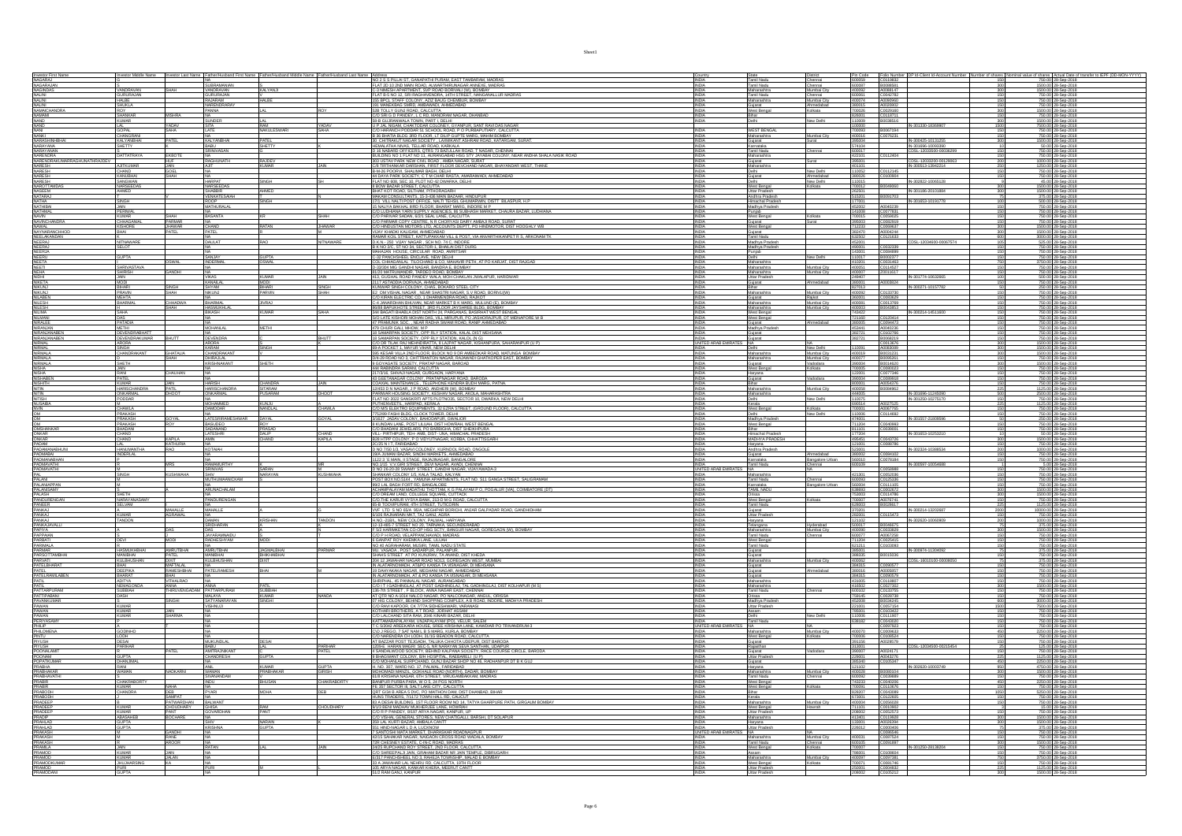| Investor First Name | Investor Middle Name | Investor Last Name | Father/Husband First Name | Father/Husband Middle Name | Father/Husband Last Name | Address | Country | State | District | Pin Code | Folio Number | DP Id-Client Id-Account Number | Number of shares | Nominal value of shares | Actual Date of transfer to IEPF (DD-MON-YYYY) |
|---|---|---|---|---|---|---|---|---|---|---|---|---|---|---|---|
| NAGARAJ | S | | NA | | | NO 2 S S PILLAI ST, GANAPATHI PURAM, EAST TAMBARAM, MADRAS | INDIA | Tamil Nadu | Chennai | 600059 | C0109832 | | 150 | 750.00 | 30-Sep-2018 |
| NAGARAJAN | S | | SUBRAMANIAN | | | FLAT 2D 10 2ND MAIN ROAD, ALWARTHIRUNAGAR ANNEXE, MADRAS | INDIA | Tamil Nadu | Chennai | 600087 | B0038501 | | 300 | 1500.00 | 30-Sep-2018 |
| NAGINDAS | VANDRAVAN | SHAH | VANDRAVAN | KALYANJI | | C-3 MINESH APARTMENT, SVP ROAD BORIVALI (W), BOMBAY | INDIA | Maharashtra | Mumbai City | 400092 | A0068147 | | 300 | 1500.00 | 30-Sep-2018 |
| NALINI | GURURAJAN | | GURURAJAN | | | FLAT B-5 NO 12, SRI RAGHAVENDRA, 14TH STREET, NANGANALLUR MADRAS | INDIA | Tamil Nadu | Chennai | 600061 | C0042782 | | 150 | 750.00 | 30-Sep-2018 |
| NALINI | HALBE | | RAJARAM | HALBE | | 155 RPCL STAFF COLONY, AZIZ BAUG CHEMBUR, BOMBAY | INDIA | Maharashtra | Mumbai City | 400074 | A0066960 | | 150 | 750.00 | 30-Sep-2018 |
| NALINI | SHUKLA | | NARENDRARAY | | | 195 NARAYANNAGAR, PALDI, AHMEDABAD | INDIA | Gujarat | Ahmedabad | 380015 | A0025802 | | 150 | 750.00 | 30-Sep-2018 |
| NAMAKCHANDRA | ROY | | PANNA | LAL | ROY | 106 TOLLY GUNJ ROAD, CALCUTTA | INDIA | West Bengal | Kolkata | 700026 | C0030180 | | 300 | 1500.00 | 30-Sep-2018 |
| NAMI | SHANKAR | MISHRA | NA | | | Q.N 216 D S PANDEY, L.I.R.E, MANORAM NAGAR, DHANBAD | INDIA | Bihar | | 826003 | C0103771 | | 150 | 750.00 | 30-Sep-2018 |
| NAND | KUMAR | | SUNDER | LAL | | 59-B GUJRANWALA TOWN, PART I, DELHI | INDIA | Delhi | New Delhi | 110009 | B0038516 | | 300 | 1500.00 | 30-Sep-2018 |
| NAND | LAL | YADAV | SITA | RAM | YADAV | U P JAL NIGAM, CHAKTODAR COLONEY, GYANPUR, SANT RAVIDAS NAGAR | INDIA | | | 210000 | | IN-301330-18366907 | 1500 | 7500.00 | 30-Sep-2018 |
| NANI | GOPAL | SAHA | LATE | NAKULESWARI | SAHA | C/O HARAKISH PODDAR 91 SCHOOL ROAD, P O PURBAPUTIARY, CALCUTTA | INDIA | WEST BENGAL | | 700093 | B0067194 | | 150 | 750.00 | 30-Sep-2018 |
| NANKI | CHANGRANI | | NA | | | B 36 BHATIA BLDG 3RD FLOOR, LT DILIP GUPTE MARG, MAHIM BOMBAY | INDIA | Maharashtra | Mumbai City | 400016 | C0076231 | | 150 | 750.00 | 30-Sep-2018 |
| NARASHINHBHAI | KALYANBHAI | PATEL | KALYANBHAI | PATEL | | 32, CHITRAKUT NAGAR SOCIETY, LAXMIKANT ASHRAM ROAD, KATARGAM, SURAT | INDIA | Gujarat | Surat | 395004 | | IN-300425-10131255 | 300 | 1500.00 | 30-Sep-2018 |
| NARAYANA | SHETTY | | BABU | SHETTY | K | HEMALATHA NIVAS, TELLAR ROAD, KARKALA | INDIA | Karnataka | | 574104 | | IN-301696-10093390 | 10 | 50.00 | 30-Sep-2018 |
| NARAYANAN | P | | SRINIVASAN | | | D 16 NABARD OFFICERS, QTRS 73 BADULLAH ROAD, T NAGAR, CHENNAI | INDIA | Tamil Nadu | Chennai | 600017 | | CDSL-12033200-00038299 | 150 | 750.00 | 30-Sep-2018 |
| NARENDRA | DATTATRAYA | GABOTE | NA | | | BUILDING NO 1 FLAT NO 11, AURANGABAD HSG STY JAYABAI COLONY, NEAR ANDHA SHALA NASIK ROAD | INDIA | Maharashtra | | 422101 | C0112404 | | 150 | 750.00 | 30-Sep-2018 |
| NARENDRAKUMARRAGHUNATHRAODEV | | HUF | RAGHUNATH | RAJDEV | | 303 OUTAY PARK NEW CIVIL ROAD, AMBA NAGAR, SURAT | INDIA | Gujarat | Surat | 395001 | | CDSL-12033200-00126063 | 200 | 1000.00 | 30-Sep-2018 |
| NARESH | AJITKUMAR | JAIN | AJIT | KUMAR | JAIN | C/8 TIRTHANKAR DARSHAN, FIRST FLOOR DEVCHAND NAGAR, BHAYANDAR WEST, THANE | INDIA | Maharashtra | | 401101 | | IN-300513-13842214 | 500 | 2500.00 | 30-Sep-2018 |
| NARESH | CHAND | GOEL | NA | | | B-44-35 POCKET, SHALIMAR BAGH, DELHI | INDIA | Delhi | New Delhi | 110052 | C0112145 | | 150 | 750.00 | 30-Sep-2018 |
| NARESH | KANABHAI | SHAH | NA | | | 43 DAYA PARK SOCIETY, C T M CHAR RASTA, AMARAIWADI, AHMEDABAD | INDIA | Gujarat | Ahmedabad | 380026 | C0100864 | | 150 | 750.00 | 30-Sep-2018 |
| NARESH | SANGWAN | | HARPAT | SINGH | SH | FLAT NO 800, SEC 10, PLOT NO 42 DWARKA, DELHI | INDIA | Delhi | New Delhi | 110075 | | IN-302822-10003128 | 9 | 45.00 | 30-Sep-2018 |
| NAROTTAMDAS | NARSEEDAS | | NARSEEDAS | | | 8 BOW BAZAR STREET, CALCUTTA | INDIA | West Bengal | Kolkata | 700012 | B0046960 | | 300 | 1500.00 | 30-Sep-2018 |
| NASEEM | AHMED | | SHABBIR | AHMED | | BHAT KOT ROAD, SELTHAM, PITHORAGARH | INDIA | Uttar Pradesh | | 262501 | | IN-301186-20103804 | 300 | 1500.00 | 30-Sep-2018 |
| NATARAJ | V | | VENKATESAIAH | | | MAKAM CONSULTANTS, 15-3-436 MAIN BAZAAR, HINDUPUR | INDIA | Andhra Pradesh | | 515201 | B0091703 | | 75 | 375.00 | 30-Sep-2018 |
| NATHA | SINGH | | ROOP | SINGH | | 170, VILL NALTI POST OFFICE, NALTI TEHSIL GHUMARWIN, DISTT. BILASPUR, H.P. | INDIA | Himachal Pradesh | | 177001 | | IN-301653-10191778 | 100 | 500.00 | 30-Sep-2018 |
| NATHIBAI | JAIN | | MATHURALAL | | | 15 NALIYA BAKHAL IIIRD FLOOR, BHARAT MARG, INDORE M P | INDIA | Madhya Pradesh | | 452002 | A0040239 | | 150 | 750.00 | 30-Sep-2018 |
| NATHMAL | PERIWAL | | NA | | | C/O LUDHIANA YARN SUPPLY AGENCIES, 66 SUBHASH MARKET, CHAURA BAZAR, LUDHIANA | INDIA | Punjab | | 141008 | C0077831 | | 150 | 750.00 | 30-Sep-2018 |
| NAVIN | KUMAR | SHAH | BASANTA | KR | SHAH | C/O PARWAR SADAN, 85/1 SEAL LANE, CALCUTTA | INDIA | West Bengal | Kolkata | 700015 | C0056605 | | 150 | 750.00 | 30-Sep-2018 |
| NAVINCHANDRA | CHHAGANLAL | PARMAR | NA | | | C/O PARMAR COPY CENTRE, N R CHORIYASI DAIRY AMBAJI ROAD, SURAT | INDIA | Gujarat | Surat | 395003 | C0082659 | | 150 | 750.00 | 30-Sep-2018 |
| NAWAL | KISHORE | JHAWAR | CHAND | RATAN | JHAWAR | C/O HINDUSTAN MOTORS LTD, ACCOUNTS DEPTT, PO HINDMOTOR, DIST HOOGHLY WB | INDIA | West Bengal | | 712233 | C0009637 | | 300 | 1500.00 | 30-Sep-2018 |
| NAYNAPANCHHOD | BHAI | PATEL | PATEL | R | M | VIJAY KHADKI KALUPUR, AHMEDABAD | INDIA | Gujarat | | 380470 | A0006244 | | 300 | 1500.00 | 30-Sep-2018 |
| NEELAKANDAN | S | | NA | | | KAMAR KOIL STREET, KATTUPAKKAM VILL & POST, VIA ANANTHIKAPET R S, ARKONAM TK | INDIA | Tamil Nadu | | 632502 | C0121633 | | 800 | 4000.00 | 30-Sep-2018 |
| NEERAJ | NITNAWARE | | DAULAT | RAO | NITNAWARE | D.K.N - 281, VIJAY NAGAR, SCH NO. 74 C, INDORE | INDIA | Madhya Pradesh | | 452001 | | CDSL-12034600-00007574 | 105 | 525.00 | 30-Sep-2018 |
| NEERAJ | SELOT | | NA | | | B K NO 2/C, ST NO 34, SECTOR-1, BHAILAI DISTT DURG | INDIA | Madhya Pradesh | | 490001 | C0032339 | | 150 | 750.00 | 30-Sep-2018 |
| NEERJA | K | | NA | | | MAHAJAN HOUSE, CIRCULAR ROAD, AMRITSAR | INDIA | Punjab | | 143001 | C0094899 | | 150 | 750.00 | 30-Sep-2018 |
| NEERU | GUPTA | | SANJAY | GUPTA | | C-32 PANCHSHEEL ENCLAVE, NEW DELHI | INDIA | Delhi | New Delhi | 110017 | B0002377 | | 150 | 750.00 | 30-Sep-2018 |
| NEETA | | OSWAL | INDERMAL | OSWAL | | C/O CHHAGANLAL TILOCHAND & CO, MAHAVIR PETH, AT PO KARJAT, DIST RAIGAD | INDIA | Maharashtra | | 410201 | C0031462 | | 750 | 3750.00 | 30-Sep-2018 |
| NEETI | SHRIVASTAVA | | NA | | | D-33/304 MIG GANDHI NAGAR, BANDRA E, BOMBAY | INDIA | Maharashtra | Mumbai City | 400051 | C0114527 | | 150 | 750.00 | 30-Sep-2018 |
| NEHA | DAKSHA | GANDHI | NA | | | B1/21 MATRUMANDIR, TARDEO ROAD, BOMBAY | INDIA | Maharashtra | Mumbai City | 400007 | C0101917 | | 150 | 750.00 | 30-Sep-2018 |
| NIDHI | JAIN | | VIKAS | KUMAR | JAIN | 413, GUGHAL ROAD PANDEY WALA, MOH CHAKLAN JWALAPUR, HARIDWAR | INDIA | Uttar Pradesh | | 249407 | | IN-301774-10602665 | 100 | 500.00 | 30-Sep-2018 |
| NIKETA | MODI | | KANAILAL | MODI | | 31/1 ALTACODA DORVADA, AHMEDABAD | INDIA | Gujarat | Ahmedabad | 380001 | A0003824 | | 150 | 750.00 | 30-Sep-2018 |
| NIKUNJ | BIHARI | SINGH | SHYAM | BIHARI | SINGH | KUNWAR SINGH COLONY, CHAS, BOKARO STEEL CITY | INDIA | Bihar | | 827013 | | IN-300271-10157762 | 50 | 250.00 | 30-Sep-2018 |
| NIKUNJ | PRAVIN | SHAH | NIKUNJ | P | SHAH | 52, SHYAMAL NAGAR, NEAR SHASTRI NAGAR, S V ROAD, BORIVLI(W) | INDIA | Maharashtra | Mumbai City | 400092 | C0133730 | | 150 | 750.00 | 30-Sep-2018 |
| NILABEN | MEHTA | | NA | | | C/O KIRAN ELECTRICALS, 1 CHAKRATEERTH ROAD, RAJKOT | INDIA | Gujarat | Rajkot | 360001 | C0083829 | | 150 | 750.00 | 30-Sep-2018 |
| NILESH | BHARMAL | CHHADWA | BHARMAL | JIVRAJ | | C-4 JANARDHAN BHUVAN, NEAR MARKET B K MARG, MULUND (E), BOMBAY | INDIA | Maharashtra | Mumbai City | 400081 | C0013769 | | 150 | 750.00 | 30-Sep-2018 |
| NILESH | H | SHAH | HASMUKHLAL | | | 80/89 BAPUKHOTE STREET, 3RD FLOOR JAYSHREE BLDG, BOMBAY | INDIA | Maharashtra | Mumbai City | 400003 | B0043853 | | 150 | 750.00 | 30-Sep-2018 |
| NILIMA | SAHA | | BIKASH | KUMAR | SAHA | 344 BAGATI BHABLA DEST NORTH 24 PARGANAS, BASIRHAT WEST BENGAL | INDIA | West Bengal | | 743422 | | IN-300214-14611600 | 150 | 750.00 | 30-Sep-2018 |
| NILMANI | DAS | | NA | | | S/O LATE KISHOR MOHAN DAS, VILL MIRJAPUR, PO JASHORAJPUR, DT MIDNAPORE W B | INDIA | West Bengal | | 721160 | C0120454 | | 150 | 750.00 | 30-Sep-2018 |
| NIRALEE | PATADIA | | NA | | | 47 PRAMUNIK SOC, , NEAR RADHA SWAMI ROAD, RANIP AHMEDABAD | INDIA | Gujarat | Ahmedabad | 380005 | C0094473 | | 150 | 750.00 | 30-Sep-2018 |
| NIRANJAN | METHI | | MOHANLAL | METHI | | 470 CHURI GALI, MHOW, M P | INDIA | Madhya Pradesh | | 453441 | A0040226 | | 150 | 750.00 | 30-Sep-2018 |
| NIRANJANABEN | DEVENDRABHATT | | NA | | | 18 SAMARPAN SOCIETY, OPP RLY STATION, KALAL DIST MEHSANA | INDIA | Gujarat | | 382721 | C0102766 | | 150 | 750.00 | 30-Sep-2018 |
| NIRANJANABEN | DEVENDRAKUMAR | BHUTT | DEVENDRA | | BHUTT | 18 SAMARPAN SOCIETY, OPP RLY STATION, KALOL (N G) | INDIA | Gujarat | | 382721 | B0060819 | | 150 | 750.00 | 30-Sep-2018 |
| NIRMAL | ARORA | | ARORA | | | C/O DR TILAK RAJ MEHINDIRATTA, 8 LAJPAT NAGAR, KISHANPURA, SAHARANPUR (U P) | UNITED ARAB EMIRATES | NA | NA | | C0013676 | | 300 | 1500.00 | 30-Sep-2018 |
| NIRMAL | SINGH | | KARAM | SINGH | | 69-A POCKET 1, MAYUR VIHAR, NEW DELHI | INDIA | Delhi | New Delhi | 110091 | A0060390 | | 300 | 1500.00 | 30-Sep-2018 |
| NIRMALA | CHANDRAKANT | GHATALIA | CHANDRAKANT | | | 8/6 KESAR VILLA 2ND FLOOR, BLOCK NO 9 DR AMBEDKAR ROAD, MATUNGA BOMBAY | INDIA | Maharashtra | Mumbai City | 400019 | B0031231 | | 300 | 1500.00 | 30-Sep-2018 |
| NIRMALA | C | SHAH | CHHEBALAL | | | 5/A DR ROAD NO 2, CHITTRANJAN NAGAR, RAJAWADI GHATKOPER EAST, BOMBAY | INDIA | Maharashtra | Mumbai City | 400077 | B0095461 | | 300 | 1500.00 | 30-Sep-2018 |
| NIRMALA | SHETH | | KRISHNAKANT | SHETH | | 8 GOYAGATE SOCIETY, PRATAP NAGAR, BARODA | INDIA | Gujarat | Vadodara | 390004 | B0014620 | | 300 | 1500.00 | 30-Sep-2018 |
| NISHA | JAIN | | NA | | | 44A RABINDRA SARANI, CALCUTTA | INDIA | West Bengal | Kolkata | 700005 | C0080023 | | 150 | 750.00 | 30-Sep-2018 |
| NISHA | RANI | CHAUHAN | NA | | | 1173/16, SHIVAJI NAGAR, GURGAON, HARYANA | INDIA | Haryana | | 122001 | C0077346 | | 150 | 750.00 | 30-Sep-2018 |
| NISHABEN | PATEL | | NA | | | 43 GEETANAGAR COLONY, PRATAPNAGAR ROAD, BARODA | INDIA | Gujarat | Vadodara | 390004 | C0086608 | | 150 | 750.00 | 30-Sep-2018 |
| NISHITH | KUMAR | JAIN | HARISH | CHANDRA | JAIN | C/OAXIL MARUTINANDA, TELEPHONE KENDRA BUDH MARG, PATNA | INDIA | Bihar | | 800001 | A0054376 | | 150 | 750.00 | 30-Sep-2018 |
| NITIN | HARISCHANDRA | PATIL | HARISCHANDRA | SITARAM | | 12/453 D N NAGAR, J P ROAD, ANDHERI (W), BOMBAY | INDIA | Maharashtra | Mumbai City | 400058 | B0084962 | | 225 | 1125.00 | 30-Sep-2018 |
| NITIN | DINKARRAO | DHOOT | DINKARRAO | PUSARAM | DHOOT | PARWAR HOUSING SOCIETY, KESHAV NAGAR, AKOLA, MAHARASHTRA | INDIA | Maharashtra | | 444005 | | IN-301696-11246590 | 500 | 2500.00 | 30-Sep-2018 |
| NITISH | PODDAR | | NA | | | FLAT NO 202 SANSKRITI APTS PLOT NO36, SECTOR 10, DWARKA, NEW DELHI | INDIA | Delhi | New Delhi | 110075 | | IN-301250-10275570 | 150 | 750.00 | 30-Sep-2018 |
| NUSAIBA | M | | MOHAMMED | KUNJU | | PUTHENVEETIL, HARIPAD, KERALA | INDIA | Kerala | | 690514 | A0027525 | | 225 | 1125.00 | 30-Sep-2018 |
| NVN | CHAWLA | | DAMODAR | NANDLAL | CHAWLA | C/O M/S ELECTRO EQUIPMENTS, 10 EZRA STREET, (GROUND FLOOR), CALCUTTA | INDIA | West Bengal | Kolkata | 700001 | A0067765 | | 150 | 750.00 | 30-Sep-2018 |
| OM | PRAKASH | | NA | | | T7/2399 FASH BLDG, CLOCK TOWER, DELHI | INDIA | Delhi | New Delhi | 110006 | C0114682 | | 150 | 750.00 | 30-Sep-2018 |
| OM | PRAKASH | GOYAL | LATESHRIMESHWAR | DAYAL | GOYAL | 2741/7, JADAV COLONY, BAHODAPUR, GWALIOR | INDIA | Madhya Pradesh | | 474001 | | IN-301557-21808696 | 50 | 250.00 | 30-Sep-2018 |
| OM | PRAKASH | ROY | BASUDEO | ROY | | 9 KUNDAN LANE, POST LILUAH, DIST HOWRAH, WEST BENGAL | INDIA | West Bengal | | 711204 | C0046993 | | 150 | 750.00 | 30-Sep-2018 |
| OMSHANKAR | BHAGAM | | SADANAND | PRASAD | | C/O BHAGWA JEWELLERS, PO BARBIGHA, DIST SHEIKHPURA | INDIA | Bihar | | 811101 | C0030001 | | 150 | 750.00 | 30-Sep-2018 |
| ONKAR | CHAND | | LATESHRI | DALIP | CHAND | VILL- PIRTHIPUR, TEH- AMB, DIST- UNA, HIMACHAL PRADESH | INDIA | Himachal Pradesh | | 177204 | | IN-301653-10253210 | 10 | 50.00 | 30-Sep-2018 |
| ONKAR | CHAND | KAPILA | AMIN | CHAND | KAPILA | 6/28 HTPP COLONY, P O VIDYUTNAGAR, KORBA, CHHATTISGARH | INDIA | MADHYA PRADESH | | 495451 | C0043726 | | 300 | 1500.00 | 30-Sep-2018 |
| PADAM | LAL | KATHURIA | NA | | | 2C/25 N I T, FARIDABAD | INDIA | Haryana | | 121001 | C0086766 | | 150 | 750.00 | 30-Sep-2018 |
| PADAMANABHUNI | HANUMANTHA | RAO | RATNAIH | | | D NO 7/50 U2, YASAVI COLONEY, KURNOOL ROAD, ONGOLE | INDIA | Andhra Pradesh | | 523001 | | IN-302324-10388534 | 200 | 1000.00 | 30-Sep-2018 |
| PADMABAI | INDERLAL | | NA | | | 16/A JUMAN BAZAR, SINDHI MARKETS, AHMEDABAD | INDIA | Gujarat | Ahmedabad | 380002 | C0094102 | | 150 | 750.00 | 30-Sep-2018 |
| PADMANABHAN | P | | NA | | | 1122 3 'E MAIN, II STAGE, RAJAJINAGAR, BANGALORE | INDIA | Karnataka | Bangalore Urban | 560010 | C0070184 | | 150 | 750.00 | 30-Sep-2018 |
| PADMAVATHI | R | MRS | RAMAMURTHY | | SIR | NO 171, V V GIRI STREET, DEVI NAGAR, AVADI, CHENNAI | INDIA | Tamil Nadu | Chennai | 600109 | | IN-300597-10054688 | 1 | 5.00 | 30-Sep-2018 |
| PADMAVATHI | S | | SRINIVAS | SURAN | M | D NO 26-20-39 SWAMY STREET, GANDHI NAGAR, VIJAYAWADA-3 | UNITED ARAB EMIRATES | NA | NA | | C0056880 | | 150 | 750.00 | 30-Sep-2018 |
| PAL | SINGH | KUSHWAHA | SHIV | NARAYAN | KUSHWAHA | SHANKAR COLONY 1/3, KALA TALAO, KALYAN | INDIA | Maharashtra | | 421301 | C0052036 | | 150 | 750.00 | 30-Sep-2018 |
| PALANI | S | | MUTHUMANICKAM | | | B-21 KAVYA BLDG, PAMMVA APARTMENTS, FLAT NO. 311 GANGA STREET, SALIGRAMAM | INDIA | Tamil Nadu | Chennai | 600093 | C0125035 | | 150 | 750.00 | 30-Sep-2018 |
| PALANIAPPAN | M | | NA | | | 89/1 LAL BAGH FORT RD, BANGALORE | INDIA | Karnataka | Bangalore Urban | 560004 | C0111185 | | 150 | 750.00 | 30-Sep-2018 |
| PALANISAMY | S | A | ARUNACHALAM | | | ACHAMPALAYAM MADATHU THOTTAM, K G PALAYAM P O, POGALUR (VIA), COIMBATORE (DT) | INDIA | TAMIL NADU | | 638002 | C0003872 | | 300 | 1500.00 | 30-Sep-2018 |
| PALASH | SHETH | | NA | | | C/O ORIAN LAND, COLLEGE SQUARE, CUTTACK | INDIA | Orissa | | 753003 | C0114786 | | 300 | 1500.00 | 30-Sep-2018 |
| PANDURENGAN | NARAYANASAMY | | PANDURENGAN | | | C/O THE KARUR VYSYA BANK, 213 B M G ROAD, CALCUTTA | INDIA | West Bengal | Kolkata | 700007 | A0076741 | | 150 | 750.00 | 30-Sep-2018 |
| PANDUR | SELVAM | | NA | | | 63-B TOOVPURAM, 4TH STREET, TUTICORIN | INDIA | Tamil Nadu | | 628003 | C0029917 | | 225 | 1125.00 | 30-Sep-2018 |
| PANKAJ | | MAHALLE | MAHALLE | | | VVF LTD, S NO 65/A 59/A, MEGHPAR BORICHI, ANJAR GALPADAR ROAD, GANDHIDHAM | INDIA | Gujarat | | 370201 | | IN-300214-13202887 | 2000 | 10000.00 | 30-Sep-2018 |
| PANKAJ | KUMAR | AGRAWAL | NA | | | B/101 RAJNAGAR MKT, TAJ GANJ, AGRA | INDIA | Uttar Pradesh | | 282001 | C0115473 | | 150 | 750.00 | 30-Sep-2018 |
| PANKAJ | TANDON | | DAMAN | KRISHAN | TANDON | H.NO.-318/1, NEW COLONY, PALWAL, HARYANA | INDIA | Haryana | | 121102 | | IN-302620-10060809 | 200 | 1000.00 | 30-Sep-2018 |
| PANKAJAVALLI | P | | KRISHNAN | | | 12-13-485 7 STREET NO 25, TARNAKA, SECUNDERABAD | INDIA | Andhra Pradesh | Hyderabad | 500017 | B0046475 | | 75 | 375.00 | 30-Sep-2018 |
| PAPIYA | | DAS | DAS | A | | F-5/3 HARIMALINA CO-OP HSG SCTY, BANGUR NAGAR, GOREGAON (W), BOMBAY | INDIA | Maharashtra | Mumbai City | 400090 | C0033829 | | 300 | 1500.00 | 30-Sep-2018 |
| PAPPAAN | R | | JAYARAMNAIDU | | | C/O P R ROAD, VELAPPANCHAVADI, MADRAS | INDIA | Tamil Nadu | Chennai | 600077 | A0067258 | | 150 | 750.00 | 30-Sep-2018 |
| PARBATI | DEVI | MODI | RADHESHYAM | MODI | | 6 SARAT BOY KHEMKA LANE, LILUAH | INDIA | West Bengal | | 711204 | C0025415 | | 150 | 750.00 | 30-Sep-2018 |
| PARIMALA | R | | NA | | | NO 40 AGRAHARAM, MUSIRI, TAMIL NADU STATE | INDIA | Tamil Nadu | | 621211 | C0103263 | | 150 | 750.00 | 30-Sep-2018 |
| PARMAR | HASMUKHBHAI | AMRUTBHAI | AMRUTBHAI | JAGMALBHAI | PARMAR | MU. VAGADA, POST SADARPUR, PALANPUR, | INDIA | Gujarat | | 385001 | | IN-300974-11304092 | 75 | 375.00 | 30-Sep-2018 |
| PARSOTTAMBHAI | MANIBHAI | PATEL | MANIBHAI | BHIKHABHAI | | SHAHS STREET, AT PO KUNJRAV, TA ANAND, DIST KHEDA | INDIA | Gujarat | | 388305 | B0015036 | | 150 | 750.00 | 30-Sep-2018 |
| PARVATI | KULBHUSHAN | DIXIT | KULBHUSHAN | | | 206 12 JAWAHAR NAGAR ROAD NO13, GOREGAON WEST, MUMBAI | INDIA | Maharashtra | Mumbai City | 400062 | | CDSL-16010100-00068050 | 75 | 375.00 | 30-Sep-2018 |
| PATELBHARAT | BHAI | MAFTALAL | NA | | | IN ALATARNO MAHDA, ATI&PO KANSA TA VISNAGAR, DI MEHSANA | INDIA | Gujarat | | 384315 | C0096577 | | 150 | 750.00 | 30-Sep-2018 |
| PATEL | DEEPIKA | RAMESHBHAI | PATELRAMESH | BHAI | H | 10 DAHYAKAKA NAGAR, MEGHANI NAGAR, AHMEDABAD | INDIA | Gujarat | Ahmedabad | 380016 | A0006937 | | 150 | 750.00 | 30-Sep-2018 |
| PATELPANNALBEN | BHARAT | BHAI | NA | | | IN ALATARNO MAHDA, AT & PO KANSA TA VISNAGAR, DI MEHSANA | INDIA | Gujarat | | 384315 | C0096579 | | 150 | 750.00 | 30-Sep-2018 |
| PATIL | ADITYA | VITHALRAO | NA | | | SHRIPHAL 45 PANNALAL NAGAR, AURANGABAD | INDIA | Maharashtra | | 431005 | C0116807 | | 150 | 750.00 | 30-Sep-2018 |
| PATIL | NEMAGONDA | ANNA | ANNA | PATIL | | C/O I T (GADHINGLAJ, AT POST GADHINGLAJ, TAL GADHINGLAJ, DIST KOLHAPUR (M S) | INDIA | Maharashtra | | 416502 | C0027302 | | 300 | 1500.00 | 30-Sep-2018 |
| PATTABIRAMAN | SUBBIAH | THIRUVENGADAM | PATTABIRAMAN | SUBBIAH | | 138-7th STREET, F BLOCK, ANNA NAGAR EAST, CHENNAI | INDIA | Tamil Nadu | Chennai | 600102 | C0133786 | | 150 | 750.00 | 30-Sep-2018 |
| PATTIPABAN | DASH | | MADHAB | KUMAR | NANDA | AT QTR NO A-1/14 MALLICANAGAR, PO NALCONAGAR, ANGUL, ORISSA | INDIA | Orissa | | 759145 | B0046484 | | 150 | 750.00 | 30-Sep-2018 |
| PAVANKUMAR | | SINGHI | SATYANARAYAN | SINGHI | | 57 HIG COLONY, BEHIND SHOPPING COMPLEX, A B ROAD, INDORE, MADHYA PRADESH | INDIA | Madhya Pradesh | | 452008 | B0031945 | | 900 | 4500.00 | 30-Sep-2018 |
| PAWAN | KUMAR | | VISHNUJI | | | C/O RAM KAPOOR, CK 7/7A SIDHESHWARI, VARANASI | INDIA | Uttar Pradesh | | 221001 | C0057154 | | 1500 | 7500.00 | 30-Sep-2018 |
| PAWAN | KUMAR | JAIN | NA | | | KOTHARI BROTHERS, A T ROAD, JORHAT ASSAM | INDIA | Assam | | 785001 | C0103422 | | 150 | 750.00 | 30-Sep-2018 |
| PAWAN | KUMAR | SHARMA | NA | | | C/O LALCHAND SITA RAM, 2048 KINARI BAZAR, DELHI | INDIA | Delhi | New Delhi | 110006 | C0111907 | | 150 | 750.00 | 30-Sep-2018 |
| PERIYASAMY | P | | NA | | | KATTAMARAPALAYAM, UNJAPALAYAM (PO), VELUR, SALEM | INDIA | Tamil Nadu | | 636182 | C0043520 | | 150 | 750.00 | 30-Sep-2018 |
| PHILIP | K | | NA | | | Y C 5/302 ANSULAVA HOUSE, SREE KRISHNA LANE, KAWDIAR PO TRIVANDRUM 3 | UNITED ARAB EMIRATES | NA | NA | | C0097923 | | 150 | 750.00 | 30-Sep-2018 |
| PHILOMENA | GODINHO | | NA | | | C/O J REGO, 7 SAT NAM L B S MARG, KURLA, BOMBAY | INDIA | Maharashtra | Mumbai City | 400070 | C0000633 | | 450 | 2250.00 | 30-Sep-2018 |
| PRITHI | LOCH | | NA | | | C/O NARENDRA CH LODH, 31/1G BEADON ROAD, CALCUTTA | INDIA | West Bengal | Kolkata | 700006 | C0100524 | | 150 | 750.00 | 30-Sep-2018 |
| PIYUSH | DESAI | | MUKUNDLAL | DESAI | | AT BAZAAR POST TEJGADH, TALUKA CHHOTA UDEPUR, DIST BARODA | INDIA | Gujarat | | 391156 | A0039579 | | 150 | 750.00 | 30-Sep-2018 |
| PIYUSH | PARIHAR | | BABU | LAL | PARIHAR | 103/16, HARAN MAGRI, SEC 6, NR NARAYAN SEVA SANSTHAN, UDAIPUR | INDIA | Rajasthan | | 313002 | | CDSL-12034500-00216454 | 25 | 125.00 | 30-Sep-2018 |
| PIYUSHKUMAR | R | PATEL | AMITRAJNIKANT | C | PATEL | 4 SANDALWOOD SOCIETY, BEHIND KALPANA SOCIETY, RACE COURSE CIRCLE, BARODA | INDIA | Gujarat | Vadodara | 390007 | A0001771 | | 150 | 750.00 | 30-Sep-2018 |
| POONAM | GUPTA | | CHANDRESH | GUPTA | | 8 BHAGWAN COLONY, B/H HOSPITAL, RAIBARELI, (U P) | INDIA | Uttar Pradesh | | 229001 | A0043275 | | 225 | 1125.00 | 30-Sep-2018 |
| POPATKUMAR | DHANJIBHAI | | NA | | | C/O MOHANLAL SURPCHAND, GUNJ BAZAR SHOP NO 46, RADHANPUR DT B K GUJ | INDIA | Gujarat | | 385340 | C0101047 | | 150 | 750.00 | 30-Sep-2018 |
| PRABHA | RANI | | ANIL | KUMAR | GUPTA | H. NO. 337, WARD NO. 27, PALWAL, FARIDABAD | INDIA | Haryana | | 121102 | | IN-302620-10003749 | 150 | 750.00 | 30-Sep-2018 |
| PRABHAKAR | WAMAN | NADKARNI | WAMAN | PRABHAKAR | GIRISH | MEHOMADI MANZIL, GOKHALE ROAD (NORTH), DADAR, BOMBAY | INDIA | Maharashtra | Mumbai City | 400028 | B0081504 | | 300 | 1500.00 | 30-Sep-2018 |
| PRABHAVATHI | S | | SIVANANDAM | | | 8/28 KRISHNA NAGAR, 8TH STREET, VIRUGAMBAKKAM, MADRAS | INDIA | Tamil Nadu | Chennai | 600092 | C0039889 | | 150 | 750.00 | 30-Sep-2018 |
| PRABIR | CHAKRABORTY | | INDU | BHUSAN | CHAKRABORTY | KANPUR PURBA PARA, W G S, 24 PGS NORTH | INDIA | West Bengal | | 743233 | A0042036 | | 150 | 750.00 | 30-Sep-2018 |
| PRABIR | KUMAR | NAHA | NA | | | FE 357 SECTOR III, SALT LAKE CITY, CALCUTTA | INDIA | West Bengal | Kolkata | 700091 | C0010876 | | 150 | 750.00 | 30-Sep-2018 |
| PRABODH | CHANDRA | DEB | PYARI | MOHA | DEB | ORT (G)4 B AREA 5 DVC, PO MAITHON DAM, DIST DHANBAD, BIHAR | INDIA | Bihar | | 828207 | C0043886 | | 150 | 750.00 | 30-Sep-2018 |
| PRABODH | | SAMPAT | NA | | | HUNG TRADERS, 711/72 TOWN HALL RD, CALICUT | INDIA | Kerala | | 673001 | C0112605 | | 150 | 750.00 | 30-Sep-2018 |
| PRADEEP | P | PATWARDHAN | BALWANT | | | 83 A DESAI BUILDING, 1ST FLOOR ROOM NO 14, TATYA GHARPURE PATH, GIRGAUM BOMBAY | INDIA | Maharashtra | Mumbai City | 400004 | C0056938 | | 150 | 750.00 | 30-Sep-2018 |
| PRADEEP | KUMAR | CHOUDHARY | GHISA | RAM | CHOUDHARY | 9/10 BERA MADHAV MUKHERJEE LANE, HOWRAH | INDIA | West Bengal | Howrah | 711101 | C0010903 | | 3 | 15.00 | 30-Sep-2018 |
| PRADEEP | KUMAR | PANT | RAMNDHAN | | | 1111 BHAGATPUR BHAWAN, SHASTRI NAGAR, KANPUR, UP | INDIA | Uttar Pradesh | | 208005 | C0052573 | | 150 | 750.00 | 30-Sep-2018 |
| PRADIP | ABASAHEB | BOCHARE | NA | | | C/O VISHAL GENERAL STORES, NEW CHATIGALLI, BARSHI, DT SOLAPUR | INDIA | Maharashtra | | 413401 | C0113066 | | 150 | 750.00 | 30-Sep-2018 |
| PRAHLAD | GUPTA | | SHIV | NARAIN | K | 366 A/5, KURVA BAZAR, AMBALA CANTT | INDIA | Haryana | | 133001 | A0035346 | | 150 | 750.00 | 30-Sep-2018 |
| PRAHLAD | GUPTA | | KRISHNA | GUPTA | | 93/1 HINDI NAGAR L D A, LUCKNOW | INDIA | Uttar Pradesh | | 226012 | C0000606 | | 75 | 375.00 | 30-Sep-2018 |
| PRAKASH | M | | NA | | | 7 SANTOSHI MATA MARKET, DHARAKSE ROADNAGPUR | UNITED ARAB EMIRATES | NA | NA | | C0098045 | | 150 | 750.00 | 30-Sep-2018 |
| PRAKASH | RANE | | NA | | | 62/11 SAHAKAR NAGAR, NAIGAON CROSS ROAD WADALA, BOMBAY | INDIA | Maharashtra | Mumbai City | 400031 | C0097524 | | 150 | 750.00 | 30-Sep-2018 |
| PRAKASH | R | AROOR | NA | | | 7/2F CHESNEY ESTATE, C-IN-C ROAD, MADRAS | INDIA | Tamil Nadu | Chennai | 600105 | C0091887 | | 150 | 750.00 | 30-Sep-2018 |
| PRAMILA | JAIN | | RATAN | LAL | JAIN | 263 PURCHAND ROY STREET, 2ND FLOOR, CALCUTTA | INDIA | West Bengal | Kolkata | 700007 | | IN-301250-28138204 | 150 | 750.00 | 30-Sep-2018 |
| PRAMOD | KUMAR | JAIN | NA | | | C/O SHREEPALJI JAIN, GRAHAM BAZAR NR JAIN TEMPLE, DIBRUGARH | INDIA | Assam | | 786001 | C0100804 | | 150 | 750.00 | 30-Sep-2018 |
| PRAMOD | KUMAR | JALAN | NA | | | 2/117 PANCHSHEEL NO 3, RAHEJA TOWNSHIP, MALAD E BOMBAY | INDIA | Maharashtra | Mumbai City | 400097 | C0097281 | | 150 | 750.00 | 30-Sep-2018 |
| PRAMODKUMAR | JHUJHARSING | KA | NA | | | 33 A JAWAHAR LAL NEHRU RD, CALCUTTA, 10TH FLOOR | INDIA | West Bengal | Kolkata | 700071 | C0091746 | | 150 | 750.00 | 30-Sep-2018 |
| PRAMOD | PURI | | PURI | | | 105 ARYA NAGAR, KANKAR KHERA, MEERUT CANTT | INDIA | Uttar Pradesh | | 250001 | A0004632 | | 225 | 1125.00 | 30-Sep-2018 |
| PRAMODANI | GUPTA | | NA | | | 91/3 RAM GANJ, KANPUR | INDIA | Uttar Pradesh | | 208002 | C0103212 | | 150 | 750.00 | 30-Sep-2018 |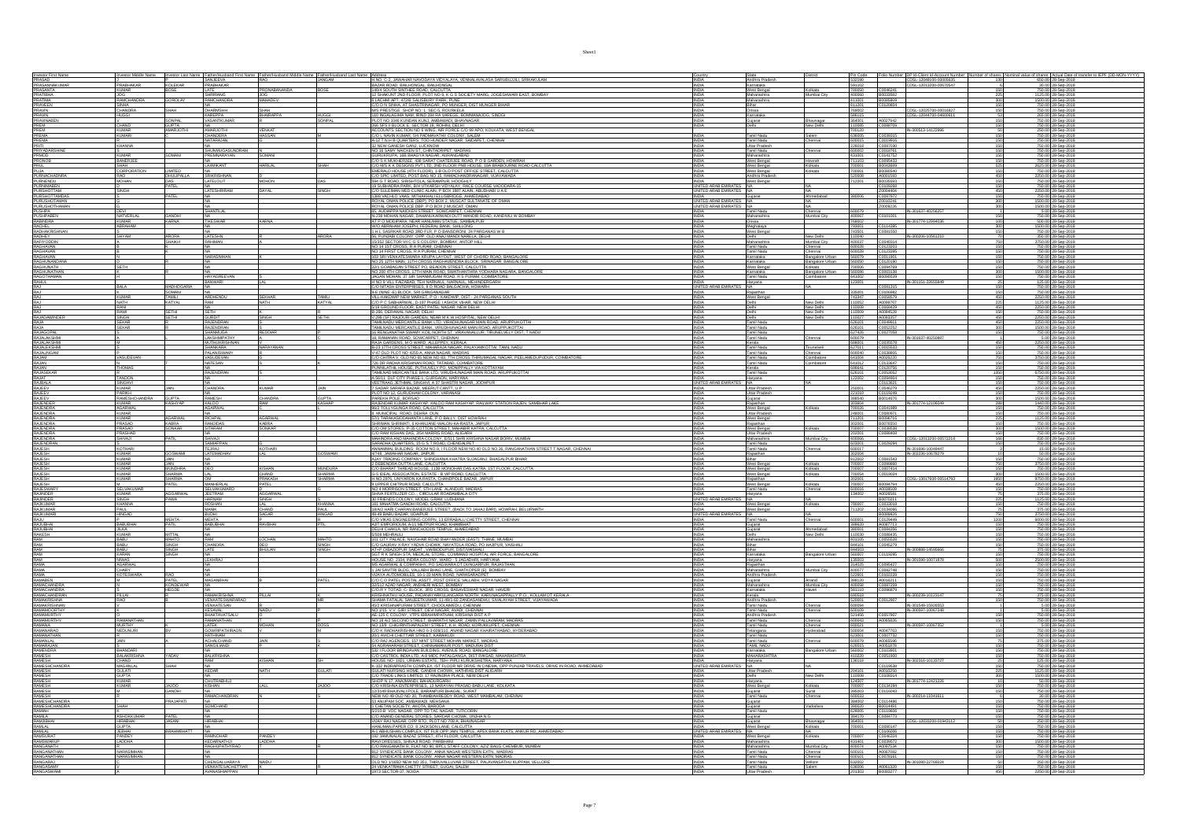| Investor First Name | Investor Middle Name | Investor Last Name | Father/Husband First Name | Father/Husband Middle Name | Father/Husband Last Name | Address | Country | State | District | Pin Code | Folio Number | DP Id-Client Id-Account Number | Number of shares | Nominal value of shares | Actual Date of transfer to IEPF (DD-MON-YYYY) |
|---|---|---|---|---|---|---|---|---|---|---|---|---|---|---|---|
| PRASAD | | | SANJEEVA | RAO | JANGAM | H.NO. C-2, JAWAHAR NAVODAYA VIDYALAYA, VENNALAVALASA SARUBUJJILI SRIKAKULAM | INDIA | Andhra Pradesh | | 532190 | | CDSL-12046100-00006435 | 130 | 650.00 | 28-Sep-2018 |
| PRASANNAKUMAR | J | KOLEKAR | PRABHAKAR | | | BAZAR ROAD, BAILHONGAL, BAILHONGAL | INDIA | Karnataka | | 591102 | | CDSL-12010200-00070547 | 6 | 30.00 | 28-Sep-2018 |
| PRASANTA | KUMAR | BOSE | LATE | PRONABANANDA | BOSE | 14/04 SOUTH SINTHEE ROAD, CALCUTTA | INDIA | West Bengal | Kolkata | 700050 | C0046241 | | 150 | 750.00 | 28-Sep-2018 |
| PRATIBHA | JOG | | HARIHARA | JOG | | 12 SHAKUNT 2ND FLOOR, PLOT NO K V G S SOCIETY MARG, JOGESHWARI EAST, BOMBAY | INDIA | Maharashtra | Mumbai City | 400060 | B0032682 | | 225 | 1125.00 | 28-Sep-2018 |
| PRATIMA | RAMCHANDRA | GOROLAY | RAMCHANDRA | MAHADEV | | 8 LACHMI APT, 4/298 SALISBURY PARK, PUNE | INDIA | Maharashtra | | 411001 | B0085869 | | 300 | 1500.00 | 28-Sep-2018 |
| PRAVEEN | SINHA | | NA | | | LOYOLA SINHA, AT SHANTINAGAR, PO BHAGAR, DIST MUNGER BIHAR | INDIA | Bihar | | 811201 | C0120804 | | 150 | 750.00 | 28-Sep-2018 |
| PRAVIN | CHANDRA | SHAH | DHARMISHI | SHAH | | M/S PRESTIGE, SHOP NO 1, SECO, ROURKELA | INDIA | Orissa | | 769001 | | CDSL-12025700-00016827 | 150 | 750.00 | 28-Sep-2018 |
| PRAVIN | HUGGI | | KAREPPA | BHARAPPA | HUGGI | 110 BIJALADINNA NAD, BIND BR PA YAREDEN, SOMBANAGOD, SINDGI | INDIA | Karnataka | | 586115 | | CDSL-12044700-04600611 | 50 | 250.00 | 28-Sep-2018 |
| PRAVINASEN | V | SONPAL | VASANTKUMAR | R | SONPAL | PLOT NO 1046 KUNDAN KUNJ, AMBAWADI, BHAVNAGAR | INDIA | Gujarat | Bhavnagar | 364001 | A0027942 | | 150 | 750.00 | 28-Sep-2018 |
| PREM | CHAND | GUPTA | NA | | | 266 SFS II BLOCK E, SECTOR 18, ROHINI, DELHI | INDIA | Delhi | New Delhi | 110085 | C0098759 | | 150 | 750.00 | 28-Sep-2018 |
| PREM | KUMAR | AMARJOTHI | AMARJOTHI | VENKAT | | ACCOUNTS SECTION NO 6 WING, AIR FORCE C/O 99 APO, KOLKATA, WEST BENGAL | INDIA | | | 700120 | | IN-300513-14123996 | 50 | 250.00 | 28-Sep-2018 |
| PREMA | KUMARI | | CHANDERA | HASSAN | | C/O L NAVIN KUMAR, 5/4 PADMAVATHY COLONY, SALEM | INDIA | Tamil Nadu | Salem | 636005 | C0036015 | | 150 | 750.00 | 28-Sep-2018 |
| PREMA | | | NATARAJAN | R | | A-12 7 II-B QUARTERS, TVS HUNDER NAGAR, SAIDAPET, CHENNAI | INDIA | Tamil Nadu | Chennai | 600015 | C0019665 | | 150 | 750.00 | 28-Sep-2018 |
| PRITI | KHANNA | | NA | | | 12 NEW GANESH GANJ, LUCKNOW | INDIA | Uttar Pradesh | | 226018 | C0097030 | | 150 | 750.00 | 28-Sep-2018 |
| PRIYADARSHINE | | | SHUNMUGASUNDRAM | N | | NO 16 SAMY NAICKEN ST, CHINTADRIPET, MADRAS | INDIA | Tamil Nadu | Chennai | 600002 | C0010761 | | 150 | 750.00 | 28-Sep-2018 |
| PRMOD | KUMAR | SOMANI | PREMNARAYAN | SOMANI | | GURUKRUPA, 188 BHAGYA NAGAR, AURANGABAD | INDIA | Maharashtra | | 431001 | C0141752 | | 150 | 750.00 | 28-Sep-2018 |
| PROKOB | BANERJEE | | NA | | | C/O S K MUKHERJEE, 6/8 SARAT CHATERJEE ROAD, P O B GARDEN, HOWRAH | INDIA | West Bengal | Howrah | 711103 | C0095433 | | 150 | 750.00 | 28-Sep-2018 |
| PROL | SHAH | C | LAXMIKANT | HARILAL | SHAH | C/O M/S K K DESIGNS PVT LTD, 2ND FLOOR PME HOUSE, 10A BRABOURNE ROAD CALCUTTA | INDIA | West Bengal | Kolkata | 700001 | B0059809 | | 525 | 2625.00 | 28-Sep-2018 |
| PUJA | CORPORATION | LIMITED | NA | | | EMERALD HOUSE 4TH FLOOR, 1-B OLD POST OFFICE STREET, CALCUTTA | INDIA | West Bengal | Kolkata | 700001 | B0080540 | | 150 | 750.00 | 28-Sep-2018 |
| PURNACHANDRA | RAO | DHULIPALLA | RAMAKRISHNAN | D | | C/O SPIC LIMITED, POST BAG NO 15, RAMACHANDRANAGAR, VIJAYAWADA | INDIA | Andhra Pradesh | | 520008 | A0001593 | | 450 | 2250.00 | 28-Sep-2018 |
| PURNENDU | MOHAN | DAS | LATELOLIT | MOHON | DAS | 94-G T ROAD, SIRISHTOLA, SERAMPUR, HOOGHLY | INDIA | West Bengal | | 712201 | B0035593 | | 150 | 750.00 | 28-Sep-2018 |
| PURNIMABEN | D | PATEL | NA | | | 34 SUBHADRA PARK, B/H UTKARSH VIDYALAY, RACE COURSE VADODARA-15 | UNITED ARAB EMIRATES | NA | NA | | C0059268 | | 150 | 750.00 | 28-Sep-2018 |
| PURSHOTTAM | SINGH | | LATESHRIRAM | DAYAL | SINGH | C/O SULEMAN MED CLINIC ALAIN, P BOX 1807 ALAIN, ABUDHABI U A E | UNITED ARAB EMIRATES | NA | | | Z0004404 | | 450 | 2250.00 | 28-Sep-2018 |
| PURUSHOTTAMDAS | S | PATEL | NA | | | 13B/I VACHELD VAAS, MITHAKHALI ELLISBRIDGE, AHMEDABAD | INDIA | Gujarat | Ahmedabad | 380006 | C0097872 | | 150 | 750.00 | 28-Sep-2018 |
| PURUSHOTHAMAN | | | NA | | | ROYAL OMAN POLICE (DEP), PO BOX 2, MUSCAT SULTANATE OF OMAN | UNITED ARAB EMIRATES | NA | NA | | Z0010241 | | 300 | 1500.00 | 28-Sep-2018 |
| PURUSHOTHAMAN | | | NA | | | ROYAL OMAN POLICE DEP, P O BOX 2 MUSCAT, OMAN | UNITED ARAB EMIRATES | NA | NA | | Z0006226 | | 300 | 1500.00 | 28-Sep-2018 |
| PUSHPA | DEVI | | SHANTILAL | | | 65, AUDIAPPA NAICKEN STREET, SOWCARPET, CHENNAI | INDIA | Tamil Nadu | Chennai | 600079 | | IN-301637-40256257 | 1 | 5.00 | 28-Sep-2018 |
| PUSHPABAN | NATVARLAL | GANDHI | NA | | | N-2/38 MOHAN NAGAR, DAHANUKARWADI KANDIVALI W BOMBAY | INDIA | Maharashtra | Mumbai City | 400067 | C0101001 | | 150 | 750.00 | 28-Sep-2018 |
| RABINDRA | KUMAR | KARNA | TIKESWAR | KARNA | | AT P O MODIPARA, NEAR HANUMAN STATUE, SAMBALPUR | INDIA | Orissa | | 768002 | | IN-301774-12998036 | 100 | 500.00 | 28-Sep-2018 |
| RACHEL | ABRAHAM | | NA | | | ROCKBRANAM JOSEPH, PEDDAIL BANK, SHILLONG | INDIA | Meghalaya | | 793001 | C0114395 | | 300 | 1500.00 | 28-Sep-2018 |
| RADHAKRISHNAN | S | | NA | | | 1 H L SARDKAR ROAD 2ND FLR, P O BANSDRONI, 24 PARGANAS W B | INDIA | West Bengal | | 743001 | C0081550 | | 150 | 750.00 | 28-Sep-2018 |
| RADHEY | SHYAM | ARORA | LATESHN | | ARORA | 5A PUNJABI COLONY, OPP. OLD ANAJ MANDI NARELA, DELHI | INDIA | Delhi | New Delhi | 110040 | | IN-300206-10561210 | 70 | 350.00 | 28-Sep-2018 |
| RAFIYUDDIN | K | SHAIKH | RAHIMAN | A | | 15/3/32 SECTOR VII C G S COLONY, BOMBAY, ANTOP HILL | INDIA | Maharashtra | Mumbai City | 400037 | C0043314 | | 750 | 3750.00 | 28-Sep-2018 |
| RAGHAVAN | | | NA | | | NO 14 1ST CROSS, R A PURAM, CHENNAI | INDIA | Tamil Nadu | Chennai | 600028 | C0123203 | | 150 | 750.00 | 28-Sep-2018 |
| RAGHAVAN | | | NA | | | NO 14 FIRST CROSS, R A PURAM, CHENNAI | INDIA | Tamil Nadu | Chennai | 600028 | C0123395 | | 150 | 750.00 | 28-Sep-2018 |
| RAGHAVAN | | | NARASIMHAN | K | | 3/23 SRI VENKATESWARA KRUPA LAYOUT, WEST OF CHORD ROAD, BANGALORE | INDIA | Karnataka | Bangalore Urban | 560079 | C0011901 | | 150 | 750.00 | 28-Sep-2018 |
| RAGHAVENDRA | | | NA | | | NO 25 12TH MAIN, 11TH CROSS RAGHAVENDRA BLOCK, SRINAGAR, BANGALORE | INDIA | Karnataka | Bangalore Urban | 560050 | C0120390 | | 150 | 750.00 | 28-Sep-2018 |
| RAGHUNATH | SETH | | NA | | | 22/1 GOABAGAN STREET PO, BEADON STREET, CALCUTTA | INDIA | West Bengal | Kolkata | 700006 | C0094789 | | 150 | 750.00 | 28-Sep-2018 |
| RAGHUNATHAN | | | NA | | | NO 200 4TH CROSS, 17TH MAIN ROAD, SWATHANTHRA YODHARA NAGARA, BANGALORE | INDIA | Karnataka | Bangalore Urban | 560086 | C0023118 | | 300 | 1500.00 | 28-Sep-2018 |
| RAGOTHAMAN | H | | HAYAGRIEEVAN | | | JAGAN MOHAN, 37 SIR SHANMUGAM ROAD, R S PURAM, COIMBATORE | INDIA | Tamil Nadu | Coimbatore | 641002 | B0006039 | | 150 | 750.00 | 28-Sep-2018 |
| RAHUL | | | DAWRANI | LAL | | H NO 8 VILL FAIZABAD, TEH NARWAL, MEHENDERGARH | INDIA | Haryana | | 123001 | | IN-301151-22608849 | 25 | 125.00 | 28-Sep-2018 |
| RAJ | BALA | MADHOGARIA | NA | | | C/O TULSHI ENTERPRISES, P O ROAD SILCHACHA, HOWRAH | UNITED ARAB EMIRATES | NA | NA | | C0091325 | | 150 | 750.00 | 28-Sep-2018 |
| RAJ | | SOMANI | NA | | | 6-E (NAKE 4) BLOCK, SRI GANGANAGAR | INDIA | Rajasthan | | 335001 | C0106862 | | 150 | 750.00 | 28-Sep-2018 |
| RAJ | KUMAR | TAMILI | ARDHENDU | SEKHAR | TAMILI | VILL-KAKDWIP NEW MARKET, P O - KAKDWIP, DIST - 24 PARGANAS SOUTH | INDIA | West Bengal | | 743347 | C0056579 | | 150 | 750.00 | 28-Sep-2018 |
| RAJ | NATH | KATYAL | RAM | NATH | KATYAL | C/O P C SABHARWAL, D-187 PHASE I ASHOK VIHAR, NEW DELHI | INDIA | Delhi | New Delhi | 110052 | A0006767 | | 225 | 1125.00 | 28-Sep-2018 |
| RAJ | RANI | | NA | | | 6/19 GROUND FLOOR, EAST PATEL NAGAR, NEW DELHI | INDIA | Delhi | New Delhi | 110008 | C0093829 | | 450 | 2250.00 | 28-Sep-2018 |
| RAJ | RANI | SETHI | SETHI | | | R-366, DERAWAL NAGAR, DELHI | INDIA | Delhi | New Delhi | 110009 | A0084526 | | 150 | 750.00 | 28-Sep-2018 |
| RAJADAVINDER | SINGH | SETHI | GURDIT | SINGH | SETHI | V-296 (SF) RAJOURI GARDEN, NEAR M K M HOSPITAL, NEW DELHI | INDIA | Delhi | New Delhi | 110027 | A0083357 | | 450 | 2250.00 | 28-Sep-2018 |
| RAJA | SEKAR | | RAJENDRAN | | | TAMILNADU MERCANTILE BANK LTD, VIRADHUNAGAR MAIN ROAD, ARUPPUKOTTAI | INDIA | Tamil Nadu | | 626101 | C0049651 | | 450 | 2250.00 | 28-Sep-2018 |
| RAJA | SEKAR | | RAJENDRAN | | | TAMILNADU MERCANTILE BANK, VIRUDHUNAGAR MAIN ROAD, ARUPPUKOTTAI | INDIA | Tamil Nadu | | 626101 | C0052252 | | 300 | 1500.00 | 28-Sep-2018 |
| RAJAGOPAL | | | SHANMUGA | REDDIAR | | 16 RENGANATHA SWAMY KOIL NORTH ST, VIRAVANALLUR, TIRUNELVELY DIST, T NADU | INDIA | Tamil Nadu | | 627426 | C0027058 | | 150 | 750.00 | 28-Sep-2018 |
| RAJALAKSHMI | | | LAKSHMIPATHY | R | C | 16, RAMANAN ROAD, SOWCARPET, CHENNAI | INDIA | Tamil Nadu | Chennai | 600079 | | IN-301637-40258887 | 1 | 5.00 | 28-Sep-2018 |
| RAJALAKSHMI | M | | MUTHUKRISHNAN | V | | RAJA GARDENS, WO WARD, ALLEPPEY, KERALA | INDIA | Kerala | | 688001 | C0035578 | | 450 | 2250.00 | 28-Sep-2018 |
| RAJALAKSHMI | | | SANKARAN | NARAYANAN | | 8-23 10TH CROSS STREET, MAHARAJA NAGAR, PALAYAMKOTTAI, TAMIL NADU | INDIA | Tamil Nadu | Tirunelveli | 627011 | C0035533 | | 150 | 750.00 | 28-Sep-2018 |
| RAJALINGAM | | | PALANISWAMY | N | | X-42 OLD PLOT NO 4258-A, ANNA NAGAR, MADRAS | INDIA | Tamil Nadu | Chennai | 600040 | C0038605 | | 150 | 750.00 | 28-Sep-2018 |
| RAJANI | VASUDEVAN | | VASUDEVAN | | | C/O CHITRA K, OLD NO 60 NEW NO 85, 7TH CROSS THIRUMAGAL NAGAR, PEELAMEDUPUDUR, COIMBATORE | INDIA | Tamil Nadu | Coimbatore | 641004 | A0003230 | | 750 | 3750.00 | 28-Sep-2018 |
| RAJAN | | T | NATESAN | | K | 7/26 DR RADHA KRISHNAN ROAD, TATABAD, COIMBATORE | INDIA | Tamil Nadu | Coimbatore | 641012 | C0133847 | | 150 | 750.00 | 28-Sep-2018 |
| RAJAN | THOMAS | | NA | | | PUNNILATHIL HOUSE, PUTHUVELY PO, MONIPPALLY VIA KOTTAYAM | INDIA | Kerala | | 686614 | C0120756 | | 150 | 750.00 | 28-Sep-2018 |
| RAJASEKAR | R | | RAJENDRAN | | | TAMILNAD MERCANTILE BANK LTD, VIRUDHUNAGAR MAIN ROAD, ARUPPUKOTTAI | INDIA | Tamil Nadu | | 626101 | C0052852 | | 1350 | 6750.00 | 28-Sep-2018 |
| RAJAT | TANDON | | NA | | | A-56/11, DLF CITY PHASE-1, GURGAON, HARYANA | INDIA | Haryana | | 122002 | C0094684 | | 150 | 750.00 | 28-Sep-2018 |
| RAJBALA | SINGHVI | | NA | | | (SEETRAM) JETHMAL SINGHVI, A 37 SHASTRI NAGAR, JODHPUR | UNITED ARAB EMIRATES | NA | NA | | C0013821 | | 150 | 750.00 | 28-Sep-2018 |
| RAJEEV | KUMAR | JAIN | CHANDRA | KUMAR | JAIN | 7 SADAR SARAFA BAZAR, MEERUT CANTT, U P | INDIA | Uttar Pradesh | | 250001 | C0049279 | | 450 | 2250.00 | 28-Sep-2018 |
| RAJEEV | PARIKH | | NA | | | PLOT NO 12, GURUDHAM COLONY, VARANASI | INDIA | Uttar Pradesh | | 221010 | C0115049 | | 150 | 750.00 | 28-Sep-2018 |
| RAJEEV | RAMESHCHANDRA | GUPTA | RAMESH | CHANDRA | GUPTA | PAREKH POLE, BORSAD | INDIA | Gujarat | | 388540 | B0014676 | | 300 | 1500.00 | 28-Sep-2018 |
| RAJENDER | KUMAR | KASHYAP | KALOO | | RAM | RAJENDAR KUMAR KASHYAP, KALOO RAM KASHYAP, RAILWAY STATION RAJEN, SAMBHAR LAKE | INDIA | Rajasthan | | 303604 | | IN-301774-12108049 | 288 | 1440.00 | 28-Sep-2018 |
| RAJENDRA | AGARWAL | | AGARWAL | | | 98/1 DULLYA UNGA ROAD, CALCUTTA | INDIA | West Bengal | Kolkata | 700026 | C0041089 | | 150 | 750.00 | 28-Sep-2018 |
| RAJENDRA | KUMAR | | NA | | | B. MUNICIPAL ROAD, DEHRA DUN | INDIA | Uttar Pradesh | | 248001 | C0080971 | | 150 | 750.00 | 28-Sep-2018 |
| RAJENDRA | KUMAR | AGARWAL | ROHPAL | AGARWAL | | 57/1 TARAKASIDCHANDRA LANE, P O BALLY, DIST HOWRAH | INDIA | West Bengal | | 711201 | B0066716 | | 225 | 1125.00 | 28-Sep-2018 |
| RAJENDRA | PRASAD | KABRA | RAMJIDAS | KABRA | | SHRIMAN SHRIMATI, 8 KHANDANI-WALON-KA-RASTA, JAIPUR | INDIA | Rajasthan | | 302003 | B0076550 | | 150 | 750.00 | 28-Sep-2018 |
| RAJENDRA | PRASAD | SONKAR | SITARAM | SONKAR | | C/O OM STORES, P-35 COTTON STREET, MAHABIR KATRA, CALCUTTA | INDIA | West Bengal | Kolkata | 700007 | C0036538 | | 300 | 1500.00 | 28-Sep-2018 |
| RAJENDRA | PRASHAD | | NA | | | C/O RAM KISHAN DAS, 3/54 MARRIS ROAD, ALIGARH | INDIA | Uttar Pradesh | | 202001 | C0098468 | | 150 | 750.00 | 28-Sep-2018 |
| RAJENDRA | SHIVAJI | PATIL | SHIVAJI | | | MAHENDRA AND MAHENDRA COLONY, 6/311 SHRI KRISHNA NAGAR BORIV, MUMBAI | INDIA | Maharashtra | Mumbai City | 400066 | | CDSL-12013200-00572218 | 166 | 830.00 | 28-Sep-2018 |
| RAJENDRAN | | | SAMIAPPAN | | | GANADHA QUARTERS, 15 G S T ROAD, CHENGALPET | INDIA | Tamil Nadu | | 603001 | C0028284 | | 150 | 750.00 | 28-Sep-2018 |
| RAJENDRAN | S | KOTHARI | TEJRAJ | KOTHARI | | ANNAAMAL BUILDING, ROOM NO 8 I FLOOR NEW NO 40 OLD NO 36, RANGANATHAN STREET T NAGAR, CHENNAI | INDIA | Tamil Nadu | Chennai | 600017 | | IN-301696-10048447 | 3 | 15.00 | 28-Sep-2018 |
| RAJESH | KUMAR | GOSWAMI | LATEMADHAV | LAL | GOSWAMI | 4/749, JAWAHAR NAGAR, JAIPUR | INDIA | Rajasthan | | 302004 | | IN-300336-10678279 | 10 | 50.00 | 28-Sep-2018 |
| RAJESH | KUMAR | JAIN | NA | | | AJAY TRADING COMPANY, SHINGHANIA KHATRA SUJAGANJ, BHAGALPUR BIHAR | INDIA | Bihar | | 812002 | C0081543 | | 150 | 750.00 | 28-Sep-2018 |
| RAJESH | KUMAR | JAIN | NA | | | 7 DEBENDRA DUTTA LANE, CALCUTTA | INDIA | West Bengal | Kolkata | 700007 | C0099460 | | 750 | 3750.00 | 28-Sep-2018 |
| RAJESH | KUMAR | MUNDHRA | OKO | KISHAN | MUNDHRA | C/O BHARAT THREAD HOUSE, 113B MONOHAR DAS KATRA, 1ST FLOOR, CALCUTTA | INDIA | West Bengal | Kolkata | 700007 | C0097414 | | 150 | 750.00 | 28-Sep-2018 |
| RAJESH | KUMAR | SHARMA | LAL | CHAND | SHARMA | G-6 IDEAL ASSOCIATION, ESTATE - B VIP ROAD, CALCUTTA | INDIA | West Bengal | Kolkata | 700054 | C0019024 | | 300 | 1500.00 | 28-Sep-2018 |
| RAJESH | KUMAR | SHARMA | OM | PRAKASH | SHARMA | S NO 2376, UNIYARON KA RASTA, CHANDPOLE BAZAR, JAIPUR | INDIA | Rajasthan | | 302001 | | CDSL-13017600-00514793 | 1800 | 9000.00 | 28-Sep-2018 |
| RAJESH | M | PATEL | MANHERLAL | PATEL | | 8 UPPER CHITPUR ROAD, CALCUTTA | INDIA | West Bengal | Kolkata | 700007 | B0094794 | | 450 | 2250.00 | 28-Sep-2018 |
| RAJESWARY | SELVAKUMAR | | SELVAKUMARD | | | NO 4 MORRISON STREET, 5TH LANE, ALANDUR, MADRAS | INDIA | Tamil Nadu | Chennai | 600016 | A0038509 | | 150 | 750.00 | 28-Sep-2018 |
| RAJINDER | KUMAR | AGGARWAL | JEETRAM | AGGARWAL | | SHIVA FERTILIZER CO., CIRCULAR ROADAMBALA CITY | INDIA | Haryana | | 134002 | A0050591 | | 75 | 375.00 | 28-Sep-2018 |
| RAJINDER | SINGH | PAWA | HARNAM | SINGH | | 30 FRIENDS COLONY, MODEL GRAM, LUDHIANA | UNITED ARAB EMIRATES | NA | NA | | B0070211 | | 225 | 1125.00 | 28-Sep-2018 |
| RAJKUMAR | KHANNA | | ROSHAN | LAL | KHANNA | 181 MAHATMA GANDHI ROAD, CALCUTTA | INDIA | West Bengal | Kolkata | 700007 | C0033558 | | 150 | 750.00 | 28-Sep-2018 |
| RAJKUMAR | PAUL | | MANIK | CHAND | PAUL | 18/4/2 HARI CHARAN BANERJEE STREET, (BACK TO JAHAJ BARI), HOWRAH, BELURMATH | INDIA | West Bengal | | 711202 | C0134066 | | 75 | 375.00 | 28-Sep-2018 |
| RAJKUMARI | HINGAD | | BUDH | DALAK | HINGAD | 88-49 BABU BAZAR, UDAIPUR | UNITED ARAB EMIRATES | NA | | | B0009926 | | 75 | 375.00 | 28-Sep-2018 |
| RAJU | | MEHTA | MEHTA | P | | C/O VIKAS ENGINEERING CORPN, 13 ERRABALU CHETTY STREET, CHENNAI | INDIA | Tamil Nadu | Chennai | 600001 | C0129449 | | 1200 | 6000.00 | 28-Sep-2018 |
| RAJUBHAI | BABUBHAI | PATIL | BABUBHAI | MAHIBHAI | PTL. | A/37 EMPORIUM, A-11 METPUR ROAD, KHAMBHAT | INDIA | Gujarat | | 388620 | A0067712 | | 150 | 750.00 | 28-Sep-2018 |
| RAJUBHAI | JIJUA | | NA | | | DELHI CHAKLA, NR RANCHHODJI TEMPLE, AHMEDABAD | INDIA | Gujarat | Ahmedabad | 380001 | C0084586 | | 150 | 750.00 | 28-Sep-2018 |
| RAKESH | KUMAR | MITTAL | NA | | | 5/519 MEHRAULI | INDIA | Delhi | New Delhi | 110030 | C0094545 | | 150 | 750.00 | 28-Sep-2018 |
| RAM | BABU | MAHTO | RAM | LOCHAN | MAHTO | C/O CITY PALACE, NAUGHAR ROAD BHAYANDER (EAST), THANE, MUMBAI | INDIA | | | 401105 | C0055525 | | 150 | 750.00 | 28-Sep-2018 |
| RAM | BABU | SINGH | CHANDRA | DEO | SINGH | C/O GAURAV X-RAY YADVA CHOWK, NAYATOLA ROAD, PO HAJIPUR, VAISHALI | INDIA | Bihar | | 844101 | C0045279 | | 150 | 750.00 | 28-Sep-2018 |
| RAM | BABU | SINGH | LATE | BHOLAN | SINGH | AT+P O BAZIDPUR SAIDAT, VIA BIDUPUR, DIST VAISHALI | INDIA | Bihar | | 844503 | | IN-300888-14566666 | 15 | 75.00 | 28-Sep-2018 |
| RAM | KARAN | SINGH | NA | | | SGT R K SINGH STA, MEDICAL STORE, COMMAND HOSPITAL AIR FORCE, BANGALORE | INDIA | Karnataka | Bangalore Urban | 560007 | C0115695 | | 150 | 750.00 | 28-Sep-2018 |
| RAM | NIWAS | | LEKHRAJ | | | HOUSE NO. 2104, INDRA COLONY, WARD - 5 JAGADHRI, HARYANA | INDIA | Haryana | | 135003 | | IN-301590-10071878 | 500 | 2500.00 | 28-Sep-2018 |
| RAMA | AGARWAL | | NA | | | M/S AGARWAL & COMPANY, PO GANGWAR DT DUNGARPUR, RAJASTHAN | INDIA | Rajasthan | | 314025 | C0095427 | | 150 | 750.00 | 28-Sep-2018 |
| RAMA | CHANDER | | NA | | | 1 JAI SAVITRI BLDG, VALLABH BHAG LANE, GHATKOPER (E), BOMBAY | INDIA | Maharashtra | Mumbai City | 400077 | C0092748 | | 150 | 750.00 | 28-Sep-2018 |
| RAMA | KOTESWARA | RAO | NA | | | VIJAYA AUTOMOBILES, 16-1-33 MAIN ROAD, NARASARAOPET | INDIA | Andhra Pradesh | | 522601 | C0022228 | | 150 | 750.00 | 28-Sep-2018 |
| RAMABEN | M | PATEL | MAGANBHAI | P | PATEL | C/O C D PATEL POSTAL ASSTT, POST OFFICE VALLABH, VIDYA NAGAR | INDIA | Gujarat | Anand | 388120 | A0019211 | | 150 | 750.00 | 28-Sep-2018 |
| RAMACHANDRA | R | KONDEWAR | NA | | | 31/512 AZAD NAGAR, ANDHERI WEST, BOMBAY | INDIA | Maharashtra | Mumbai City | 400058 | C0087259 | | 150 | 750.00 | 28-Sep-2018 |
| RAMACHANDRA | HEGDE | | NA | | | C/O R T TOTAD, C-BLOCK, 3RD CROSS, BASAVESWAR NAGAR, HAVERI | INDIA | Karnataka | Haveri | 581110 | C0096879 | | 150 | 750.00 | 28-Sep-2018 |
| RAMACHANDRAN | PILLAI | R | RAMAKRISHNA | PILLAI | | KRISHNATHU HOUSE, PADANAYARKULANGARA NORTH, KARUNAGAPALLY P.O., KOLLAM DT KERALA | INDIA | Kerala | | 690518 | | IN-300239-10125447 | 75 | 375.00 | 28-Sep-2018 |
| RAMAKRISHNA | RAO | | VENKATESWARARAO | | SIR | SHAMA PATTAL NAVALEKARAN 11-65/1-62, SIVALAYAM STREET, VIJAYAWADA | INDIA | Andhra Pradesh | | 520001 | C0012807 | | 150 | 750.00 | 28-Sep-2018 |
| RAMAKRISHNAN | | | VENKATESAN | | | 46/2 KRISHNAPURAM STREET, CHOOLAIMEDU, CHENNAI | INDIA | Tamil Nadu | Chennai | 600094 | | IN-301549-15528053 | 1 | 5.00 | 28-Sep-2018 |
| RAMAMOORTHY | K | | KESAVAL | NAIDU | | NO 1/10, V.V. GIRI STREET, DEVI NAGAR, AVADI, CHENNAI | INDIA | Tamil Nadu | Chennai | 600109 | | IN-300597-10067248 | 1 | 5.00 | 28-Sep-2018 |
| RAMAMURTHY | V | | BHAKTAVATSALU | | | AE-125 C COLONY, VTPS IBRAHIMPATNAM, KRISHNA DIST A P | INDIA | Andhra Pradesh | | 521456 | C0057607 | | 150 | 750.00 | 28-Sep-2018 |
| RAMAMURTHY | RAMANATHAN | | RAMANATHAN | | | NO 38 A/2 SECOND STREET, BHARATHI NAGAR, ZAMIN PALLAVARAM, MADRAS | INDIA | Tamil Nadu | Chennai | 600043 | A0065626 | | 150 | 750.00 | 28-Sep-2018 |
| RAMANA | MURTHY | | LATEK | MOHAN | BOSS | NO 13/8, CHIURINTHAPALEM I STREET, K.R. ROAD, CHENNAI | INDIA | Tamil Nadu | Chennai | 600021 | | IN-300597-10067352 | 1 | 5.00 | 28-Sep-2018 |
| RAMANARAO | NEDUNURI | BV | GOWRIPATHIRAON | | | C/O K RADHAKRISHNA HNO 6-3-609/110, ANAND NAGAR KHAIRATHABAD, HYDERABAD | INDIA | Telangana | Hyderabad | 500004 | A0047763 | | 150 | 750.00 | 28-Sep-2018 |
| RAMANATHAN | R | | RATHINAM | | | 35/1 AVICHI CHETTIAR STREET, KARAIKUDI | INDIA | Tamil Nadu | | 623001 | C0007732 | | 150 | 750.00 | 28-Sep-2018 |
| RAMANLAL | JAIN | | ACHALCHAND | JAIN | | C/O RAJ AGENCIES, 157 MINT STREET MOHAN MARKET, MADRAS | INDIA | Tamil Nadu | Chennai | 600079 | A0065596 | | 75 | 375.00 | 28-Sep-2018 |
| RAMANUJAN | | | SANGELANDI | | | 52 AGRAHARAM STREET, CHINNAMANUR POST, MADURAI DIST | INDIA | TAMIL NADU | | 625515 | A0051676 | | 150 | 750.00 | 28-Sep-2018 |
| RAMCHANDRA | BHANDARI | | NA | | | 5 ID FLOOR SRINIDHAN BUILDING, AVENUE ROAD, BANGALORE | INDIA | Karnataka | Bangalore Urban | 560002 | C0103801 | | 150 | 750.00 | 28-Sep-2018 |
| RAMESH | BALKRISHNA | YADAV | BALKRISHNA | | | C/O CASTROL INDIA LTD, A/4 MIDC PATALGANGA, DIST RAIGAD, MAHARASHTRA | INDIA | MAHARASHTRA | | 410220 | C0051660 | | 150 | 750.00 | 28-Sep-2018 |
| RAMESH | CHAND | | RAM | KISHAN | SH | HOUSE NO- 1021, URBAN ESTATE, TEH.-PIPLI, KURUKSHETRA, HARYANA | INDIA | Haryana | | 136118 | | IN-302316-10133727 | 25 | 125.00 | 28-Sep-2018 |
| RAMESHCHANDRA | MAGANLAL | SHAH | NA | | | K-102 INDRAPRASTH COMPLEX, 1ST FLOOR NR DRIVE IN CINEMA, OPP PUNJAB TRAVELS, DRIVE IN ROAD, AHMEDABAD | INDIA | Gujarat | Ahmedabad | 380054 | C0115538 | | 150 | 750.00 | 28-Sep-2018 |
| RAMESH | GULATI | | KEDAR | NATH | GULATI | GULATI NURSING HOME, GANDHI CHOWK, HATHRAS DIST ALIGARH | INDIA | Uttar Pradesh | | 204101 | A0033250 | | 225 | 1125.00 | 28-Sep-2018 |
| RAMESH | GUPTA | | NA | | | C/O TRADE LINKS LIMITED, 17 RAJINDRA PLACE, NEW DELHI | INDIA | Delhi | New Delhi | 110008 | C0036314 | | 150 | 750.00 | 28-Sep-2018 |
| RAMESH | | | DUTTRABHUJ | | | SHOP N 27, ANAJMANDI, BAHADURGARH | INDIA | Haryana | | 124507 | | IN-301774-12621226 | 10 | 50.00 | 28-Sep-2018 |
| RAMESH | KUMAR | JAJODI | KISHAN | LALL | JAJODI | C/O KRISHNA ENTERPRISES, 13 NARAYAN PRASAD BABU LANE, KOLKATA | INDIA | West Bengal | Kolkata | 700007 | C0134184 | | 150 | 750.00 | 28-Sep-2018 |
| RAMESH | KUMAR | GANDHI | NA | | | 12/1140 BHAIYALI POLE, BARANPURI BHAGAL, SURAT | INDIA | Gujarat | Surat | 395003 | C0116043 | | 150 | 750.00 | 28-Sep-2018 |
| RAMESH | | GANDHI | RAMACHANDRAN | N | | NEW NO 49 OLD NO 20, THAMBIRAREDDY ROAD, WEST MAMBALAM, CHENNAI | INDIA | Tamil Nadu | Chennai | 600033 | | IN-300214-11041811 | 6 | 30.00 | 28-Sep-2018 |
| RAMESH | | PRAJAPATI | NA | | | 33 ANUPAM SOC, AMBAWADI, MEHSANA | INDIA | Gujarat | | 384002 | C0114486 | | 150 | 750.00 | 28-Sep-2018 |
| RAMESHCHANDRA | PATEL | | SOMCHAND | | | 3 CHETAN SOCIETY, AKOTA, BARODA | INDIA | Gujarat | | 390020 | B0014491 | | 150 | 750.00 | 28-Sep-2018 |
| RAMESHKUMAR | | | NA | | | NO 9 M, VOC NAGAR, OPP TO TAC NAGAR, TUTICORIN | INDIA | TAMIL NADU | | 628008 | C0126036 | | 150 | 750.00 | 28-Sep-2018 |
| RAMGOPAL | ATMARAM | PATEL | NA | | | C/O ANAND GENERAL STORES, SARDAR CHOWK, VISNAGAR N G | INDIA | Gujarat | | 384315 | C0084773 | | 150 | 750.00 | 28-Sep-2018 |
| RAMJIBHAI | IBRAHIM | JOGANI | IBRAHIM | | | VIJAY RAJ NAGAR, OPP. PLOT NO 13/B-A, BHAVNAGAR | INDIA | Gujarat | Bhavnagar | 364001 | | CDSL-12010200-00349513 | 50 | 250.00 | 28-Sep-2018 |
| RAMLAL | GUPTA | | NA | | | HANUMAN PAPER CO, 8 JACKSON LANE, CALCUTTA | INDIA | West Bengal | Kolkata | 700001 | C0080147 | | 150 | 750.00 | 28-Sep-2018 |
| RAMLAL | JESHAI | BRAHMBHATT | NA | | | A-5 ABHISHAN COMPLEX, IST FLR OPP JAIN TEMPLE, APEX BANK FLATS, ANKUR RD, AHMEDABAD | INDIA | Gujarat | Ahmedabad | 380013 | C0100005 | | 150 | 750.00 | 28-Sep-2018 |
| RAMSURAT | PANDEY | | RAMNOHAR | PANDEY | | 162 JAMUNALAL BAZAZ STREET, 4TH FLOOR, CALCUTTA | INDIA | West Bengal | Kolkata | 700007 | C0049324 | | 150 | 750.00 | 28-Sep-2018 |
| RAMSWARUP | LADDHA | | KEDARNATH | LADDHA | | RAVOOREESSES, SHIVAJI ROAD, PARBHANI | INDIA | Maharashtra | | 431401 | C0036672 | | 150 | 750.00 | 28-Sep-2018 |
| RANGANATH | R | | RAGHUPATHYRAO | | | C/O RANGANATH R, FLAT NO 95, BPCL STAFF COLONY, AZIZ BAUG CHEMBUR, MUMBAI | INDIA | Maharashtra | Mumbai City | 400074 | B0097934 | | 150 | 750.00 | 28-Sep-2018 |
| RANGANATHAN | NARASIMHAN | | NA | | | 812 SYNDICATE BANK COLONY, ANNA NAGAR WESTERN EXTN, MADRAS | INDIA | Tamil Nadu | Chennai | 600101 | A0067082 | | 150 | 750.00 | 28-Sep-2018 |
| RANGANATHAN | NARASIMHAN | | NA | | | 812 SYNDICATE BANK COLONY, ANNA NAGAR WESTERN EXTN, MADRAS | INDIA | Tamil Nadu | Chennai | 600101 | C0070161 | | 150 | 750.00 | 28-Sep-2018 |
| RANGARAJ | | | CHENGALURAYA | NAIDU | | OLD NO 1/16SD NEW NO 35/, THIRUVALLUVAR STREET, PALAVANSATHU KUPPAM, VELLORE | INDIA | Tamil Nadu | Vellore | 632002 | | IN-301080-22768024 | 30 | 150.00 | 28-Sep-2018 |
| RANGASAMY | V | | VENKATACHALAM | | | 34 VENKATRAMA CHETTY STREET, GUGAI, SALEM | INDIA | Tamil Nadu | Salem | 636006 | A0061320 | | 150 | 750.00 | 28-Sep-2018 |
| RANGASWAMI | A | | AVANASHIAPPAN | | | 19/73 SECTOR-37, NOIDA | INDIA | Uttar Pradesh | | 201303 | B0083077 | | 450 | 2250.00 | 28-Sep-2018 |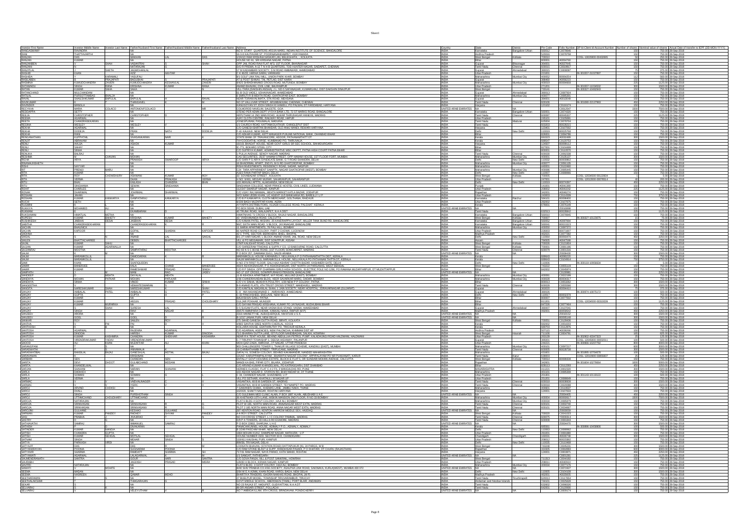| Investor First Name | Investor Middle Name | Investor Last Name | Father/Husband First Name | Father/Husband Middle Name | Father/Husband Last Name | Address | Country | State | District | Pin Code | Folio Number | DP Id-Client Id-Account Number | Number of shares | Nominal value of shares | Actual Date of transfer to IEPF (DD-MON-YYYY) |
|---|---|---|---|---|---|---|---|---|---|---|---|---|---|---|---|
| RANGASWAMY | RAVINDRA | | NA | | | NO 8 STAFF QUARTERS ARJUN MARG, INDIAN INSTITUTE OF SCIENCE, BANGALORE | INDIA | Karnataka | Bangalore Urban | 560012 | C0076646 | | 150 | 750.00 | 30-Sep-2018 |
| RANI | THATTAVARTHI | | NA | | | 16-3-8 KAUTAVARI ST, POORNANANDAPET, VIJAYAWADA | INDIA | Andhra Pradesh | | 520001 | C0076758 | | 150 | 750.00 | 30-Sep-2018 |
| RANJAN | DAS | | MAKHAN | LAL | DAS | 1/24/1D RAM KRISHNA NASKAR LANE BELEGHATA, KOLKATA | INDIA | West Bengal | Kolkata | 700010 | | CDSL-12028900-00432695 | 50 | 250.00 | 30-Sep-2018 |
| RANJAN | KUMAR | | NA | | | HOUSE NO 81, SRI KRISHNA NAGAR, PATNA | INDIA | Bihar | | 800001 | A0054760 | | 150 | 750.00 | 30-Sep-2018 |
| RANJANBEN | | SHAH | VASANTRAI | | SHAH | OPP JAIL ROAD RAVI FLAT AF3, 1ST FLOOR, BHAVNAGAR | INDIA | Gujarat | Bhavnagar | 364001 | A0027645 | | 150 | 750.00 | 30-Sep-2018 |
| RANJINI | | | NATARAJAN | | | 16/24 PRABHA A-11 T N H B QUARTERS, TOD HUNTER NAGAR, SAIDAPET, CHENNAI | INDIA | Tamil Nadu | Chennai | 600015 | C0010657 | | 150 | 750.00 | 30-Sep-2018 |
| RANJITLAL | | SHETH | JAGMOHANLAL | | | 71 M KADAMBARI SOCIETY, S M ROAD AMBAWADI, AHMEDABAD | INDIA | Gujarat | Ahmedabad | 380015 | C0036097 | | 75 | 375.00 | 30-Sep-2018 |
| RASHID | KHAN | | KASE | | AKHTAR | S K 45/26 YAKHA SARAI, VARANASI | INDIA | Uttar Pradesh | | 221001 | | IN-301557-21037897 | 150 | 750.00 | 30-Sep-2018 |
| RASHIDA | Y | KARAMALI | YASUFALI | | | 8/1 GOLF LINK RAJ MILL, UNION PARK KHAR, BOMBAY | INDIA | Maharashtra | Mumbai City | 400052 | B0004254 | | 112 | 560.00 | 30-Sep-2018 |
| RASILABEN | | PRAJAPATI | BAGUBHAI | S | PRAJAPATI | AT & POST BHIMAT TAL PETLAD, DIST KAIRA | INDIA | Gujarat | | 388450 | A0056223 | | 150 | 750.00 | 30-Sep-2018 |
| RASMINA | KUMUDCHANDRA | ZAVERI | KUMUDCHANDRA | KESHAVLAL | ZAVERI | 8/415 SHRADHANAND CROSS ROAD MUTUNGA, BOMBAY | INDIA | Maharashtra | Mumbai City | 400019 | B0004868 | | 225 | 1125.00 | 30-Sep-2018 |
| RATANINDU | SINGH | RANA | KRISHNA | KUMAR | RANA | ANAND BHAVAN, CIVIL LINE, BALRAMPUR | INDIA | Uttar Pradesh | | 271201 | | IN-301557-10158532 | 300 | 1500.00 | 30-Sep-2018 |
| RATAN | KUMAR | SAHA | SAHA | | | VILL TARA (DAKSHIN ANSHA) J.L. NO 6 SAFANAGAR, KUMARGANJ, DIST-DAKSHIN DINAJPUR | INDIA | West Bengal | | 733141 | | IN-300327-10493943 | 150 | 750.00 | 30-Sep-2018 |
| RATANCHAND | MULCHANDANI | | NA | | | 61-B OLD VADEJ, UDHAVNAGAR, AHMEDABAD | INDIA | Gujarat | Ahmedabad | 380013 | C0007634 | | 150 | 750.00 | 30-Sep-2018 |
| RATILAL | PURSOTTAMDAS | BHALJA | NA | | | 8 SARUSTIS B MEHTA ROAD, GHATKOPAR EAST, BOMBAY | INDIA | Maharashtra | Mumbai City | 400077 | C0085301 | | 150 | 750.00 | 30-Sep-2018 |
| RAVAL | SHAILESHKUMAR | BAPULAL | BAPULAL | | RAVAL | NEAR TORANVALIMATA, STN ROAD, MEHSANA | INDIA | Gujarat | | 384001 | A0013049 | | 150 | 750.00 | 30-Sep-2018 |
| RAVIKUMAR | R | | THANGAVEL | | M | NO 37 VALLUVAR STREET, ARUMBAKKAM, CHENNAI, CHENNAI | INDIA | Tamil Nadu | Chennai | 600106 | | IN-301080-22127993 | 450 | 2250.00 | 30-Sep-2018 |
| RAVINDER | MANGLA | | NA | | | KANSHIGYAN ST JODH SINGH KI HAWELI PO PALWAL DT FARIDABAD, HARYANA | INDIA | Haryana | | 121102 | C0101074 | | 150 | 750.00 | 30-Sep-2018 |
| RECTVAN | MARIA | COLACO | ANTONIOVFCOLACO | | MR | COLMOROD NAVELIM, SALCETE, GOA | UNITED ARAB EMIRATES | NA | | | C0012547 | | 1500 | 7500.00 | 30-Sep-2018 |
| REDDAPPA | SETTY | | NA | | | C/O RD PERADAN DEPT VYSYA BANK LTD, 72 ST MARKS ROAD, BANGALORE | INDIA | Karnataka | Bangalore Urban | 560001 | C0074320 | | 150 | 750.00 | 30-Sep-2018 |
| REEJA | CHRISTOPHER | | CHRISTOPHER | D | J | ARPUTHAM 16 2ND MAIN ROAD, ALWAR THIRUNAGAR ANNEXE, MADRAS | INDIA | Tamil Nadu | Chennai | 600087 | B0045337 | | 225 | 1125.00 | 30-Sep-2018 |
| REENA | AGARWAL | | NA | | | AJAY CLOTH CENTRE, RAILWAY ROAD, HAPUR | INDIA | Uttar Pradesh | | 245101 | C0070081 | | 150 | 750.00 | 30-Sep-2018 |
| REETA | CHANDRASEKARAN | | NA | | | JONESPURAM, PASUMALAI, MADURAI | INDIA | Tamil Nadu | Madurai | 625004 | C0076704 | | 150 | 750.00 | 30-Sep-2018 |
| REGINA | WESLEY | | WESLEY | | | 1/1 CHURCH ROAD, KATTANKULATHUR, CHINGLEPUT DIST | INDIA | Tamil Nadu | | 603203 | B0028315 | | 150 | 750.00 | 30-Sep-2018 |
| REKHA | AGARWAL | | NA | | | C/O GANESH BARTAN BHANDAR, OLD ANAJ MANDI, REWARI HARYANA | INDIA | Haryana | | 123401 | C0077002 | | 150 | 750.00 | 30-Sep-2018 |
| REKHA | DODEJA | | PRAN | NATH | DODEJA | F-41 KALKAJI, NEW DELHI | INDIA | Delhi | New Delhi | 110019 | B0025703 | | 150 | 750.00 | 30-Sep-2018 |
| REKHA | RANI | | NA | | | C/O ADHAR KUMAR, ASTT MANAGER PUNJAB NATIONAL BANK, DHANBAD BIHAR | INDIA | Bihar | | 826001 | C0094786 | | 150 | 750.00 | 30-Sep-2018 |
| RENGANATHAN | PURPATHIL | | SIVASANKARAN | | NAIR | STATE BANK OF TRAVANCORE, ADOOR, PATHANAMTHITTA DT | INDIA | Kerala | | 691523 | A0022499 | | 300 | 1500.00 | 30-Sep-2018 |
| RENJIT | ABRAHAM | | NA | | | THYCOODATHIL HORSE, KUMBANAD PO, THIRUVALLA | INDIA | Kerala | | 689547 | C0120753 | | 150 | 750.00 | 30-Sep-2018 |
| RENU | AHUJA | | ASHOK | KUMAR | | 29/101 BHAGAT HOUSE, NEAR GOVT GIRLS SR SEC SCHOOL, BAHADURGARH | INDIA | Haryana | | 124507 | B0008612 | | 150 | 750.00 | 30-Sep-2018 |
| RENU | SAHAY | | NA | | | K-771, BOKARO STEEL CITY | INDIA | Bihar | | 827001 | C0104489 | | 150 | 750.00 | 30-Sep-2018 |
| RENU | SINHA | | NA | | | C/O SUPRIYA KUMARI, ADMINISTRATIVE MISC DEPTT, PATNA HIGH COURT PATNA BIHAR | INDIA | Bihar | | 800001 | C0103570 | | 150 | 750.00 | 30-Sep-2018 |
| RENUKA | BALRAJ | | NA | | | 1 PULLA AVENUE, SENOY NAGAR, MADRAS | INDIA | Tamil Nadu | Chennai | 600030 | C0092338 | | 150 | 750.00 | 30-Sep-2018 |
| RESHMA | M | CHAVAN | MOHAN | | | CAS SECURITIES, 30/37 HAMAM STREET, OPP HAMAM HOUSE, 1ST FLOOR FORT, MUMBAI | INDIA | Maharashtra | Mumbai City | 400001 | C0135137 | | 300 | 1500.00 | 30-Sep-2018 |
| RICHA | ARYA | | PRAKASH | SWAROOP | ARYA | C/O SHRI P S ARYA SYNDICATE BANK, G T ROAD SHAHDRA, DELHI | INDIA | Delhi | New Delhi | 110032 | B0000862 | | 150 | 750.00 | 30-Sep-2018 |
| RINANALINSHETH | | | NA | | | 16 BHARDWAJ APART, 2ND FL, M G RD GHATKOPAR, BOMBAY | INDIA | Maharashtra | Mumbai City | 400077 | C0091135 | | 150 | 750.00 | 30-Sep-2018 |
| RISHI | NAYYAR | | NA | | | RISHI INVESTMENTS, RESIDENCY ROAD, SADAR, NAGPUR | INDIA | Maharashtra | | 440001 | C0122460 | | 150 | 750.00 | 30-Sep-2018 |
| RIT | PREMJI | MARU | NA | | | C24 TARA APPARMENT SAINPTK, NAGAR GHATKOPAR (WEST), BOMBAY | INDIA | Maharashtra | Mumbai City | 400086 | C0085445 | | 150 | 750.00 | 30-Sep-2018 |
| RITA | KUMAR | | NA | | | A16/2 RANA PARTAP BAGH, DELHI | INDIA | Delhi | New Delhi | 110007 | C0080966 | | 150 | 750.00 | 30-Sep-2018 |
| RITA | ROY | CHOWDHURY | ASHWANI | KUMAR | ROY | 33 SOVABAZAR STREET, KOLKATA | INDIA | West Bengal | Kolkata | 700005 | | CDSL-12034500-00123834 | 1 | 5.00 | 30-Sep-2018 |
| RITA | VERMA | | PRAKASH | | VERMA | H NO 3/401, MEGAR MURAR, SAHARANPUR, SAHARANPUR | INDIA | Uttar Pradesh | | 247001 | | CDSL-12013200-00078514 | 60 | 300.00 | 30-Sep-2018 |
| RITU | BHAI | | KAILASH | CHANDRA | BHAI | 103 ARAVALI APTTS, ALAKNANDA, NEW DELHI | INDIA | Delhi | New Delhi | 110019 | B0074397 | | 450 | 2250.00 | 30-Sep-2018 |
| RITU | SINGHANIA | | SAWAN | SINGHANIA | | SINGHANIA HOUSE, NEAR PRINCE HOSTEL CIVIL LINES, LUDHIANA | INDIA | Punjab | | 141001 | A0041300 | | 150 | 750.00 | 30-Sep-2018 |
| ROHIT | CHARLES | | NA | | | 112/247 SWARUP NAGAR, KANPUR | INDIA | Uttar Pradesh | | 208002 | A0041242 | | 225 | 1125.00 | 30-Sep-2018 |
| RONAK | DHARIWAL | | JOHRIMAL | | DHARIWAL | C/O VIJAY RAJ MANMAL, MEHTA MARKET KATLA BAZAR, JODHPUR | INDIA | Rajasthan | | 342001 | A0046274 | | 150 | 750.00 | 30-Sep-2018 |
| ROSHAN | JAHAN | | NA | | | 48/1O NAIM UDDIN KHAN, LIC AGENT 11/3 BANKHANA RD, BAREILLY U P | INDIA | Uttar Pradesh | | 243003 | C0114339 | | 750 | 3750.00 | 30-Sep-2018 |
| ROSHAN | KUMAR | KANKARYA | GANPATHRAJ | | KANKARYA | C/O B P KANKARYA, CLOTH MERCHANT, GOLTHANA, RAICHUR | INDIA | Karnataka | Raichur | 584101 | B0068400 | | 150 | 750.00 | 30-Sep-2018 |
| RUCHI | SETH | | NA | | | 9/234 BAGH MUZAFFAR KHAN, AGRA | INDIA | Uttar Pradesh | | 282002 | C0077675 | | 150 | 750.00 | 30-Sep-2018 |
| RUGMINI | K | | NA | | | AYYAPPA DISTRIBUTORS, XI/1628 COLLEGE ROAD, PALGHAT KERALA | INDIA | Kerala | | 678001 | C0076349 | | 150 | 750.00 | 30-Sep-2018 |
| RUKHIYA | MOHAMED | | NA | | | PO BOX 55348, DUBAI, UAE | UNITED ARAB EMIRATES | NA | NA | | D0016996 | | 150 | 750.00 | 30-Sep-2018 |
| RUKMANI | | | EKAMBARAM | D | V | 40 TRUNK ROAD, WALAJAPET, N A A DIST | INDIA | Tamil Nadu | | 632513 | B0028842 | | 225 | 1125.00 | 30-Sep-2018 |
| RUKSHMANI | HIMATLAL | METHA | NA | | | HIMATNIVAS 71 CROSS V BLOCK, RAJAJI NAGAR, BANGALORE | INDIA | Karnataka | Bangalore Urban | 560010 | C0078845 | | 150 | 750.00 | 30-Sep-2018 |
| RUPESH | KUMAR | BAHETY | KRISHNA | KUMAR | BAHETY | 83 VIVEKANANDA ROAD, CALCUTTA | INDIA | West Bengal | Kolkata | 700007 | | IN-300327-10129975 | 15 | 75.00 | 30-Sep-2018 |
| RUSHABH | JABBAR | DESAI | JABBAR | DESAI | | C/O KARAN PATEL AKSHAY 28 KANAKAPURA LAYOUT, MILLER TANK BUND RD, BANGALORE | INDIA | Karnataka | Bangalore Urban | 560052 | A0067884 | | 150 | 750.00 | 30-Sep-2018 |
| SABITHA | CHANDRASEKHARAN | | CHANDRASEKHARAN | K | | 46/1 SIXTH MAIN ROAD, V BLOCK, JAYANAGAR, BANGALORE | INDIA | Karnataka | Bangalore Urban | 560041 | B0021523 | | 150 | 750.00 | 30-Sep-2018 |
| SACHIN | BHANDARI | | NA | | | 11 MANIA APARTMENTS, 70 PALI HILL, BOMBAY | INDIA | Maharashtra | Mumbai City | 400050 | C0097372 | | 150 | 750.00 | 30-Sep-2018 |
| SACHIN | KAPOOR | | GOPAL | SHARAN | KAPOOR | 60 NAPIER ROAD COLONY, PART 2 CHOWK, LUCKNOW | INDIA | Uttar Pradesh | | 226003 | C0071697 | | 150 | 750.00 | 30-Sep-2018 |
| SACHNA | | | NA | | | 92 C TYPE SECTOR, BERKHERA, BHEL, BHOPAL | INDIA | Madhya Pradesh | | 462021 | C0077292 | | 150 | 750.00 | 30-Sep-2018 |
| SAGAL | S | N | ANAND | LAL | SAIGAL | 6/L-27 HARI NAGAR, L-BLOCK ANAND VIHAR, JAIL ROAD, NEW DELHI | INDIA | Delhi | New Delhi | 110064 | B0059970 | | 450 | 2250.00 | 30-Sep-2018 |
| SAILEN | BHATTACHARJEE | | DEBEN | BHATTACHARJEE | | VILL & PO MISSAMARI, DIST SONITPUR, ASSAM | INDIA | Assam | | 784506 | A0047598 | | 150 | 750.00 | 30-Sep-2018 |
| SAJAL | KUMAR | SAHU | NA | | | 17/6/F KALIGHAT ROAD, CALCUTTA | INDIA | West Bengal | Kolkata | 700026 | C0123064 | | 150 | 750.00 | 30-Sep-2018 |
| SAJJAN | KUMAR | AGARWALLA | NA | | | C/O SHREERAM TRADING & SUPPLY CO, 13 BABOURNE ROAD, CALCUTTA | INDIA | West Bengal | Kolkata | 700001 | C0081196 | | 150 | 750.00 | 30-Sep-2018 |
| SAJJANRAJ | MOOTHA | | SAMPATHRAJ | | MOOTHA | NO 83 N S C BOSE ROAD, (1ST FLOOR) SOWCARPET, MADRAS | INDIA | Tamil Nadu | Chennai | 600079 | C0001316 | | 150 | 750.00 | 30-Sep-2018 |
| SAJU | K | M | NA | | | P O BOX 257, DAMMAM 31411, SAUDI ARABIA | UNITED ARAB EMIRATES | NA | NA | | Z0009430 | | 300 | 1500.00 | 30-Sep-2018 |
| SALAM | MARAMKOLLIL | | DAMODARAN | K | | MARAMKOLLIL HOUSE KARAMVELY, NELLIKKALA P O PATHANAMTHITTA DIST, KERALA | INDIA | Kerala | | 689643 | A0068220 | | 150 | 750.00 | 30-Sep-2018 |
| SALAM | MARAMKOLLIL | | NA | | | SALIM MARAMKOLLIL MARAMKOLLIL HOUSE, NELLIKKALA PO PATHANAM THITTA DT, KERALA | INDIA | Kerala | | 689643 | C0109804 | | 750 | 3750.00 | 30-Sep-2018 |
| SALIM | KHAN | | SHAFIQUDDIN | | | H NO 273 FIRST FLOOR, GALI HAJI ASHRAF, CHITTA BAZAR, KASHMERI GATE, DELHI | INDIA | Delhi | New Delhi | 110006 | | IN-300118-10906634 | 1 | 5.00 | 30-Sep-2018 |
| SAMIR | BANERJEE | | KALA | CHAND | BANERJEE | 463/4 ASHOKENAGAR, P O ASHOKENAGAR, DIST NORTH 24 PARGANAS, WEST BENGAL | INDIA | West Bengal | | 743222 | C0055119 | | 150 | 750.00 | 30-Sep-2018 |
| SAMIR | KUMAR | | RAMESHWAR | PRASAD | SINGH | C/O R P SINGH, OPP CHARMAN GIRLS HIGH SCHOOL ELECTRIC POLE NO 1296, PO RAMANA MUZAFFARPUR, DT MUZAFFARPUR | INDIA | Bihar | | 842002 | C0049874 | | 150 | 750.00 | 30-Sep-2018 |
| SAMPATH | J | M | MANI | RAO | JADEY | NO 17 1ST CROSS, GOWRIPURAM EXTENSION, BANGALORE | UNITED ARAB EMIRATES | NA | NA | | C0130681 | | 450 | 2250.00 | 30-Sep-2018 |
| SANDEEP | D | MEHTA | DAYALAL | MEHTA | | 11-B ASHOKA APARTMENT, M P ROAD, MULUND (EAST), BOMBAY | INDIA | Maharashtra | Mumbai City | 400081 | C0022199 | | 150 | 750.00 | 30-Sep-2018 |
| SANDHYA | MOHAN | PATKAR | MOHAN | PATKAR | | 2/38 CHANDRAVADAN BLDG, VEER SAVARKAR MARG, DADAR, BOMBAY | INDIA | Maharashtra | Mumbai City | 400028 | B0004417 | | 150 | 750.00 | 30-Sep-2018 |
| SANDHYA | SINHA | | VINOD | KUMAR | SINHA | C/O V K SINHA, MUKHIYA POULTRY, 1/39 NEW P P COLONY, PATNA | INDIA | Bihar | | 800013 | C0053262 | | 300 | 1500.00 | 30-Sep-2018 |
| SANGEETHA | V | | VENKATESWARAN | | C | 8-9 ANAND FLATS, 4TH TRUST CROSS STREET, MANDAVELI, MADRAS | INDIA | Tamil Nadu | Chennai | 600028 | C0055586 | | 300 | 1500.00 | 30-Sep-2018 |
| SANGITA | NARESHKUMAR | SHAH | NARESHKUMAR | | SHAH | C/O KANTILAL MAGANLAL SHAH, 1 JAIN SOCIETY, NEAR HOSPITAL, JORAVARNAGAR (GUJARAT) | INDIA | Gujarat | | 363020 | B0006410 | | 75 | 375.00 | 30-Sep-2018 |
| SANJAY | AMBALAL | PATEL | AMBALAL | | PATEL | C-6, AMI AKHANDANAND-1, AMRAVADI, AHMEDABAD | INDIA | Gujarat | Ahmedabad | 380026 | | IN-300974-10875172 | 100 | 500.00 | 30-Sep-2018 |
| SANJAY | GUPTA | | GUPTA | H | P | C-32 PANCHSHEEL ENCLAVE, NEW DELHI | INDIA | Delhi | New Delhi | 110017 | B0002379 | | 150 | 750.00 | 30-Sep-2018 |
| SANJAY | KUMAR | | NA | | | BAKRGANJ, PATNA | INDIA | Bihar | | 800004 | C0077502 | | 150 | 750.00 | 30-Sep-2018 |
| SANJAY | KUMAR | | ARJUN | PRASAD | CHOUDHARY | GULZAR POKHAR, MUNGER | INDIA | Bihar | | 811201 | | CDSL-12036500-00310039 | 225 | 1125.00 | 30-Sep-2018 |
| SANJAY | KUMAR | MURARKA | NA | | | C/O SHYAM PRASAD KRISHNA, KUMAR PO JAYNAGAR, MUDHUBANI BIHAR | INDIA | Bihar | | 847226 | C0077464 | | 150 | 750.00 | 30-Sep-2018 |
| SANJAY | S | SHAH | SURESH | LAL | | 6 S SUGAM FLATS, NEAR VASNA BUS STAND, VASNA, AHMEDABAD | INDIA | Gujarat | Ahmedabad | 380007 | C0127041 | | 150 | 750.00 | 30-Sep-2018 |
| SANJAY | SINGH | | RAVI | NAGAR | | 39/570 AMRAPARA CHOWK, KANKALI NAKA, RAIPUR (M P) | INDIA | Madhya Pradesh | | 492001 | B0056452 | | 450 | 2250.00 | 30-Sep-2018 |
| SANJEEV | ARORA | | NA | | | 2316 HARRETT NE, ALBUQUERQUE, NM 87106 U S A | UNITED ARAB EMIRATES | NA | NA | | Z0003152 | | 300 | 1500.00 | 30-Sep-2018 |
| SANJEEV | GOEL | | GOEL | | R | B-1/217 JANAK PURI, NEW DELHI | UNITED ARAB EMIRATES | NA | NA | | B0005148 | | 300 | 1500.00 | 30-Sep-2018 |
| SANKAR | ROY | | SAILEN | ROY | | 2/5 SAHID GANESH DUTTA ROAD, BIRATI, KOLKATA | INDIA | West Bengal | Kolkata | 700051 | C0129436 | | 150 | 750.00 | 30-Sep-2018 |
| SANTHA | V | PAI | PAI | | | 4/965 SANTHA SREE NORTH CHERLAI, KOCHI | INDIA | Kerala | | 682002 | C0054203 | | 150 | 750.00 | 30-Sep-2018 |
| SANTHOSH | | | NA | | | KOLLARA HOUSE, EDATHIRUTHY PO, TRICHUR KERALA | INDIA | Kerala | | 680703 | C0112976 | | 150 | 750.00 | 30-Sep-2018 |
| SANTOSH | AGARWAL | | RAJENRA | AGARWAL | | C/O AGARWAL AGENCIES, NEW PALONCHA, KHMMAM DIST AP | INDIA | Andhra Pradesh | | 507115 | A0038266 | | 150 | 750.00 | 30-Sep-2018 |
| SANTOSH | SINODIA | | HARSH | KUMAR | SINODIA | 71/1 BHAIRAV DUTTA LANE, IST FLOOR NANDIBAGAN, SALKIA, HOWRAH | INDIA | West Bengal | Howrah | 711106 | C0004791 | | 165 | 825.00 | 30-Sep-2018 |
| SANTOSH | KUMAR | KASHMIRA | CHANDRA | SHEKHAR | KASHMIRA | NEAR B.H. TENT HOUSE, BEHIND ABDULLHA PETROL PUMP, KALADHUNGI ROAD HALDWANI, HALDWANI | INDIA | Uttarakhand | | 263139 | | IN-302902-43347323 | 125 | 625.00 | 30-Sep-2018 |
| SANTOSH | VIRENDRAKUMAR | YADAV | VIRENDRAKUMAR | | | 7 C TRUPATI TOWNSHIP-1, DEESA HIGHWAY, PALANPUR | INDIA | Gujarat | | 385001 | | CDSL-12048300-00002011 | 100 | 500.00 | 30-Sep-2018 |
| SAOOD | K | RAHO | MUJITABA | ALI | KHAN | NEHI QAZI ZADA, AMROHA, JP NAGAR, UTTAR PRADESH | INDIA | Uttar Pradesh | | 244221 | | IN-300966-10207782 | 800 | 4000.00 | 30-Sep-2018 |
| SARANGPANI | | | NA | | | 903 CHALLENGERS TOWER 1, THAKUR VILLAGE SCHEME, KANDIVLI (EAST), MUMBAI | INDIA | Maharashtra | Mumbai City | 400101 | C0097217 | | 600 | 3000.00 | 30-Sep-2018 |
| SARASWATHI | P | | AMMAMALAI | K | | 64 CHINNATHAMBI STREET, TRIPLICANE, MADRAS | INDIA | Tamil Nadu | Chennai | 600005 | B0028739 | | 300 | 1500.00 | 30-Sep-2018 |
| SARASWATIBAI | BANSILAL | BAJAJ | GANESHLAL | MOTILAL | BAJAJ | SAFALTA, SOMESH COLONY, BEHIND KAMAANDIR, NANDED MAHARASHTRA | INDIA | Maharashtra | | 431601 | | IN-301895-10764670 | 100 | 500.00 | 30-Sep-2018 |
| SARAVANAN | | | KRISHNAN | | | 121A/2 KARUPPAMPALAYAM, BHARATHI NAGAR COLONY, APPIPALAYAM PO NR PUKKANATI, KARUR | INDIA | Tamil Nadu | Karur | 639003 | | CDSL-12010900-03855807 | 25 | 125.00 | 30-Sep-2018 |
| SARBARI | SEN | | CHANDAN | SEN | | ENTALLY GOVT HOUSING ESTATE, BLOCK-E FLAT 5, DR SUNDARI MOHAN AVENUE, CALCUTTA | INDIA | West Bengal | Kolkata | 700014 | B0008338 | | 150 | 750.00 | 30-Sep-2018 |
| SARITA | DEVI | DHOOT | GULABCHAND | MOOHAN | | MANDI KA BAS, PIPAR CITY, BILARA, JODHPUR | INDIA | Rajasthan | | 342601 | | IN-301604-10278064 | 1000 | 5000.00 | 30-Sep-2018 |
| SARITA | KHANDELWAL | | NA | | | C/O ARVIND KUMAR KHANDELWAL, PO HATRASGARH, DIST DHANBAD | INDIA | Bihar | | 828113 | C0112393 | | 450 | 2250.00 | 30-Sep-2018 |
| SARJAN | LAKHANI | | HARJAN | | SHAHANI | HERMES CLASSIC, FLAT C-4 2 FL 3 MANGALDAS RD, PUNE | INDIA | MAHARASHTRA | | 411001 | C0092320 | | 300 | 1500.00 | 30-Sep-2018 |
| SARLA | DADHICH | | NA | | | 302 ASHOK NAGAR D, STATION RD, BHAYANDAR W, DT THANE | INDIA | Maharashtra | | 401101 | C0085308 | | 150 | 750.00 | 30-Sep-2018 |
| SARLA | SOMANI | | SOMANI | | K | C 38, CHANDER NAGAR, GHAZIABAD, U P | INDIA | Uttar Pradesh | | 201001 | | IN-301143-10118922 | 150 | 750.00 | 30-Sep-2018 |
| SAROJ | VERMA | | NA | | | VILL PO SATHIAV, KHAHAULI, M NAGAR UP | INDIA | Uttar Pradesh | | 251201 | D0080438 | | 150 | 750.00 | 30-Sep-2018 |
| SARNAV | | | VASUDEVANNAIDU | | | VASANTHA, 88 B M GARDEN STREET, MADRAS | INDIA | Tamil Nadu | Chennai | 600018 | B0008839 | | 150 | 750.00 | 30-Sep-2018 |
| SAROJ | | | NA | | | VASANTIKA, 48 B M GARDEN STREET, TEYNAMPET PO, MADRAS | INDIA | Tamil Nadu | Chennai | 600018 | C0032098 | | 150 | 750.00 | 30-Sep-2018 |
| SAROJ | ARVIND | CHOKSI | NA | | | 7 GAWANDS CHAWL, KHEMAS LANE, JAMBLI NAKA, THANE | INDIA | Maharashtra | | 400601 | C0119537 | | 150 | 750.00 | 30-Sep-2018 |
| SAROJ | DHALL | | NA | | | 2020/30, SHAKTI NAGAR, ROHTAK HARYANA | INDIA | Haryana | | 124001 | C0077633 | | 150 | 750.00 | 30-Sep-2018 |
| SAROJ | SINGH | | PURSHOTHAM | SINGH | | C/O SULEIMAN MED CLINIC, ALAIN, P BOX 1687 ALAIN, ABUDHABI U A E | UNITED ARAB EMIRATES | NA | NA | | Z0004405 | | 450 | 2250.00 | 30-Sep-2018 |
| SAROJ | UTTAMCHAND | CHOUDHARY | UTTAMCHAND | | | 30 KHETWADI 12TH LANE, MISKIN MANSION 2ND FLOOR, R NO 16 BOMBAY | INDIA | Maharashtra | Mumbai City | 400004 | B0006917 | | 150 | 750.00 | 30-Sep-2018 |
| SAROJA | NATARAJAN | | NA | | | FLAT G BLDG 4 GOVT COLONY, HAJI ALI, BOMBAY | INDIA | Maharashtra | Mumbai City | 400034 | C0085979 | | 150 | 750.00 | 30-Sep-2018 |
| SAROJA | SRINIVASAN | | SRINIVASAN | | | PLOT W-185 NORTH MAIN ROAD, ANNANAGAR WEST EXTN, MADRAS | INDIA | Tamil Nadu | Chennai | 600101 | C0053740 | | 150 | 750.00 | 30-Sep-2018 |
| SAROJA | SRINIVASAN | | SRINIVASAN | | G | PLOT 2 185 NORTH MAIN ROAD, ANNA NAGAR WEST EXTN, MADRAS | INDIA | Tamil Nadu | Chennai | 600101 | C0034687 | | 150 | 750.00 | 30-Sep-2018 |
| SAROJINI | GULHANE | | KESHAO | | GULHANE | 307 KENTON ROAD, KENTON HARROW MIDDLE SEX, HA32HQ | UNITED ARAB EMIRATES | NA | NA | | Z0000359 | | 150 | 750.00 | 30-Sep-2018 |
| SARVAN | KUMAR | PANDEY | RADHEY | SHYAM | PANDEY | 4 A ROY STREET, CALCUTTA | INDIA | West Bengal | Kolkata | 700020 | C0041023 | | 150 | 750.00 | 30-Sep-2018 |
| SASI | PRABHA | | AMUBHAO | | | NO 34 GREEN STREET, L I C COLONY PAMMAL, MADRAS | INDIA | Tamil Nadu | Chennai | 600075 | C0059314 | | 150 | 750.00 | 30-Sep-2018 |
| SASTRY | S | | NA | | | 5/9 P A TOWERS, 10 HALLS RD EGMORE, MADRAS | INDIA | Tamil Nadu | Chennai | 600008 | C0031843 | | 150 | 750.00 | 30-Sep-2018 |
| SATHIAVATHI | SAMRAJ | | IMMANUEL | | SAMRAJ | P O BOX 22803, SHARJAH, U A E | UNITED ARAB EMIRATES | NA | NA | | Z0004470 | | 150 | 750.00 | 30-Sep-2018 |
| SATHISH | | | DIVAKARAN | | | PANACHIKUNNEL HOUSE, ADIMALY P O, ADIMALY, IDIMALY | INDIA | Kerala | | 685561 | | IN-300896-10458906 | 100 | 500.00 | 30-Sep-2018 |
| SATINDER | KUMAR | RANDIA | NA | | | 8 2/349 PASCHIM VIHAR, NEW DELHI | INDIA | Delhi | New Delhi | 110063 | C0088962 | | 150 | 750.00 | 30-Sep-2018 |
| SATISH | CHANDRA | GUPTA | NA | | | 1884 MOHAN KUNJ, DAMPEAR NAGAR, MATHURA - U P | INDIA | Uttar Pradesh | | 281001 | C0091880 | | 150 | 750.00 | 30-Sep-2018 |
| SATISH | SINGH | SEHGAL | MOTILAL | SEHGAL | | HOUSE NUMBER 1509, SECTOR 33-D, CHANDIGARH | INDIA | Chandigarh | Chandigarh | 160031 | A0026748 | | 150 | 750.00 | 30-Sep-2018 |
| SATISH | SINGH | | MEHAR | SINGH | | 118/411 KAUSHAL PURI, KANPUR | INDIA | Uttar Pradesh | | 208012 | B0025337 | | 150 | 750.00 | 30-Sep-2018 |
| SATYA | PARKASH | VIRDI | NA | | | 886/58, TRI NAGAR, DELHI | INDIA | Delhi | New Delhi | 110035 | C0110468 | | 150 | 750.00 | 30-Sep-2018 |
| SATYAJIT | DAS | | NA | | | LOKNATH BHAVAN (STATION ROAD) DATTAPUKUR (N), 24 PARGS, W B | INDIA | West Bengal | | 743248 | C0045231 | | 150 | 750.00 | 30-Sep-2018 |
| SATYANARAYAN | POONIA | | SUGNARAM | | POONIA | C/O RAM STONE BLAST & SUPP, RANDHISAR-PARADI, P O DHATARI, DT CHURU (RAJASTHAN) | INDIA | Rajasthan | | 331505 | C0054993 | | 150 | 750.00 | 30-Sep-2018 |
| SATYAVIR | SHARMA | | SAMDATT | | SHARMA | 747/16 RAM NAGAR, NAYA PARAO, KATH MANDI, ROHTAK | INDIA | Haryana | | 124001 | B0010971 | | 150 | 750.00 | 30-Sep-2018 |
| SATYAVIR | AGARWAL | | LALAGARWAL | K | | 3/1 GANGAT SHAHJAHANPUR | INDIA | Uttar Pradesh | | | C0120004 | | 225 | 1125.00 | 30-Sep-2018 |
| SAUMENDRANATH | SANTRA | | GOUR | HARI | SANTRA | 26 GOSA PANDA, VILL & POST SANKRAIL, HOWRAH | INDIA | West Bengal | Howrah | 711313 | C0046382 | | 150 | 750.00 | 30-Sep-2018 |
| SAURABH | MISRA | | JAGDISH | PRASAD | MISRA | 128/62 H BLOCK, KIDWAI NAGAR, KANPUR | INDIA | Uttar Pradesh | | 208011 | A0040910 | | 150 | 750.00 | 30-Sep-2018 |
| SAVITRI | NATARAJAN | | NA | | | FLAT G BLDG. 4 GOVT COLONY, HAJI ALI, BOMBAY | INDIA | Maharashtra | Mumbai City | 400034 | C0077176 | | 150 | 750.00 | 30-Sep-2018 |
| SAWANT | V | MOHITE | NA | | | 8/40 SHRI PRABHA CO HSG SOCIETY, ASALPHA LINK ROAD, SAKINAKA, KURLA(WEST), MUMBAI 400 072 | INDIA | Maharashtra | Mumbai City | 400072 | C0072427 | | 150 | 750.00 | 30-Sep-2018 |
| SEEMA | MADAN | | NA | | | 5/64 W E A AJMAL KHAN ROAD, KAROL BAGH, NEW DELHI | INDIA | Delhi | New Delhi | 110005 | C0104339 | | 150 | 750.00 | 30-Sep-2018 |
| SEEMA | NASREEN | | QAMAR | | MOHD | BHARTIYA TRADERS, GHORA NAKKAS ROAD, BHOPAL (M P) | INDIA | Madhya Pradesh | | 462001 | A0025605 | | 150 | 750.00 | 30-Sep-2018 |
| SEETARAMAN | | | NA | | | 27 BHELPUR MODEL TOWNSHIP TIRUVARAMBUR, TIRUCHY | INDIA | Tamil Nadu | Tiruchirapalli | 620013 | C0117654 | | 150 | 750.00 | 30-Sep-2018 |
| SEETHALAKSHMI | | | THIAGARAJAN | | | GOVT MODEL SCHOOL, ABERDEEN (TAMIL), PORT BLAIR, ANDAMAN | INDIA | Andaman and Nicobar Islands | | 744101 | C0025826 | | 150 | 750.00 | 30-Sep-2018 |
| SEKAR | S | | NA | | | NO 23 RAJAJI ST, NADUPET, GUDIYATTAM, N A A DT | INDIA | Tamil Nadu | | 632602 | C0096026 | | 150 | 750.00 | 30-Sep-2018 |
| SELVARAJ | S | | NA | | | 89 SRI KRISHNA STREET, POLLACHI | INDIA | Tamil Nadu | | 642001 | C0120930 | | 150 | 750.00 | 30-Sep-2018 |
| SELVARAJ | | | VELLEYUTHAM | V | | NO 1 AMBIGAI ILLAM, 4TH CROSS, BRINDAVAN, PONDICHERRY | INDIA | Pondicherry | | | C0039074 | | 150 | 750.00 | 30-Sep-2018 |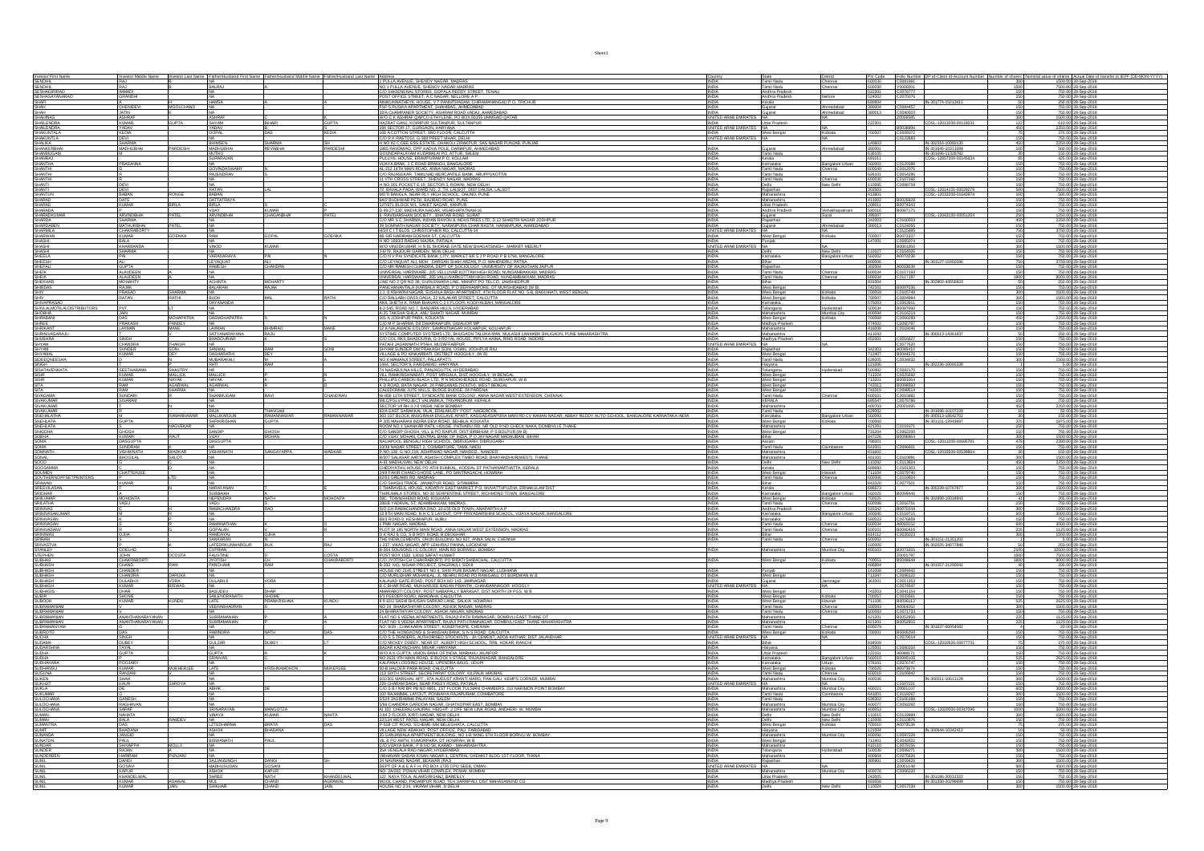| Investor First Name | Investor Middle Name | Investor Last Name | Father/Husband First Name | Father/Husband Middle Name | Father/Husband Last Name | Address | Country | State | District | Pin Code | Folio Number | DP Id-Client Id-Account Number | Number of shares | Nominal value of shares | Actual Date of transfer to IEPF (DD-MON-YYYY) |
|---|---|---|---|---|---|---|---|---|---|---|---|---|---|---|---|
| SENDHIL | RAJ | B | NA | | | 1 PULLA AVENUE, SHENOY NAGAR, MADRAS | INDIA | Tamil Nadu | Chennai | 600030 | C0091881 | | 300 | 1500.00 | 20-Sep-2018 |
| SENDHIL | RAJ | B | BALRAJ | | | NO 1 PULLA AVENUE, SHENOY NAGAR MADRAS | INDIA | Tamil Nadu | Chennai | 600030 | F0000301 | | 1500 | 7500.00 | 20-Sep-2018 |
| SESHAGIRIRAO | IMMADI | | NA | | | C/O SAKSENERAL STORES, GOPALA REDDY STREET, TENALI | INDIA | Andhra Pradesh | | 522201 | C0076777 | | 150 | 750.00 | 20-Sep-2018 |
| SESHASAYANARAO | CHANDHI | | NA | | | POST OFFICE STREET, A C NAGAR, NELLORE A P | INDIA | Andhra Pradesh | Nellore | 524002 | C0075076 | | 150 | 750.00 | 20-Sep-2018 |
| SHAH | A | H | HAMSA | | A | ANIKUNNATHEYIL HOUSE, V P PARINTHADAM, CHIRAMANANGAD P O, TRICHUR | INDIA | Kerala | | 680604 | | IN-302774-15213415 | 50 | 250.00 | 20-Sep-2018 |
| SHAH | CHENDEVI | MOOLCHAND | NA | | | F/SF-5 RUSHI APARTMENT, SHAHIBAG, AHMEDABAD | INDIA | Gujarat | Ahmedabad | 380004 | C0084457 | | 150 | 750.00 | 20-Sep-2018 |
| SHAH | JATIN | | NA | | | 32/A CHAMPANER SOCIETY, ASHRAM ROAD VADAJ, AHMEDABAD | INDIA | Gujarat | Ahmedabad | 380013 | C0090553 | | 300 | 1500.00 | 20-Sep-2018 |
| SHAHINAS | ASHRAF | | ASHRAF | | | M/S OTA KISHRAF QAPCO STIFFENER, PO BOX 50350 UMM SAID QATAR | UNITED ARAB EMIRATES | NA | | | Z0008685 | | 300 | 1500.00 | 20-Sep-2018 |
| SHAILENDRA | KUMAR | GUPTA | SHYAM | BIHARI | GUPTA | HAZRAT GANJ, KORIPUR SULTANPUR, SULTANPUR | INDIA | Uttar Pradesh | | 222001 | | CDSL-12013200-00118031 | 122 | 610.00 | 20-Sep-2018 |
| SHAILENDRA | YADAV | | YADAV | | | 296 SECTOR 17, GURGAON, HARYANA | UNITED ARAB EMIRATES | NA | | | B0028896 | | 450 | 2250.00 | 20-Sep-2018 |
| SHAKUNTALA | KEDIA | | GOPAL | DAS | KEDIA | 168 A COTTON STREET, 3RD FLOOR, CALCUTTA | INDIA | West Bengal | Kolkata | 700007 | C0009072 | | 75 | 375.00 | 20-Sep-2018 |
| SHAKUNTLA | DEVI | | NA | | | C/O R K RASTOGI, G-368 PREET VIHAR, DELHI | UNITED ARAB EMIRATES | NA | | | C0123983 | | 150 | 750.00 | 20-Sep-2018 |
| SHALIKA | SHARMA | | BHIMSEN | SHARMA | SH | H NO 82 C-SEE S SS ESTATE, DHAKOLI ZIRAKPUR, SAS NAGAR PUNJAB, PUNJAB | INDIA | | | 140603 | | IN-302316-10062135 | 450 | 2250.00 | 20-Sep-2018 |
| SHANKERBHAI | MADHUBHAI | PARDESHI | MADHUBHAI | REVABHAI | PARDESHI | 1885 RADHWAD, OPP KADVA POLE, DARIAPUR, AHMEDABAD | INDIA | Gujarat | Ahmedabad | 380001 | | IN-301645-10313089 | 100 | 500.00 | 20-Sep-2018 |
| SHANMUGAM | M | | MUTHU | | | GOUNDAPALAYAM KUDIMALAI PO, ATTUR, SALEM | INDIA | Tamil Nadu | | 636105 | | IN-301696-11158792 | 30 | 150.00 | 20-Sep-2018 |
| SHANRAJ | S | | SUDHAKAN | | | PULLIYIL HOUSE, KRAVIPURAM P O, KOLLAM | INDIA | Kerala | | 691011 | | CDSL-12057300-00145834 | 85 | 425.00 | 20-Sep-2018 |
| SHANTHA | PRASANNA | | NA | | | VIJAYA BANK, J C ROAD BRANCH, BANGALORE | INDIA | Karnataka | Bangalore Urban | 560002 | C0120388 | | 150 | 750.00 | 20-Sep-2018 |
| SHANTHI | C | | GOVINDASWAMY | | | AL-332 13TH MAIN ROAD, ANNA NAGAR, MADRAS | INDIA | Tamil Nadu | Chennai | 600040 | C0012076 | | 150 | 750.00 | 20-Sep-2018 |
| SHANTHI | R | | RAJESEKAN | | | C/O RAJASEKARAN, THANGAM MERCANTILE BANK, ARUPPUKOTTAI | INDIA | Tamil Nadu | | 626101 | C0034296 | | 150 | 750.00 | 20-Sep-2018 |
| SHANTHI | S | | NA | | | 11 VTH CROSS STREET, SHENOY NAGAR, MADRAS | INDIA | Tamil Nadu | Chennai | 600030 | C0107386 | | 150 | 750.00 | 20-Sep-2018 |
| SHANTI | DEVI | | NA | | | H NO 391 POCKET E-19, SECTOR 3, ROHINI, NEW DELHI | INDIA | Delhi | New Delhi | 110085 | C0080759 | | 150 | 750.00 | 20-Sep-2018 |
| SHANTI | DEVI | | RATAN | LAL | | 22, BAVALA PADA, WARD NO. 2, TH. LALSOT, DIST DAUSA, LALSOT | INDIA | Rajasthan | | 303503 | | CDSL-12014101-00026079 | 500 | 2500.00 | 20-Sep-2018 |
| SHANTUN | BABAN | RONGE | BABAN | | | MOTI BANGLA, NEAR RLY HIGH SCHOOL, DAUND, PUNE | INDIA | Maharashtra | | 413801 | | CDSL-12033200-05040974 | 100 | 500.00 | 20-Sep-2018 |
| SHARAD | DATE | | DATTATRAYA | | | 44/2 BUDHWAR PETH, BAJIRAO ROAD, PUNE | INDIA | Maharashtra | | 411002 | B0026928 | | 150 | 750.00 | 20-Sep-2018 |
| SHARAD | KUMAR | BIRLA | BIRLA | | | 127/671 BLOCK W1, SAKET NAGAR, KANPUR | INDIA | Uttar Pradesh | | 208011 | B0074543 | | 150 | 750.00 | 20-Sep-2018 |
| SHARADA | P | | VIJAY | KUMAR | P | D 49-27-130, MADHURA NAGAR, VISAKHAPATNAM-16 | INDIA | Andhra Pradesh | Vishakhapatnam | 530016 | B0097175 | | 150 | 750.00 | 20-Sep-2018 |
| SHARADKUMAR | ARVINDBHAI | PATEL | ARVINDBHAI | CHAGANBHAI | PATEL | 8, RAVDARSHAN SOCIETY, GHATAR ROAD, SURAT | INDIA | Gujarat | Surat | 395007 | | CDSL-12043100-00051204 | 250 | 1250.00 | 20-Sep-2018 |
| SHARDA | SHARMA | | NA | | | C/O MR S C SHARMA, INDIAN RAYON & INDUSTRIES LTD, D 12 SHASTRI NAGAR JODHPUR | INDIA | Rajasthan | | 342003 | C0000503 | | 450 | 2250.00 | 20-Sep-2018 |
| SHARDABEN | MATHURBHAI | PATEL | NA | | | 30 SOMNATH NAGAR SOCIETY, NARANPURA CHAR RASTA, NARANPURA, AHMEDABAD | INDIA | Gujarat | Ahmedabad | 380013 | C0124056 | | 150 | 750.00 | 20-Sep-2018 |
| SHARMILA | CHAKRABORTY | | NA | | | H/24 C I T BLDG, CHRISTOPHER RD, CALCUTTA-14 | UNITED ARAB EMIRATES | NA | | | C0015490 | | 750 | 3750.00 | 20-Sep-2018 |
| SHARWAN | KUMAR | GOENKA | RAM | GOPAL | GOENKA | 88 SIR HARIRAM GOENKA ST, CALCUTTA | INDIA | West Bengal | Kolkata | 700007 | B0072337 | | 150 | 750.00 | 20-Sep-2018 |
| SHASHI | BALA | | NA | | | H NO 169/19 NEAR TANGRA, PATIALA | INDIA | Punjab | | 147001 | C0085054 | | 150 | 750.00 | 20-Sep-2018 |
| SHASHI | KHARBANDA | | VINOD | KUMAR | | W/O VINOD KUMAR, H N 81 SHORAB GATE NEW BHAGATSINGH - MARKET MEERUT | UNITED ARAB EMIRATES | NA | | | B0001260 | | 300 | 1500.00 | 20-Sep-2018 |
| SHASHI | SHARMA | | NA | | | J-6/79, RAJOURI GARDEN, NEW DELHI | INDIA | Delhi | New Delhi | 110027 | C0024026 | | 150 | 750.00 | 20-Sep-2018 |
| SHEELA | PAI | | VARADARAYA | PAI | | C/O N V PAI SYNDICATE BANK CITY, MARKET BR S J P ROAD P B 6794, BANGALORE | INDIA | Karnataka | Bangalore Urban | 560002 | B0070238 | | 150 | 750.00 | 20-Sep-2018 |
| SHEESH | ALI | | LEYAQUAT | ALI | | C/O LEYAQUAT ALI MDH . DARGAH SHAH ARZAN, P O. MAHENDRU, PATNA | INDIA | Bihar | | 800006 | | IN-301127-15402886 | 750 | 3750.00 | 20-Sep-2018 |
| SHEFALI | GUPTA | | RAMESH | CHANDRA | | C/O MR RAMESH CHANDRA, DEPT OF SOCIOLOGY, UNIVERSITY OF RAJASTHAN JAIPUR | INDIA | Rajasthan | | 302004 | A0010838 | | 150 | 750.00 | 20-Sep-2018 |
| SHEIK | ALAUDEEN | A | NA | | | UNIVERSAL HARDWARE, 205 VALLUVAR KOTTAM HIGH ROAD, NUNGAMBAKKAM, MADRAS | INDIA | Tamil Nadu | Chennai | 600034 | C0117183 | | 150 | 750.00 | 20-Sep-2018 |
| SHEIK | ALAUDEEN | A | NA | | | UNIVERSAL HARDWARE, 205 VALLUVARKOTTAM HIGH ROAD, NUNGAMBAKKAM, MADRAS | INDIA | Tamil Nadu | Chennai | 600034 | C0117197 | | 1800 | 9000.00 | 20-Sep-2018 |
| SHEKHAR | MOHANTY | | ACHINTA | MOHANTY | | LINE NO 2 QR NO 5B, GURUDWARA LINE, MANIFIT PO TELCO, JAMSHEDPUR | INDIA | Bihar | | 831004 | | IN-302902-44558823 | 50 | 250.00 | 20-Sep-2018 |
| SHIBDAS | RAJAK | | BALARAM | RAJAK | | PANCHANANTALA (SARBALA ROAD), P O BERHAMPORE, DT MURSHIDABAD (W B) | INDIA | West Bengal | | 742101 | B0097026 | | 150 | 750.00 | 20-Sep-2018 |
| SHIV | PRASAD | SHARMA | NA | | | 1,2, 8 ABHINAVNAGAR, SUBHECK BASH APARTMENT, 4TH FLOOR FLAT NO. 5-B, BAGUIHATI, WEST BENGAL | INDIA | West Bengal | Kolkata | 700059 | C0025198 | | 300 | 1500.00 | 20-Sep-2018 |
| SHIV | RATAN | RATHI | BUDH | MAL | RATHI | C/O BHA TADKUGSAND, 24 KALAKAR STREET, CALCUTTA | INDIA | West Bengal | Kolkata | 700007 | C0004884 | | 300 | 1500.00 | 20-Sep-2018 |
| SHIVAPRASAD | S | | DAYANANDA | | | ANIL SHETH K, RAMA BHAVAN C-3 II FLOOR, KODIYALBAIL, MANGALORE | INDIA | Karnataka | | 575003 | C0013551 | | 150 | 750.00 | 20-Sep-2018 |
| SHIVLALMOTILALOKSTRIBUTORS | PVT | LT | NA | | | 8-2-545, ROAD NO.7, BANJARA HILLS, HYDERABAD | INDIA | Telangana | Hyderabad | 500034 | B0097690 | | 150 | 750.00 | 20-Sep-2018 |
| SHOBHA | JAIN | | NA | | | A-26 TAKSHA SHILA, ANU SHAKTI NAGAR, MUMBAI | INDIA | Maharashtra | Mumbai City | 400094 | C0016214 | | 150 | 750.00 | 20-Sep-2018 |
| SHRABANI | DAS | MOHAPATRA | DASMOHAPATRA | | | 301 A JODHPUR PARK, KOLKATA | INDIA | West Bengal | Kolkata | 700068 | C0060289 | | 450 | 2250.00 | 20-Sep-2018 |
| SHREE | PRAKASH | PANDEY | NA | | | C/O M P SHARMA, D8 DWARIKAPURI, GWALIOR MP | INDIA | Madhya Pradesh | | 474002 | C0095787 | | 150 | 750.00 | 20-Sep-2018 |
| SHRIKANT | LAXMAN | MANE | LAXMAN | BHIMRAO | MANE | 12 A NALAWADE COLONY, SAMPATNAGAR KOLHAPUR, KOLHAPUR | INDIA | Maharashtra | | 416008 | C0010046 | | 150 | 750.00 | 20-Sep-2018 |
| SHRINIVASRAJU | V | V | SATYANARAYANA | RAJU | | SYSTIME COMPUTER SYSTEMS LTD, BHUGAON TALUKA MAL MULASHI LANMARK BHUGAON, PUNE MAHARASHTRA | INDIA | Maharashtra | | 411002 | | IN-300513-14361837 | 50 | 250.00 | 20-Sep-2018 |
| SHUBHRA | SINGH | | BHADOURIAR | | | C/O COL RKS BHADOURIA, G-3 ROYAL HOUSE, PIPLYA HANA, RING ROAD, INDORE | INDIA | Madhya Pradesh | | 452001 | C0016627 | | 150 | 750.00 | 20-Sep-2018 |
| SHYAM | CHANDRA | THAKUR | NA | | | PATAHI JAGANNATH PTAHI, MUZAFFARPUR | UNITED ARAB EMIRATES | NA | | | C0077620 | | 150 | 750.00 | 20-Sep-2018 |
| SHYAM | SUNDER | SONI | SANWAL | RAM | SONI | SHYAM SUNDER OM PRAKASH SONI, OSIAN, JODHPUR RAJ | INDIA | Rajasthan | | 342303 | A0046410 | | 150 | 750.00 | 20-Sep-2018 |
| SHYAMAL | KUMAR | DEY | DASHARATHI | DEY | | VILLAGE & PO KRIKARBATI, DISTRICT HOOGHLY, (W B) | INDIA | West Bengal | | 712407 | B0084970 | | 150 | 750.00 | 20-Sep-2018 |
| SIDDIQNEESHA | G | | MUBARAKALI | | | NO 8 MANNOLA STREET, PALLAPATTI | INDIA | Tamil Nadu | | 639205 | C0034932 | | 300 | 1500.00 | 20-Sep-2018 |
| SINGH | R | | RATI | RAM | | 1648, SECTOR 9, FARIDABAD, HARYANA | INDIA | Haryana | | 121006 | | IN-302236-10003338 | 1 | 5.00 | 20-Sep-2018 |
| SISHTAVENKATA | SEETHARAMA | SASTRY | NA | | | 74 NAGARJUNA HILLS, PANJAGUTTA, HYDERABAD | INDIA | Telangana | Hyderabad | 500482 | C0092170 | | 150 | 750.00 | 20-Sep-2018 |
| SISIR | KUMAR | MALLICK | MALLICK | | N | VILL RAMKRISHNABATI, POST HRIGALA, DIST HOOGHLY, W BENGAL | INDIA | West Bengal | | 712124 | C0025592 | | 150 | 750.00 | 20-Sep-2018 |
| SISIR | KUMAR | NAYAK | NAYAK | | | PHILLIPS CARBON BLACK LTD, R N MOOKHERJEE ROAD, DURGAPUR, W B | INDIA | West Bengal | | 713201 | B0081954 | | 150 | 750.00 | 20-Sep-2018 |
| SITA | RAM | AGARWAL | AGARWAL | | R | K D ROAD, BATA NAGAR, 24 PARGANAS (SOUTH), WEST BENGAL | INDIA | West Bengal | | 743313 | B0098593 | | 150 | 750.00 | 20-Sep-2018 |
| SITA | RAM | SHARMA | NA | | | CALEDONIAN JUTE MILLS, BUDGE BUDGE, 24 PARGNA | INDIA | West Bengal | | 743319 | C0099554 | | 150 | 750.00 | 20-Sep-2018 |
| SIVAGAMA | SUNDARI | | SHANMUGAM | RAVI | CHANDRAN | W-858 11TH STREET, SYNDICATE BANK COLONY, ANNA NAGAR WEST EXTENSION, CHENNAI | INDIA | Tamil Nadu | Chennai | 600101 | C0015882 | | 150 | 750.00 | 20-Sep-2018 |
| SIVAKUMAR | SIVARAM | | NA | | | MLC/PSLV PROJECT VALIAMALA, TRIVANDRUM, KERALA | INDIA | KERALA | | 695547 | C0070786 | | 150 | 750.00 | 20-Sep-2018 |
| SIVAKUMAR | T | N | NA | | | SECTOR VII RH II J 8 VASHI, NEW BOMBAY | INDIA | Maharashtra | | 400703 | Z0001695 | | 450 | 2250.00 | 20-Sep-2018 |
| SIVAKUMAR | T | | RAJA | THANGAM | | 93/A EAST SARAKKAL VILAI, SOALAKUDY POST, NAGERCOIL | INDIA | Tamil Nadu | | 629602 | | IN-301696-10107220 | 10 | 50.00 | 20-Sep-2018 |
| SNEHALATHA | M | RAMANNAVAR | MALLIKARJUN | RAMANNAVAR | RAMANNAVAR | 302 1ST BLOCK ANUGRAHA KIRTILAKE APARTMENT, KADUGADAPURA MAIN RD CV RAMAN NAGAR, ABBAY REDDY AUTO SCHOOL, BANGALORE KARNATAKA INDIA | INDIA | Karnataka | Bangalore Urban | 560093 | | IN-300513-18642702 | 30 | 150.00 | 20-Sep-2018 |
| SNEHLATA | GUPTA | | HARIKISHAN | GUPTA | | P 205 MAHARSHI INDRA DEVI ROAD, BEHALA, KOLKATA | INDIA | West Bengal | Kolkata | 700060 | | IN-301151-12843897 | 375 | 1875.00 | 20-Sep-2018 |
| SNEHLATA | S | NAGVEKAR | NA | | | ROOM NO 8 SHANKAR PATIL HOUSE, PATHARLI RD, NR OLD B NO CHECK NAKA, DOMBIVLI E THANE | INDIA | Maharashtra | | 421201 | C0110271 | | 150 | 750.00 | 20-Sep-2018 |
| SNIGDHA | GHOSH | | SANDIP | GHOSH | | C/O SANDIP GHOSH, VILL & PO RAIPUR, DIST BIRBHUM, P S BOLPUR (W B) | INDIA | West Bengal | | 731204 | C0062200 | | 150 | 750.00 | 20-Sep-2018 |
| SOBHA | KUMARI | RAUT | VIJAY | MOHAN | | C/O VIJAY MOHAN, CENTRAL BANK OF INDIA, P O JAYNAGAR MADHUBANI, BIHAR | INDIA | Bihar | | 847226 | B0008964 | | 150 | 750.00 | 20-Sep-2018 |
| SOMA | DASGUPTA | | DASGUPTA | | | NALIAPOOL BENGALI HIGH SCHOOL, DIBRUGARH, DIBRUGARH | INDIA | Assam | | 786001 | | CDSL-12013200-00095781 | 478 | 2390.00 | 20-Sep-2018 |
| SOMA | SUNDRAM | | NA | | | 33/39 NADAR STREET 2, COIMBATORE, TAMIL NADU | INDIA | Tamil Nadu | Coimbatore | 641001 | C0090601 | | 150 | 750.00 | 20-Sep-2018 |
| SOMNATH | VISHWNATH | WADKAR | VISHWNATH | SANGAYAPPA | WADKAR | P NO 120 G NO 219, ASHIRWAD NAGAR, NANDED, NANDED | INDIA | Maharashtra | | 431602 | | CDSL-12035500-00538864 | 30 | 150.00 | 20-Sep-2018 |
| SONAL | BHOGILAL | SALOT | NA | | | B/507 SALASAR AARTI, ASHISH COMPLEX TEMBO ROAD, BHAYANDHUR(WEST), THANE | INDIA | Maharashtra | | 401101 | C0110981 | | 300 | 1500.00 | 20-Sep-2018 |
| SOOD | S | | NA | | | A-81 MADHUVAN, NEW DELHI | INDIA | Delhi | New Delhi | 110092 | C0113824 | | 450 | 2250.00 | 20-Sep-2018 |
| SOOSAMMA | G | D | NA | | | CHEDIYATHU HOUSE PO ATHI RUMBAL, KODDAL DT PATHANAMTHITTA, KERALA | INDIA | Kerala | | 689693 | C0021303 | | 150 | 750.00 | 20-Sep-2018 |
| SOUMEN | CHATTERJEE | | NA | | | 2/49 FAKIR CHAND GHOSE LANE, PO SANTRAGACHI, HOWRAH | INDIA | West Bengal | Howrah | 711104 | C0079740 | | 150 | 750.00 | 20-Sep-2018 |
| SOUTHERNOFFSETPRINTERS | P | LTD | NA | | | 52/53 DREAMS RD, MADRAS | INDIA | Tamil Nadu | Chennai | 600006 | C0018604 | | 150 | 750.00 | 20-Sep-2018 |
| SRAWAN | KUMAR | | NA | | | C/O SHASHI TRADE, JAHAKPUR ROAD, SITAMARHI | INDIA | Bihar | | 843302 | C0077501 | | 150 | 750.00 | 20-Sep-2018 |
| SREEVILASAN | T | N | NARAYANAN | | | T THANAKKUL HOUSE, KADATHY EAST MARKET P O, MUVATTUPUZHA, ERNAKULAM DIST | INDIA | Kerala | | 686673 | | IN-300239-10707877 | 300 | 1500.00 | 20-Sep-2018 |
| SREEHARI | K | | SUBBAIAH | | | THIRUMALA STORES, NO-30 SERPENTINE STREET, RICHMOND TOWN, BANGALORE | INDIA | Karnataka | Bangalore Urban | 560025 | B0098440 | | 150 | 750.00 | 20-Sep-2018 |
| SRIKUMAR | MOHONTA | | NEPENDRA | NATH | MOHONTA | 33C, TOWNSHEND ROAD, KOLKATA | INDIA | West Bengal | Kolkata | 700025 | | IN-302898-10034843 | 41 | 205.00 | 20-Sep-2018 |
| SRILATHA | VASU | | VASU | | | 198/8 YADAVAL ST, ADAMBAKKAM, MADRAS | INDIA | Tamil Nadu | Chennai | 600088 | C0010751 | | 150 | 750.00 | 20-Sep-2018 |
| SRINIVAS | C | H | RAMACHANDRA | RAO | | S/O CH RAMACHANDRA RAO, 10-155 OLD TOWN, ANAPARTHI A P | INDIA | Andhra Pradesh | | 533342 | B0075044 | | 300 | 1500.00 | 20-Sep-2018 |
| SRINIVASAKUMAR | K | | NA | | | 13 8TH MAIN ROAD, N H C S LAYOUT, OPP PRIYADARSHINI SCHOOL, VIJAYA NAGAR, BANGALORE | INDIA | Karnataka | Bangalore Urban | 560040 | C0016735 | | 600 | 3000.00 | 20-Sep-2018 |
| SRINIVASAN | H | | NA | | | 68/3 ROAD-2, KESHWAPUR, HUBLI | INDIA | Karnataka | | 580023 | C0076669 | | 150 | 750.00 | 20-Sep-2018 |
| SRINIVASAN | K | | RAMANATHAN | | | 1 PARK NAGAR, MADRAS | INDIA | Tamil Nadu | Chennai | 600028 | A0000152 | | 600 | 3000.00 | 20-Sep-2018 |
| SRINIVASANV | R | G | GOPALAN | | | PLOT W 185 NORTH MAIN ROAD, ANNA NAGAR WEST EXTENSION, MADRAS | INDIA | Tamil Nadu | Chennai | 600101 | B0000416 | | 225 | 1125.00 | 20-Sep-2018 |
| SRINIVAS | OJHA | | RAMDAYAL | OJHA | | D K RAJ & CO, S R ROY ROAD, B DEOGHAR | INDIA | Bihar | | 814112 | C0035503 | | 300 | 1500.00 | 20-Sep-2018 |
| SRIRAM | S | | SANKARAN | | | THE INDIA CEMENTS, UNION BUILDING NO 827, ANNA SALAI, CHENNAI | INDIA | Tamil Nadu | Chennai | 600002 | | IN-301151-21351202 | 10 | 50.00 | 20-Sep-2018 |
| SRIVASTVA | C | | LATESHAMANKARGUR | BUX | RAJ | B-1/7, VIKAS NAGAR, LUCKNOW | INDIA | Uttar Pradesh | | 226022 | | IN-302015-34077846 | 50 | 250.00 | 20-Sep-2018 |
| STANLEY | COELHO | | CYPRIAN | | | B-304 SOUSONS I C COLONY, MAIN RD BORIVLI, BOMBAY | INDIA | Maharashtra | Mumbai City | 400103 | B0071855 | | 15000 | 105000.00 | 20-Sep-2018 |
| STEPHEN | JOHN | DCOSTA | FAUSTINE | | COSTA | POST BOX 1532, 13695 SAFAT KUWAIT | INDIA | | | | Z0001797 | | 1500 | 7500.00 | 20-Sep-2018 |
| SUBHAS | CHAKRABORTI | | JYOTISH | CH | CHAKRABORTI | C/O JYOTISH CH CHAKRABORTI, PO BIRATI SHIBACHAL, CALCUTTA | INDIA | West Bengal | Kolkata | 700051 | B0098848 | | 1800 | 9000.00 | 20-Sep-2018 |
| SUBHASH | CHAND | RAM | PANCHAMI | RAM | | B-333, NCL NIGAHI PROJECT, SINGRAULI, SIDHI | INDIA | | | 486884 | | IN-301557-21298041 | 40 | 200.00 | 20-Sep-2018 |
| SUBHASH | CHANDER | | NA | | | HOUSE NO 2145 STREET NO 4, SHIV PURI BASANT NAGAR, LUDHIANA | INDIA | Punjab | | 141008 | C0094842 | | 150 | 750.00 | 20-Sep-2018 |
| SUBHASH | CHANDRA | DARUKA | NA | | | C/O MURLIDHAR MOHANLAL, 16 NEHRU ROAD PO RANIGANJ, DT BURDWAN W B | INDIA | West Bengal | | 713347 | C0096122 | | 150 | 750.00 | 20-Sep-2018 |
| SUBHASH | DULABHAI | VORA | DULABHJI | VORA | | KALAVAD GATE ROAD, POST BOX NO 143, JAMNAGAR | INDIA | Gujarat | Jamnagar | 361001 | C0011353 | | 150 | 750.00 | 20-Sep-2018 |
| SUBHASH | KUMAR | BISWAS | NA | | | B C BHAR ROAD, MUKHARJEE BAGAN PRANTIK, CHANDANNAGOR, HOOGLY | UNITED ARAB EMIRATES | NA | | | C0076547 | | 150 | 750.00 | 20-Sep-2018 |
| SUBHASIS | DHAR | | BASUDEV | DHAR | | AMARABOTI COLONY, POST NABAPALLY BARASAT, DIST NORTH 24 PGS, W B | INDIA | West Bengal | | 743203 | C0041154 | | 150 | 750.00 | 20-Sep-2018 |
| SUBIR | SHOME | | SAILENDRANATH | SHOME | | 8/1 FEEDER ROAD, ARIADAHA, CALCUTTA | INDIA | West Bengal | Kolkata | 700057 | C0032681 | | 150 | 750.00 | 20-Sep-2018 |
| SUBODH | KUMAR | KUNDU | LATE | PRANKRISHNA | KUNDU | 8 B GOSE SAGA BHUSAN SARKAR LANE, SALKIA, HOWRAH | INDIA | West Bengal | Howrah | 711106 | B0036512 | | 525 | 2625.00 | 20-Sep-2018 |
| SUBRAMANIAM | V | | VEERABHADRAN | | | NO 34 BHARATHIYAR COLONY, ASHOK NAGAR, MADRAS | INDIA | Tamil Nadu | Chennai | 600083 | A0064402 | | 300 | 1500.00 | 20-Sep-2018 |
| SUBRAMANIAN | K | | NA | | | 34 BHARATHIYAR COLONY, ASHOK NAGAR, MADRAS | INDIA | Tamil Nadu | Chennai | 600083 | C0057731 | | 150 | 750.00 | 20-Sep-2018 |
| SUBRAMANIAN | ANANTHANARAYANAN | | SUBRAMANIAN | | | FLAT NO 6 VEENA APARTMENTS, RAJAJI PATH RAMNAGAR, DOMBIVLI EAST THANE DT | INDIA | Maharashtra | | 421201 | B0052950 | | 225 | 1125.00 | 20-Sep-2018 |
| SUBRAMANIAN | ANANTHANARAYANAN | | SUBRAMANIAN | | | FLAT NO 6 VEENA APARTMENTS, RAJAJI PATH RAMNAGAR, DOMBIVLI EAST THANE MAHARASHTRA | INDIA | Maharashtra | | 421201 | B0052955 | | 225 | 1125.00 | 20-Sep-2018 |
| SUBRAMANYAM | G | | NA | | | NO. 9/24 , CHAKRAM STREET, KONDITHOPE, CHENNAI | INDIA | Tamil Nadu | Chennai | 600079 | | IN-302437-60054062 | 4 | 20.00 | 20-Sep-2018 |
| SUBROTO | DAS | | RABINDRA | NATH | DAS | C/O THE HONGKONG & SHANGHAI BANK, 5 N S ROAD, CALCUTTA | INDIA | West Bengal | Kolkata | 700001 | B0046299 | | 150 | 750.00 | 20-Sep-2018 |
| SUCHA | SINGH | | NA | | | C/O S S TRADERS, AUTHORISED STOCKISTS - JK CEMENT, ADDA KATHAR, DIST JALANDHAR | INDIA | Punjab | | 144105 | C0076694 | | 150 | 750.00 | 20-Sep-2018 |
| SUDAMA | DUBEY | | GULZAR | DUBEY | LT | C/O MICKEY DUBEY, NEAR ST. ALBERT HIGH SCHOOL, TRB, KOKAR, RANCHI | INDIA | Bihar | | 834009 | | CDSL-12019026-00077731 | 75 | 375.00 | 20-Sep-2018 |
| SUDARSHNA | TAYAL | | NA | | | BAZAR KAZANCHIAN, HISAR, HARYANA | INDIA | Haryana | | 125001 | C0080210 | | 150 | 750.00 | 20-Sep-2018 |
| SUDHA | GUPTA | | GUPTA | | | W/O K K GUPTA, UNION BANK OF INDIA, MARAHU JAUNPUR | INDIA | Uttar Pradesh | | 222141 | A0088171 | | 150 | 750.00 | 20-Sep-2018 |
| SUDHA | S | | SRINIVAS | | | NO 28/1 IITH MAIN ROAD, E BLOCK II STAGE, RAJAJINAGAR, BANGALORE | INDIA | Karnataka | Bangalore Urban | 560010 | B0008100 | | 525 | 2625.00 | 20-Sep-2018 |
| SUDHAKARA | POOJARY | | NA | | | KALPANA LODGING HOUSE, UPENDRA BAUG, UDUPI | INDIA | Karnataka | Udupi | 576101 | C0076747 | | 150 | 750.00 | 20-Sep-2018 |
| SUDHANSU | KUMAR | MUKHERJEE | LATE | KRISHNAMOHON | MUKERJEE | 32-B BALLYGE PARK ROAD, CALCUTTA | INDIA | West Bengal | Kolkata | 700029 | A0073670 | | 150 | 750.00 | 20-Sep-2018 |
| SUGUNA | RANJANI | V | NA | | | 113 SIXTH STREET, SECRETARIAT COLONY, KILPAUK MADRAS | INDIA | Tamil Nadu | Chennai | 600010 | C0100842 | | 150 | 750.00 | 20-Sep-2018 |
| SUKEN | SHAH | | NA | | | 101/301 MARSHAL APT., 8TH AUGUST KRANTI MARG, PAN GALI, KEMPS CORNER, MUMBAI | INDIA | Maharashtra | Mumbai City | 400036 | | IN-300011-10611129 | 150 | 750.00 | 20-Sep-2018 |
| SUKHJIT | KAUR | SAROYA | NA | | | 220 CHARAN BAGH, NEAR PASSY ROAD, PATIALA | UNITED ARAB EMIRATES | NA | | | C0077221 | | 150 | 750.00 | 20-Sep-2018 |
| SUKLA | DE | | ABHIK | DE | | C/O S B I NRI BR FM NO 9661, 1ST FLOOR TULSIANI CHAMBERS, 212 NARIMON POINT BOMBAY | INDIA | Maharashtra | Mumbai City | 400021 | Z0001107 | | 150 | 750.00 | 20-Sep-2018 |
| SUKUMAR | S | | NA | | | 520 RAJAMMAL LAYOUT, PONNAIYA RAJAPURAM, COIMBATORE | INDIA | Tamil Nadu | Coimbatore | 641001 | C0015067 | | 150 | 750.00 | 20-Sep-2018 |
| SULOCHANA | GANESH | | NA | | | 5/524 JAGRAMMA PLAZA, BANGALORE | INDIA | Karnataka | | 560032 | C0016189 | | 150 | 750.00 | 20-Sep-2018 |
| SULOCHANA | RAGHAVAN | | NA | | | 5/93 CHANDRA GARDENA NAGAR, GHATKOPAR EAST, BOMBAY | INDIA | Maharashtra | Mumbai City | 400077 | C0069292 | | 150 | 750.00 | 20-Sep-2018 |
| SULOCHANA | SARAF | | SRINARAYAN | MANGOTZA | | A/ 102, DHEERAJ GAURAV, HEIGHT- 2 OFF NEW LINK ROAD, ANDHERI W, MUMBAI | INDIA | Maharashtra | Mumbai City | 400053 | | CDSL-12020000-00347096 | 300 | 1500.00 | 20-Sep-2018 |
| SUMAN | NAHATA | | VINAYA | NAHATA | | J-84 2 FLOOR, KIRTI NAGAR, NEW DELHI | INDIA | Delhi | New Delhi | 110015 | C0133899 | | 300 | 1500.00 | 20-Sep-2018 |
| SUMAN | BALA | RANDEV | NA | | | D1/134 WEST PATEL NAGAR, NEW DELHI | INDIA | Delhi | New Delhi | 110008 | C0016676 | | 150 | 750.00 | 20-Sep-2018 |
| SUMANTRA | DAS | | LTTEDHARMA | BRATA | DAS | P-538 CIT ROAD, SCHEME-IV, CALCUTTA | INDIA | West Bengal | Kolkata | 700010 | A0073534 | | 150 | 750.00 | 20-Sep-2018 |
| SUMIT | BHADANA | | ASHOK | BHADANA | | VILLAGE NEW ANANGPUR POST FARIDABAD, PALI, FARIDABAD | INDIA | Haryana | | 121004 | | IN-300644-10342412 | 10 | 50.00 | 20-Sep-2018 |
| SUNANDA | DESAI | | NA | | | B GANDHIWADA APARTMENT BUILDING, NO 2 B WING 4TH FLOOR BORIVLI W, BOMBAY | INDIA | Maharashtra | Mumbai City | 400092 | C0097228 | | 150 | 750.00 | 20-Sep-2018 |
| SUNATON | PAUL | | BISWANATH | PAUL | | VIL & PO ANTH, KUMORPARA, DT HOWRAH, W B | INDIA | West Bengal | | 711401 | C0042622 | | 150 | 750.00 | 20-Sep-2018 |
| SUNDAR | SHIVAPPA | MOLLY | NA | | | C/O VIJAYA BANK, P B NO 58, KARAD - MAHARASHTRA | INDIA | Maharashtra | | 415110 | C0079159 | | 150 | 750.00 | 20-Sep-2018 |
| SUNDER | RAJAN | A | NA | | | 2/A VENGALA RAO NAGAR, HYDERABAD | INDIA | Telangana | Hyderabad | 500038 | C0096971 | | 150 | 750.00 | 20-Sep-2018 |
| SUNDERBEEN | HARIRAM | PUNJANI | NA | | | VIBHAVARI SADAN KISAN NAGAR-1, CENTRAL CHEMIST BLDG 1ST FLOOR, THANA | INDIA | Maharashtra | | 400604 | C0075426 | | 150 | 750.00 | 20-Sep-2018 |
| SUNIL | DANGI | | JAGNISINGH | DANGI | SH | 24 NAVRANG NAGAR, BEAWAR (RAJ) | INDIA | Rajasthan | | 305901 | C0058426 | | 150 | 750.00 | 20-Sep-2018 |
| SUNIL | GOSAVI | | MADHUSUDAN | GOSANI | | DEPT OF A & E A F H, PO BOX 1726 CPO SEEB, OMAN | UNITED ARAB EMIRATES | NA | | | Z0001148 | | 300 | 1500.00 | 20-Sep-2018 |
| SUNIL | KAPUR | | ASHOK | KAPUR | | NO. 2A/202, POWAI VIHAR COMPLEX, POWAI, MUMBAI | INDIA | Maharashtra | Mumbai City | 400076 | C0008220 | | 150 | 750.00 | 20-Sep-2018 |
| SUNIL | KHANDELWAL | | SHREE | NATH | KHANDELWAL | 122, NAYA TOLA, ALAMGIRIGANJ, BARELLY | INDIA | Uttar Pradesh | | 243005 | | IN-301186-20031322 | 150 | 750.00 | 20-Sep-2018 |
| SUNIL | KUMAR | AGRAWAL | MUL | CHAND | AGRAWAL | MOOL CHAND, PADAMPUR ROAD, TEH SARAIPALI, DIST MAHASAMUND CG | INDIA | | | 493558 | | IN-301330-20298699 | 150 | 750.00 | 20-Sep-2018 |
| SUNIL | KUMAR | JAIN | SHIKHAR | CHAND | JAIN | HOUSE NO 1/14, VIKRAM VIHAR, N DELHI | INDIA | Delhi | New Delhi | 110024 | C0057039 | | 150 | 750.00 | 20-Sep-2018 |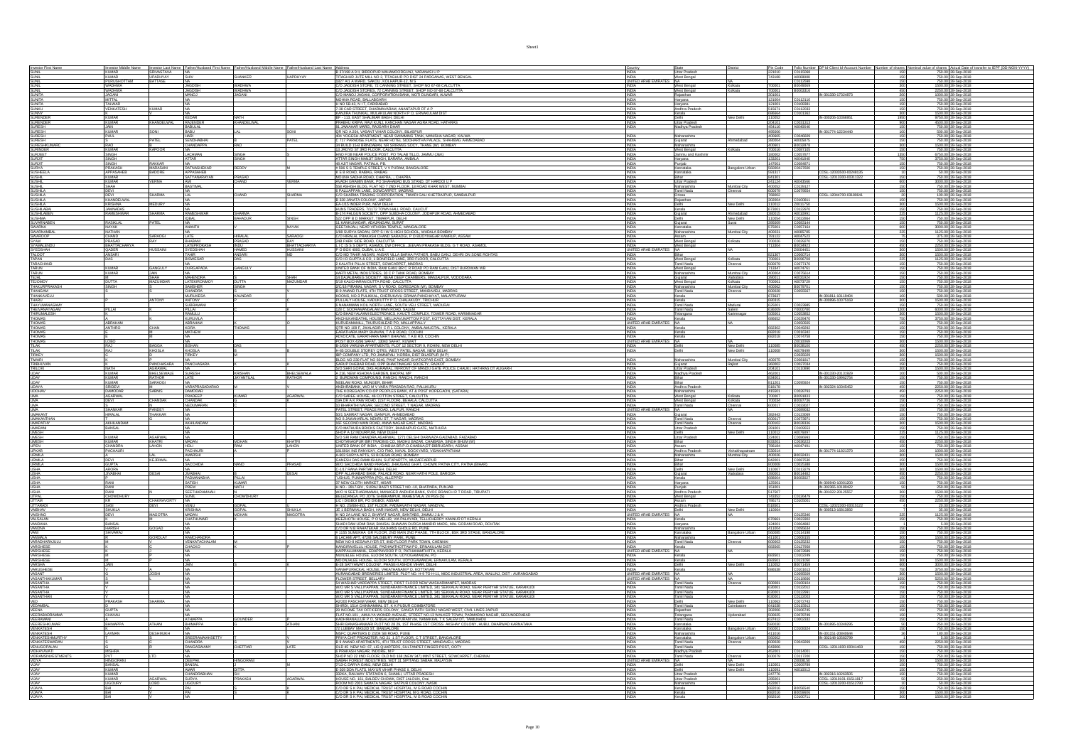| Investor First Name | Investor Middle Name | Investor Last Name | Father/Husband First Name | Father/Husband Middle Name | Father/Husband Last Name | Address | Country | State | District | Pin Code | Folio Number | DP Id-Client Id-Account Number | Number of shares | Nominal value of shares | Actual Date of transfer to IEPF (DD-MON-YYYY) |
|---|---|---|---|---|---|---|---|---|---|---|---|---|---|---|---|
| SUNIL | KUMAR | SRIVASTAVA | NA | | | B 37/108 A-9 II, BIRDOPUR MAHAMOORGANJ, VARANASI U P | INDIA | Uttar Pradesh | | 221010 | C0115068 | | 150 | 750.00 | 20-Sep-2018 |
| SUNIL | KUMAR | UPADHYAY | SHIV | SHANKER | UAPDHYAY | TITAGHUR JUTE MILL NO 2, TITAGHUR PO DIST 24 PARGANAS, WEST BENGAL | INDIA | West Bengal | | 743188 | A0068088 | | 150 | 750.00 | 20-Sep-2018 |
| SUNIL | PURUSHOTTAM | BATTASE | NA | | | 1027 A/1 A WARD, SAKOLI, KOLHAPUR-12, M S | UNITED ARAB EMIRATES | NA | NA | | C0112598 | | 150 | 750.00 | 20-Sep-2018 |
| SUNIL | WADHWA | | JAGDISH | | WADHWA | C/O JAGDISH STORE, 72 CANNING STREET, SHOP NO 67-68 CALCUTTA | INDIA | West Bengal | Kolkata | 700001 | W0048069 | | 300 | 1500.00 | 20-Sep-2018 |
| SUNIL | WADHWA | | JAGDISH | | WADHWA | C/O JAGDISH STORES, 72 CANNING STREET, SHOP NO 67-68 CALCUTTA | INDIA | West Bengal | Kolkata | 700001 | B0062316 | | 450 | 2250.00 | 20-Sep-2018 |
| SUNITA | JAGAN | | MANOJ | | JAGAN | C/O MANOJ JAGAN, CORPORATION BANK, MOTI DUNGARI, ALWAR | INDIA | Rajasthan | | 301001 | | IN-301330-17324873 | 200 | 1000.00 | 20-Sep-2018 |
| SUNITA | MITTAL | | NA | | | MOHAN ROAD, BALLABGARH | INDIA | Haryana | | 121004 | C0112110 | | 150 | 750.00 | 20-Sep-2018 |
| SUNITA | TALWAR | | NA | | | H NO 58 43 72 FT FARIDABAD | INDIA | Haryana | | 121001 | C0100081 | | 150 | 750.00 | 20-Sep-2018 |
| SUNKU | VENKATESH | KUMAR | NA | | | 7-38 CAR STREET, DHARMAVARAM, ANANTAPUR DT A P | INDIA | Andhra Pradesh | | 515671 | C0112093 | | 150 | 750.00 | 20-Sep-2018 |
| SUNNY | | | NA | | | KANJIRATHUNKAL, MULAKULAM NORTH P O, ERNAKULAM DIST | INDIA | Kerala | | 686664 | C0101362 | | 300 | 1500.00 | 20-Sep-2018 |
| SURENDER | KUMAR | | KEDAR | NATH | | BF - 113, EAST SHALIMAR BAGH, DELHI | INDIA | Delhi | New Delhi | 110052 | | IN-300206-10366951 | 1950 | 9750.00 | 20-Sep-2018 |
| SURENDER | KUMAR | KHANDELWAL | RAJENDER | | KHANDELWAL | PRABHU KRIPA, RAVI KUNJ, KANCHAN NAGAR AGRA ROAD HATHRAS | INDIA | Uttar Pradesh | | 204101 | C0031313 | | 900 | 4500.00 | 20-Sep-2018 |
| SURENDRA | JAIN | | BABULAL | | | 81 JAWAHAR MARG, RAJGARH DHAR | INDIA | Madhya Pradesh | | 454116 | A0040546 | | 150 | 750.00 | 20-Sep-2018 |
| SURESH | KUMAR | SONI | BABU | LAL | SONI | QR NO A-2/4, VASANT VIHAR COLONY, BILASPUR | INDIA | | | 495006 | | IN-301774-12234440 | 100 | 500.00 | 20-Sep-2018 |
| SURESH | PAUL | | HARI | | | 804 YOGESH APARTMENT, NEAR SWIMMING TANK, MANISHA NAGAR, KALWA | INDIA | Maharashtra | | 400605 | C0046609 | | 150 | 750.00 | 20-Sep-2018 |
| SURESH | | PATEL | SENDHABHAI | B | PATEL | C 717 PARADISE FLATS, NEAR HOTEL SIDDHARTHA PALACE, SHAHIBAG AHMEDABAD | INDIA | Gujarat | Ahmedabad | 380004 | A0005875 | | 150 | 750.00 | 20-Sep-2018 |
| SURESH-KUMARD | RAO | | CHANDAPPA | | RAO | 34 BUILD 15-9 BRINDABAN, NR SHRIANG SOCT, THANE (W) BOMBAY | INDIA | Maharashtra | | 400601 | B0023878 | | 300 | 1500.00 | 20-Sep-2018 |
| SURENDER | KUMAR | KAPOOR | NA | | | 13 JESSORE RD 3RD FLOOR, CALCUTTA | INDIA | West Bengal | Kolkata | 700055 | C0117105 | | 150 | 750.00 | 20-Sep-2018 |
| SURJEET | SINGH | | LACHMAN | SINGH | | HNO-F-58 NEAR POLICE POST, PO TALAB TILLO, JAMMU (J&K) | INDIA | Jammu and Kashmir | | 180002 | C0057677 | | 1350 | 6750.00 | 20-Sep-2018 |
| SURJIT | SINGH | | ATTAR | SINGH | | ATTAR SINGH MANJIT SINGH, BARARA, AMBALA | INDIA | Haryana | | 133201 | A0043540 | | 750 | 3750.00 | 20-Sep-2018 |
| SURJIT | SINGH | RAIKAR | NA | | | 46 AJIT NAGAR, PATIALA, PB | INDIA | Punjab | | 147001 | C0084871 | | 150 | 750.00 | 20-Sep-2018 |
| SURYA | PRAKASH | MARASANI | RATNASHEKAR | REDDY | M | # 594 S S TEMPLE STREET, V V PURAM, BANGALORE | INDIA | Karnataka | Bangalore Urban | 560004 | C0027800 | | 150 | 750.00 | 20-Sep-2018 |
| SUSHEELA | APPASAHEB | BADDRE | APPASAHEB | | | K E B ROAD, RAIBAG, RAIBAG | INDIA | Karnataka | | 591317 | | C0SL-12035500-00348135 | 10 | 50.00 | 20-Sep-2018 |
| SUSHIL | KUMAR | | SATYANARAYAN | PRASAD | | MOUNA SADHA ROAD, CHAPRA, , CHAPRA | INDIA | Bihar | | 841301 | | C0SL-12019100-00313323 | 150 | 750.00 | 20-Sep-2018 |
| SUSHIL | KUMAR | VERMA | AMI | CHAND | VERMA | AVADH GRAMIN BANK, PO SHAHABAD BUS STAND, DT HARDOI U P | INDIA | Uttar Pradesh | | 241124 | A0043566 | | 600 | 3000.00 | 20-Sep-2018 |
| SUSHIL | SHAH | | BASTIMAL | | | 308 ASHISH BLDG, FLAT NO 7 2ND FLOOR, 18 ROAD KHAR WEST, MUMBAI | INDIA | Maharashtra | Mumbai City | 400052 | C0130127 | | 150 | 750.00 | 20-Sep-2018 |
| SUSHILA | DEVI | | NA | | | 6 PALLIAPPAN LANE, SOWCARPET, MADRAS | INDIA | Tamil Nadu | Chennai | 600079 | C0076694 | | 150 | 750.00 | 20-Sep-2018 |
| SUSHILA | DEVI | SHARMA | LAL | CHAND | SHARMA | C/O SHARMA TRADING CORPORATION, TIWARI GALI KHETRAJPUR, SAMBALPUR | INDIA | Orissa | | 768003 | | C0SL-12044700-03108641 | 20 | 100.00 | 20-Sep-2018 |
| SUSHILA | KHANDELWAL | | NA | | | B 328 JANATA COLONY, JAIPUR | INDIA | Rajasthan | | 302004 | C0100611 | | 150 | 750.00 | 20-Sep-2018 |
| SUSHILA | KRISHNA | MADURY | NA | | | EA-110 INDERPURI, NEW DELHI | INDIA | Delhi | New Delhi | 110012 | C0031750 | | 300 | 1500.00 | 20-Sep-2018 |
| SUSHILABAI | JHANADAS | | NA | | | H.M.S TRADERS, 7/1172 TOWN HALL ROAD, CALICUT | INDIA | Kerala | | 673001 | C0122970 | | 150 | 750.00 | 20-Sep-2018 |
| SUSHILABEN | RAMESHWAR | SHARMA | RAMESHWAR | | SHARMA | B-278 FALGUN SOCIETY, OPP SUBHRA COLONY, JODHPUR ROAD, AHMEDABAD | INDIA | Gujarat | Ahmedabad | 380015 | A0018991 | | 150 | 750.00 | 20-Sep-2018 |
| SUSHMA | | JAIN | IQBAL | BAHADUR | SINGH | 532, OPP B D MARKET, TIMARPUR, DELHI | INDIA | Delhi | New Delhi | 110054 | C0022864 | | 150 | 750.00 | 20-Sep-2018 |
| SUVARNABEN | RASIKLAL | PATEL | NA | | | 11 KANKUNAGAR, ADAJANGAM, SURAT | INDIA | Gujarat | Surat | 395009 | C0080144 | | 150 | 750.00 | 20-Sep-2018 |
| SWARNA | NAYAK | | ANANTH | | NAYAK | GEETANJALI, NEAR VITHOBA TEMPLE, MANGALORE | INDIA | Karnataka | | 575001 | C0097164 | | 600 | 3000.00 | 20-Sep-2018 |
| SWARNAMBAL | NATHAN | | NA | | | 1/88 SURYA SADAN, OPP S I W S HIGH SCHOOL, WADALA BOMBAY | INDIA | Maharashtra | Mumbai City | 400031 | A0085785 | | 225 | 1125.00 | 20-Sep-2018 |
| SWAROOP | CHAND | SARAOGI | LATE | HIRALAL | SARAOGI | C/O HIRALAL PRAKASH CHAND SARAOGI, ASSAM | INDIA | Assam | | 781102 | A0047522 | | 75 | 375.00 | 20-Sep-2018 |
| SYAM | PRASAD | RAY | BHABANI | PRASAD | RAY | 24B PARK SIDE ROAD, CALCUTTA | INDIA | West Bengal | Kolkata | 700026 | C0028270 | | 150 | 750.00 | 20-Sep-2018 |
| SYAMALENDU | BHATTACHARYA | | SATEPROKASH | INDU | BHATTACHARYA | I I C (S S S DEPT), ASANOL OW OFFICE, JEEVAN PRAKASH BLDG, G T ROAD, ASANOL | INDIA | West Bengal | | 713304 | B0024923 | | 450 | 2250.00 | 20-Sep-2018 |
| SYEDSHAH | QADER | HUSSAINI | SYEDSHAH | HAMED | HUSSAINI | P O BOX 4000, DUBAI, U A E | UNITED ARAB EMIRATES | NA | NA | | Z0004451 | | 300 | 1500.00 | 20-Sep-2018 |
| TALQOT | ANSARI | | TAHIR | ANSARI | MD | C/O MD TAHIR ANSARI, ANSARI VILLA BARHA PATHER, BABU GALI, DEHRI ON SONE ROHTAS | INDIA | Bihar | | 821307 | C0092718 | | 300 | 1500.00 | 20-Sep-2018 |
| TAPAN | DAS | | BISWESAR | DAS | | C/O D C GUPTA & CO, 1 BONFIELD LANE, 3RD FLOOR, CALCUTTA | INDIA | West Bengal | Kolkata | 700001 | B0038702 | | 225 | 1125.00 | 20-Sep-2018 |
| TARACHAND | | | NA | | | 3 KALKI PENTH STREET, SOWCARPET, MADRAS | INDIA | Tamil Nadu | Chennai | 600079 | C0077470 | | 150 | 750.00 | 20-Sep-2018 |
| TARUN | KUMAR | GANGULY | DURGAPADA | | GANGULY | UNITED BANK OF INDIA, RANI GANJ BR C R ROAD PO RANI GANJ, DIST BURDWAN WB | INDIA | West Bengal | | 713347 | A0074761 | | 150 | 750.00 | 20-Sep-2018 |
| TARUN | KUMAR | JAIN | NA | | | AARTI METAL INDUSTRIES, 33 C P TANK ROAD, BOMBAY | INDIA | Maharashtra | Mumbai City | 400004 | C0075614 | | 150 | 750.00 | 20-Sep-2018 |
| TEJAL | M | SHAH | MAHENDRA | | SHAH | 14 DAJALBARGS SOCIETY, NEAR DEEP CHAMBERS, MANJALPUR, VADODARA | INDIA | Gujarat | Vadodara | 390011 | A0001924 | | 150 | 750.00 | 20-Sep-2018 |
| TEJOMOY | DUTTA | MAZUMDAR | LATESHRONMOY | DUTTA | MAZUMDAR | 5/18 KALICHARAN DUTTA ROAD, CALCUTTA | INDIA | West Bengal | Kolkata | 700061 | A0073729 | | 150 | 750.00 | 20-Sep-2018 |
| THAKURPRAKASH | SINGH | | SAMSHER | SINGH | | 1/C/16 PIRAMAL NAGAR, S V ROAD, GOREGAON (W), BOMBAY | INDIA | Maharashtra | Mumbai City | 400062 | B0076701 | | 150 | 750.00 | 20-Sep-2018 |
| THANGAM | | | CHANDRA | | | B-8 ANAND FLATS, 4TH TRUST CROSS STREET, MANDAVELI, MADRAS | INDIA | Tamil Nadu | Chennai | 600028 | C0055667 | | 150 | 750.00 | 20-Sep-2018 |
| THANKAVELU | | | MURUKESA | | KAUNDAR | KOONS, NO-3 PULIKKAL, CHERUKAVU GRAMA PANCHAYAT, MALAPPURAM | INDIA | Kerala | | 673637 | | IN-301811-10119404 | 100 | 500.00 | 20-Sep-2018 |
| THARU | | ANTONY | ANTONY | | C | PULLALY HOUSE, KADUKUTTY P O, CHALAKUDY, TRICHUR | INDIA | Kerala | | 680315 | | IN-300896-10075499 | 300 | 1500.00 | 20-Sep-2018 |
| THAVUMANASAMY | | | SUBRAMANI | | | 8 NAMAMMA KOIL NORTH LANE, SOUTH VELI STREET, MADURAI | INDIA | Tamil Nadu | Madurai | 625001 | C0023985 | | 150 | 750.00 | 20-Sep-2018 |
| THAVANAYAGAM | PILLAI | | PILLAI | | | 326 C SOORAMANGALAM MAIN ROAD, SALEM | INDIA | Tamil Nadu | Salem | 636005 | Y0000780 | | 1200 | 6000.00 | 20-Sep-2018 |
| THIRUMALESH | | | RAMULU | | | SHOP # 12 POTHULA COMPLEX, KAUTI COMPLEX, TOWER ROAD, KARIMNAGAR | INDIA | Telangana | Karimnagar | 505001 | C0059662 | | 300 | 1500.00 | 20-Sep-2018 |
| THOMAS | K | | KURUVILLA | | | KIZHAKKANATHIL HOUSE, MELUKAVUMATTOM POST, KOTTAYAM DIST, KERALA | INDIA | Kerala | | 686652 | C0038470 | | 750 | 3750.00 | 20-Sep-2018 |
| THOMAS | ABRAHAM | | ABRAHAM | | D | KURUDAMANNIL, THUNDATHILAD PO, MALLAPPALLY | UNITED ARAB EMIRATES | NA | NA | | C0093505 | | 150 | 750.00 | 20-Sep-2018 |
| THOMAS | ANTHRO | CHAN | KORA | THOMAS | | QTR NO 109 F, ANALAGIRI C R L COLONY, AMBALAMUGTAL, KERALA | INDIA | Kerala | | 682302 | C0090292 | | 150 | 750.00 | 20-Sep-2018 |
| THOMAS | | M | MATHEW | | | KARATHARA MARY BHAVAN, T A B ROAD, COCHIN | INDIA | Kerala | | 682018 | C0010242 | | 150 | 750.00 | 20-Sep-2018 |
| THOMAS | | M | NA | | | ADVOCATE, KARATHARA MARY BHAVAN, T A B RD, COCHIN | INDIA | Kerala | | 682018 | C0074758 | | 150 | 750.00 | 20-Sep-2018 |
| THOMAS | LOBO | | NA | | | POST BOX 6286 SAFAT, 13063 SAFAT, KUWAIT | UNITED ARAB EMIRATES | NA | NA | | Z0010069 | | 300 | 1500.00 | 20-Sep-2018 |
| TILAK | RAJ | BAGGA | BISHAN | DAS | | B-2/409 VARUNA APARTMENTS, PLOT 12 SECTOR 9, ROHINI, NEW DELHI | INDIA | Delhi | New Delhi | 110085 | B0036000 | | 450 | 2250.00 | 20-Sep-2018 |
| TILAK | RAJ | KHOSLA | KHOSLA | | B | H-66 DOUBLE STOREY QTRS, WEST PATEL NAGAR, NEW DELHI | INDIA | Delhi | New Delhi | 110008 | A0078499 | | 300 | 1500.00 | 20-Sep-2018 |
| TIRKEY | | | TIRKEY | | M | BIP COMPANY LTD, PO JAMNIPALI KORBA, DIST BILASPUR (M P) | INDIA | | | | C0025029 | | 300 | 1500.00 | 20-Sep-2018 |
| TIWARI | | | NA | | | BLDG NO 220 FLAT NO 6646, PANT NAGAR GHATKOPAR EAST, BOMBAY | INDIA | Maharashtra | Mumbai City | 400075 | C0081667 | | 150 | 750.00 | 20-Sep-2018 |
| TRIBHUVAN | | PANCHASARA | PANCHASARA | | K | SARUP DHEBAR ROAD, OPP BHAKTINAGAR SOCIETY, RAJKOT | INDIA | Gujarat | Rajkot | 360002 | C0027534 | | 150 | 750.00 | 20-Sep-2018 |
| TRILOKI | NATH | AGRAWAL | NA | | | S/O SHRI GOPAL DAS AGRAWAL, INFRONT OF MANDU GATE POLICE CHAUKI, HATHRAS DT ALIGARH | INDIA | Uttar Pradesh | | 204101 | C0110690 | | 300 | 1500.00 | 20-Sep-2018 |
| UDAY | KUMAR | BHELSEWALE | SURESH | KRISHAN | BHELSEWALA | R 201, NEW ASHOKA GARDEN, BHOPAL MP | INDIA | Madhya Pradesh | | 462023 | | IN-301330-20131929 | 100 | 500.00 | 20-Sep-2018 |
| UDAY | KUMAR | RATHOR | LATE | JAYANTILAL | RATHOR | 8, BURDWAN COMPOUND, RANCHI, RANCHI | INDIA | Bihar | | 834001 | | IN-301330-19962764 | 150 | 750.00 | 20-Sep-2018 |
| UDAY | KUMAR | SARAOGI | NA | | | NEELAM ROAD, MUNGER, BIHAR | INDIA | Bihar | | 811201 | C0095824 | | 150 | 750.00 | 20-Sep-2018 |
| UDAYA | SREEVI | M | VARAPRASADARAO | | | ANDHRABANK, W/O M V VARA PRASADA RAO, PALLIKURU | INDIA | Andhra Pradesh | | 518170 | | IN-302324-10345452 | 450 | 2250.00 | 20-Sep-2018 |
| UDDHAV | DAMODAR | SABNIS | DAMODAR | | | THE KOREGAON CO-OP PEOPLES BANK, AT & POST KOREGAON, (SATARA) | INDIA | Maharashtra | | 415501 | C0026793 | | 450 | 2250.00 | 20-Sep-2018 |
| UMA | AGARWAL | | PRADEEP | KUMAR | AGARWAL | C/O SAREE HOUSE, 46 COTTON STREET, CALCUTTA | INDIA | West Bengal | Kolkata | 700007 | B0091833 | | 150 | 750.00 | 20-Sep-2018 |
| UMA | DEVI | CHANDAK | CHANDAK | | | 19A DR A K PAW ROAD, (1ST FLOOR), BEHALA, CALCUTTA | INDIA | West Bengal | Kolkata | 700034 | B0087736 | | 150 | 750.00 | 20-Sep-2018 |
| UMA | | | NEDUMARAN | | | 10 BHARATHI NAGAR, SECOND STREET, T NAGAR, MADRAS | INDIA | Tamil Nadu | Chennai | 600017 | C0033827 | | 150 | 750.00 | 20-Sep-2018 |
| UMA | SHANKAR | PANDEY | NA | | | PATEL STREET, PEACE ROAD, LALPUR, RANCHI | UNITED ARAB EMIRATES | NA | NA | | C0090032 | | 150 | 750.00 | 20-Sep-2018 |
| UMAKANT | HIRALAL | THAKKAR | NA | | | 301 SAMRAT NAGAR, ISANPUR, AHMEDABAD | INDIA | Gujarat | | 382443 | C0123069 | | 150 | 750.00 | 20-Sep-2018 |
| UMAKANTHAN | | G | NA | | | NO 8 JAWAHARLAL NEHRU ST, T NAGAR, MADRAS | INDIA | Tamil Nadu | Chennai | 600017 | C0079871 | | 150 | 750.00 | 20-Sep-2018 |
| UMAPATHY | AKHILANDAM | | AKHILANDAM | | | 23P SECOND MAIN ROAD, ANNA NAGAR EAST, MADRAS | INDIA | Tamil Nadu | Chennai | 600102 | B0035836 | | 300 | 1500.00 | 20-Sep-2018 |
| UMARANI | BANSAL | | NA | | | C/O MATHURA BRICKS FACTORY, BHARAPUR GATE, MATHURA | INDIA | Uttar Pradesh | | 281001 | C0106653 | | 150 | 750.00 | 20-Sep-2018 |
| UMESH | | | NA | | | SHOP # 12 NEW ROHTAK NEW DELHI | INDIA | Delhi | New Delhi | 110012 | C0076007 | | 225 | 1125.00 | 20-Sep-2018 |
| UMESH | KUMAR | AGARWAL | NA | | | S/O SRI RAM CHANDRA AGARWAL, 1271 DELHI DARWAZA CAZIABAD, FAIZABAD | INDIA | Uttar Pradesh | | 224001 | C0090693 | | 150 | 750.00 | 20-Sep-2018 |
| UMESH | KUMAR | KHATRI | MADAN | MOHAN | KHATRI | CHOTANAGPUR BRI TRADING CO, MADHU BAZAR, CHAIBASA, SINGH BHUM (W) | INDIA | Bihar | | 833201 | C0036323 | | 450 | 2250.00 | 20-Sep-2018 |
| UPEN | CHANDRA | LAHON | HOLI | RAM | LAHON | UNITED BANK OF INDIA, , CHABUA BR P O CHABUA DT DIBRUGARH, ASSAM | INDIA | Assam | | 786184 | A0047491 | | 150 | 750.00 | 20-Sep-2018 |
| UPKAR | PACHAURI | | PACHAURI | | | 18/1665/4 INS RANVIJAY, C/O FMO, NAVAL DOCKYARD, VISAKHAPATNAM | INDIA | Andhra Pradesh | Vishakhapatnam | 530014 | | IN-301774-11821370 | 200 | 1000.00 | 20-Sep-2018 |
| URMILA | A L | | AMARSHI | | | A-602 SURYA APTS, 32 B DESAI ROAD, BOMBAY | INDIA | Maharashtra | Mumbai City | 400026 | B0032431 | | 300 | 1500.00 | 20-Sep-2018 |
| URMILA | DEVI | KEJRIWAL | NA | | | GANESH DAS RAMKISHUN, SUTAPARTTY, MUZAFFARPUR | INDIA | Bihar | | 842001 | C0047530 | | 150 | 750.00 | 20-Sep-2018 |
| URMILA | GUPTA | | SACCHIDA | NAND | PRASAD | W/O SACCHIDA NAND PRASAD, SHAUGANJ GHAT, CHOWK PATNA CITY, PATNA (BIHAR) | INDIA | Bihar | | 800008 | C0025386 | | 300 | 1500.00 | 20-Sep-2018 |
| USHA | ARORA | | NA | | | C-1/17 RANA PARTAP BAGH, DELHI | INDIA | Delhi | New Delhi | 110007 | C0113279 | | 300 | 1500.00 | 20-Sep-2018 |
| USHA | JIVABHAI | DESAI | JIVABHAI | | DESAI | OPP ALLAHABAD BANK, PALACE ROAD, NEAR HATHI POLE, BARODA | INDIA | Gujarat | Vadodara | 390001 | B0014492 | | 450 | 2250.00 | 20-Sep-2018 |
| USHA | | | PADMANABHA | PILLAI | | USHUS, PUNNAPRRA (PO), ALLEPPEY | INDIA | Kerala | | 688004 | B0030027 | | 150 | 750.00 | 20-Sep-2018 |
| USHA | RANI | | SATISH | KUMAR | | 37 NEW CLOTH MARKET, HISAR | INDIA | Haryana | | 125001 | | IN-300940-10001000 | 150 | 750.00 | 20-Sep-2018 |
| USHA | RANI | | PREM | NATH | | H NO - 2617 RH , SURAJ BASTI STREET NO- 10, BHATINDA, PUNJAB | INDIA | Punjab | | 151001 | | IN-302365-10786612 | 150 | 750.00 | 20-Sep-2018 |
| USHA | RANI | | SEETHARAMAIAH | | | W/O N SEETHARAMAIAH, MANAGER ANDHRA BANK, SVDC BRANCH R T ROAD, TIRUPATI | INDIA | Andhra Pradesh | | 517507 | | IN-301022-20125557 | 300 | 1500.00 | 20-Sep-2018 |
| UTPAL | CHOWDHURY | | SUNIL | CHOWDHURY | | BELLDANGA, PO JOTE SHIBRAMPUR, MAHESTALA, 24 PGS (S) | INDIA | West Bengal | | 743352 | C0126479 | | 150 | 750.00 | 20-Sep-2018 |
| UTTAM | KR | CHAKRAVORTY | NA | | | U/C I DIGBOI BR, PO DIGBOI, ASSAM | INDIA | Assam | | 786171 | C0100261 | | 450 | 2250.00 | 20-Sep-2018 |
| UTTARADI | SASI | DEVI | VENU | GOPAL | | H NO 25/684-453, 1ST FLOOR, PADMAVATHI NAGAR, NANDYAL | INDIA | Andhra Pradesh | | 518501 | | C0SL-12023300-00015222 | 4 | 20.00 | 20-Sep-2018 |
| VAIBHAV | SHUKLA | | KRISHNA | GOPAL | SHUKLA | 3E 1 BERIWALA BAGH, HARI NAGAR, NEW DELHI, DELHI | INDIA | Delhi | New Delhi | 110064 | | IN-300513-16813892 | 7 | 35.00 | 20-Sep-2018 |
| VAISHNO | DEVI | MAGOTRA | MADAN | MOHAN | MAGOTRA | H NO 24 LANE NO 2, BHARAT NAGAR, BANTABS, JAMMU J & K | UNITED ARAB EMIRATES | NA | NA | | C0125340 | | 225 | 1125.00 | 20-Sep-2018 |
| VALSALAN | | M | CHATHUNAIR | | | KEEZHOTH HOUSE, P O MELUR, VIA PALAYAD, TELLICHERRY KANNUR DT KERALA | INDIA | Kerala | | 670661 | C0023362 | | 150 | 750.00 | 20-Sep-2018 |
| VANDANA | BANSAL | | NA | | | SHADI RAM UDMI RAM, BANSAL BHAWAN DURGA MANDIR MARG, MAL GODAM ROAD, ROHTAK | INDIA | Haryana | | 124001 | C0094882 | | 1 | 5.00 | 20-Sep-2018 |
| VANDNA | HARISH | GOGAD | NA | | | C/O DR N B RAHATEKAR, RAJHANS GHOLE RD, PUNE | INDIA | Maharashtra | | 411004 | C0095634 | | 150 | 750.00 | 20-Sep-2018 |
| VANI | SHIVARAJ | | NA | | | # 1/25 SANKHAN SIR FLOOR, 2ND MAIN 2ND PHASE, 7TH BLOCK, BSK 3RD STAGE, BANGALORE | INDIA | Karnataka | Bangalore Urban | 560085 | C0104199 | | 150 | 750.00 | 20-Sep-2018 |
| VANMALA | | GOTHDAY | RAMCHANDRA | | | 6 LAXMI APT, 67/36 SALISBURY PARK, PUNE | INDIA | Maharashtra | | 411037 | C0053130 | | 150 | 750.00 | 20-Sep-2018 |
| VARADHARAJULU | | M | VENKATACHALAM | M | | NEW NO 4 RUKMANI ST, IIND FLOOR, PARK TOWN, CHENNAI | INDIA | Tamil Nadu | Chennai | 600003 | C0125232 | | 150 | 750.00 | 20-Sep-2018 |
| VARGHESE | | | CHACKO | | | KANGIRAVELIL HOUSE, PAZHAMTHOTTAM PO, ERNAKULAM DIST | INDIA | Kerala | | 683565 | C0127868 | | 150 | 750.00 | 20-Sep-2018 |
| VARGHESE | | | NA | | | KARPALLIMANNIL, EDAPPAVOOR P O, PATHANAMTHITTA, KERALA | UNITED ARAB EMIRATES | NA | NA | | C0109611 | | 150 | 750.00 | 20-Sep-2018 |
| VARGHESE | | | NA | | | MUNDLEE HOUSE, ELOOR SOUTH, UDYOGAMANDAL PO | INDIA | Kerala | | 683501 | C0101549 | | 150 | 750.00 | 20-Sep-2018 |
| VARGHESE | | P | NA | | | MOONJALEE HOUSE, ELOOR SOUTH, UDYOGAMANDAL, ERNAKULAM, KERALA | INDIA | Kerala | | 683501 | C0121050 | | 150 | 750.00 | 20-Sep-2018 |
| VARSHA | JAIN | | JAIN | | | G-28 SATYAWATI COLONY, PHASE-III ASHOK VIHAR, DELHI | INDIA | Delhi | | 110052 | B0071850 | | 600 | 3000.00 | 20-Sep-2018 |
| VARUGHESE | | | NA | | | VAINAPURACKAL HOUSE, VAKATHANAM P O, KOTTAYAM | INDIA | Kerala | | 686538 | C0101613 | | 750 | 3750.00 | 20-Sep-2018 |
| VASANT | | JOSHI | NA | | | AURANGABAD BREWERIES LIMITED, PLOT NO. H-9 TO H-11, MIDC INDUSTRIAL AREA, WALUNJ, DIST : AURANGABAD | UNITED ARAB EMIRATES | NA | NA | | C0095609 | | 300 | 1500.00 | 20-Sep-2018 |
| VASANT-HAKUMAR | S | | NA | | | FLOWER STREET, BELLARY | UNITED ARAB EMIRATES | NA | NA | | C0118666 | | 1050 | 5250.00 | 20-Sep-2018 |
| VASANTHA | | V | NA | | | W/ WASHAR VARDAPPA STREET, FIRST FLOOR NEW WASHARMANPET, MADRAS | INDIA | Tamil Nadu | Chennai | 600081 | C0028103 | | 150 | 750.00 | 20-Sep-2018 |
| VASANTHA | | V | NA | | | W/O MR S VALLIYAPPAN, SUNDARAM FINANCE LIMITED, 341 SEKKALAI ROAD, NEAR PERIYAR STATUE, KARAIKUDI | INDIA | Tamil Nadu | | 630001 | C0122510 | | 150 | 750.00 | 20-Sep-2018 |
| VASANTHA | | V | NA | | | W/O MR S VALLIYAPPAN, SUNDARAM FINANCE LIMITED, 341 SEKKALAI ROAD, NEAR PERIYAR STATUE, KARAIKUDI | INDIA | Tamil Nadu | | 630001 | C0122591 | | 150 | 750.00 | 20-Sep-2018 |
| VASANTHAN | | V | NA | | | W/O MR S VALLIYAPPAN, SUNDARAM FINANCE LIMITED, 341 SEKKALAI ROAD, NEAR PERIYAR STATUE, KARAIKUDI | INDIA | Tamil Nadu | | 630001 | C0122503 | | 150 | 750.00 | 20-Sep-2018 |
| VED | PRAKASH | SHARMA | NA | | | A2/103 PASCHIM VIHAR, NEW DELHI | INDIA | Delhi | New Delhi | 110063 | C0072743 | | 150 | 750.00 | 20-Sep-2018 |
| VEDAMBAL | | | NA | | | SHRI DR. 151/A CHINNAMMAL ST, K K PUDUR COIMBATORE | INDIA | Tamil Nadu | Coimbatore | 641038 | C0115663 | | 150 | 750.00 | 20-Sep-2018 |
| VEENA | GUPTA | | NA | | | 39 INCOME TAX OFFICERS COLONY, GANGA PATH SURAJ NAGAR WEST, CIVIL LINES JAIPUR | INDIA | Rajasthan | | 302006 | C0006745 | | 150 | 750.00 | 20-Sep-2018 |
| VEERABRAHMA | CHAVALI | | NA | | | FLAT NO 101, AMULYA WONDER AVENUE, STREET NO 13 WALKER TOWN, PADMARAO NAGAR, SECUNDERABAD | INDIA | Telangana | Hyderabad | 500025 | C0078749 | | 150 | 750.00 | 20-Sep-2018 |
| VEERAMANI | | | ATHIAPPA | GOUNDER | | KADHIRANALLUR P O, SINGALANDAPURAM VIA, NAMAKKAL T K SALEM DT, TAMILNADU | INDIA | Tamil Nadu | | 637412 | C0002332 | | 150 | 750.00 | 20-Sep-2018 |
| VEERESHKUMAR | BAHNAPPA | ATHANI | BAHNAPPA | | ATHANI | SHRI BANASHANKARI PLOT NO 28 29, 1ST PHASE 1ST CROSS, AKSHAY COLONY, HUBLI, DHARWAD KARNATAKA | INDIA | Karnataka | | 580031 | | IN-301895-10346295 | 50 | 250.00 | 20-Sep-2018 |
| VENKATESH | | | NA | | | 72 LUBBAY MASJID ST, BANGALORE | INDIA | Karnataka | Bangalore Urban | 560051 | C0103024 | | 150 | 750.00 | 20-Sep-2018 |
| VENKATESH | LAXMAN | DESHMUKH | NA | | | MSFC QUARTERS D 2/204 SB ROAD, PUNE | INDIA | Maharashtra | | 411016 | | IN-301151-20840644 | 36 | 180.00 | 20-Sep-2018 |
| VENKATESHMURTHY | T | | SREERAMANASETTY | | T | PRIYA CHIT PROMOTER, NO 21, 1 ST FLOOR, C T STREET, BANGALORE | INDIA | Karnataka | Bangalore Urban | 560002 | | IN-302148-10549799 | 1 | 5.00 | 20-Sep-2018 |
| VENKATRAMANI | | R | NA | | | B 9 ANAND APARTMENTS, 4TH TRUST CROSS STREET, MANDAVELI, MADRAS | INDIA | Tamil Nadu | Chennai | 600028 | C0043289 | | 150 | 750.00 | 20-Sep-2018 |
| VENKATTACHELAM | | | RANGASWAMY | CHETTIAR | LATE | OLD 47 NEW NO 17, LIC QUARTERS, SUTANPET FINGER POST, OOTY | INDIA | Tamil Nadu | | 643001 | | C0SL-12011600-00043469 | 150 | 750.00 | 20-Sep-2018 |
| VIDHANPAVATHY | MISHRA | | NA | | | 5 PANCHVATI NAGAR, INDORE, MP | INDIA | Madhya Pradesh | | 452001 | C0114801 | | 150 | 750.00 | 20-Sep-2018 |
| VIDRAMSINVESTMENTS | PVT | LTD | NA | | | SHOP NO 23 IIND FLOOR, OLD NO 166 (NEW 247) MINT STREET, SOWCARPET, CHENNAI | INDIA | Tamil Nadu | Chennai | 600079 | C0117200 | | 300 | 1500.00 | 20-Sep-2018 |
| VIDYA | HINGORANI | | DEEPAK | | HINGORANI | SABAH FOREST INDUSTRIES, WDT 31 SIPITANG SABAH, MALAYSIA | UNITED ARAB EMIRATES | NA | NA | | Z0008150 | | 150 | 750.00 | 20-Sep-2018 |
| VIJAY | BANSAL | | BANSAL | | | 7/13-C SHIVA GANJ, NEW DELHI | INDIA | Delhi | New Delhi | 110005 | C0009789 | | 300 | 1500.00 | 20-Sep-2018 |
| VIJAY | KUMAR | | AMAR | DITTA | | E-389 DDA FLATS, MAYUR VIHAR PHASE II, DELHI | INDIA | Delhi | | 110091 | A0010013 | | 150 | 750.00 | 20-Sep-2018 |
| VIJAY | CHANDRABHAN | | CHANDRABHAN | | | 23/XX, RAILWAY STATION K SHAMLI, UTTAR PRADESH | INDIA | Uttar Pradesh | | 247776 | | IN-302316-10293505 | 150 | 750.00 | 20-Sep-2018 |
| VIJAY | KUMAR | AGARWAL | SURYA | PRAKASH | AGARWAL | HOUSE NO. 161, BALDEV CHOWK, DIST JALOUN, Orai | INDIA | Uttar Pradesh | | 285001 | | C0SL-12019101-01511817 | 50 | 250.00 | 20-Sep-2018 |
| VIJAY | LOBO | | GEORGY | | LOBO | ROOM NO 2501 SAMATA NAGAR, SATPUR COLONY, NASIK | INDIA | Maharashtra | | 422007 | | C0SL-12010300-01512789 | 10 | 50.00 | 20-Sep-2018 |
| VIJAYA | BAI | | PN | | | C/O DR S K PAI, MEDICAL TRUST HOSPITAL, M G ROAD COCHIN | INDIA | Kerala | | 682016 | B0056540 | | 150 | 750.00 | 20-Sep-2018 |
| VIJAYA | BAI | | PN | | | C/O DR S K PAI, MEDICAL TRUST HOSPITAL, M G ROAD COCHIN | INDIA | Kerala | | 682016 | B0059806 | | 150 | 750.00 | 20-Sep-2018 |
| VIJAYA | BAI | | PN | | | C/O DR S K PAI, MEDICAL TRUST HOSPITAL, M G ROAD COCHIN | INDIA | Kerala | | 682016 | C0030711 | | 150 | 750.00 | 20-Sep-2018 |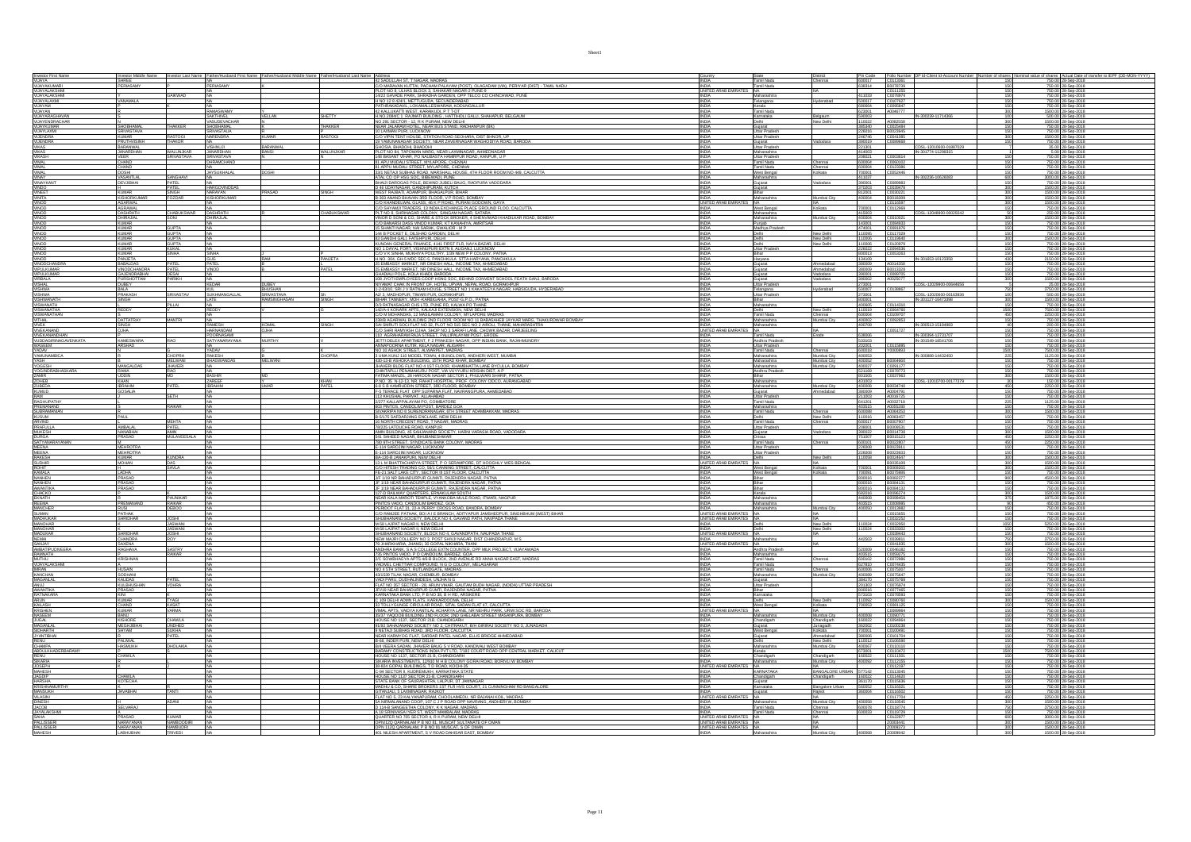| Investor First Name | Investor Middle Name | Investor Last Name | Father/Husband First Name | Father/Husband Middle Name | Father/Husband Last Name | Address | Country | State | District | Pin Code | Folio Number | DP Id-Client Id-Account Number | Number of shares | Nominal value of shares | Actual Date of transfer to IEPF (DD-MON-YYYY) |
|---|---|---|---|---|---|---|---|---|---|---|---|---|---|---|---|
| VIJAYA | | SHREE | | | | 42 SADULLAH ST, T NAGAR, MADRAS | INDIA | Tamil Nadu | Chennai | 600017 | C0011361 | | 150 | 750.00 | 20-Sep-2018 |
| VIJAYAKUMARI | | PERIASAMY | P | | PERIASAMY | C/O MARAVAN KUTTAI, PACHAM PALAYAM (POST), OLAGADAM (VIA), PERIYAR (DIST) - TAMIL NADU | INDIA | Tamil Nadu | | 638314 | B0078729 | | 150 | 750.00 | 20-Sep-2018 |
| VIJAYALAKSHMI | | | | | NA | PLOT NO.8, ULHAS BLOCK 3, SAHAKAR NAGAR-2 PUNE-9 | UNITED ARAB EMIRATES | NA | NA | | C0011255 | | 150 | 750.00 | 20-Sep-2018 |
| VIJAYALAKSHMI | | GAIKWAD | | | NA | 16/22 GAVADE PARK, SHRADHA GARDEN, OPP TELCO CO CHINCHWAD, PUNE | INDIA | Maharashtra | | 411033 | C0078874 | | 150 | 750.00 | 20-Sep-2018 |
| VIJAYALAKSHMI | VARANASI | | | | NA | H NO 12-8-43/21, METTUGUDA, SECUNDERABAD | INDIA | Telangana | Hyderabad | 500017 | C0107627 | | 150 | 750.00 | 20-Sep-2018 |
| VIJAYAN | | | | | NA | PATHIRAKUNNIL, CHIRANKULANGARA, KODUNGALLUR | INDIA | Kerala | | 680664 | C0095697 | | 150 | 750.00 | 20-Sep-2018 |
| VIJAYAN | | | RAMASWAMY | | | 40 KALLUHATTI WEST, KARAIKUDI, P T TOT | INDIA | Tamil Nadu | | 623001 | A0045777 | | 300 | 1500.00 | 20-Sep-2018 |
| VIJAYARAGHAVAN | | | SAKTHIDEL | VELLAN | SHETTY | H NO 3086/2, JAUMATI BUILDING, HATTHOLI GALLI, SHAHAPUR, BELGAUM | INDIA | Karnataka | Belgaum | 590003 | | IN-302236-11714366 | 100 | 500.00 | 20-Sep-2018 |
| VIJAYENDRACHAR | | | VASUDEVACHAR | | | NO 291 SECTOR - 12, R K PURAM, NEW DELHI | INDIA | Delhi | New Delhi | 110022 | A0082558 | | 300 | 1500.00 | 20-Sep-2018 |
| VIJAYKUMAR | SHOBHAMAL | THAKKER | SHOBHAMAL | | THAKKER | NEAR JALARAM HOTEL, NEAR BUS STAND, RADHANPUR (BK) | INDIA | Gujarat | | 385340 | C0025484 | | 150 | 750.00 | 20-Sep-2018 |
| VIJAYLAKSHMI | SRIVASTAVA | | SRIVASTAVA | | | 10 LAXMAN PURI, LUCKNOW | INDIA | Uttar Pradesh | | 226016 | B0023845 | | 150 | 750.00 | 20-Sep-2018 |
| VIJENDRA | KUMAR | RASTOGI | NARENDRA | KUMAR | RASTOGI | C/O VIPIN TENT HOUSE, STATION ROAD SEOHARA, DIST BIJNOR, UP | INDIA | Uttar Pradesh | | 246746 | C0041085 | | 300 | 1500.00 | 20-Sep-2018 |
| VIJENDRA | PRUTHVISINH | THAKOR | NA | | | 16 YAMUNANAGAR SOCIETY, NEAR ZAVERNAGAR WAGHODIYA ROAD, BARODA | INDIA | Gujarat | Vadodara | 390019 | C0089668 | | 150 | 750.00 | 20-Sep-2018 |
| VIKAS | BARANWAL | | VISHNUJI | | BARANWAL | GHOSIA, BHADOHI, BHADOHI | INDIA | Uttar Pradesh | | 221301 | | CDSL-12010600-00807029 | 7 | 35.00 | 20-Sep-2018 |
| VIKAS | JANARDHAN | WALUNJKAR | JANARDHAN | BANSI | WALUNJKAR | PLOT NO 84, TAPOWAN MARG, NEAR LAXMINAGAR, AHMEDNAGAR | INDIA | Maharashtra | | 414003 | | IN-301774-11298315 | 1 | 5.00 | 20-Sep-2018 |
| VIKASH | VEER | SRIVASTAVA | SRIVASTAVA | | | 188 BASANT VIHAR, PO NAUBASTA HAMIRPUR ROAD, KANPUR, U P | INDIA | Uttar Pradesh | | 208021 | C0010614 | | 150 | 750.00 | 20-Sep-2018 |
| VIMAL | CHAND | | CHANDMCHAND | | | 81 APPU MUDALI STREET, MYLAPORE, CHENNAI | INDIA | Tamil Nadu | Chennai | 600004 | C0096182 | | 150 | 750.00 | 20-Sep-2018 |
| VIMAL | CHAND | | NA | | | 81 APPU MUDALI STREET, MYLAPORE, CHENNAI | INDIA | Tamil Nadu | Chennai | 600004 | C0102086 | | 150 | 750.00 | 20-Sep-2018 |
| VIMAL | DOSHI | | JAYSUKHALAL | DOSHI | | 33/1 NETAJI SUBHAS ROAD MARSHALL HOUSE, 4TH FLOOR ROOM NO 449, CALCUTTA | INDIA | West Bengal | Kolkata | 700001 | C0052446 | | 150 | 750.00 | 20-Sep-2018 |
| VINAY | VASANTLAL | SANGHAVI | NA | | | A/14, CO-OP HSG SOC, BIBEWADI, PUNE | INDIA | Maharashtra | | 411037 | | IN-302236-10028033 | 600 | 3000.00 | 20-Sep-2018 |
| VINAYKANT | DEVJIBHAI | PATEL | NA | | | BHAGI DAROGAS POLE, BEHIND JUBELI BAUG, RAOPURA VADODARA | INDIA | Gujarat | Vadodara | 390001 | C0089683 | | 150 | 750.00 | 20-Sep-2018 |
| VINDU | H | PATEL | HARGOVINDDAS | | | E 46 UDAYNAGAR, GANDHIPURAM, KUTCH | INDIA | Gujarat | | 370001 | C0030478 | | 300 | 1500.00 | 20-Sep-2018 |
| VINEET | KUMAR | SINGH | NARAYAN | PRASAD | SINGH | WEST RAJBATI, ADAMPUR, BHAGALPUR, BIHAR | INDIA | Bihar | | 812001 | C0030221 | | 300 | 1500.00 | 20-Sep-2018 |
| VINITA | KISHORKUMAR | FOZDAR | KISHORKUMAR | | | B-303 ANAND BHAVAN 3RD FLOOR, V P ROAD, BOMBAY | INDIA | Maharashtra | Mumbai City | 400004 | B0018286 | | 300 | 1500.00 | 20-Sep-2018 |
| VINOD | AGARWAL | | NA | | | C/O KHANDELWAL GLASS, 46 K P ROAD, PURANI GODOWN, GAYA | UNITED ARAB EMIRATES | NA | NA | | C0110597 | | 300 | 1500.00 | 20-Sep-2018 |
| VINOD | AGRAWAL | | NA | | | C/O SHYAMJI TRADERS, 13 INDIA EXCHANGE PLACE GROUND FLOOR, CALCUTTA | INDIA | West Bengal | Kolkata | 700001 | C0112969 | | 150 | 750.00 | 20-Sep-2018 |
| VINOD | DASHRATH | CHABUKSWAR | DASHRATH | | CHABUKSWAR | PLT NO 8, SHRINAGAR COLONY, SANGAM NAGAR, SATARA | INDIA | Maharashtra | | 415003 | | CDSL-12048900-00025042 | 50 | 250.00 | 20-Sep-2018 |
| VINOD | DHIRAJLAL | SONI | DHIRAJLAL | | | VINOD D SONI & CO, SHARE & STOCK BROKER, 4 SHENVIWADI KHADILKAR ROAD, BOMBAY | INDIA | Maharashtra | Mumbai City | 400004 | C0010021 | | 300 | 1500.00 | 20-Sep-2018 |
| VINOD | KUMAR | | NA | | | C/O BANARSI DASS VINOD KUMAR, KT KANAHIYA, AMRITSAR | INDIA | Punjab | | 143001 | C0084832 | | 150 | 750.00 | 20-Sep-2018 |
| VINOD | KUMAR | GUPTA | NA | | | 16 SHANTI NAGAR, NAI SARAK, GWALIOR, M P | INDIA | Madhya Pradesh | | 474001 | C0091676 | | 150 | 750.00 | 20-Sep-2018 |
| VINOD | KUMAR | GUPTA | NA | | | 198 B POCKET E, DILSHAD GARDEN, DELHI | INDIA | Delhi | New Delhi | 110095 | C0117029 | | 150 | 750.00 | 20-Sep-2018 |
| VINOD | KUMAR | GUPTA | NA | | | 83 GANDHI GALI, FATEHPURI, DELHI | INDIA | Delhi | New Delhi | 110006 | C0115640 | | 300 | 1500.00 | 20-Sep-2018 |
| VINOD | KUMAR | GUPTA | NA | | | KUNDAN GENERAL FINANCE, 4141 FIRST FLR, NAYA BAZAR, DELHI | INDIA | Delhi | New Delhi | 110006 | C0120979 | | 150 | 750.00 | 20-Sep-2018 |
| VINOD | KUMAR | KUKAL | NA | | | NO 1 DAYAL FORT, VISHNUPURI EXTN II, ALIGANJ, LUCKNOW | INDIA | Uttar Pradesh | | 226022 | C0094636 | | 150 | 750.00 | 20-Sep-2018 |
| VINOD | KUMAR | SINHA | SINHA | | | C/O V K SINHA, MUKHIYA POULTRY, 1/39 NEW P P COLONY, PATNA | INDIA | Bihar | | 800013 | C0051263 | | 150 | 750.00 | 20-Sep-2018 |
| VINOD | PANJETA | | GUG | RAM | PANJETA | H NO. 306, GH-5 MDC SEC-5, PANCHKULA, STTA-HARYANA, PANCHKULA | INDIA | Haryana | | 134109 | | IN-301653-10120358 | 430 | 2150.00 | 20-Sep-2018 |
| VINODCHANDRA | BABUDAS | PATEL | PATEL | | | 20 EMBASSY MARKET, NR DINESH HALL, INCOME TAX, AHMEDABAD | INDIA | Gujarat | Ahmedabad | 380009 | A0014358 | | 150 | 750.00 | 20-Sep-2018 |
| VIPULKUMAR | VINODCHANDRA | PATEL | VINOD | | PATEL | 20 EMBASSY MARKET, NR DINESH HALL, INCOME TAX, AHMEDABAD | INDIA | Gujarat | Ahmedabad | 380009 | B0013328 | | 150 | 750.00 | 20-Sep-2018 |
| VIPULKUMAR | GAJENDRABHAI | DESAI | NA | | | GHADIALI POLE, KOLA KHADI, BARODA | INDIA | Gujarat | Vadodara | 390001 | C0089705 | | 150 | 750.00 | 20-Sep-2018 |
| VIRBALA | PURSHOTTAM | PARIKH | NA | | | 338 JYOTI EMPLOYEES COOP HSING SOC, BEHIND CONVENT SCHOOL FEATH GANJ, BARODA | INDIA | Gujarat | Vadodara | 390002 | A0025077 | | 300 | 1500.00 | 20-Sep-2018 |
| VISHAL | DUBEY | | SUDAR | | DUBEY | NIYAMAT CHAK IN FRONT OF HOTEL UPVAN, NEPAL ROAD, GORAKHPUR | INDIA | Uttar Pradesh | | 273001 | | CDSL-12029900-00044855 | 5 | 25.00 | 20-Sep-2018 |
| VISHNU | BALA | | ELA | | BHUSHAN | 1-2-63/36, NR J V KOTINARHOUSE STREET NO 1 KAKATEEYA NAGAR, HABSIGUDA, HYDERABAD | INDIA | Telangana | Hyderabad | 500007 | C0138867 | | 750 | 3750.00 | 20-Sep-2018 |
| VISHWA | PRAKASH | SRIVASTAV | SUKHMANGALLAL | SRIVASTAVA | Sh | A/2 3, NACHAURI, BILANDPUR, GORAKHPUR | INDIA | Uttar Pradesh | | 273001 | | CDSL-12020600-00162836 | 100 | 500.00 | 20-Sep-2018 |
| VISHWANATH | SINGH | | LATE | RAMSURGHASAN | SINGH | BIHAR TANNERY, MGH - KARBIGAHIA, POST-G.P.O., PATNA | INDIA | Bihar | | 800001 | | IN-301127-15873998 | 300 | 1500.00 | 20-Sep-2018 |
| VISWANATH | | PILLAI | NA | | | D/3 RATNASAGAR CHS LTD, PUNE RD, KALWA PO THANE | INDIA | Maharashtra | | 400605 | C0114310 | | 150 | 750.00 | 20-Sep-2018 |
| VISWANATHA | REDDY | | REDDY | | | E82A-4 KONARK APTS, KALKAJI EXTENSION, NEW DELHI | INDIA | Delhi | New Delhi | 110019 | C0064780 | | 1500 | 7500.00 | 20-Sep-2018 |
| VIT | | | NA | | | C/O M MOHANDAS, 12 NAGILAMANI COLONY, MYLAPORE MADRAS | INDIA | Tamil Nadu | Chennai | 600004 | C0109707 | | 450 | 2250.00 | 20-Sep-2018 |
| VITHAL | DATTATRAY | MANTRI | NA | | | C/8/B AGARWAL BUILDING 2ND FLOOR, ROOM NO 11 BABASAHEB JAYKAR MARG, THAKURDWAR BOMBAY | INDIA | Maharashtra | Mumbai City | 400002 | C0092653 | | 150 | 750.00 | 20-Sep-2018 |
| VIVEK | SINGH | | RAMESH | KOMAL | SINGH | SAI SHRUTI SOCI FLAT NO 32, PLOT NO 515 SEC NO 2 AIROLI, THANE MAHARASHTRA | INDIA | Maharashtra | | 400708 | | IN-300513-15184983 | 40 | 200.00 | 20-Sep-2018 |
| VIVEKANAND | GUHA | | HARINANDAM | GUHA | | C/O SHRI RAMYASH GUHA, SHOP NO 3 SARAFI LANE, CHOWK BAZAR, DARJEELING | UNITED ARAB EMIRATES | NA | NA | | C0051727 | | 150 | 750.00 | 20-Sep-2018 |
| VIVEKANANDHAN | | | POORNASAMI | | | 110, AGRAHARAM RAJA STREET, PALLIPALAYAM POST, ERODE | INDIA | Tamil Nadu | Erode | 638006 | | IN-300394-13731707 | 150 | 750.00 | 20-Sep-2018 |
| VUDIGIRISRINAGAVENKATA | RAMESWARA | RAO | SATYANARAYANA | MURTHY | V | JETTI DELEX APARTMENT, F 3 PRAKESH NAGAR, OPP INDIAN BANK, RAJAHMUNDRY | INDIA | Andhra Pradesh | | 533103 | | IN-301549-16541706 | 150 | 750.00 | 20-Sep-2018 |
| WASEEM | ARSHAD | | NA | | | ANNAPOORNA KUTIR, KELA NAGAR, ALIGARH | INDIA | Uttar Pradesh | | 202001 | C0115885 | | 150 | 750.00 | 20-Sep-2018 |
| YADAV | N | | YADAV | | | NO 12 ASHOK STREET, ALWARPET, MADRAS | INDIA | Tamil Nadu | Chennai | 600018 | Y0000893 | | 1500 | 7500.00 | 20-Sep-2018 |
| YAMUNAMERCA | R | CHOPRA | RAKESH | | CHOPRA | UTTAM KUNJ 113 MODEL TOWN, 4 BUNGLOWS, ANDHERI WEST, MUMBAI | INDIA | Maharashtra | Mumbai City | 400053 | | IN-300888-14402450 | 225 | 1125.00 | 20-Sep-2018 |
| YASH | | BELWANI | BHAGWANDAS | BELWANI | | 43/F 2-B KOHINOOR BUILDING, 19TH ROAD KHAR, BOMBAY | INDIA | Maharashtra | Mumbai City | 400052 | B0064960 | | 150 | 750.00 | 20-Sep-2018 |
| YOGESH | MANGALDAS | JHAVERI | NA | | | JHAVERI BLDG FLAT NO 6 1ST FLOOR, KHAMBHATTA LANE BYCULLA, BOMBAY | INDIA | Maharashtra | Mumbai City | 400027 | C0091177 | | 150 | 750.00 | 20-Sep-2018 |
| YOGINDRABHASKARA | RAMA | RAO | NA | | | CHINTAPALLI PENAMAKURU POST, VIA VUYYURU KRISHNI DIST, A P | INDIA | Andhra Pradesh | | 521165 | C0076773 | | 150 | 750.00 | 20-Sep-2018 |
| ZAMIN | UDDIN | MD | BASHIR | MD | | FATIMA MANZIL, 29 HAROON NAGAR SECTOR 1, PHULWARI SHARIF, PATNA | INDIA | Bihar | | 801505 | C0037863 | | 300 | 1500.00 | 20-Sep-2018 |
| ZOHEB | KHAN | | ZAREEF | | KHAN | P.NO. 35. N-13 (3), NR. RAHAT HOSPITAL, PROF. COLONY ODCO, AURANGABAD | INDIA | Maharashtra | | 431003 | | CDSL-12010700-00177379 | 30 | 150.00 | 20-Sep-2018 |
| ZUBEDA | IBRAHIM | PATEL | IBRAHIM | UMAR | PATEL | 4 G S B KAMRUDDIN STREET, 2ND FLOOR, BOMBAY | INDIA | Maharashtra | Mumbai City | 400008 | B0034740 | | 450 | 2250.00 | 20-Sep-2018 |
| KUMUD | GOSALIA | | NA | | | F-5 TERACE FLAT, OPP SUPARNA FLAT, NAVRANGPURA, AHMEDABAD | INDIA | Gujarat | Ahmedabad | 380009 | A0004791 | | 150 | 750.00 | 20-Sep-2018 |
| RAM | | SETH | NA | | | 113 KHUSHAL PARVAT, ALLAHABAD | INDIA | Uttar Pradesh | | 211003 | A0016725 | | 150 | 750.00 | 20-Sep-2018 |
| RAGHUPATHY | | | NA | | | 2/277 KALLAPPALAYAM PO, COIMBATORE | INDIA | Tamil Nadu | | 641201 | A0032718 | | 225 | 1125.00 | 20-Sep-2018 |
| PREMANAND | | RAIKAR | NA | | | B/2 PINTOS, CANDOLIM POST, BARDEZ GOA | INDIA | Maharashtra | | 403515 | A0003280 | | 150 | 750.00 | 20-Sep-2018 |
| SUBRAMANIAN | R | | NA | | | SOWDIYA NO 8 SUBRAMANIAM 1ST STREET ADAMBAKKAM, MADRAS | INDIA | Tamil Nadu | Chennai | 600088 | A0064352 | | 300 | 1500.00 | 20-Sep-2018 |
| KUSUM | PAUL | | NA | | | B-67/5 SAFDARJANG ENCLAVE, NEW DELHI | INDIA | Delhi | New Delhi | 110016 | A0084167 | | 150 | 750.00 | 20-Sep-2018 |
| ARVIND | | MEHTA | NA | | | 16 NORTH CRECENT ROAD, T NAGAR, MADRAS | INDIA | Tamil Nadu | Chennai | 600017 | B0007907 | | 150 | 750.00 | 20-Sep-2018 |
| PRAFULLA | AMBALAL | PATEL | NA | | | 79/225 LATOUCHE ROAD, KANPUR | INDIA | Uttar Pradesh | | 208001 | B0008531 | | 150 | 750.00 | 20-Sep-2018 |
| MUKESH | NANABHAI | AMIN | NA | | | AMIN BUILDING, 45 SAHJANAND SOCIETY, HARNI VARASIA ROAD, VADODARA | INDIA | Gujarat | Vadodara | 390022 | B0014738 | | 300 | 1500.00 | 20-Sep-2018 |
| DURGA | PRASAD | MULAVEESALA | NA | | | 541 SAHEED NAGAR, BHUBANESHWAR | INDIA | Orissa | | 751007 | B0015123 | | 450 | 2250.00 | 20-Sep-2018 |
| SATYANARAYANAN | M | | NA | | | 780 9TH STREET, SYNDICATE BANK COLONY, MADRAS | INDIA | Tamil Nadu | Chennai | 600101 | B0022807 | | 450 | 2250.00 | 20-Sep-2018 |
| MEENA | MEHROTRA | | NA | | | E-114 SAROJINI NAGAR, LUCKNOW | INDIA | Uttar Pradesh | | 226008 | B0023811 | | 150 | 750.00 | 20-Sep-2018 |
| MEENA | MEHROTRA | | NA | | | E-114 SAROJINI NAGAR, LUCKNOW | INDIA | Uttar Pradesh | | 226008 | B0023833 | | 150 | 750.00 | 20-Sep-2018 |
| RAKESH | KUMAR | KUNDRA | NA | | | BA-130-B JANAKPURI, NEW DELHI | INDIA | Delhi | New Delhi | 110058 | B0024647 | | 300 | 1500.00 | 20-Sep-2018 |
| SUDHIR | MOHAN | DAS | NA | | | 13 L M BHATTACHARYA STREET, P O SERAMPORE, DT HOOGHLY WES BENGAL | UNITED ARAB EMIRATES | NA | NA | | B0035189 | | 300 | 1500.00 | 20-Sep-2018 |
| ROHIT | H | SAVLA | NA | | | C/O HITESH TRADING CO, 56/1 CANNING STREET, CALCUTTA | INDIA | West Bengal | Kolkata | 700001 | B0066665 | | 300 | 1500.00 | 20-Sep-2018 |
| KAMALA | LADHA | | NA | | | 16-3/1 SALT LAKE CITY, SECTOR-III 1ST FLOOR, CALCUTTA | INDIA | West Bengal | Kolkata | 700091 | B0075684 | | 150 | 750.00 | 20-Sep-2018 |
| NANHEN | PRASAD | | NA | | | 3F-1/10 NR BAHADURPUR GUMATI, RAJENDRA NAGAR, PATNA | INDIA | Bihar | | 800016 | B0083377 | | 900 | 4500.00 | 20-Sep-2018 |
| NANHEN | PRASAD | | NA | | | 3F 1/10 NEAR BAHADURPUR GUMATI, RAJENDRA NAGAR, PATNA | INDIA | Bihar | | 800016 | B0084131 | | 150 | 750.00 | 20-Sep-2018 |
| AWANTIKA | PRASAD | | NA | | | 3F 1/10 NEAR BAHADURPUR GUMATI, RAJENDRA NAGAR, PATNA | INDIA | Bihar | | 800016 | B0084132 | | 150 | 750.00 | 20-Sep-2018 |
| CHACKO | | | NA | | | 127-D RAILWAY QUARTERS, ERNAKULAM SOUTH | INDIA | Kerala | | 682016 | B0096274 | | 300 | 1500.00 | 20-Sep-2018 |
| EKNATH | R | PAUNIKAR | NA | | | NEAR KALA MAROTI TEMPLE, VYANKOBA MULE ROAD, ITWARI, NAGPUR | INDIA | Maharashtra | | 440008 | B0096459 | | 375 | 1875.00 | 20-Sep-2018 |
| REEMA | PREMANAND | RAIKAR | NA | | | PINTOS VADO, CANDOLIM BARDEZ, GOA | INDIA | Maharashtra | | 403515 | C0000685 | | 90 | 450.00 | 20-Sep-2018 |
| MANOHER | RUSI | DEBOO | NA | | | ROKDOT FLAT 31, 23 A PERRY CROSS ROAD, BANDRA, BOMBAY | INDIA | Maharashtra | Mumbai City | 400050 | C0012882 | | 150 | 750.00 | 20-Sep-2018 |
| SUMAN | PATHAK | | NA | | | C/O RANDEE PATHAK, BO I A I E BRANCH, ADITYAPUR JAMSHEDPUR, SINGHBHUM (WEST) BIHAR | UNITED ARAB EMIRATES | NA | NA | | C0015655 | | 150 | 750.00 | 20-Sep-2018 |
| MADHUKAR | SHRIDHAR | JOSHI | NA | | | SHUBHANAND SOCIETY, BALOCK NO 4, GAVHAN PATH, NAUPADA THANE | UNITED ARAB EMIRATES | NA | NA | | C0032252 | | 150 | 750.00 | 20-Sep-2018 |
| MANOHAR | | JASWANI | NA | | | M-58 LAJPAT NAGAR II, NEW DELHI | INDIA | Delhi | New Delhi | 110024 | C0032360 | | 1050 | 5250.00 | 20-Sep-2018 |
| MANOHAR | R | JASWANI | NA | | | M-58 LAJPAT NAGAR II, NEW DELHI | INDIA | Delhi | New Delhi | 110024 | C0032332 | | 150 | 750.00 | 20-Sep-2018 |
| MADUKAR | SHRIDHAR | JOSHI | NA | | | SHUBHANAND SOCIETY, BLOCK NO 4, GAVANDPATH, NAUPADA THANE | UNITED ARAB EMIRATES | NA | NA | | C0039443 | | 150 | 750.00 | 20-Sep-2018 |
| NEMAI | CHANDRA | ROY | NA | | | NEW MAJRI COLLIERY NO 3, POST SHIVJI NAGAR, DIST CHANDRAPUR, M S | INDIA | Maharashtra | | 442503 | C0039611 | | 750 | 3750.00 | 20-Sep-2018 |
| SANJAY | SAXENA | | NA | | | 79 JHARKHARIA, JHANSI, 30 GOPAL NIKHARA, THANI | UNITED ARAB EMIRATES | NA | NA | | C0041835 | | 300 | 1500.00 | 20-Sep-2018 |
| AMBATIPUDIVEERA | RAGHAVA | SASTRY | NA | | | ANDHRA BANK, S A S COLLEGE EXTN COUNTER, OPP MILK PROJECT, VIJAYAWADA | INDIA | Andhra Pradesh | | 520008 | C0046182 | | 150 | 750.00 | 20-Sep-2018 |
| RAMNATH | R | RAIKAR | NA | | | C/6 PINTOS VADO, P O CANDOLIM, BARDEZ, GOA | INDIA | Maharashtra | | 403515 | C0055075 | | 150 | 750.00 | 20-Sep-2018 |
| MUTHU | KRISHNAN | | NA | | | 3/C SOBHIBHAGYA APTS 4/8-B BLOCK, 2ND AVENUE RD ANNA NAGAR EAST, MADRAS | INDIA | Tamil Nadu | Chennai | 600102 | C0072886 | | 150 | 750.00 | 20-Sep-2018 |
| VIJAYALAKSHMI | P | | NA | | | VADIVEL CHETTIAR COMPOUND, N G O COLONY, MELAGARAM | INDIA | Tamil Nadu | | 627812 | C0074435 | | 150 | 750.00 | 20-Sep-2018 |
| IMRAN | HUSAIN | | NA | | | NO 4 6TH STREET, RUTLANDGATE, MADRAS | INDIA | Tamil Nadu | Chennai | 600006 | C0075067 | | 150 | 750.00 | 20-Sep-2018 |
| KANCHAN | SODHANI | | NA | | | 63/1038 TILAK NAGAR, CHEMBUR, BOMBAY | INDIA | Maharashtra | Mumbai City | 400089 | C0075647 | | 150 | 750.00 | 20-Sep-2018 |
| MAGANLAL | KALIDAS | PATEL | NA | | | VADI PARU, DUDHALINDESH, UNJHA N G | INDIA | Gujarat | | 384170 | C0075789 | | 150 | 750.00 | 20-Sep-2018 |
| ANUJ | KULBHUSHAN | VOHRA | NA | | | FLAT NO 207 SECTOR - 28, ARUN VIHAR, GAUTAM BUDH NAGAR, (NOIDA) UTTAR PRADESH | INDIA | Uttar Pradesh | | 201303 | C0076974 | | 150 | 750.00 | 20-Sep-2018 |
| AWANTIKA | PRASAD | | NA | | | 3F/1/9 NEAR BAHADURPUR GUMTI, RAJENDRA NAGAR, PATNA | INDIA | Bihar | | 800016 | C0077485 | | 150 | 750.00 | 20-Sep-2018 |
| RATNAMALA | RAI | | NA | | | KARNATAKA BANK LTD, P B NO 38, M H RD, ARSIKERE | INDIA | Karnataka | | 573103 | C0078583 | | 150 | 750.00 | 20-Sep-2018 |
| ARUNA | KUMAR | TYAGI | NA | | | E 189 DELHI ADMN FLATS, HARKISHAN NAGAR, DELHI | INDIA | Delhi | New Delhi | 110062 | C0080700 | | 150 | 750.00 | 20-Sep-2018 |
| KAILASH | CHAND | KASAT | NA | | | 18 SOUTH SINHI CIRCULAR ROAD, SINHI, SADAN FLAT 47, CALCUTTA | INDIA | West Bengal | Kolkata | 700027 | C0083125 | | 150 | 750.00 | 20-Sep-2018 |
| KRISHEN | KUMAR | VARMA | NA | | | VIMAL APTS, VAIDYA KANTILAL ACHARYA LANE, NR NEHRU PARK, URMI SOC RD, BARODA | UNITED ARAB EMIRATES | NA | NA | | C0084864 | | 150 | 750.00 | 20-Sep-2018 |
| NASEEM | BANU | | NA | | | 35/37 YAQOOB BUILDING 2ND FLOOR, 2ND SHELABAI STREET MASANIPURA, BOMBAY | INDIA | Maharashtra | Mumbai City | 400008 | C0090771 | | 150 | 750.00 | 20-Sep-2018 |
| JUGAL | KISHORE | CHAWLA | NA | | | HOUSE NO 1137, SECTOR 21B, CHANDIGARH | INDIA | Chandigarh | Chandigarh | 160022 | C0094864 | | 150 | 750.00 | 20-Sep-2018 |
| MAGANLAL | MEGHJIBHAI | UNDHED | NA | | | B/19/3 SAHAJANAND SOCIETY NO 3, CHITRAKUT, B/H GIRIRAJ SOCIETY NO 3, JUNAGADH | INDIA | Gujarat | Junagadh | 362002 | C0100238 | | 150 | 750.00 | 20-Sep-2018 |
| SIDHARTH | SHYAM | SUKHIA | NA | | | 8 NETAJI SUBHAS ROAD, 3RD FLOOR, CALCUTTA | INDIA | West Bengal | Kolkata | 700001 | C0100691 | | 150 | 750.00 | 20-Sep-2018 |
| JYANTIBHAI | R | PATEL | NA | | | NEAR KARANYOG FLAT, SARDAR PATEL NAGAR, ELLIS BRIDGE AHMEDABAD | INDIA | Gujarat | Ahmedabad | 380006 | C0101704 | | 150 | 750.00 | 20-Sep-2018 |
| RENU | PALIWAL | | NA | | | B-66, INDER PURI, NEW DELHI | INDIA | Delhi | New Delhi | 110012 | C0105590 | | 150 | 750.00 | 20-Sep-2018 |
| CHAMPA | HASMUKH | DHOLAKIA | NA | | | B/4 VEERA SADAN, JHAVERI BAUG, S V ROAD, KANDIVALI WEST BOMBAY | INDIA | Maharashtra | Mumbai City | 400067 | C0110110 | | 150 | 750.00 | 20-Sep-2018 |
| ABDULKHADERBARAMY | P | | NA | | | BARAMY CONSTRUCTIONS INDIA PVT LTD, 7/183 COURT ROAD OPP CENTRAL MARKET, CALICUT | INDIA | Kerala | | 673001 | C0110672 | | 150 | 750.00 | 20-Sep-2018 |
| RAINU | CHAWLA | | NA | | | HOUSE NO 1137, SECTOR 21-B, CHANDIGARH | INDIA | Chandigarh | Chandigarh | 160022 | C0110801 | | 150 | 750.00 | 20-Sep-2018 |
| SHARDA | R | | NA | | | SHARDA INVESTMENTS, 12/2/49 M S COLONY GORAI ROAD, BORIVLI W BOMBAY | INDIA | Maharashtra | Mumbai City | 400092 | C0112126 | | 150 | 750.00 | 20-Sep-2018 |
| JOSEPH | R | | NA | | | 59-8/24 GOPAL BUILDING 5, T D ROAD, KOCHI-35 | UNITED ARAB EMIRATES | NA | NA | | C0112197 | | 150 | 750.00 | 20-Sep-2018 |
| MAHESH | | | NA | | | C-94 SECTOR II, KUDREMUKH, KARNATAKA STATE | INDIA | KARNATAKA | BANGALORE URBAN | 577142 | C0113045 | | 150 | 750.00 | 20-Sep-2018 |
| JAGDIP | CHAWLA | | NA | | | HOUSE NO 1137 SECTOR 21-B, CHANDIGARH | INDIA | Chandigarh | Chandigarh | 160022 | C0114620 | | 150 | 750.00 | 20-Sep-2018 |
| HARSHA | KOTECHA | | NA | | | STATE BANK OF SAURASHTRA, LALPUR, DT JAMNAGAR | INDIA | Gujarat | | 361170 | C0115836 | | 150 | 750.00 | 20-Sep-2018 |
| KRISHNAMURTHY | | | NA | | | MADHU & CO, SHARE BROKERS 1ST FLR HVS COURT, 21 CUNNINGHAM RD BANGALORE | INDIA | Karnataka | Bangalore Urban | 560052 | C0115015 | | 150 | 750.00 | 20-Sep-2018 |
| MANSUKH | JAVABHAI | TANTI | NA | | | GITANJALI, 5 LAXMINAGAR, RAJKOT | INDIA | Gujarat | Rajkot | 360004 | C0116502 | | 150 | 750.00 | 20-Sep-2018 |
| VILASINI | R | | NA | | | FLAT NO 5, 23 KALYANAPURAM, CHOOLAIMEDU, NR BAJANAI KOIL, MADRAS | INDIA | Tamil Nadu | Chennai | 600094 | C0117704 | | 450 | 2250.00 | 20-Sep-2018 |
| DINESH | H | ADANI | NA | | | SA NIRMALANAND COOP. 1ST C J P ROAD OPP NAVRANG, ANDHERI W, BOMBAY | INDIA | Maharashtra | Mumbai City | 400058 | C0118645 | | 150 | 750.00 | 20-Sep-2018 |
| JACOB | SELVARAJ | | NA | | | D 11/4-B SANGEETHA COLONY, K K NAGAR, MADRAS | INDIA | Tamil Nadu | Chennai | 600078 | C0119774 | | 750 | 3750.00 | 20-Sep-2018 |
| JAYALAKSHMI | A | | NA | | | A 18 SRINIVASAYER ST, WEST MAMBALAM, MADRAS | INDIA | Tamil Nadu | Chennai | 600033 | C0119729 | | 150 | 750.00 | 20-Sep-2018 |
| SHIVJI | PRASAD | KUMAR | NA | | | QUARTER NO 768, SECTOR 3, B R PURAM, NEW DELHI | UNITED ARAB EMIRATES | NA | NA | | C0120907 | | 600 | 3000.00 | 20-Sep-2018 |
| PALLISSERI | NARAYANAN | RAMBOODIRI | NA | | | DPUT/131 QARHALAH P B NO 81, MUSCAT SULTANATE OF OMAN | UNITED ARAB EMIRATES | NA | NA | | Z0000941 | | 150 | 750.00 | 20-Sep-2018 |
| PALLISSERI | NARAYANAN | NAMBOODIRI | NA | | | DPUT/131 QARHALAH, P B NO 81 MUSCAT, S OF OMAN | UNITED ARAB EMIRATES | NA | NA | | Z0000972 | | 150 | 750.00 | 20-Sep-2018 |
| MAHESH | LABHUBHAI | TRIVEDI | NA | | | 401 NILESH APARTMENT, S V ROAD DAHISAR EAST, BOMBAY | INDIA | Maharashtra | Mumbai City | 400068 | Z0008642 | | 300 | 1500.00 | 20-Sep-2018 |